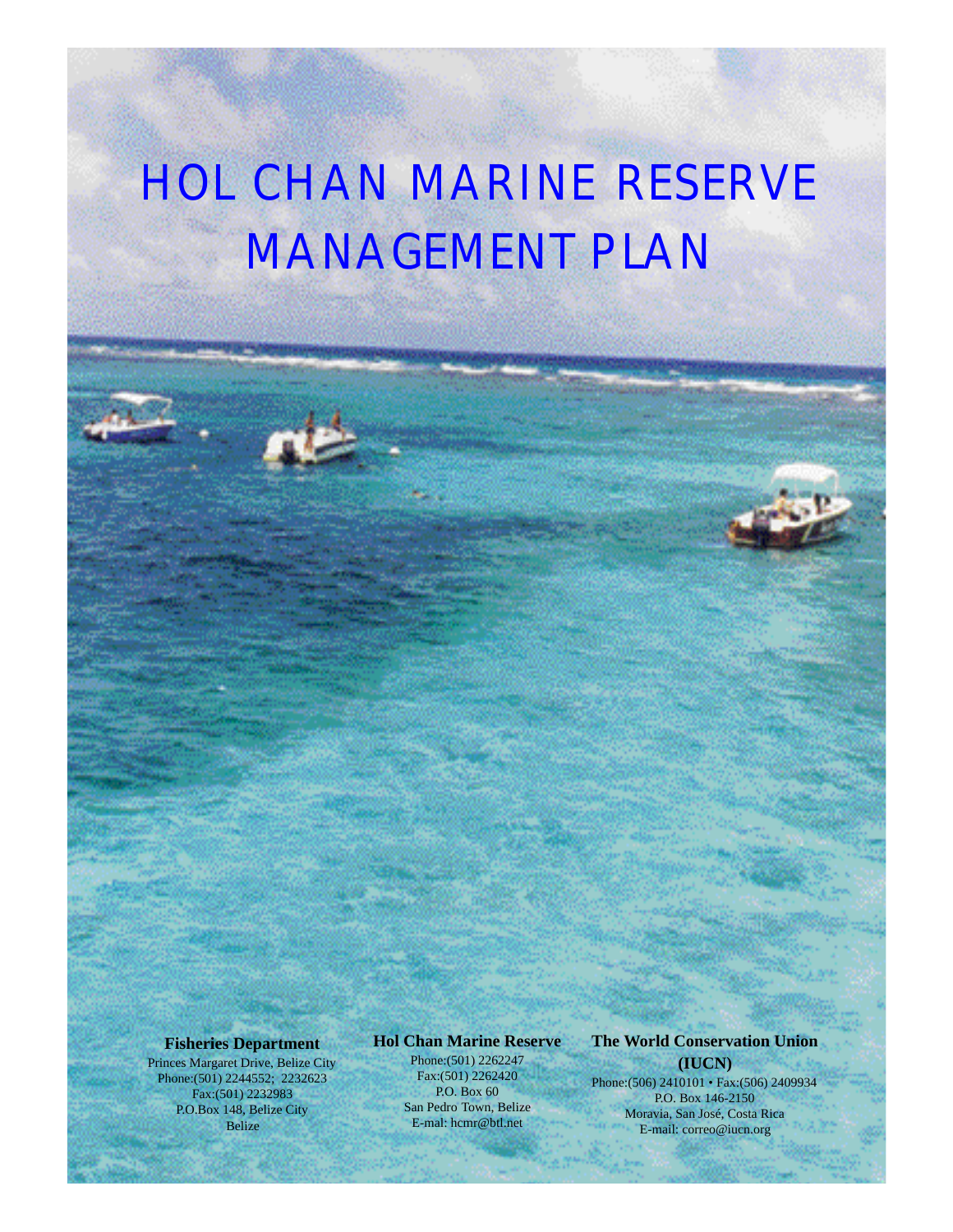# HOL CHAN MARINE RESERVE MANAGEMENT PLAN

**Fisheries Department**
Princes Margaret Drive, Belize City
Phone:(501) 2244552; 2232623
Fax:(501) 2232983
P.O.Box 148, Belize City
Belize

**Hol Chan Marine Reserve**
Phone:(501) 2262247
Fax:(501) 2262420
P.O. Box 60
San Pedro Town, Belize
E-mal: hcmr@btl.net

**The World Conservation Union (IUCN)**
Phone:(506) 2410101 • Fax:(506) 2409934
P.O. Box 146-2150
Moravia, San José, Costa Rica
E-mail: correo@iucn.org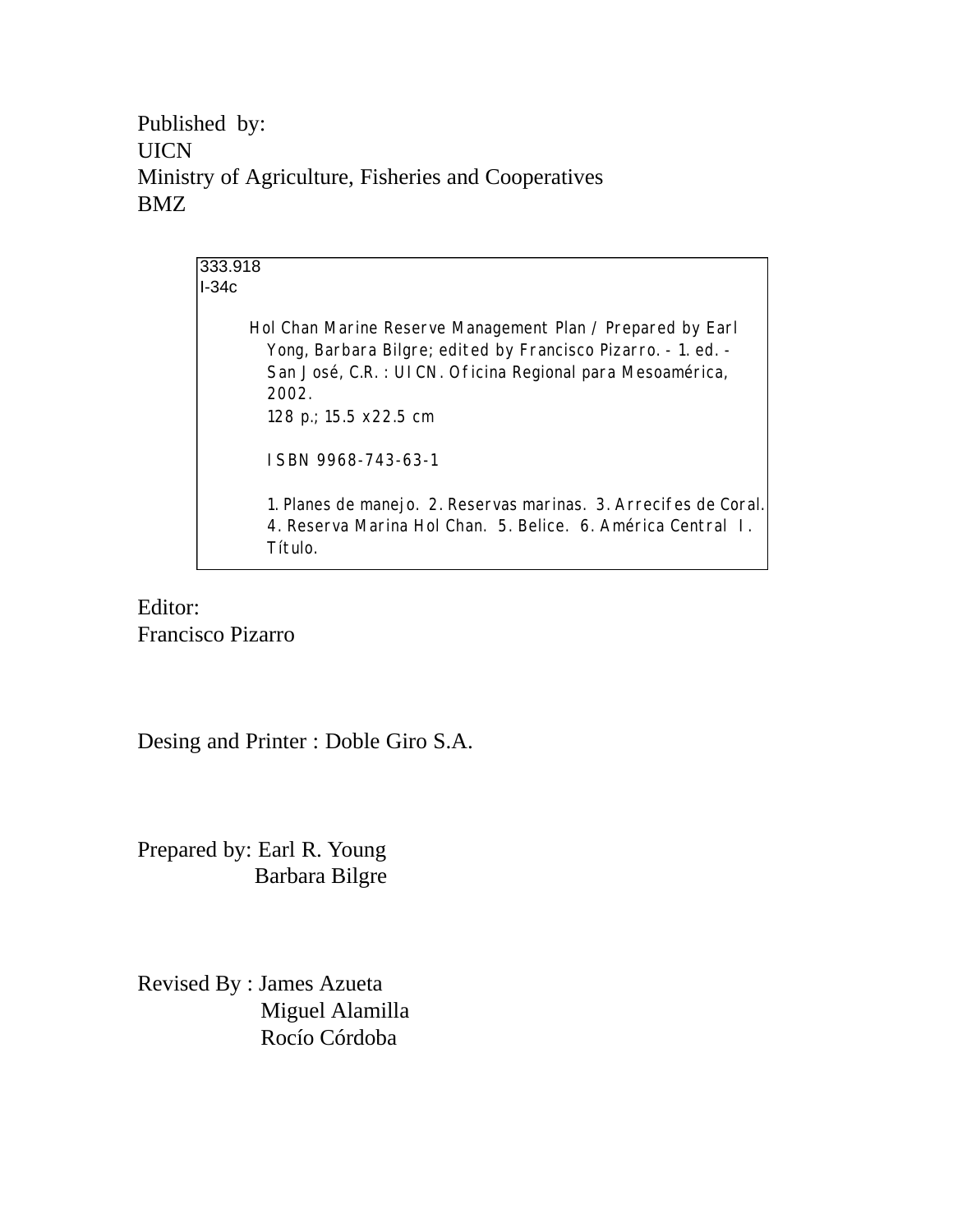Published by:
UICN
Ministry of Agriculture, Fisheries and Cooperatives
BMZ

333.918
I-34c

Hol Chan Marine Reserve Management Plan / Prepared by Earl Yong, Barbara Bilgre; edited by Francisco Pizarro. - 1. ed. - San José, C.R. : UICN. Oficina Regional para Mesoamérica, 2002.
128 p.; 15.5 x22.5 cm

ISBN 9968-743-63-1

1. Planes de manejo. 2. Reservas marinas. 3. Arrecifes de Coral. 4. Reserva Marina Hol Chan. 5. Belice. 6. América Central I. Título.

Editor:
Francisco Pizarro

Desing and Printer : Doble Giro S.A.

Prepared by: Earl R. Young
Barbara Bilgre

Revised By : James Azueta
Miguel Alamilla
Rocío Córdoba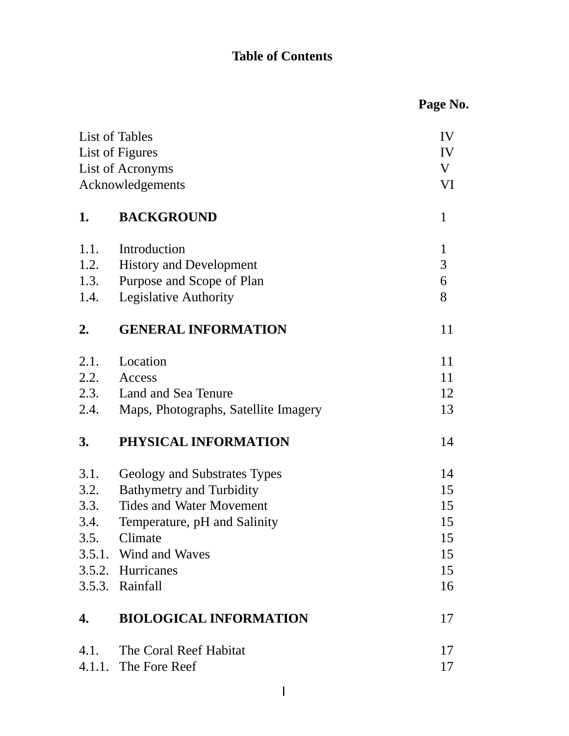# Table of Contents

| | | Page No. |
|---|---|---|
| List of Tables | | IV |
| List of Figures | | IV |
| List of Acronyms | | V |
| Acknowledgements | | VI |
| **1.** | **BACKGROUND** | 1 |
| 1.1. | Introduction | 1 |
| 1.2. | History and Development | 3 |
| 1.3. | Purpose and Scope of Plan | 6 |
| 1.4. | Legislative Authority | 8 |
| **2.** | **GENERAL INFORMATION** | 11 |
| 2.1. | Location | 11 |
| 2.2. | Access | 11 |
| 2.3. | Land and Sea Tenure | 12 |
| 2.4. | Maps, Photographs, Satellite Imagery | 13 |
| **3.** | **PHYSICAL INFORMATION** | 14 |
| 3.1. | Geology and Substrates Types | 14 |
| 3.2. | Bathymetry and Turbidity | 15 |
| 3.3. | Tides and Water Movement | 15 |
| 3.4. | Temperature, pH and Salinity | 15 |
| 3.5. | Climate | 15 |
| 3.5.1. | Wind and Waves | 15 |
| 3.5.2. | Hurricanes | 15 |
| 3.5.3. | Rainfall | 16 |
| **4.** | **BIOLOGICAL INFORMATION** | 17 |
| 4.1. | The Coral Reef Habitat | 17 |
| 4.1.1. | The Fore Reef | 17 |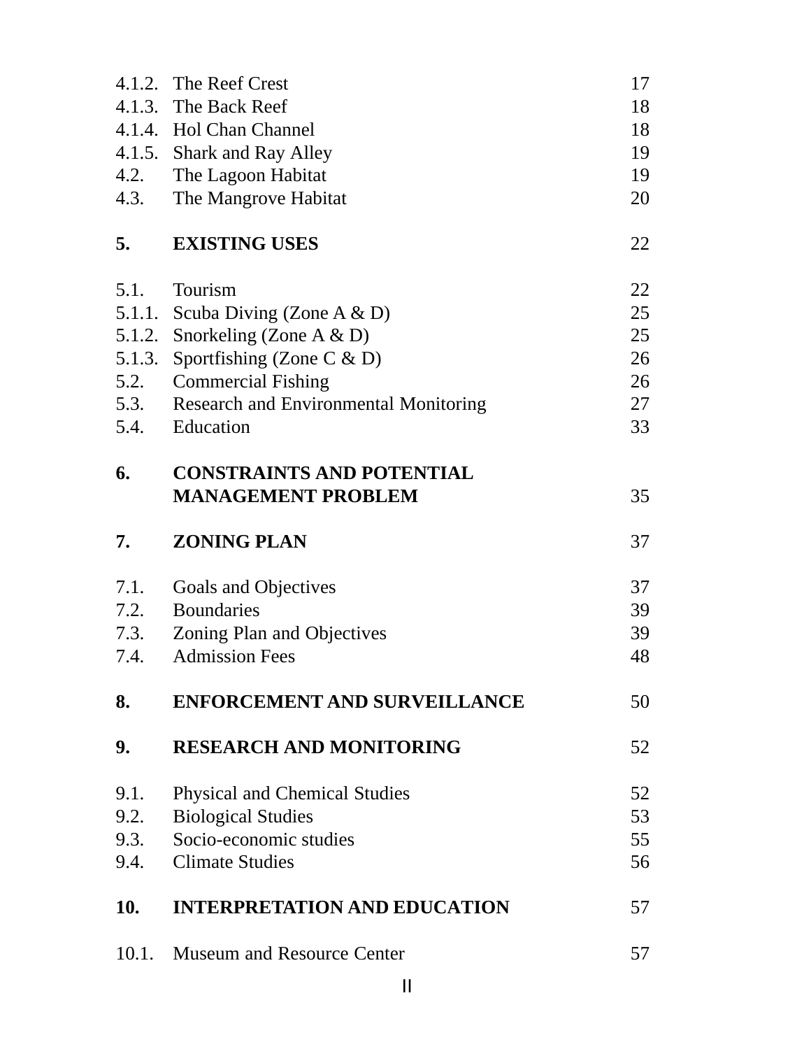| | | |
|---|---|---|
| 4.1.2. | The Reef Crest | 17 |
| 4.1.3. | The Back Reef | 18 |
| 4.1.4. | Hol Chan Channel | 18 |
| 4.1.5. | Shark and Ray Alley | 19 |
| 4.2. | The Lagoon Habitat | 19 |
| 4.3. | The Mangrove Habitat | 20 |
| **5.** | **EXISTING USES** | 22 |
| 5.1. | Tourism | 22 |
| 5.1.1. | Scuba Diving (Zone A & D) | 25 |
| 5.1.2. | Snorkeling (Zone A & D) | 25 |
| 5.1.3. | Sportfishing (Zone C & D) | 26 |
| 5.2. | Commercial Fishing | 26 |
| 5.3. | Research and Environmental Monitoring | 27 |
| 5.4. | Education | 33 |
| **6.** | **CONSTRAINTS AND POTENTIAL MANAGEMENT PROBLEM** | 35 |
| **7.** | **ZONING PLAN** | 37 |
| 7.1. | Goals and Objectives | 37 |
| 7.2. | Boundaries | 39 |
| 7.3. | Zoning Plan and Objectives | 39 |
| 7.4. | Admission Fees | 48 |
| **8.** | **ENFORCEMENT AND SURVEILLANCE** | 50 |
| **9.** | **RESEARCH AND MONITORING** | 52 |
| 9.1. | Physical and Chemical Studies | 52 |
| 9.2. | Biological Studies | 53 |
| 9.3. | Socio-economic studies | 55 |
| 9.4. | Climate Studies | 56 |
| **10.** | **INTERPRETATION AND EDUCATION** | 57 |
| 10.1. | Museum and Resource Center | 57 |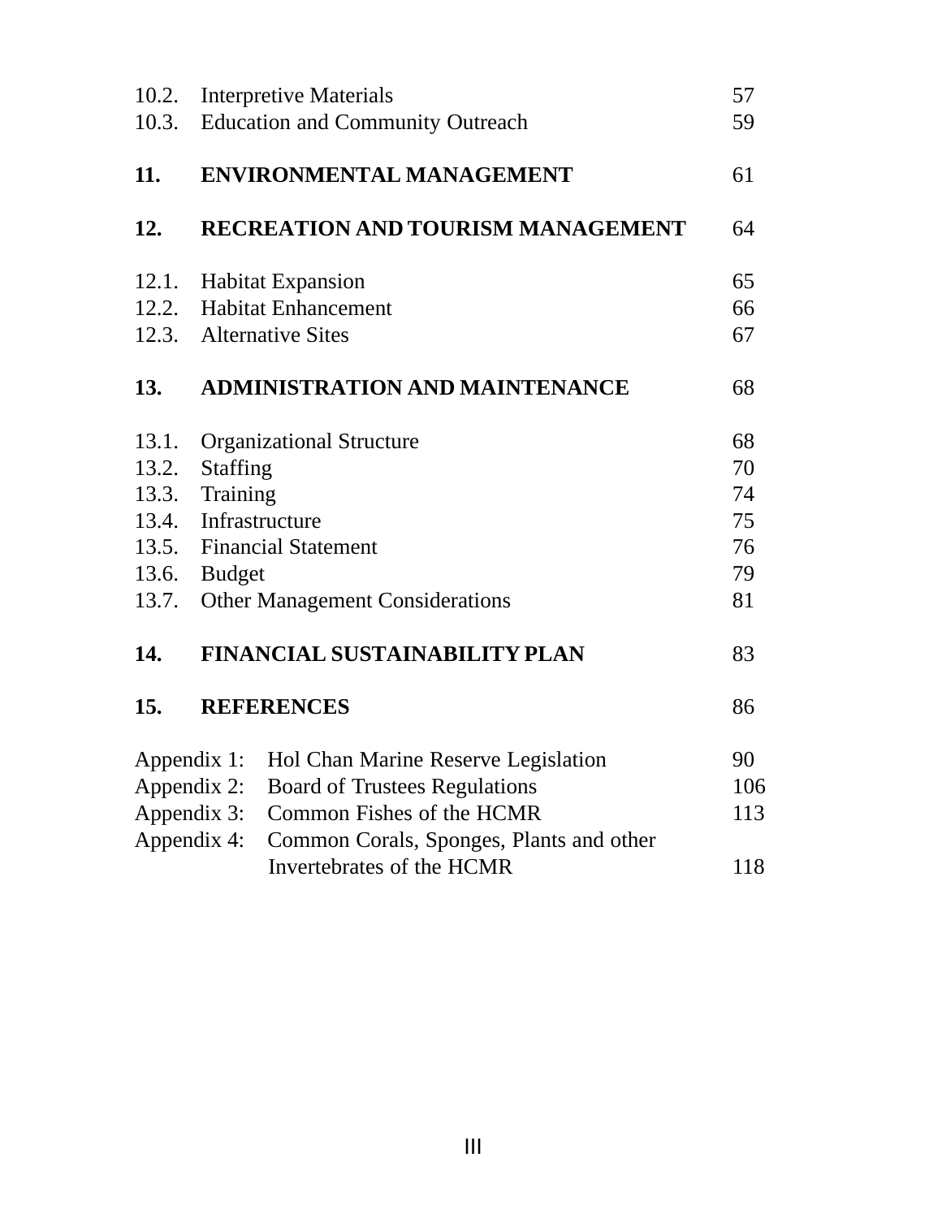| | | |
|---|---|---|
| 10.2. | Interpretive Materials | 57 |
| 10.3. | Education and Community Outreach | 59 |
| **11.** | **ENVIRONMENTAL MANAGEMENT** | 61 |
| **12.** | **RECREATION AND TOURISM MANAGEMENT** | 64 |
| 12.1. | Habitat Expansion | 65 |
| 12.2. | Habitat Enhancement | 66 |
| 12.3. | Alternative Sites | 67 |
| **13.** | **ADMINISTRATION AND MAINTENANCE** | 68 |
| 13.1. | Organizational Structure | 68 |
| 13.2. | Staffing | 70 |
| 13.3. | Training | 74 |
| 13.4. | Infrastructure | 75 |
| 13.5. | Financial Statement | 76 |
| 13.6. | Budget | 79 |
| 13.7. | Other Management Considerations | 81 |
| **14.** | **FINANCIAL SUSTAINABILITY PLAN** | 83 |
| **15.** | **REFERENCES** | 86 |
| Appendix 1: | Hol Chan Marine Reserve Legislation | 90 |
| Appendix 2: | Board of Trustees Regulations | 106 |
| Appendix 3: | Common Fishes of the HCMR | 113 |
| Appendix 4: | Common Corals, Sponges, Plants and other Invertebrates of the HCMR | 118 |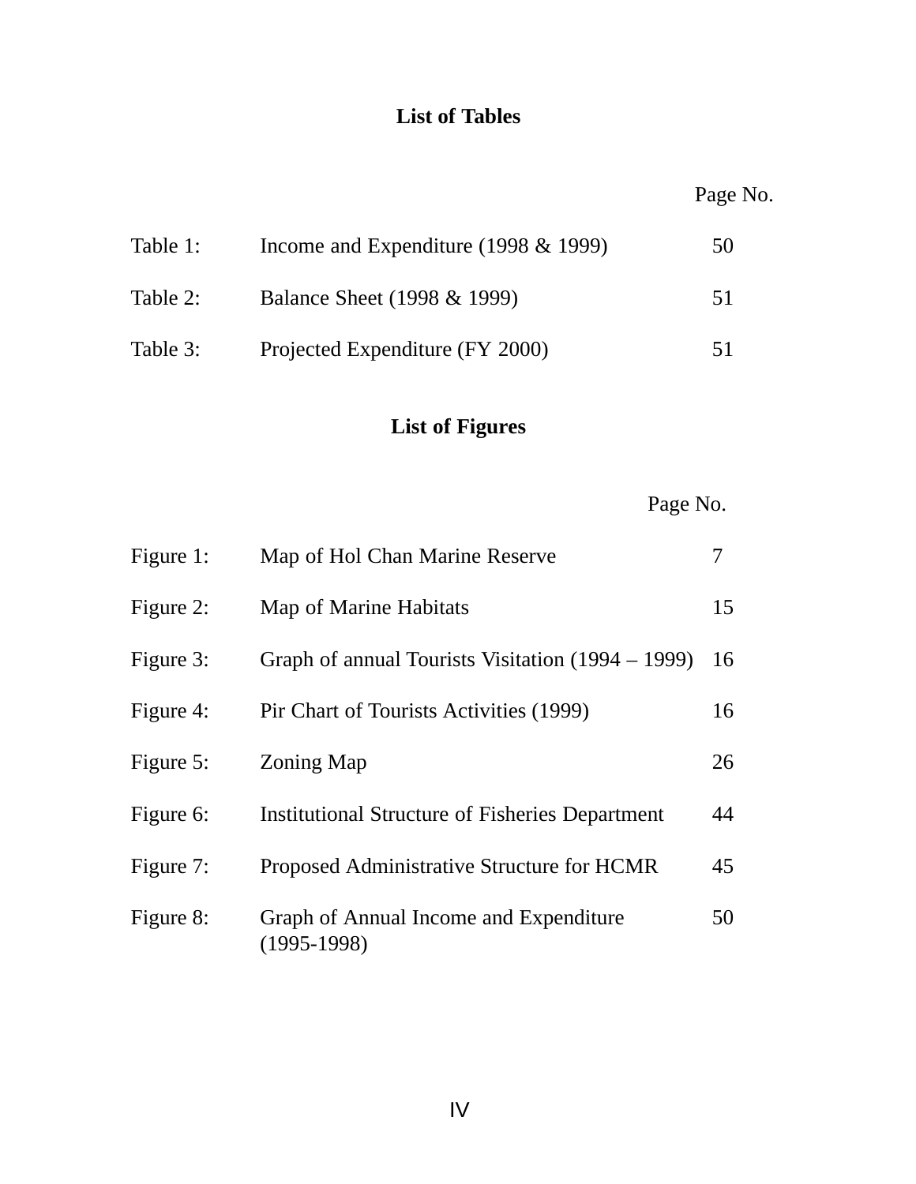## List of Tables

| | | Page No. |
|---|---|---|
| Table 1: | Income and Expenditure (1998 & 1999) | 50 |
| Table 2: | Balance Sheet (1998 & 1999) | 51 |
| Table 3: | Projected Expenditure (FY 2000) | 51 |

## List of Figures

| | | Page No. |
|---|---|---|
| Figure 1: | Map of Hol Chan Marine Reserve | 7 |
| Figure 2: | Map of Marine Habitats | 15 |
| Figure 3: | Graph of annual Tourists Visitation (1994 – 1999) | 16 |
| Figure 4: | Pir Chart of Tourists Activities (1999) | 16 |
| Figure 5: | Zoning Map | 26 |
| Figure 6: | Institutional Structure of Fisheries Department | 44 |
| Figure 7: | Proposed Administrative Structure for HCMR | 45 |
| Figure 8: | Graph of Annual Income and Expenditure (1995-1998) | 50 |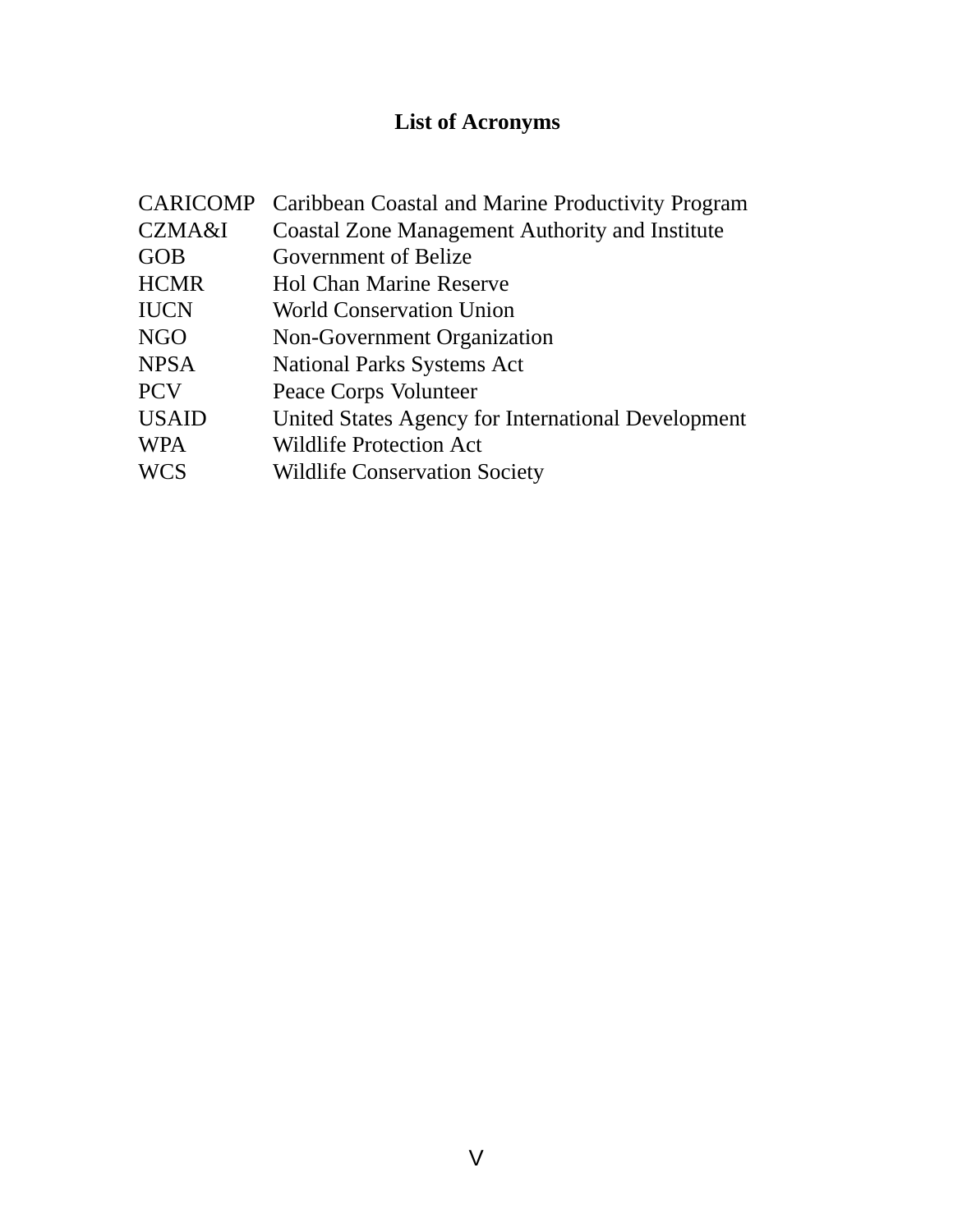# List of Acronyms

| | |
|---|---|
| CARICOMP | Caribbean Coastal and Marine Productivity Program |
| CZMA&I | Coastal Zone Management Authority and Institute |
| GOB | Government of Belize |
| HCMR | Hol Chan Marine Reserve |
| IUCN | World Conservation Union |
| NGO | Non-Government Organization |
| NPSA | National Parks Systems Act |
| PCV | Peace Corps Volunteer |
| USAID | United States Agency for International Development |
| WPA | Wildlife Protection Act |
| WCS | Wildlife Conservation Society |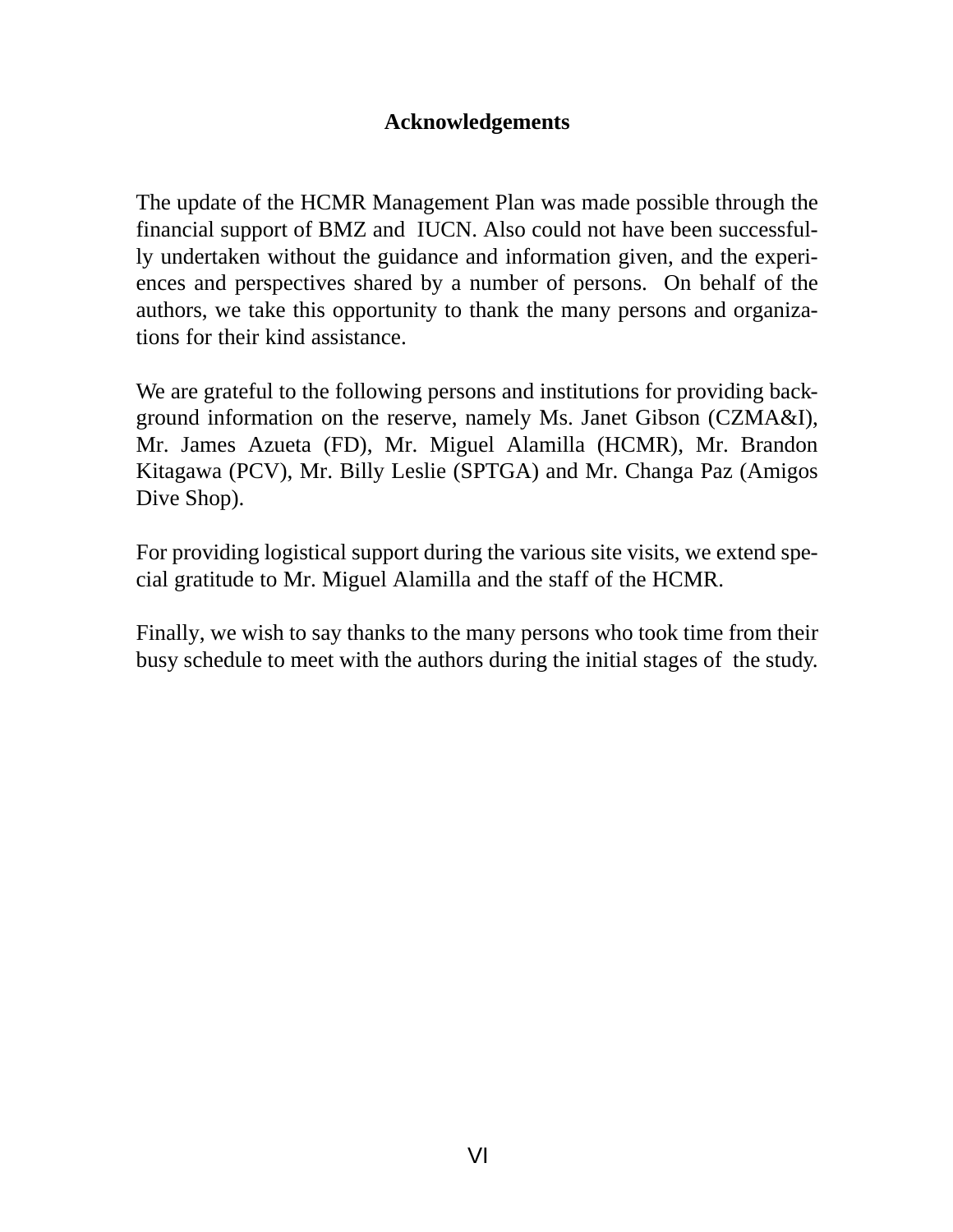## Acknowledgements

The update of the HCMR Management Plan was made possible through the financial support of BMZ and IUCN. Also could not have been successfully undertaken without the guidance and information given, and the experiences and perspectives shared by a number of persons. On behalf of the authors, we take this opportunity to thank the many persons and organizations for their kind assistance.

We are grateful to the following persons and institutions for providing background information on the reserve, namely Ms. Janet Gibson (CZMA&I), Mr. James Azueta (FD), Mr. Miguel Alamilla (HCMR), Mr. Brandon Kitagawa (PCV), Mr. Billy Leslie (SPTGA) and Mr. Changa Paz (Amigos Dive Shop).

For providing logistical support during the various site visits, we extend special gratitude to Mr. Miguel Alamilla and the staff of the HCMR.

Finally, we wish to say thanks to the many persons who took time from their busy schedule to meet with the authors during the initial stages of the study.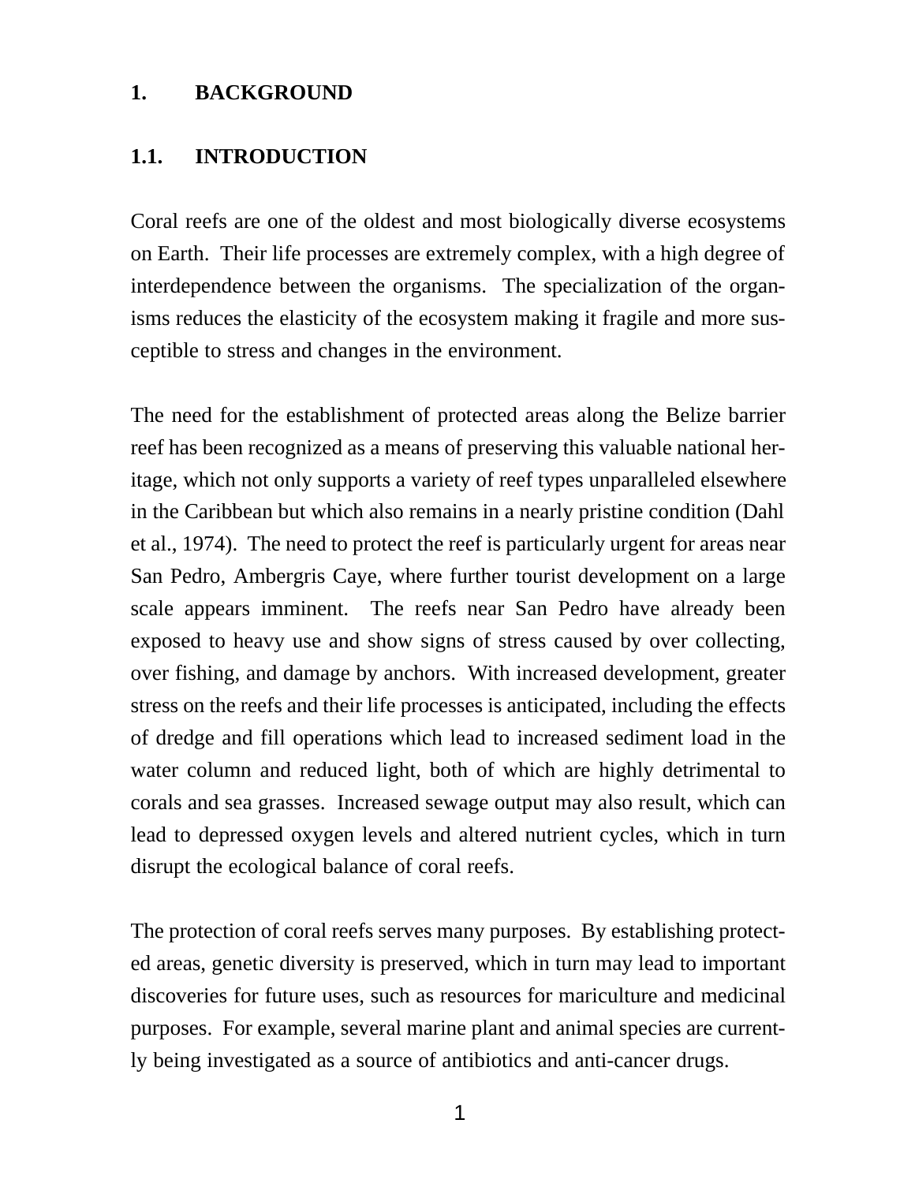# 1. BACKGROUND

## 1.1. INTRODUCTION

Coral reefs are one of the oldest and most biologically diverse ecosystems on Earth. Their life processes are extremely complex, with a high degree of interdependence between the organisms. The specialization of the organisms reduces the elasticity of the ecosystem making it fragile and more susceptible to stress and changes in the environment.

The need for the establishment of protected areas along the Belize barrier reef has been recognized as a means of preserving this valuable national heritage, which not only supports a variety of reef types unparalleled elsewhere in the Caribbean but which also remains in a nearly pristine condition (Dahl et al., 1974). The need to protect the reef is particularly urgent for areas near San Pedro, Ambergris Caye, where further tourist development on a large scale appears imminent. The reefs near San Pedro have already been exposed to heavy use and show signs of stress caused by over collecting, over fishing, and damage by anchors. With increased development, greater stress on the reefs and their life processes is anticipated, including the effects of dredge and fill operations which lead to increased sediment load in the water column and reduced light, both of which are highly detrimental to corals and sea grasses. Increased sewage output may also result, which can lead to depressed oxygen levels and altered nutrient cycles, which in turn disrupt the ecological balance of coral reefs.

The protection of coral reefs serves many purposes. By establishing protected areas, genetic diversity is preserved, which in turn may lead to important discoveries for future uses, such as resources for mariculture and medicinal purposes. For example, several marine plant and animal species are currently being investigated as a source of antibiotics and anti-cancer drugs.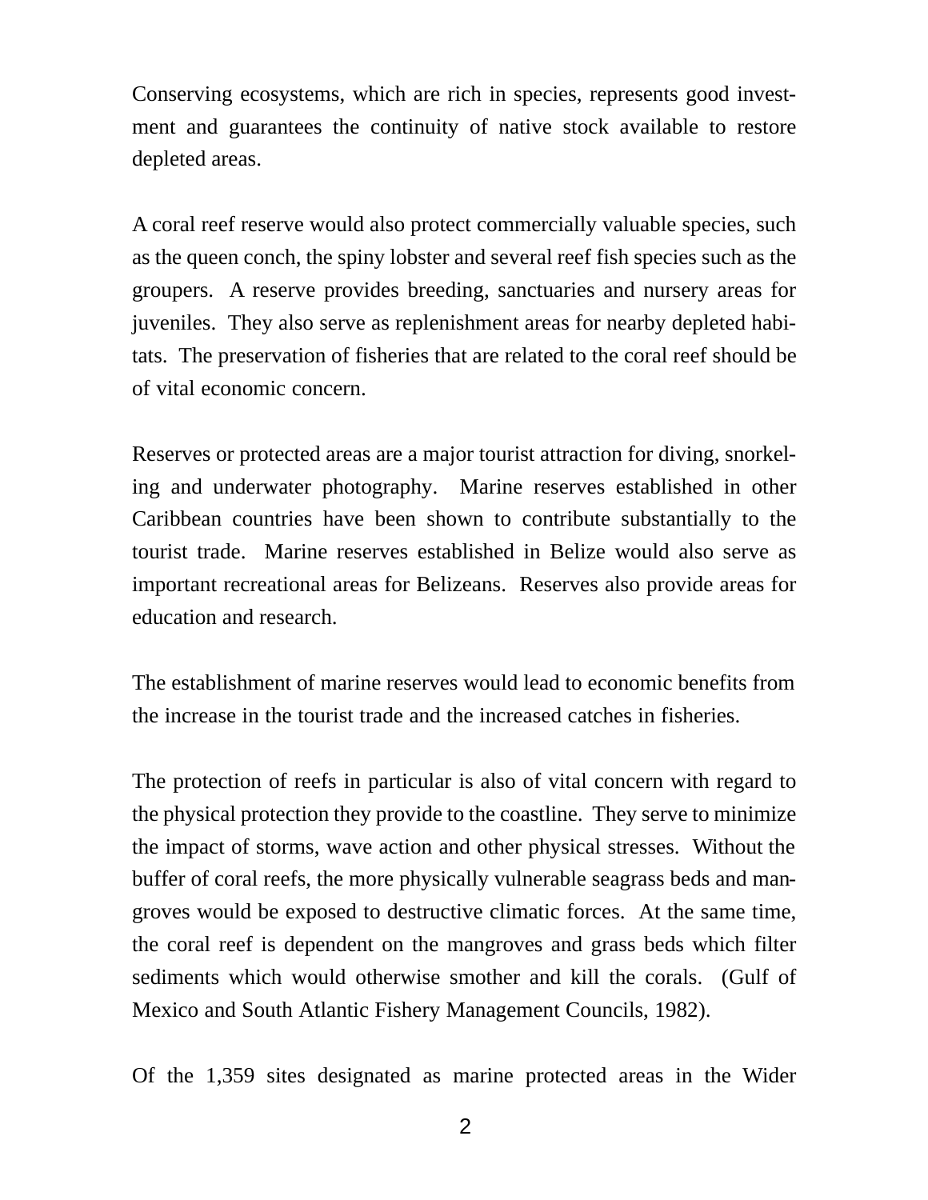Conserving ecosystems, which are rich in species, represents good investment and guarantees the continuity of native stock available to restore depleted areas.

A coral reef reserve would also protect commercially valuable species, such as the queen conch, the spiny lobster and several reef fish species such as the groupers. A reserve provides breeding, sanctuaries and nursery areas for juveniles. They also serve as replenishment areas for nearby depleted habitats. The preservation of fisheries that are related to the coral reef should be of vital economic concern.

Reserves or protected areas are a major tourist attraction for diving, snorkeling and underwater photography. Marine reserves established in other Caribbean countries have been shown to contribute substantially to the tourist trade. Marine reserves established in Belize would also serve as important recreational areas for Belizeans. Reserves also provide areas for education and research.

The establishment of marine reserves would lead to economic benefits from the increase in the tourist trade and the increased catches in fisheries.

The protection of reefs in particular is also of vital concern with regard to the physical protection they provide to the coastline. They serve to minimize the impact of storms, wave action and other physical stresses. Without the buffer of coral reefs, the more physically vulnerable seagrass beds and mangroves would be exposed to destructive climatic forces. At the same time, the coral reef is dependent on the mangroves and grass beds which filter sediments which would otherwise smother and kill the corals. (Gulf of Mexico and South Atlantic Fishery Management Councils, 1982).

Of the 1,359 sites designated as marine protected areas in the Wider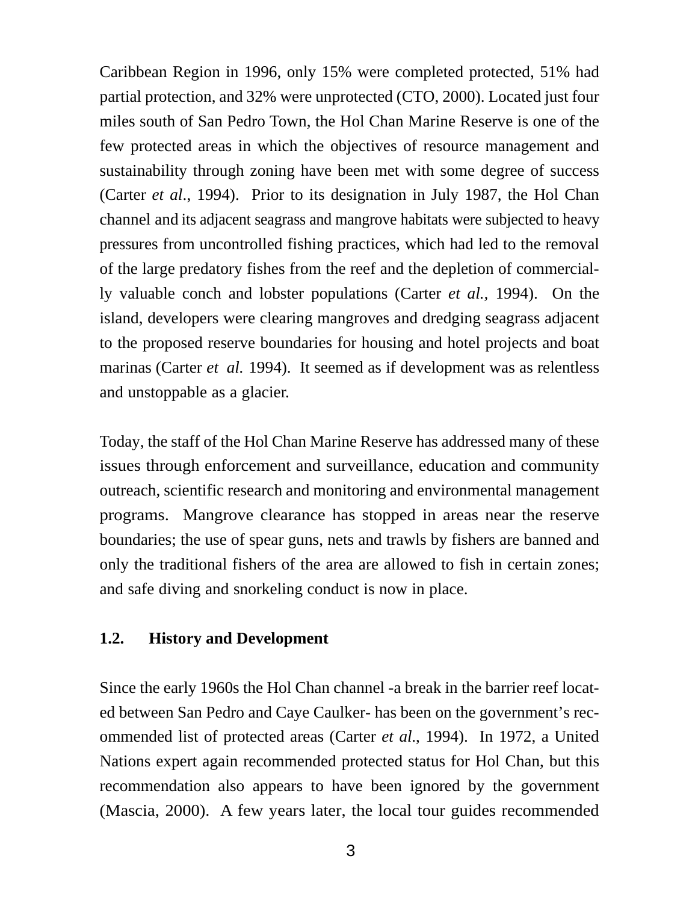Caribbean Region in 1996, only 15% were completed protected, 51% had partial protection, and 32% were unprotected (CTO, 2000). Located just four miles south of San Pedro Town, the Hol Chan Marine Reserve is one of the few protected areas in which the objectives of resource management and sustainability through zoning have been met with some degree of success (Carter *et al*., 1994). Prior to its designation in July 1987, the Hol Chan channel and its adjacent seagrass and mangrove habitats were subjected to heavy pressures from uncontrolled fishing practices, which had led to the removal of the large predatory fishes from the reef and the depletion of commercially valuable conch and lobster populations (Carter *et al.,* 1994). On the island, developers were clearing mangroves and dredging seagrass adjacent to the proposed reserve boundaries for housing and hotel projects and boat marinas (Carter *et al.* 1994). It seemed as if development was as relentless and unstoppable as a glacier.

Today, the staff of the Hol Chan Marine Reserve has addressed many of these issues through enforcement and surveillance, education and community outreach, scientific research and monitoring and environmental management programs. Mangrove clearance has stopped in areas near the reserve boundaries; the use of spear guns, nets and trawls by fishers are banned and only the traditional fishers of the area are allowed to fish in certain zones; and safe diving and snorkeling conduct is now in place.

### 1.2. History and Development

Since the early 1960s the Hol Chan channel -a break in the barrier reef located between San Pedro and Caye Caulker- has been on the government's recommended list of protected areas (Carter *et al*., 1994). In 1972, a United Nations expert again recommended protected status for Hol Chan, but this recommendation also appears to have been ignored by the government (Mascia, 2000). A few years later, the local tour guides recommended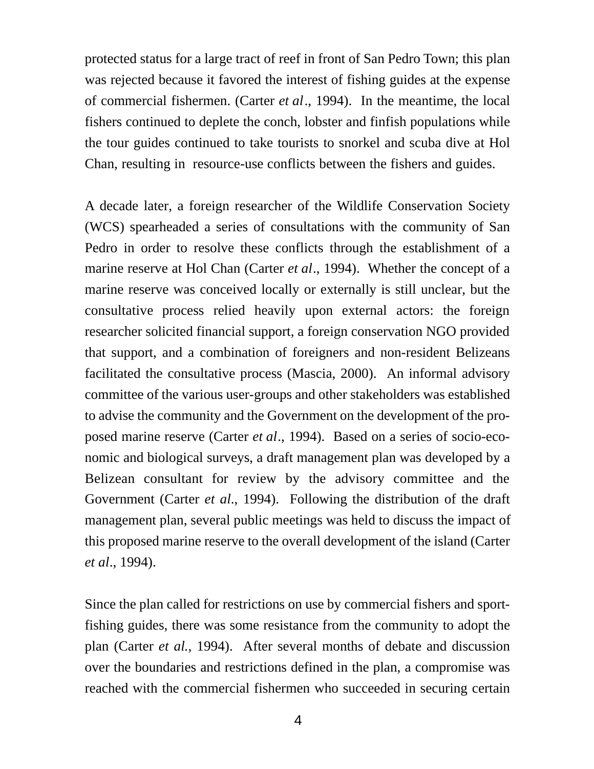protected status for a large tract of reef in front of San Pedro Town; this plan was rejected because it favored the interest of fishing guides at the expense of commercial fishermen. (Carter *et al*., 1994). In the meantime, the local fishers continued to deplete the conch, lobster and finfish populations while the tour guides continued to take tourists to snorkel and scuba dive at Hol Chan, resulting in resource-use conflicts between the fishers and guides.

A decade later, a foreign researcher of the Wildlife Conservation Society (WCS) spearheaded a series of consultations with the community of San Pedro in order to resolve these conflicts through the establishment of a marine reserve at Hol Chan (Carter *et al*., 1994). Whether the concept of a marine reserve was conceived locally or externally is still unclear, but the consultative process relied heavily upon external actors: the foreign researcher solicited financial support, a foreign conservation NGO provided that support, and a combination of foreigners and non-resident Belizeans facilitated the consultative process (Mascia, 2000). An informal advisory committee of the various user-groups and other stakeholders was established to advise the community and the Government on the development of the proposed marine reserve (Carter *et al*., 1994). Based on a series of socio-economic and biological surveys, a draft management plan was developed by a Belizean consultant for review by the advisory committee and the Government (Carter *et al*., 1994). Following the distribution of the draft management plan, several public meetings was held to discuss the impact of this proposed marine reserve to the overall development of the island (Carter *et al*., 1994).

Since the plan called for restrictions on use by commercial fishers and sport-fishing guides, there was some resistance from the community to adopt the plan (Carter *et al.*, 1994). After several months of debate and discussion over the boundaries and restrictions defined in the plan, a compromise was reached with the commercial fishermen who succeeded in securing certain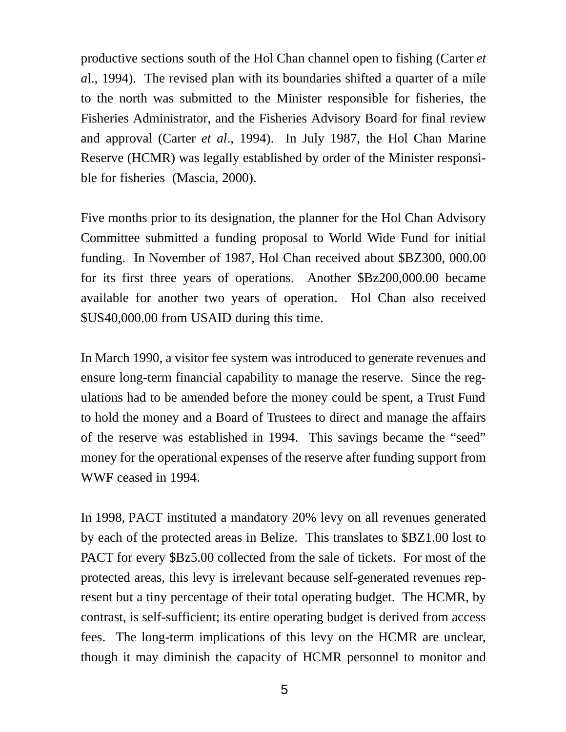productive sections south of the Hol Chan channel open to fishing (Carter *et a*l., 1994). The revised plan with its boundaries shifted a quarter of a mile to the north was submitted to the Minister responsible for fisheries, the Fisheries Administrator, and the Fisheries Advisory Board for final review and approval (Carter *et al*., 1994). In July 1987, the Hol Chan Marine Reserve (HCMR) was legally established by order of the Minister responsible for fisheries (Mascia, 2000).

Five months prior to its designation, the planner for the Hol Chan Advisory Committee submitted a funding proposal to World Wide Fund for initial funding. In November of 1987, Hol Chan received about $BZ300, 000.00 for its first three years of operations. Another $Bz200,000.00 became available for another two years of operation. Hol Chan also received $US40,000.00 from USAID during this time.

In March 1990, a visitor fee system was introduced to generate revenues and ensure long-term financial capability to manage the reserve. Since the regulations had to be amended before the money could be spent, a Trust Fund to hold the money and a Board of Trustees to direct and manage the affairs of the reserve was established in 1994. This savings became the "seed" money for the operational expenses of the reserve after funding support from WWF ceased in 1994.

In 1998, PACT instituted a mandatory 20% levy on all revenues generated by each of the protected areas in Belize. This translates to $BZ1.00 lost to PACT for every $Bz5.00 collected from the sale of tickets. For most of the protected areas, this levy is irrelevant because self-generated revenues represent but a tiny percentage of their total operating budget. The HCMR, by contrast, is self-sufficient; its entire operating budget is derived from access fees. The long-term implications of this levy on the HCMR are unclear, though it may diminish the capacity of HCMR personnel to monitor and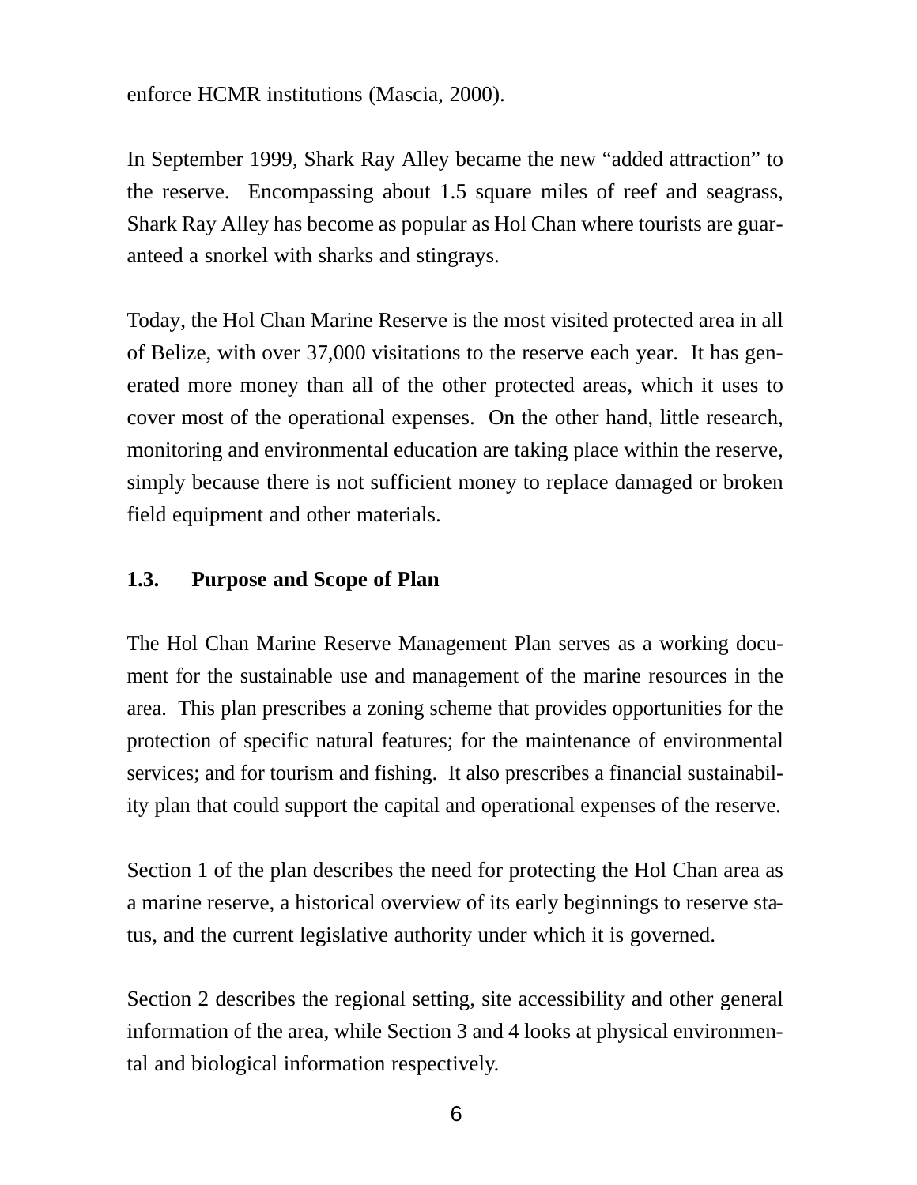enforce HCMR institutions (Mascia, 2000).

In September 1999, Shark Ray Alley became the new “added attraction” to the reserve. Encompassing about 1.5 square miles of reef and seagrass, Shark Ray Alley has become as popular as Hol Chan where tourists are guaranteed a snorkel with sharks and stingrays.

Today, the Hol Chan Marine Reserve is the most visited protected area in all of Belize, with over 37,000 visitations to the reserve each year. It has generated more money than all of the other protected areas, which it uses to cover most of the operational expenses. On the other hand, little research, monitoring and environmental education are taking place within the reserve, simply because there is not sufficient money to replace damaged or broken field equipment and other materials.

### 1.3. Purpose and Scope of Plan

The Hol Chan Marine Reserve Management Plan serves as a working document for the sustainable use and management of the marine resources in the area. This plan prescribes a zoning scheme that provides opportunities for the protection of specific natural features; for the maintenance of environmental services; and for tourism and fishing. It also prescribes a financial sustainability plan that could support the capital and operational expenses of the reserve.

Section 1 of the plan describes the need for protecting the Hol Chan area as a marine reserve, a historical overview of its early beginnings to reserve status, and the current legislative authority under which it is governed.

Section 2 describes the regional setting, site accessibility and other general information of the area, while Section 3 and 4 looks at physical environmental and biological information respectively.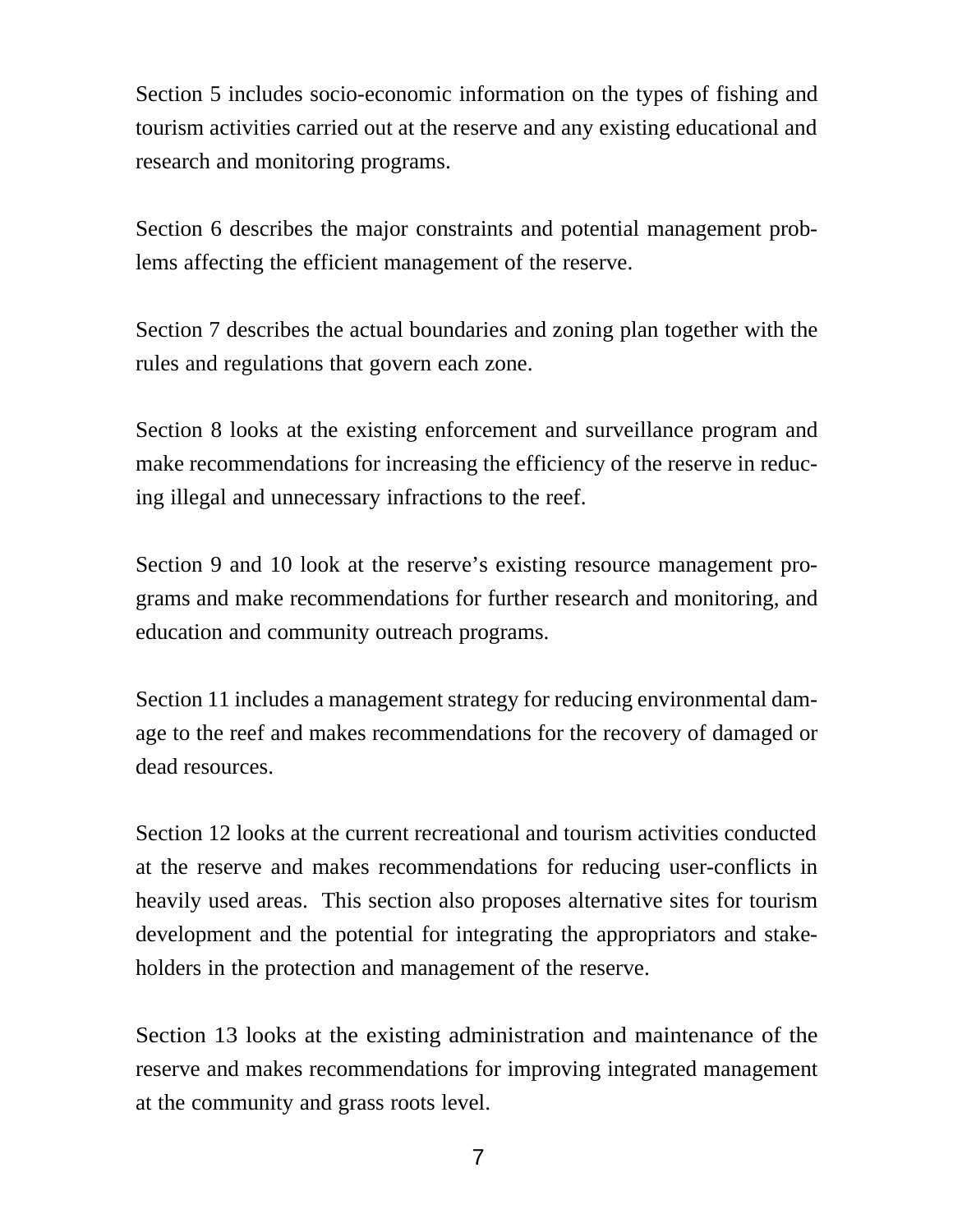Section 5 includes socio-economic information on the types of fishing and tourism activities carried out at the reserve and any existing educational and research and monitoring programs.

Section 6 describes the major constraints and potential management problems affecting the efficient management of the reserve.

Section 7 describes the actual boundaries and zoning plan together with the rules and regulations that govern each zone.

Section 8 looks at the existing enforcement and surveillance program and make recommendations for increasing the efficiency of the reserve in reducing illegal and unnecessary infractions to the reef.

Section 9 and 10 look at the reserve's existing resource management programs and make recommendations for further research and monitoring, and education and community outreach programs.

Section 11 includes a management strategy for reducing environmental damage to the reef and makes recommendations for the recovery of damaged or dead resources.

Section 12 looks at the current recreational and tourism activities conducted at the reserve and makes recommendations for reducing user-conflicts in heavily used areas. This section also proposes alternative sites for tourism development and the potential for integrating the appropriators and stakeholders in the protection and management of the reserve.

Section 13 looks at the existing administration and maintenance of the reserve and makes recommendations for improving integrated management at the community and grass roots level.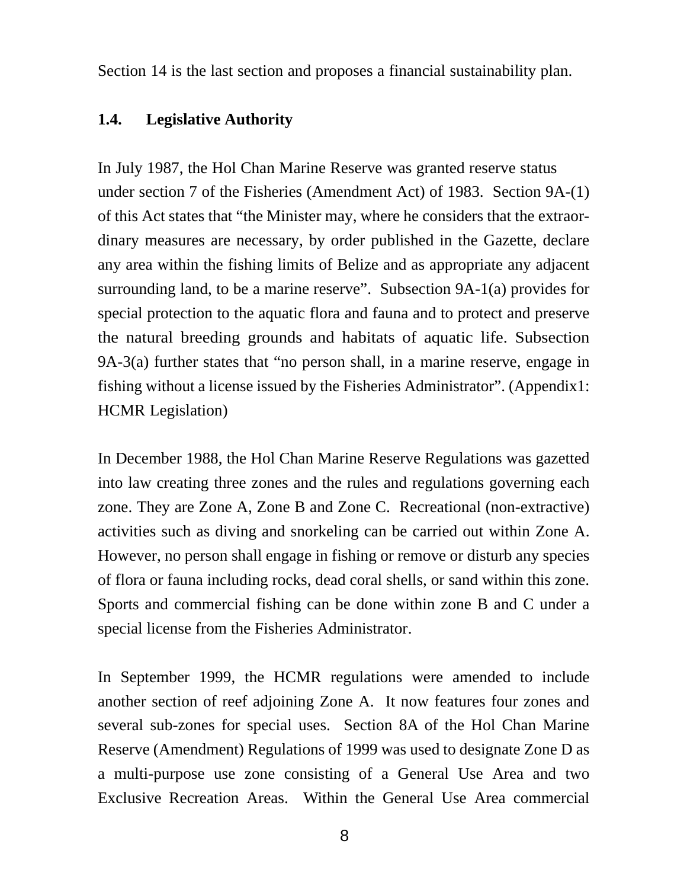Section 14 is the last section and proposes a financial sustainability plan.

### 1.4. Legislative Authority

In July 1987, the Hol Chan Marine Reserve was granted reserve status under section 7 of the Fisheries (Amendment Act) of 1983. Section 9A-(1) of this Act states that "the Minister may, where he considers that the extraordinary measures are necessary, by order published in the Gazette, declare any area within the fishing limits of Belize and as appropriate any adjacent surrounding land, to be a marine reserve". Subsection 9A-1(a) provides for special protection to the aquatic flora and fauna and to protect and preserve the natural breeding grounds and habitats of aquatic life. Subsection 9A-3(a) further states that "no person shall, in a marine reserve, engage in fishing without a license issued by the Fisheries Administrator". (Appendix1: HCMR Legislation)

In December 1988, the Hol Chan Marine Reserve Regulations was gazetted into law creating three zones and the rules and regulations governing each zone. They are Zone A, Zone B and Zone C. Recreational (non-extractive) activities such as diving and snorkeling can be carried out within Zone A. However, no person shall engage in fishing or remove or disturb any species of flora or fauna including rocks, dead coral shells, or sand within this zone. Sports and commercial fishing can be done within zone B and C under a special license from the Fisheries Administrator.

In September 1999, the HCMR regulations were amended to include another section of reef adjoining Zone A. It now features four zones and several sub-zones for special uses. Section 8A of the Hol Chan Marine Reserve (Amendment) Regulations of 1999 was used to designate Zone D as a multi-purpose use zone consisting of a General Use Area and two Exclusive Recreation Areas. Within the General Use Area commercial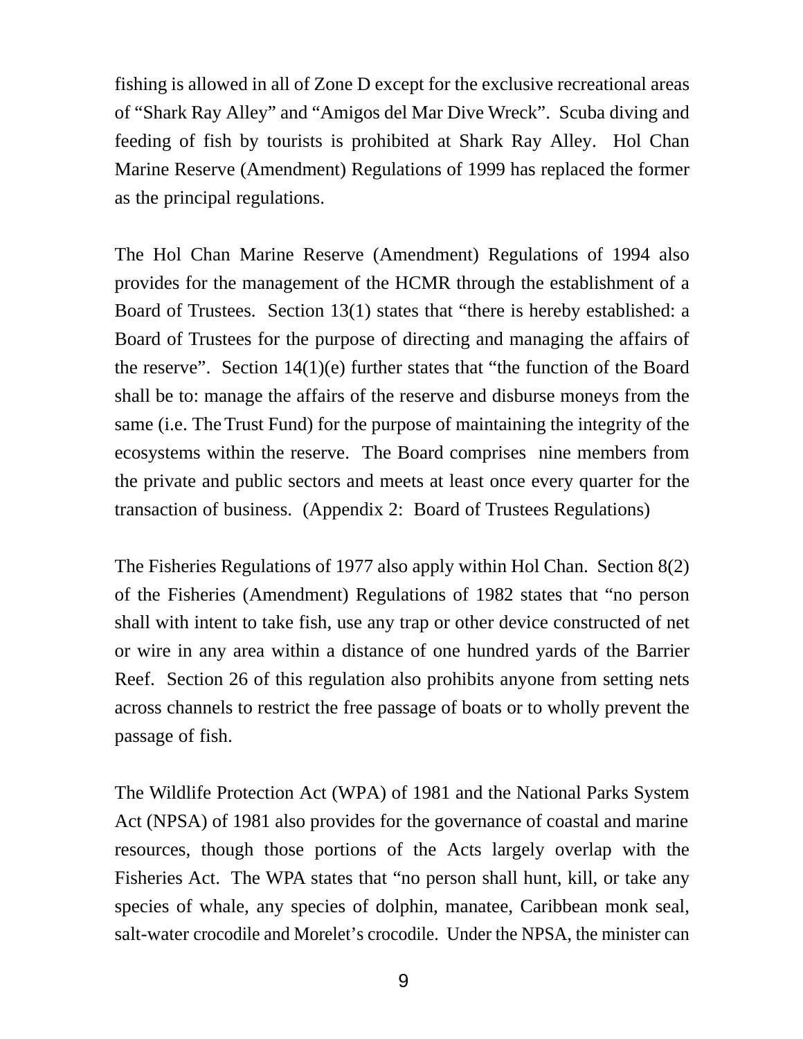fishing is allowed in all of Zone D except for the exclusive recreational areas of "Shark Ray Alley" and "Amigos del Mar Dive Wreck". Scuba diving and feeding of fish by tourists is prohibited at Shark Ray Alley. Hol Chan Marine Reserve (Amendment) Regulations of 1999 has replaced the former as the principal regulations.

The Hol Chan Marine Reserve (Amendment) Regulations of 1994 also provides for the management of the HCMR through the establishment of a Board of Trustees. Section 13(1) states that "there is hereby established: a Board of Trustees for the purpose of directing and managing the affairs of the reserve". Section 14(1)(e) further states that "the function of the Board shall be to: manage the affairs of the reserve and disburse moneys from the same (i.e. The Trust Fund) for the purpose of maintaining the integrity of the ecosystems within the reserve. The Board comprises nine members from the private and public sectors and meets at least once every quarter for the transaction of business. (Appendix 2: Board of Trustees Regulations)

The Fisheries Regulations of 1977 also apply within Hol Chan. Section 8(2) of the Fisheries (Amendment) Regulations of 1982 states that "no person shall with intent to take fish, use any trap or other device constructed of net or wire in any area within a distance of one hundred yards of the Barrier Reef. Section 26 of this regulation also prohibits anyone from setting nets across channels to restrict the free passage of boats or to wholly prevent the passage of fish.

The Wildlife Protection Act (WPA) of 1981 and the National Parks System Act (NPSA) of 1981 also provides for the governance of coastal and marine resources, though those portions of the Acts largely overlap with the Fisheries Act. The WPA states that "no person shall hunt, kill, or take any species of whale, any species of dolphin, manatee, Caribbean monk seal, salt-water crocodile and Morelet's crocodile. Under the NPSA, the minister can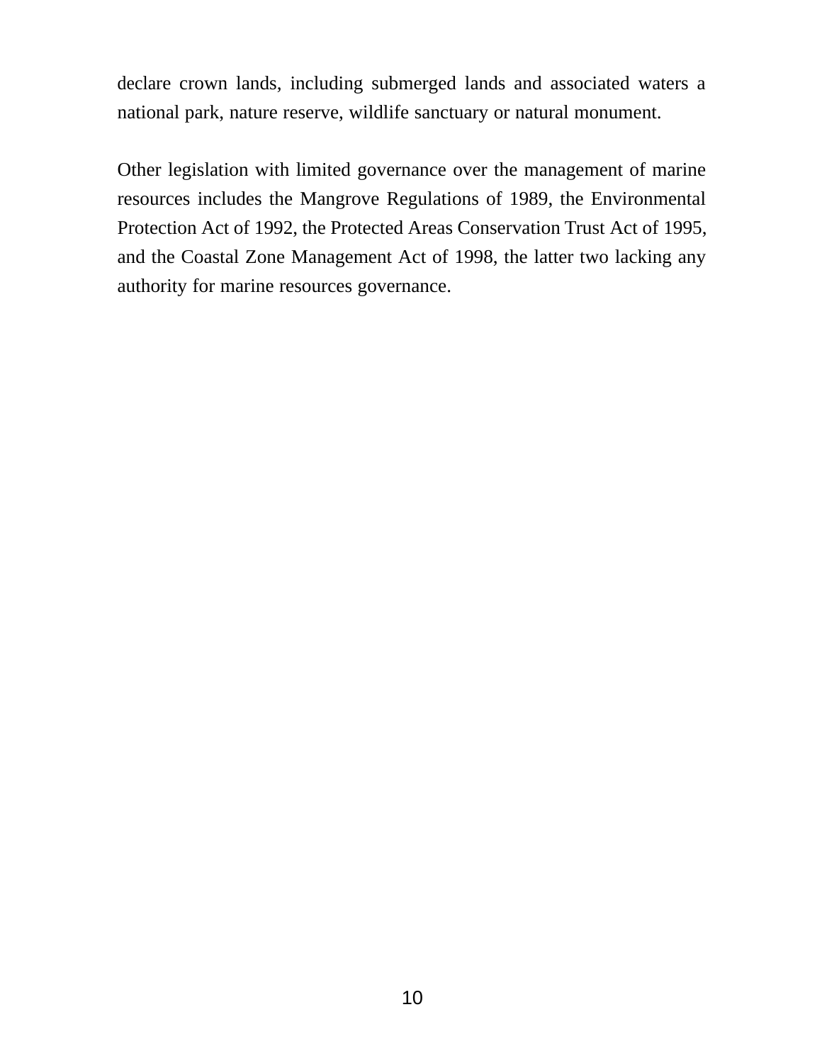declare crown lands, including submerged lands and associated waters a national park, nature reserve, wildlife sanctuary or natural monument.

Other legislation with limited governance over the management of marine resources includes the Mangrove Regulations of 1989, the Environmental Protection Act of 1992, the Protected Areas Conservation Trust Act of 1995, and the Coastal Zone Management Act of 1998, the latter two lacking any authority for marine resources governance.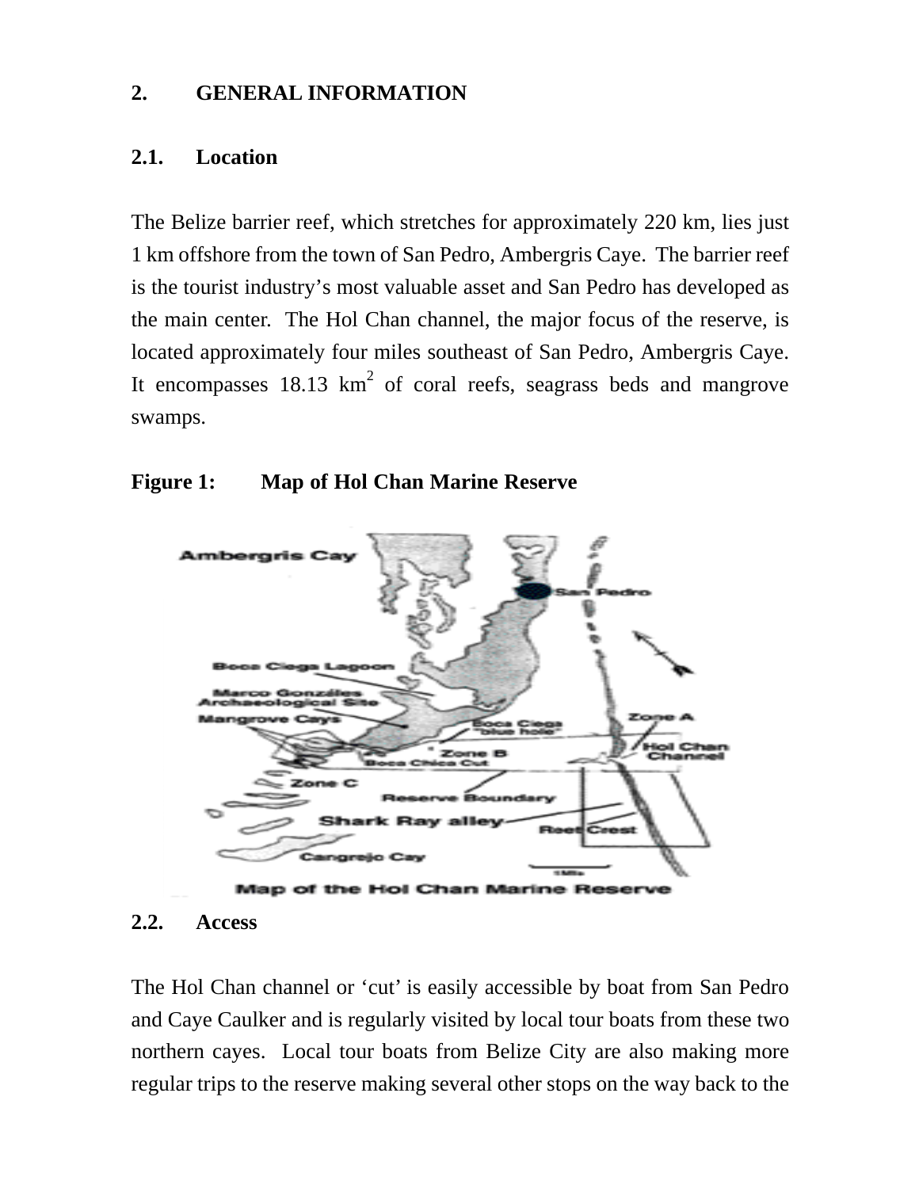## 2. GENERAL INFORMATION

### 2.1. Location

The Belize barrier reef, which stretches for approximately 220 km, lies just 1 km offshore from the town of San Pedro, Ambergris Caye. The barrier reef is the tourist industry's most valuable asset and San Pedro has developed as the main center. The Hol Chan channel, the major focus of the reserve, is located approximately four miles southeast of San Pedro, Ambergris Caye. It encompasses 18.13 $km^2$ of coral reefs, seagrass beds and mangrove swamps.

**Figure 1: Map of Hol Chan Marine Reserve**

Ambergris Cay
San Pedro
Boca Ciega Lagoon
Marco Gonzáles Archaeological Site
Mangrove Cays
Boca Ciega "blue hole"
Zone A
Hol Chan Channel
Zone B
Boca Chica Cut
Zone C
Reserve Boundary
Shark Ray alley
Reef Crest
Cangrejo Cay
1 Mile

Map of the Hol Chan Marine Reserve

### 2.2. Access

The Hol Chan channel or 'cut' is easily accessible by boat from San Pedro and Caye Caulker and is regularly visited by local tour boats from these two northern cayes. Local tour boats from Belize City are also making more regular trips to the reserve making several other stops on the way back to the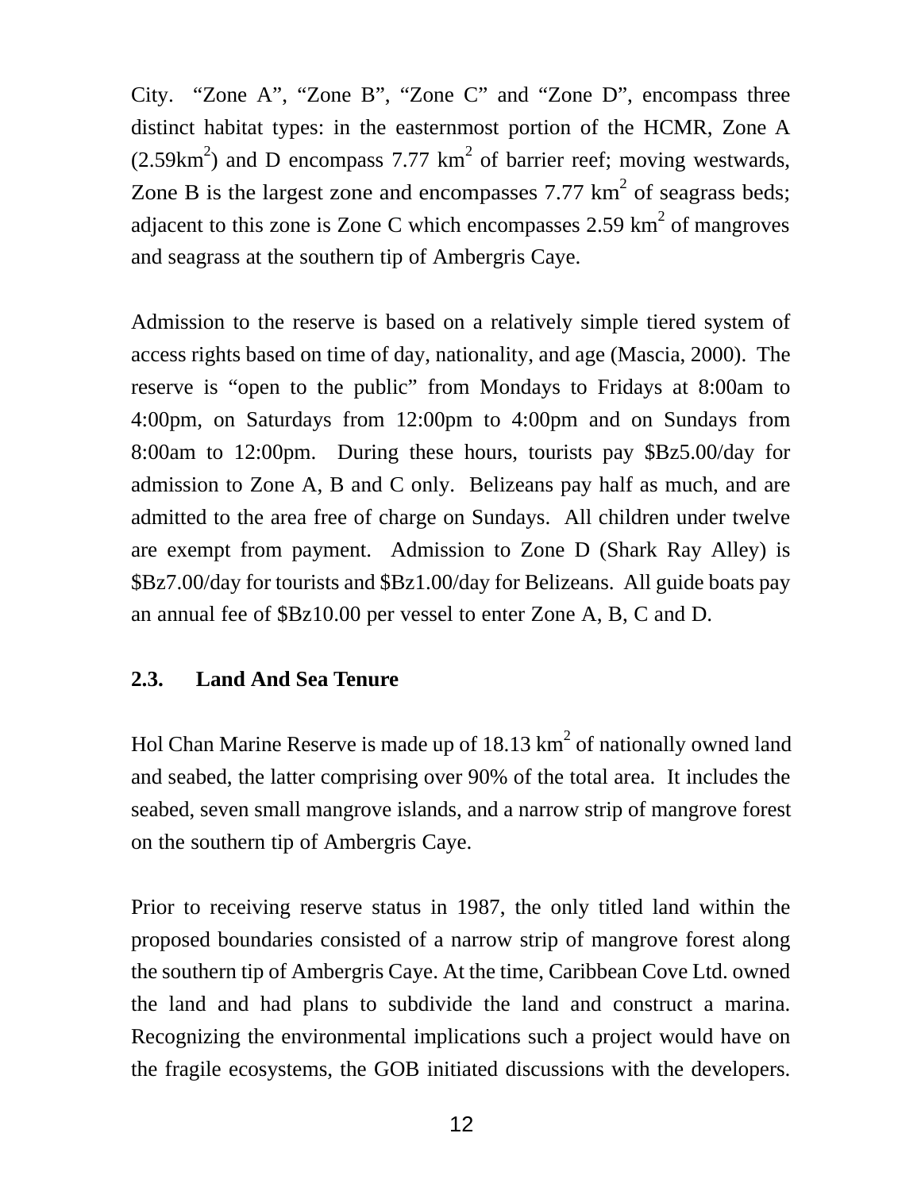City. "Zone A", "Zone B", "Zone C" and "Zone D", encompass three distinct habitat types: in the easternmost portion of the HCMR, Zone A (2.59km$^2$) and D encompass 7.77 km$^2$ of barrier reef; moving westwards, Zone B is the largest zone and encompasses 7.77 km$^2$ of seagrass beds; adjacent to this zone is Zone C which encompasses 2.59 km$^2$ of mangroves and seagrass at the southern tip of Ambergris Caye.

Admission to the reserve is based on a relatively simple tiered system of access rights based on time of day, nationality, and age (Mascia, 2000). The reserve is "open to the public" from Mondays to Fridays at 8:00am to 4:00pm, on Saturdays from 12:00pm to 4:00pm and on Sundays from 8:00am to 12:00pm. During these hours, tourists pay $Bz5.00/day for admission to Zone A, B and C only. Belizeans pay half as much, and are admitted to the area free of charge on Sundays. All children under twelve are exempt from payment. Admission to Zone D (Shark Ray Alley) is $Bz7.00/day for tourists and $Bz1.00/day for Belizeans. All guide boats pay an annual fee of $Bz10.00 per vessel to enter Zone A, B, C and D.

### 2.3. Land And Sea Tenure

Hol Chan Marine Reserve is made up of 18.13 km$^2$ of nationally owned land and seabed, the latter comprising over 90% of the total area. It includes the seabed, seven small mangrove islands, and a narrow strip of mangrove forest on the southern tip of Ambergris Caye.

Prior to receiving reserve status in 1987, the only titled land within the proposed boundaries consisted of a narrow strip of mangrove forest along the southern tip of Ambergris Caye. At the time, Caribbean Cove Ltd. owned the land and had plans to subdivide the land and construct a marina. Recognizing the environmental implications such a project would have on the fragile ecosystems, the GOB initiated discussions with the developers.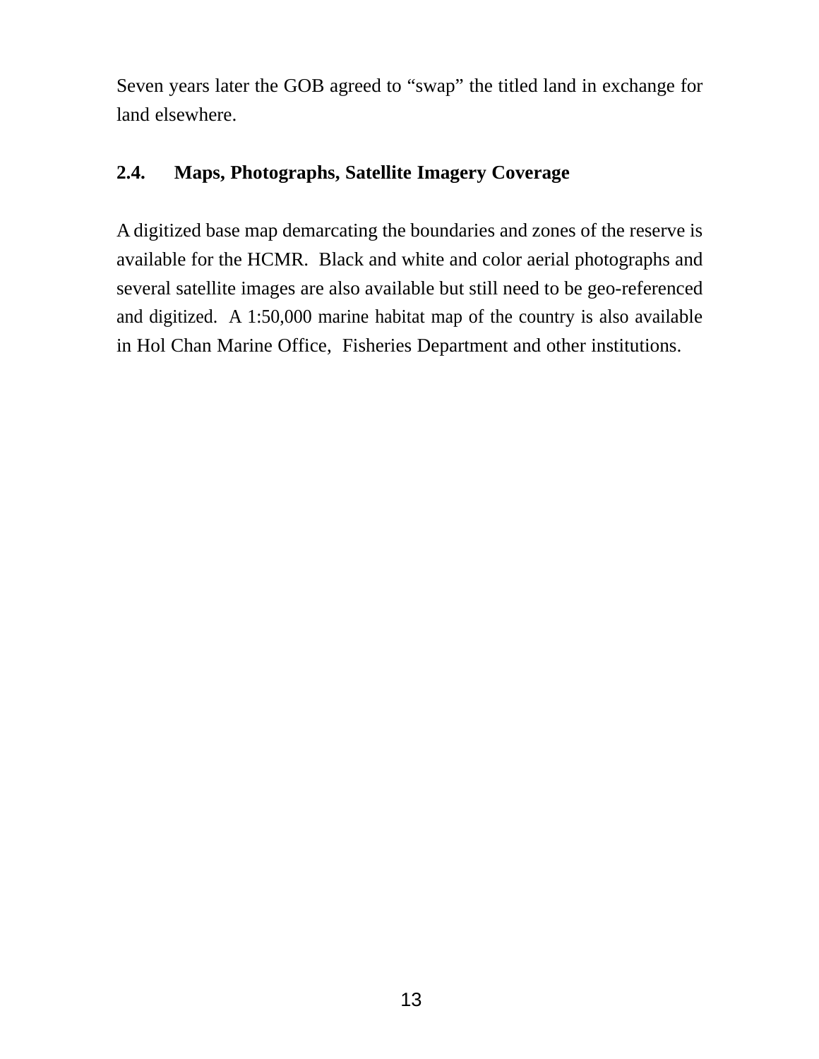Seven years later the GOB agreed to "swap" the titled land in exchange for land elsewhere.

### 2.4. Maps, Photographs, Satellite Imagery Coverage

A digitized base map demarcating the boundaries and zones of the reserve is available for the HCMR. Black and white and color aerial photographs and several satellite images are also available but still need to be geo-referenced and digitized. A 1:50,000 marine habitat map of the country is also available in Hol Chan Marine Office, Fisheries Department and other institutions.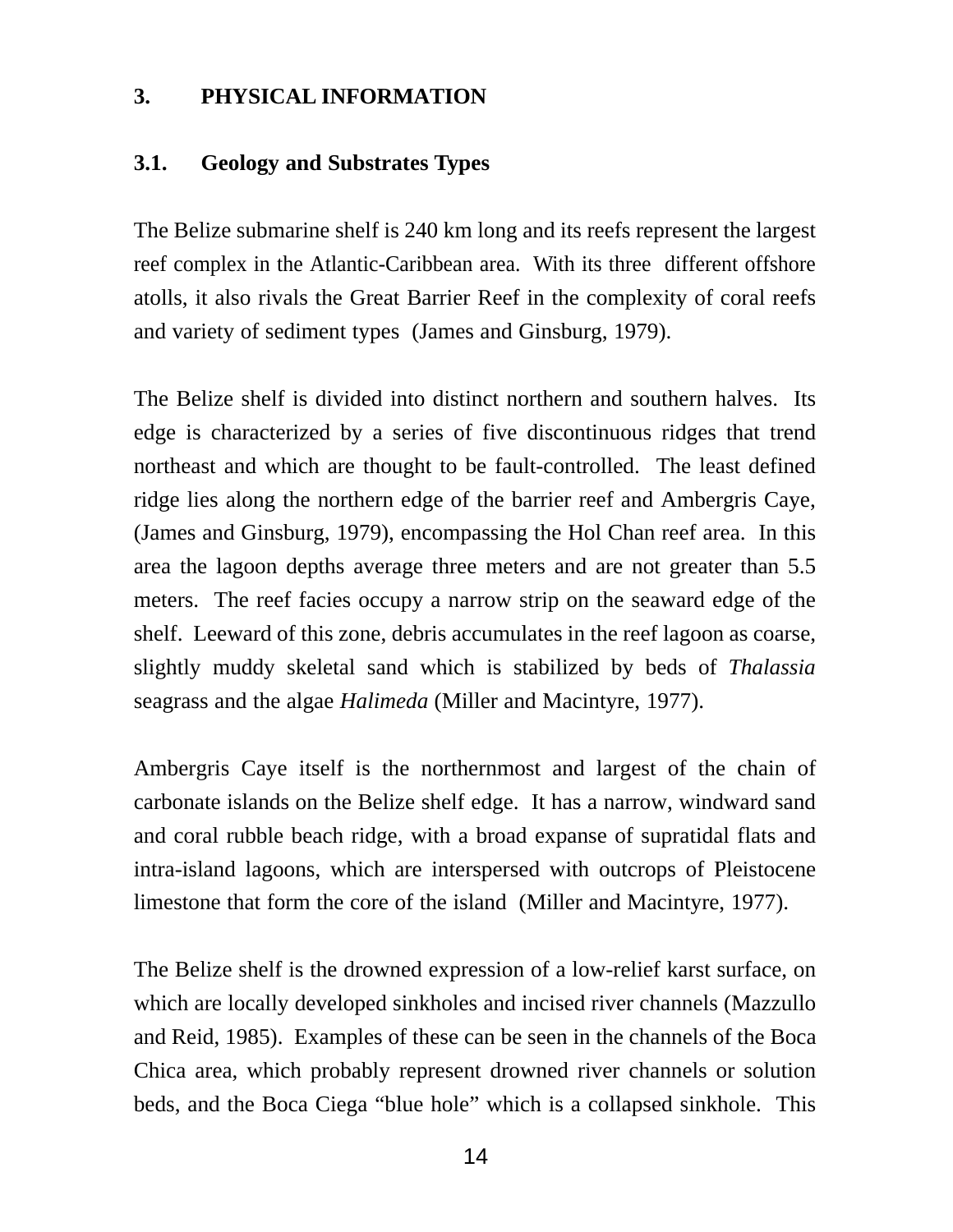# 3. PHYSICAL INFORMATION

## 3.1. Geology and Substrates Types

The Belize submarine shelf is 240 km long and its reefs represent the largest reef complex in the Atlantic-Caribbean area. With its three different offshore atolls, it also rivals the Great Barrier Reef in the complexity of coral reefs and variety of sediment types (James and Ginsburg, 1979).

The Belize shelf is divided into distinct northern and southern halves. Its edge is characterized by a series of five discontinuous ridges that trend northeast and which are thought to be fault-controlled. The least defined ridge lies along the northern edge of the barrier reef and Ambergris Caye, (James and Ginsburg, 1979), encompassing the Hol Chan reef area. In this area the lagoon depths average three meters and are not greater than 5.5 meters. The reef facies occupy a narrow strip on the seaward edge of the shelf. Leeward of this zone, debris accumulates in the reef lagoon as coarse, slightly muddy skeletal sand which is stabilized by beds of *Thalassia* seagrass and the algae *Halimeda* (Miller and Macintyre, 1977).

Ambergris Caye itself is the northernmost and largest of the chain of carbonate islands on the Belize shelf edge. It has a narrow, windward sand and coral rubble beach ridge, with a broad expanse of supratidal flats and intra-island lagoons, which are interspersed with outcrops of Pleistocene limestone that form the core of the island (Miller and Macintyre, 1977).

The Belize shelf is the drowned expression of a low-relief karst surface, on which are locally developed sinkholes and incised river channels (Mazzullo and Reid, 1985). Examples of these can be seen in the channels of the Boca Chica area, which probably represent drowned river channels or solution beds, and the Boca Ciega "blue hole" which is a collapsed sinkhole. This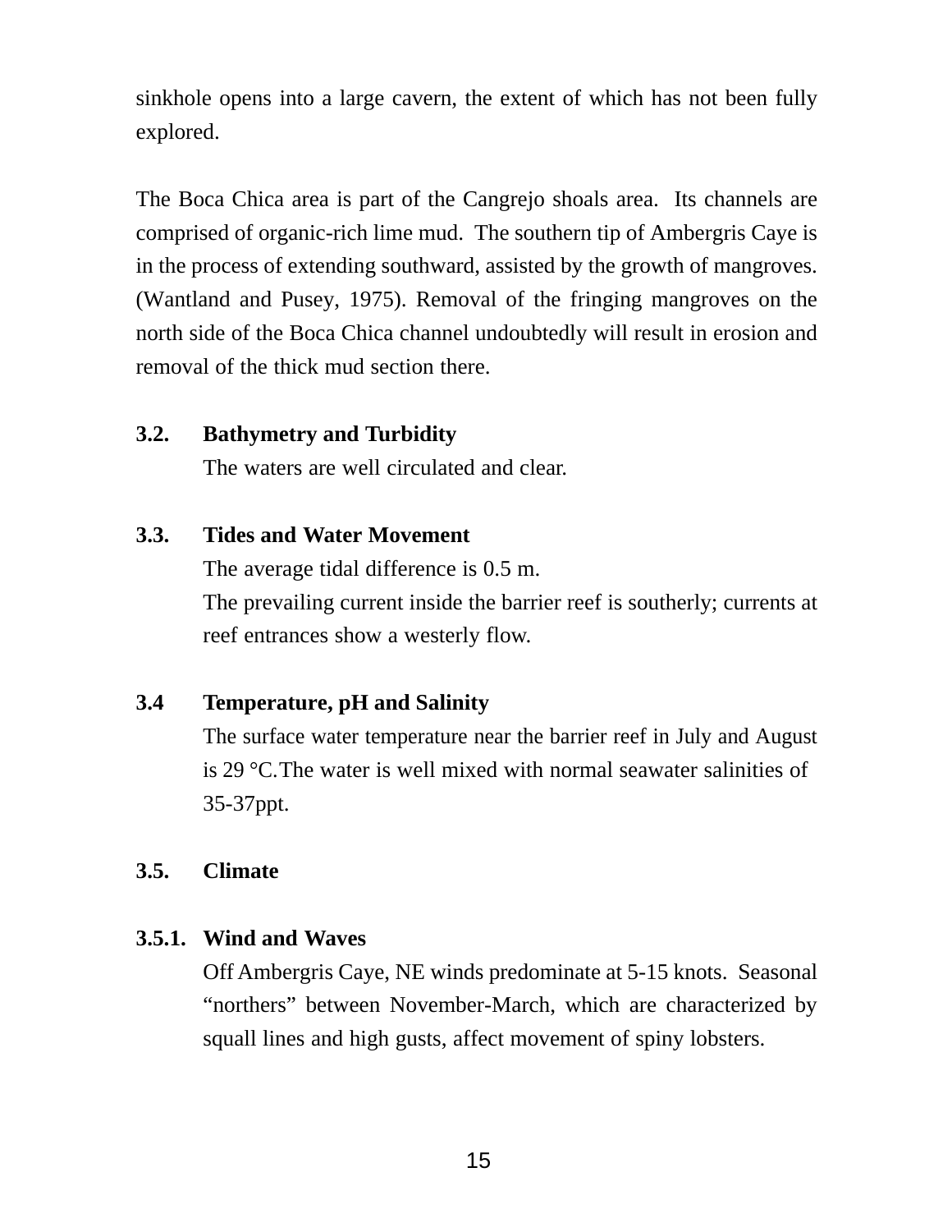sinkhole opens into a large cavern, the extent of which has not been fully explored.

The Boca Chica area is part of the Cangrejo shoals area. Its channels are comprised of organic-rich lime mud. The southern tip of Ambergris Caye is in the process of extending southward, assisted by the growth of mangroves. (Wantland and Pusey, 1975). Removal of the fringing mangroves on the north side of the Boca Chica channel undoubtedly will result in erosion and removal of the thick mud section there.

### 3.2. Bathymetry and Turbidity

The waters are well circulated and clear.

### 3.3. Tides and Water Movement

The average tidal difference is 0.5 m.

The prevailing current inside the barrier reef is southerly; currents at reef entrances show a westerly flow.

### 3.4 Temperature, pH and Salinity

The surface water temperature near the barrier reef in July and August is 29 °C. The water is well mixed with normal seawater salinities of 35-37ppt.

### 3.5. Climate

#### 3.5.1. Wind and Waves

Off Ambergris Caye, NE winds predominate at 5-15 knots. Seasonal "northers" between November-March, which are characterized by squall lines and high gusts, affect movement of spiny lobsters.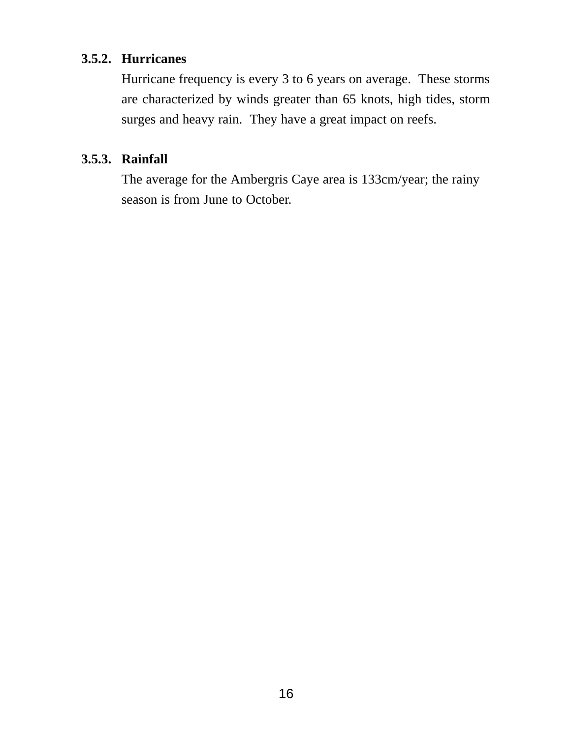### 3.5.2. Hurricanes

Hurricane frequency is every 3 to 6 years on average. These storms are characterized by winds greater than 65 knots, high tides, storm surges and heavy rain. They have a great impact on reefs.

### 3.5.3. Rainfall

The average for the Ambergris Caye area is 133cm/year; the rainy season is from June to October.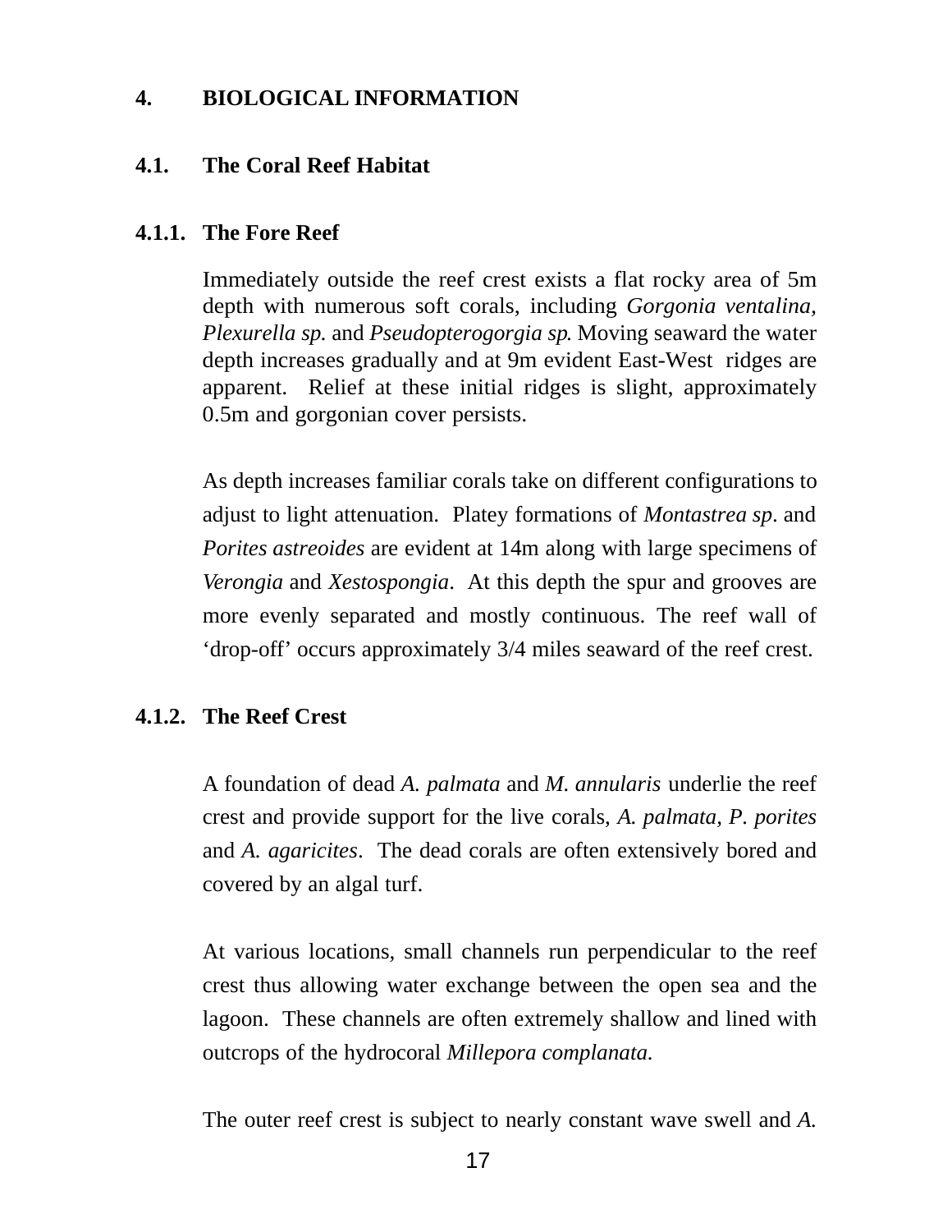# 4. BIOLOGICAL INFORMATION

## 4.1. The Coral Reef Habitat

### 4.1.1. The Fore Reef

Immediately outside the reef crest exists a flat rocky area of 5m depth with numerous soft corals, including *Gorgonia ventalina, Plexurella sp.* and *Pseudopterogorgia sp*. Moving seaward the water depth increases gradually and at 9m evident East-West ridges are apparent. Relief at these initial ridges is slight, approximately 0.5m and gorgonian cover persists.

As depth increases familiar corals take on different configurations to adjust to light attenuation. Platey formations of *Montastrea sp*. and *Porites astreoides* are evident at 14m along with large specimens of *Verongia* and *Xestospongia*. At this depth the spur and grooves are more evenly separated and mostly continuous. The reef wall of 'drop-off' occurs approximately 3/4 miles seaward of the reef crest.

### 4.1.2. The Reef Crest

A foundation of dead *A. palmata* and *M. annularis* underlie the reef crest and provide support for the live corals, *A. palmata, P. porites* and *A. agaricites*. The dead corals are often extensively bored and covered by an algal turf.

At various locations, small channels run perpendicular to the reef crest thus allowing water exchange between the open sea and the lagoon. These channels are often extremely shallow and lined with outcrops of the hydrocoral *Millepora complanata.*

The outer reef crest is subject to nearly constant wave swell and *A.*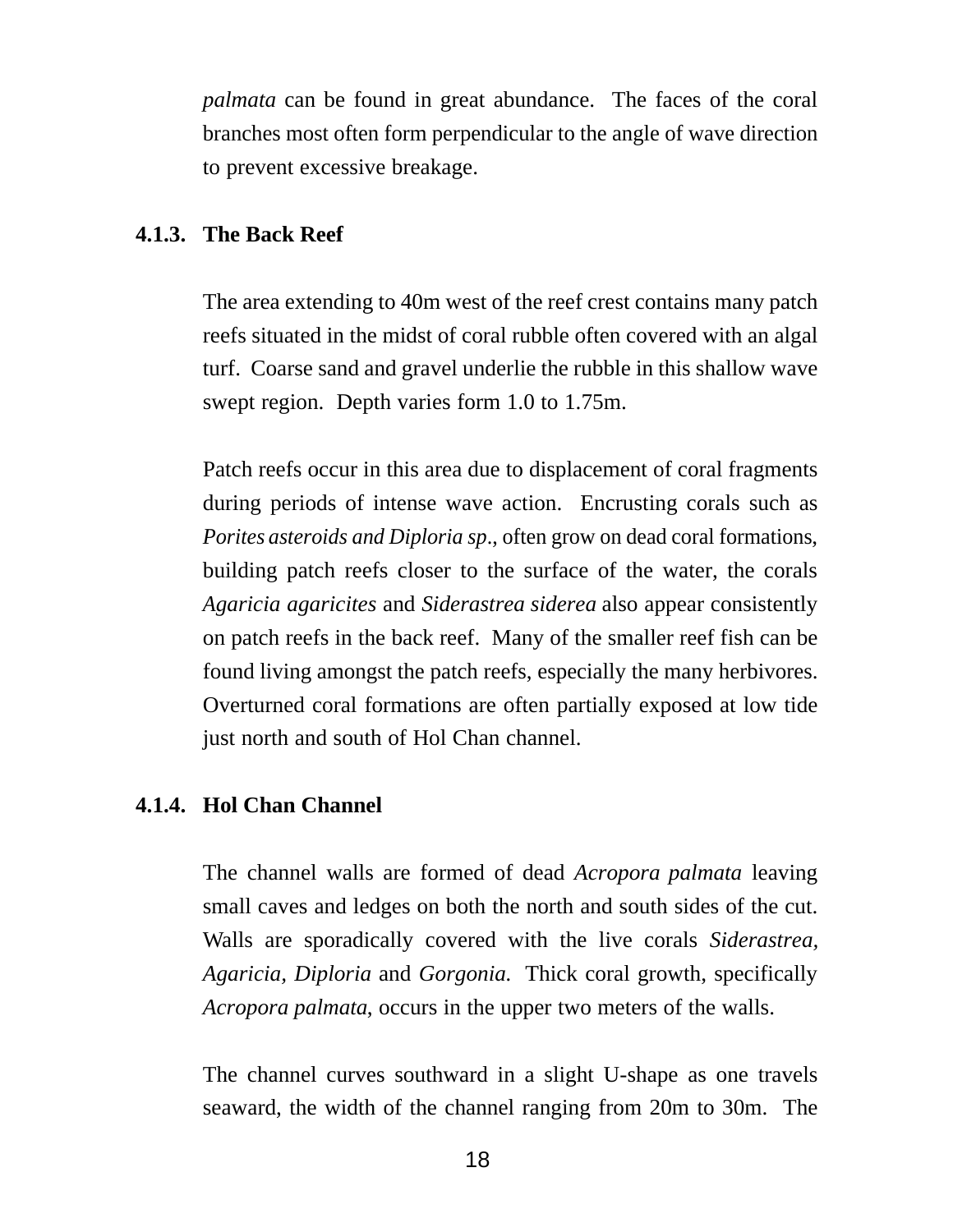*palmata* can be found in great abundance. The faces of the coral branches most often form perpendicular to the angle of wave direction to prevent excessive breakage.

### 4.1.3. The Back Reef

The area extending to 40m west of the reef crest contains many patch reefs situated in the midst of coral rubble often covered with an algal turf. Coarse sand and gravel underlie the rubble in this shallow wave swept region. Depth varies form 1.0 to 1.75m.

Patch reefs occur in this area due to displacement of coral fragments during periods of intense wave action. Encrusting corals such as *Porites asteroids and Diploria sp*., often grow on dead coral formations, building patch reefs closer to the surface of the water, the corals *Agaricia agaricites* and *Siderastrea siderea* also appear consistently on patch reefs in the back reef. Many of the smaller reef fish can be found living amongst the patch reefs, especially the many herbivores. Overturned coral formations are often partially exposed at low tide just north and south of Hol Chan channel.

### 4.1.4. Hol Chan Channel

The channel walls are formed of dead *Acropora palmata* leaving small caves and ledges on both the north and south sides of the cut. Walls are sporadically covered with the live corals *Siderastrea*, *Agaricia, Diploria* and *Gorgonia.* Thick coral growth, specifically *Acropora palmata*, occurs in the upper two meters of the walls.

The channel curves southward in a slight U-shape as one travels seaward, the width of the channel ranging from 20m to 30m. The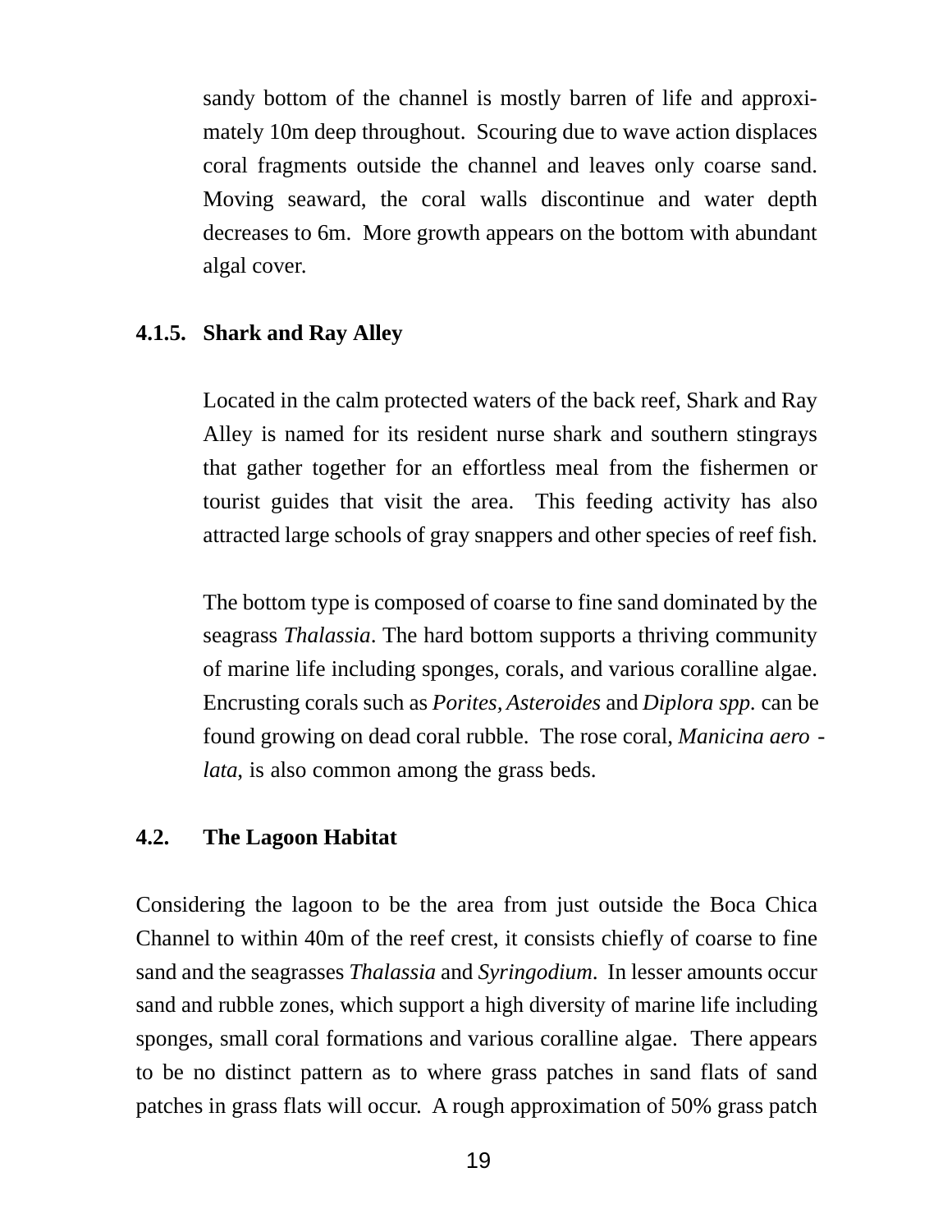sandy bottom of the channel is mostly barren of life and approximately 10m deep throughout. Scouring due to wave action displaces coral fragments outside the channel and leaves only coarse sand. Moving seaward, the coral walls discontinue and water depth decreases to 6m. More growth appears on the bottom with abundant algal cover.

#### 4.1.5. Shark and Ray Alley

Located in the calm protected waters of the back reef, Shark and Ray Alley is named for its resident nurse shark and southern stingrays that gather together for an effortless meal from the fishermen or tourist guides that visit the area. This feeding activity has also attracted large schools of gray snappers and other species of reef fish.

The bottom type is composed of coarse to fine sand dominated by the seagrass *Thalassia*. The hard bottom supports a thriving community of marine life including sponges, corals, and various coralline algae. Encrusting corals such as *Porites, Asteroides* and *Diplora spp.* can be found growing on dead coral rubble. The rose coral, *Manicina aerolata*, is also common among the grass beds.

### 4.2. The Lagoon Habitat

Considering the lagoon to be the area from just outside the Boca Chica Channel to within 40m of the reef crest, it consists chiefly of coarse to fine sand and the seagrasses *Thalassia* and *Syringodium*. In lesser amounts occur sand and rubble zones, which support a high diversity of marine life including sponges, small coral formations and various coralline algae. There appears to be no distinct pattern as to where grass patches in sand flats of sand patches in grass flats will occur. A rough approximation of 50% grass patch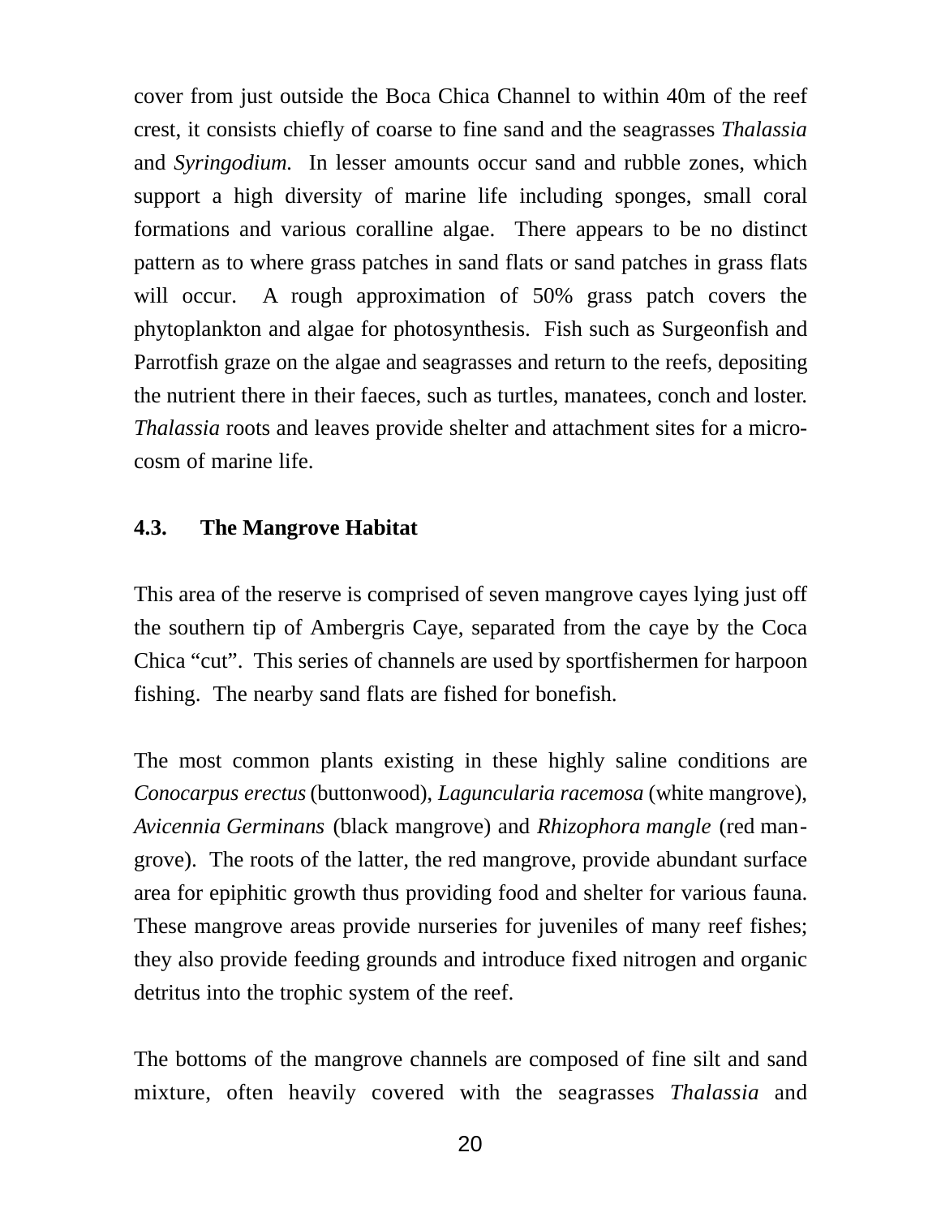cover from just outside the Boca Chica Channel to within 40m of the reef crest, it consists chiefly of coarse to fine sand and the seagrasses *Thalassia* and *Syringodium.* In lesser amounts occur sand and rubble zones, which support a high diversity of marine life including sponges, small coral formations and various coralline algae. There appears to be no distinct pattern as to where grass patches in sand flats or sand patches in grass flats will occur. A rough approximation of 50% grass patch covers the phytoplankton and algae for photosynthesis. Fish such as Surgeonfish and Parrotfish graze on the algae and seagrasses and return to the reefs, depositing the nutrient there in their faeces, such as turtles, manatees, conch and loster. *Thalassia* roots and leaves provide shelter and attachment sites for a microcosm of marine life.

### 4.3. The Mangrove Habitat

This area of the reserve is comprised of seven mangrove cayes lying just off the southern tip of Ambergris Caye, separated from the caye by the Coca Chica "cut". This series of channels are used by sportfishermen for harpoon fishing. The nearby sand flats are fished for bonefish.

The most common plants existing in these highly saline conditions are *Conocarpus erectus* (buttonwood), *Laguncularia racemosa* (white mangrove), *Avicennia Germinans* (black mangrove) and *Rhizophora mangle* (red mangrove). The roots of the latter, the red mangrove, provide abundant surface area for epiphitic growth thus providing food and shelter for various fauna. These mangrove areas provide nurseries for juveniles of many reef fishes; they also provide feeding grounds and introduce fixed nitrogen and organic detritus into the trophic system of the reef.

The bottoms of the mangrove channels are composed of fine silt and sand mixture, often heavily covered with the seagrasses *Thalassia* and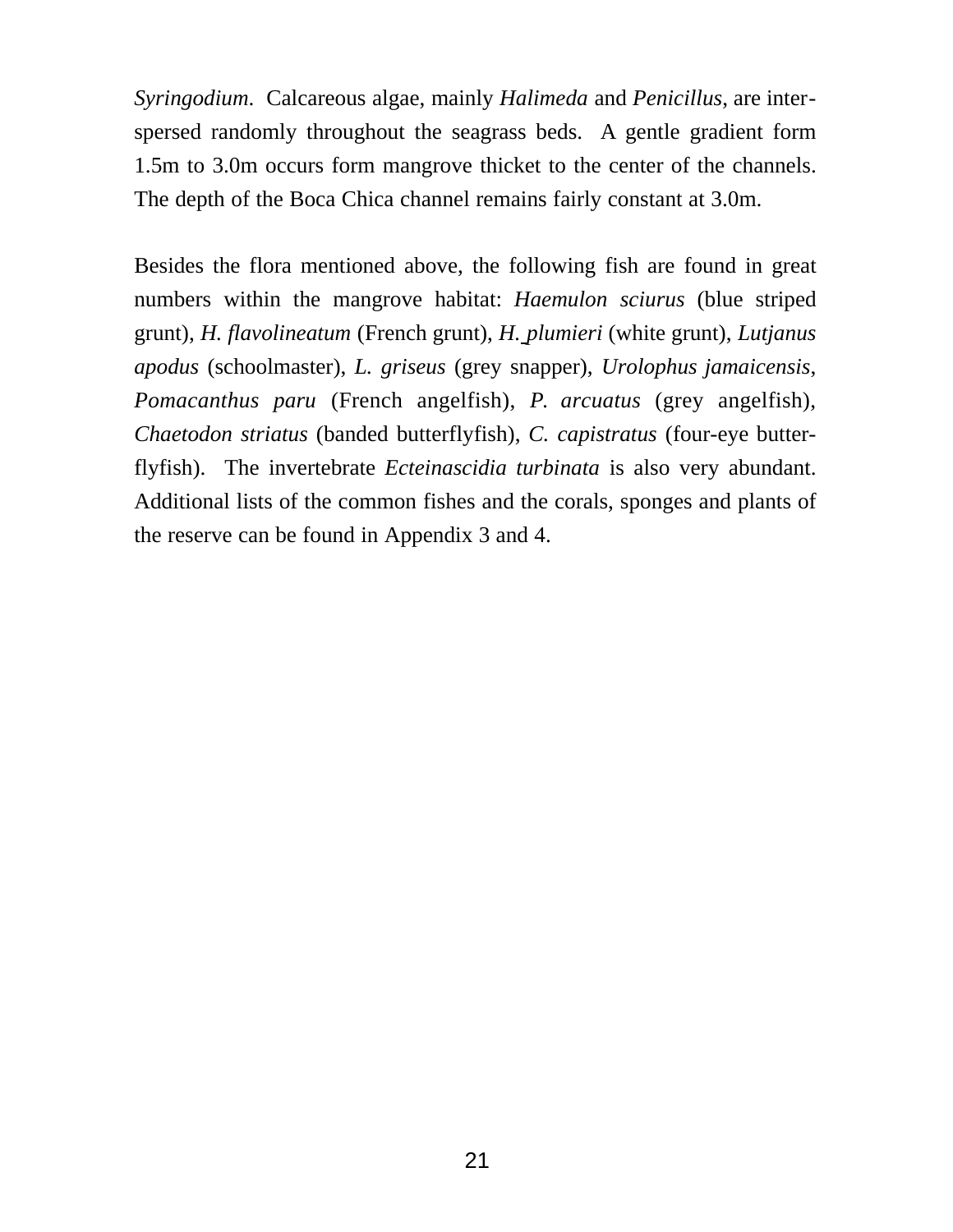*Syringodium*. Calcareous algae, mainly *Halimeda* and *Penicillus*, are interspersed randomly throughout the seagrass beds. A gentle gradient form 1.5m to 3.0m occurs form mangrove thicket to the center of the channels. The depth of the Boca Chica channel remains fairly constant at 3.0m.

Besides the flora mentioned above, the following fish are found in great numbers within the mangrove habitat: *Haemulon sciurus* (blue striped grunt), *H. flavolineatum* (French grunt), *H. plumieri* (white grunt), *Lutjanus apodus* (schoolmaster), *L. griseus* (grey snapper), *Urolophus jamaicensis*, *Pomacanthus paru* (French angelfish), *P. arcuatus* (grey angelfish), *Chaetodon striatus* (banded butterflyfish), *C. capistratus* (four-eye butterflyfish). The invertebrate *Ecteinascidia turbinata* is also very abundant. Additional lists of the common fishes and the corals, sponges and plants of the reserve can be found in Appendix 3 and 4.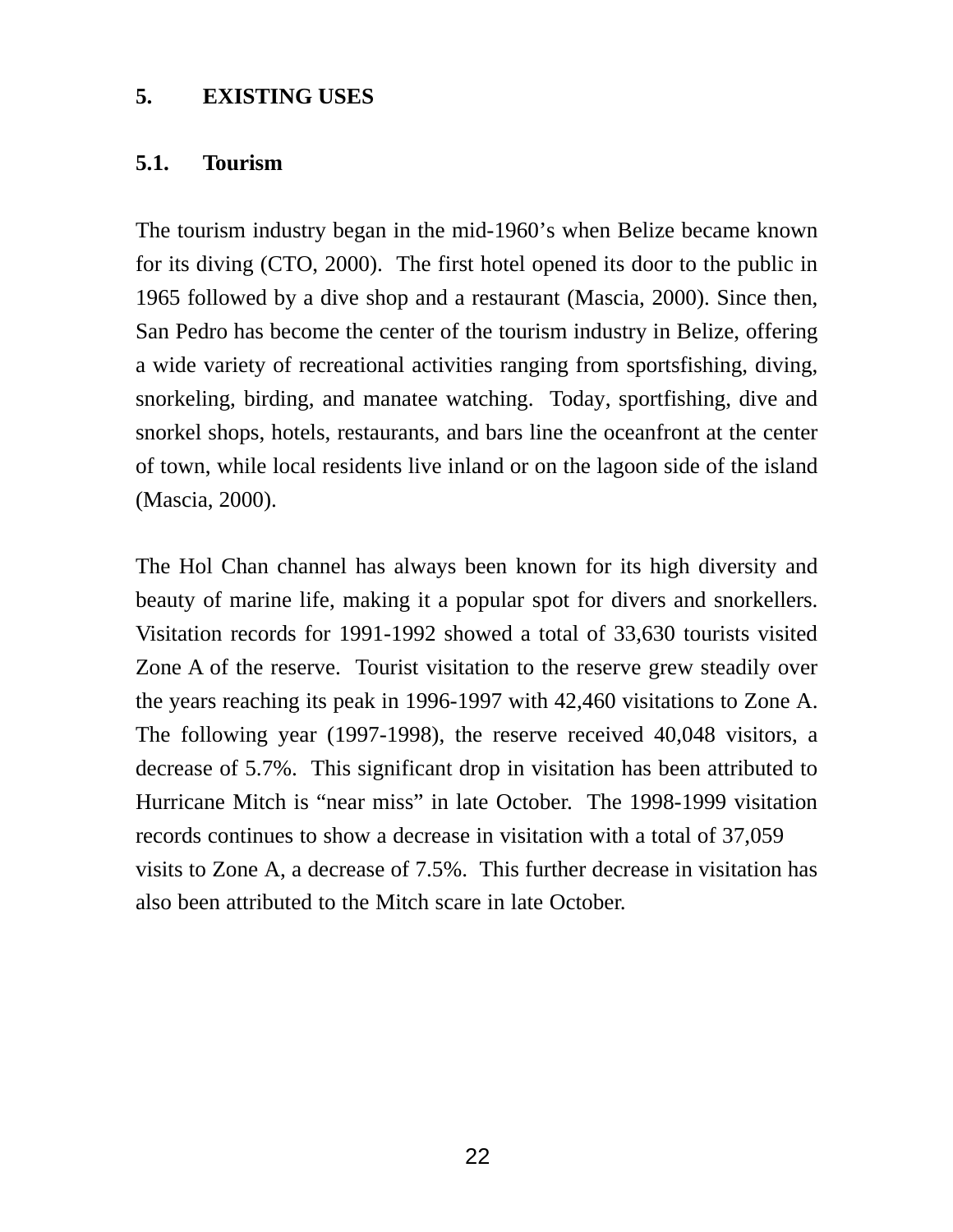## 5. EXISTING USES

### 5.1. Tourism

The tourism industry began in the mid-1960's when Belize became known for its diving (CTO, 2000). The first hotel opened its door to the public in 1965 followed by a dive shop and a restaurant (Mascia, 2000). Since then, San Pedro has become the center of the tourism industry in Belize, offering a wide variety of recreational activities ranging from sportsfishing, diving, snorkeling, birding, and manatee watching. Today, sportfishing, dive and snorkel shops, hotels, restaurants, and bars line the oceanfront at the center of town, while local residents live inland or on the lagoon side of the island (Mascia, 2000).

The Hol Chan channel has always been known for its high diversity and beauty of marine life, making it a popular spot for divers and snorkellers. Visitation records for 1991-1992 showed a total of 33,630 tourists visited Zone A of the reserve. Tourist visitation to the reserve grew steadily over the years reaching its peak in 1996-1997 with 42,460 visitations to Zone A. The following year (1997-1998), the reserve received 40,048 visitors, a decrease of 5.7%. This significant drop in visitation has been attributed to Hurricane Mitch is "near miss" in late October. The 1998-1999 visitation records continues to show a decrease in visitation with a total of 37,059 visits to Zone A, a decrease of 7.5%. This further decrease in visitation has also been attributed to the Mitch scare in late October.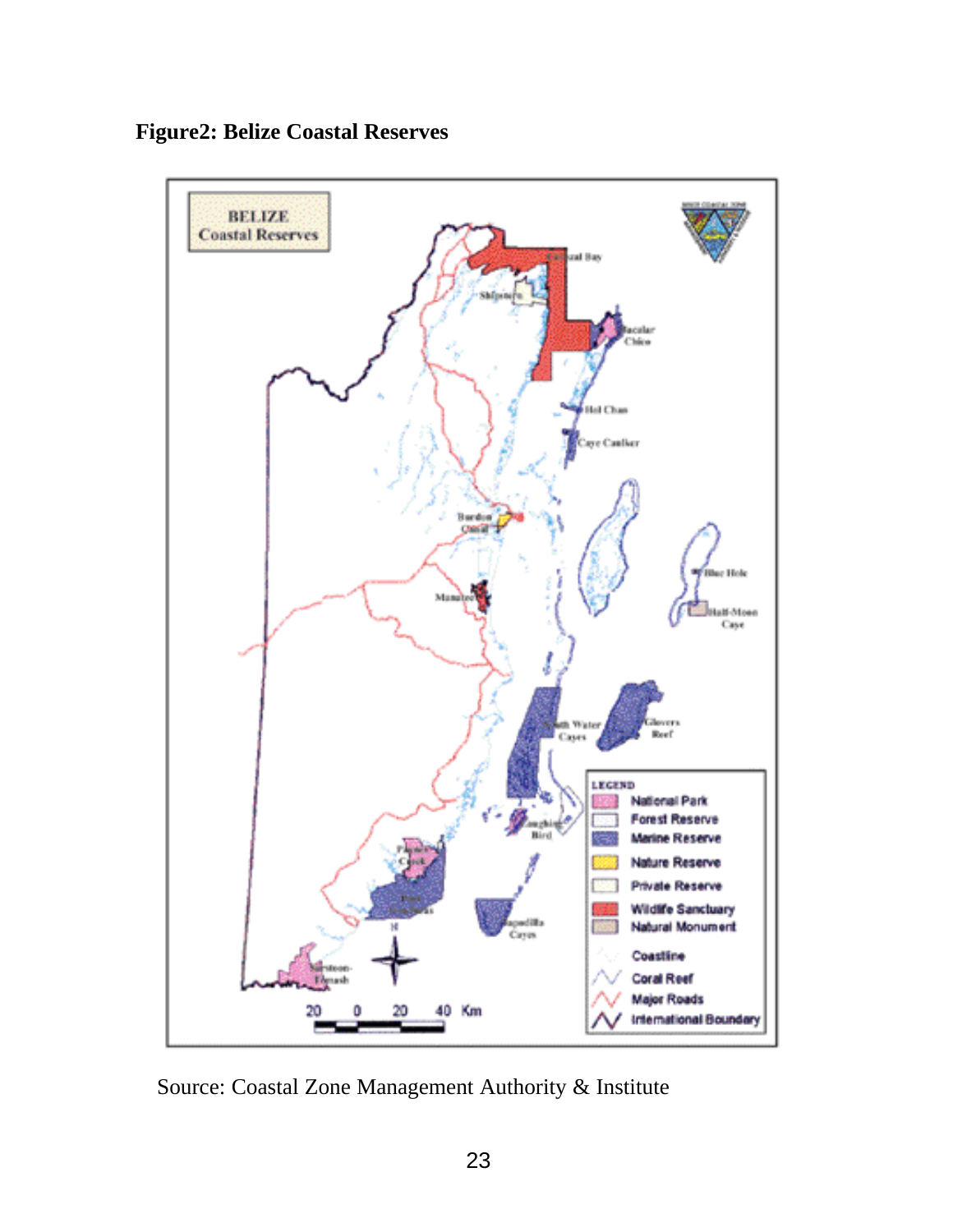**Figure2: Belize Coastal Reserves**

Source: Coastal Zone Management Authority & Institute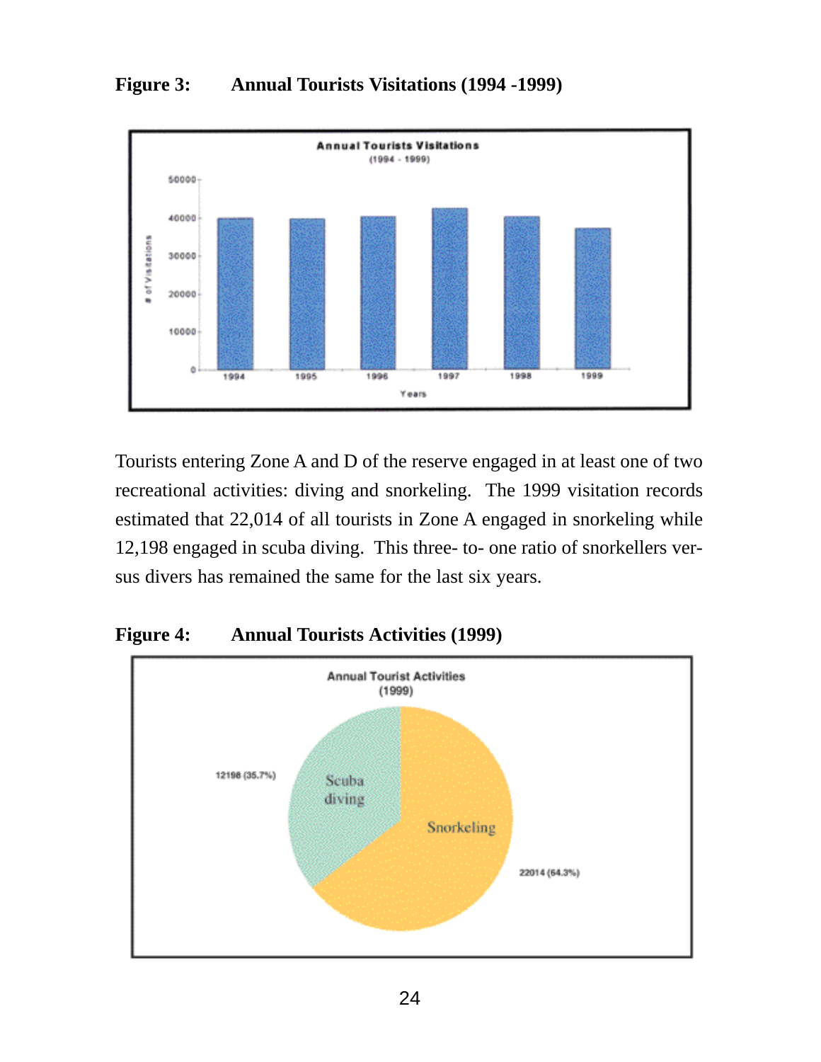**Figure 3: Annual Tourists Visitations (1994 -1999)**

Tourists entering Zone A and D of the reserve engaged in at least one of two recreational activities: diving and snorkeling. The 1999 visitation records estimated that 22,014 of all tourists in Zone A engaged in snorkeling while 12,198 engaged in scuba diving. This three- to- one ratio of snorkellers versus divers has remained the same for the last six years.

**Figure 4: Annual Tourists Activities (1999)**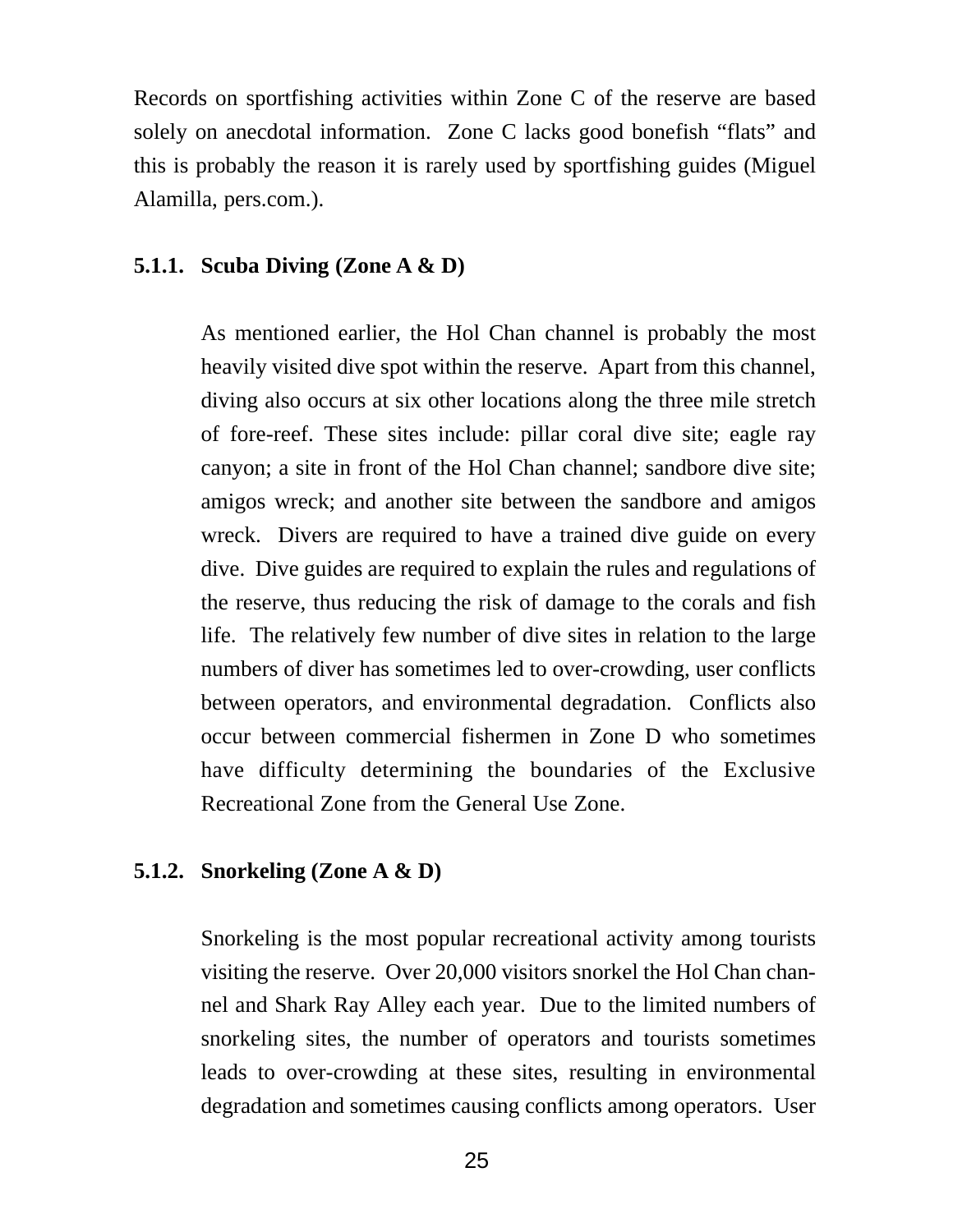Records on sportfishing activities within Zone C of the reserve are based solely on anecdotal information. Zone C lacks good bonefish "flats" and this is probably the reason it is rarely used by sportfishing guides (Miguel Alamilla, pers.com.).

### 5.1.1. Scuba Diving (Zone A & D)

As mentioned earlier, the Hol Chan channel is probably the most heavily visited dive spot within the reserve. Apart from this channel, diving also occurs at six other locations along the three mile stretch of fore-reef. These sites include: pillar coral dive site; eagle ray canyon; a site in front of the Hol Chan channel; sandbore dive site; amigos wreck; and another site between the sandbore and amigos wreck. Divers are required to have a trained dive guide on every dive. Dive guides are required to explain the rules and regulations of the reserve, thus reducing the risk of damage to the corals and fish life. The relatively few number of dive sites in relation to the large numbers of diver has sometimes led to over-crowding, user conflicts between operators, and environmental degradation. Conflicts also occur between commercial fishermen in Zone D who sometimes have difficulty determining the boundaries of the Exclusive Recreational Zone from the General Use Zone.

### 5.1.2. Snorkeling (Zone A & D)

Snorkeling is the most popular recreational activity among tourists visiting the reserve. Over 20,000 visitors snorkel the Hol Chan channel and Shark Ray Alley each year. Due to the limited numbers of snorkeling sites, the number of operators and tourists sometimes leads to over-crowding at these sites, resulting in environmental degradation and sometimes causing conflicts among operators. User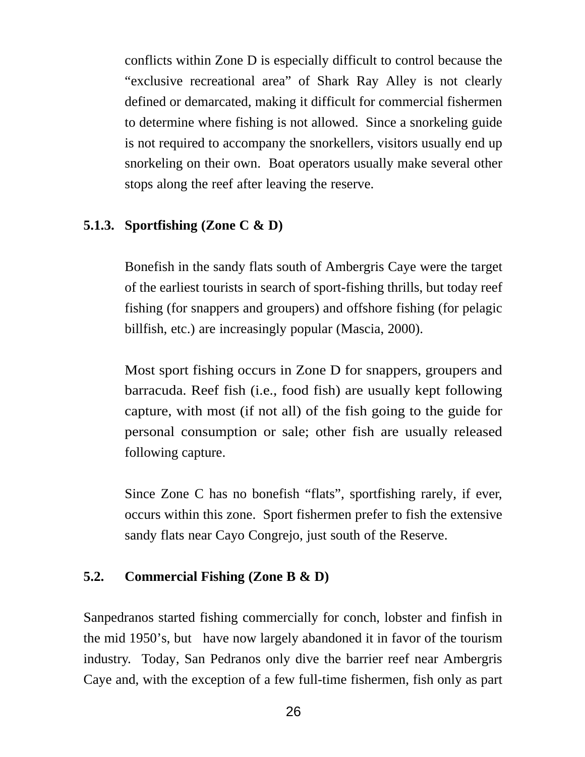conflicts within Zone D is especially difficult to control because the "exclusive recreational area" of Shark Ray Alley is not clearly defined or demarcated, making it difficult for commercial fishermen to determine where fishing is not allowed. Since a snorkeling guide is not required to accompany the snorkellers, visitors usually end up snorkeling on their own. Boat operators usually make several other stops along the reef after leaving the reserve.

### 5.1.3. Sportfishing (Zone C & D)

Bonefish in the sandy flats south of Ambergris Caye were the target of the earliest tourists in search of sport-fishing thrills, but today reef fishing (for snappers and groupers) and offshore fishing (for pelagic billfish, etc.) are increasingly popular (Mascia, 2000).

Most sport fishing occurs in Zone D for snappers, groupers and barracuda. Reef fish (i.e., food fish) are usually kept following capture, with most (if not all) of the fish going to the guide for personal consumption or sale; other fish are usually released following capture.

Since Zone C has no bonefish "flats", sportfishing rarely, if ever, occurs within this zone. Sport fishermen prefer to fish the extensive sandy flats near Cayo Congrejo, just south of the Reserve.

## 5.2. Commercial Fishing (Zone B & D)

Sanpedranos started fishing commercially for conch, lobster and finfish in the mid 1950's, but have now largely abandoned it in favor of the tourism industry. Today, San Pedranos only dive the barrier reef near Ambergris Caye and, with the exception of a few full-time fishermen, fish only as part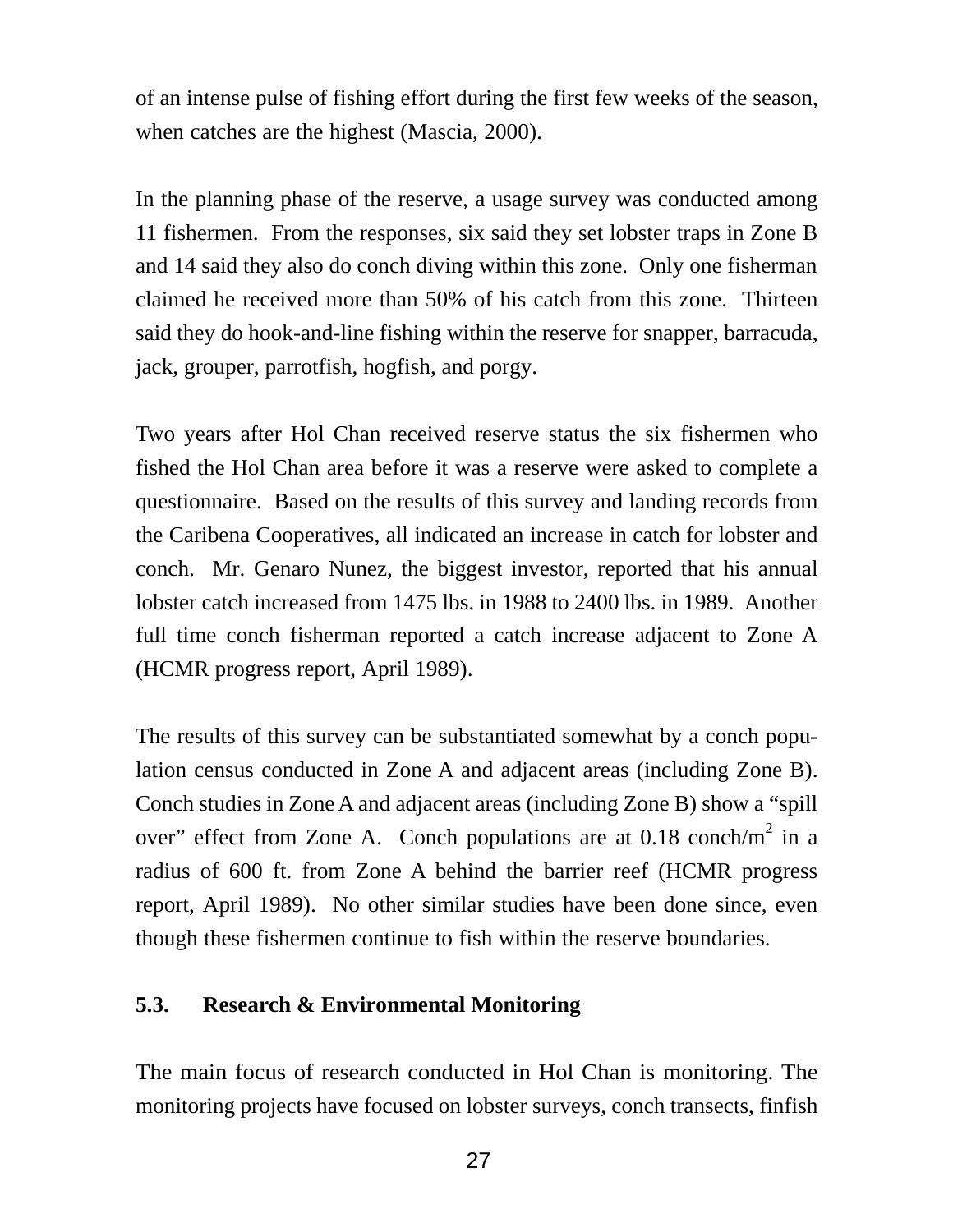of an intense pulse of fishing effort during the first few weeks of the season, when catches are the highest (Mascia, 2000).

In the planning phase of the reserve, a usage survey was conducted among 11 fishermen. From the responses, six said they set lobster traps in Zone B and 14 said they also do conch diving within this zone. Only one fisherman claimed he received more than 50% of his catch from this zone. Thirteen said they do hook-and-line fishing within the reserve for snapper, barracuda, jack, grouper, parrotfish, hogfish, and porgy.

Two years after Hol Chan received reserve status the six fishermen who fished the Hol Chan area before it was a reserve were asked to complete a questionnaire. Based on the results of this survey and landing records from the Caribena Cooperatives, all indicated an increase in catch for lobster and conch. Mr. Genaro Nunez, the biggest investor, reported that his annual lobster catch increased from 1475 lbs. in 1988 to 2400 lbs. in 1989. Another full time conch fisherman reported a catch increase adjacent to Zone A (HCMR progress report, April 1989).

The results of this survey can be substantiated somewhat by a conch population census conducted in Zone A and adjacent areas (including Zone B). Conch studies in Zone A and adjacent areas (including Zone B) show a "spill over" effect from Zone A. Conch populations are at 0.18 conch/$m^2$ in a radius of 600 ft. from Zone A behind the barrier reef (HCMR progress report, April 1989). No other similar studies have been done since, even though these fishermen continue to fish within the reserve boundaries.

### 5.3. Research & Environmental Monitoring

The main focus of research conducted in Hol Chan is monitoring. The monitoring projects have focused on lobster surveys, conch transects, finfish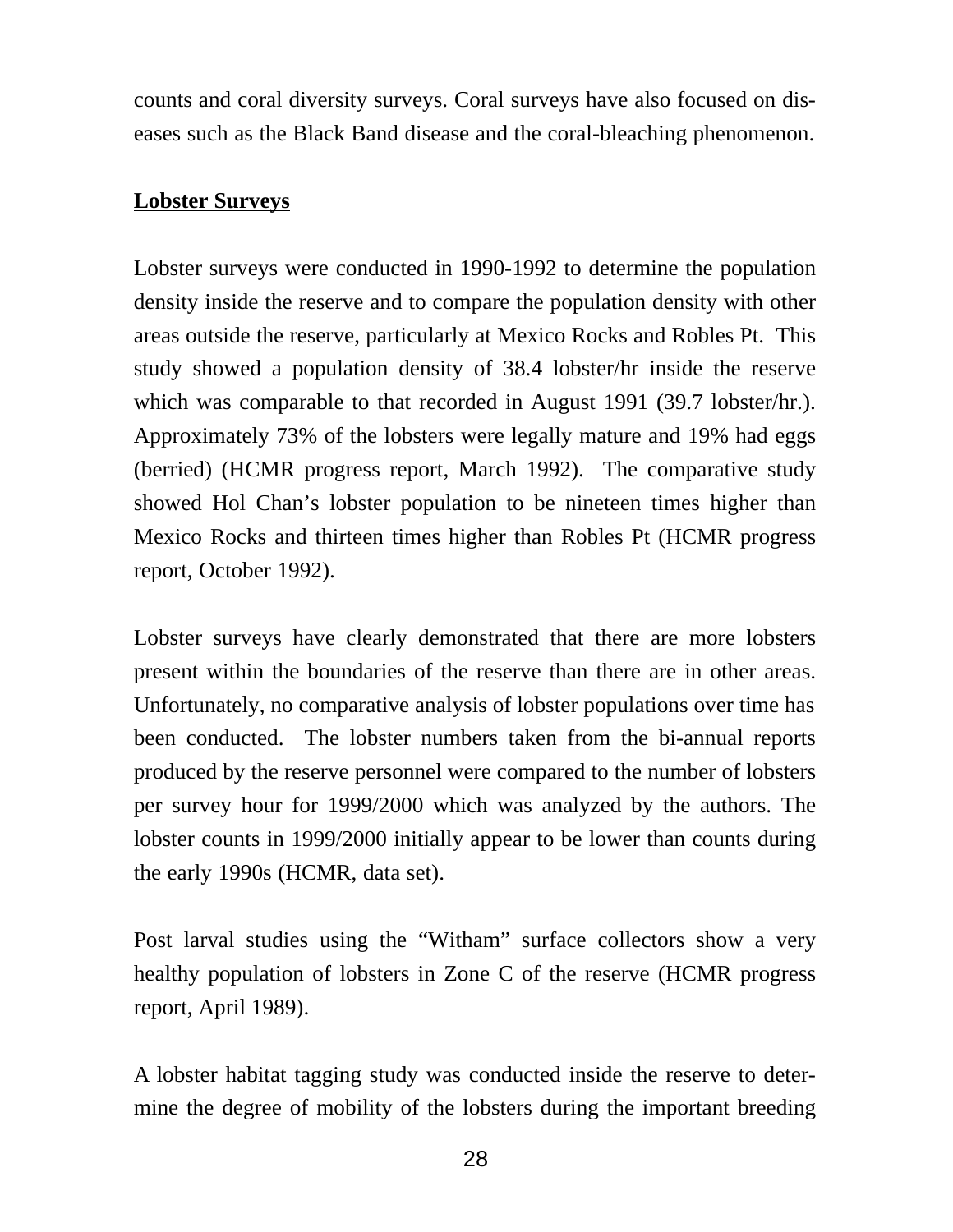counts and coral diversity surveys. Coral surveys have also focused on diseases such as the Black Band disease and the coral-bleaching phenomenon.

## Lobster Surveys

Lobster surveys were conducted in 1990-1992 to determine the population density inside the reserve and to compare the population density with other areas outside the reserve, particularly at Mexico Rocks and Robles Pt. This study showed a population density of 38.4 lobster/hr inside the reserve which was comparable to that recorded in August 1991 (39.7 lobster/hr.). Approximately 73% of the lobsters were legally mature and 19% had eggs (berried) (HCMR progress report, March 1992). The comparative study showed Hol Chan's lobster population to be nineteen times higher than Mexico Rocks and thirteen times higher than Robles Pt (HCMR progress report, October 1992).

Lobster surveys have clearly demonstrated that there are more lobsters present within the boundaries of the reserve than there are in other areas. Unfortunately, no comparative analysis of lobster populations over time has been conducted. The lobster numbers taken from the bi-annual reports produced by the reserve personnel were compared to the number of lobsters per survey hour for 1999/2000 which was analyzed by the authors. The lobster counts in 1999/2000 initially appear to be lower than counts during the early 1990s (HCMR, data set).

Post larval studies using the "Witham" surface collectors show a very healthy population of lobsters in Zone C of the reserve (HCMR progress report, April 1989).

A lobster habitat tagging study was conducted inside the reserve to determine the degree of mobility of the lobsters during the important breeding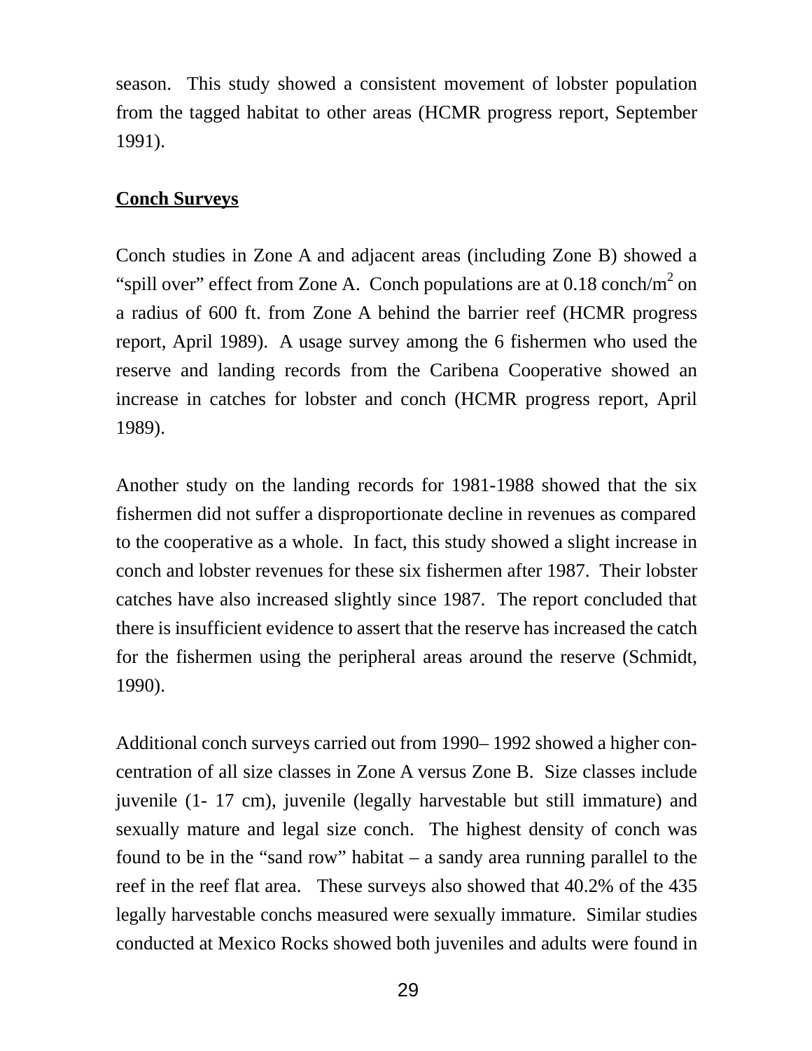season. This study showed a consistent movement of lobster population from the tagged habitat to other areas (HCMR progress report, September 1991).

**<u>Conch Surveys</u>**

Conch studies in Zone A and adjacent areas (including Zone B) showed a “spill over” effect from Zone A. Conch populations are at 0.18 conch/$m^2$ on a radius of 600 ft. from Zone A behind the barrier reef (HCMR progress report, April 1989). A usage survey among the 6 fishermen who used the reserve and landing records from the Caribena Cooperative showed an increase in catches for lobster and conch (HCMR progress report, April 1989).

Another study on the landing records for 1981-1988 showed that the six fishermen did not suffer a disproportionate decline in revenues as compared to the cooperative as a whole. In fact, this study showed a slight increase in conch and lobster revenues for these six fishermen after 1987. Their lobster catches have also increased slightly since 1987. The report concluded that there is insufficient evidence to assert that the reserve has increased the catch for the fishermen using the peripheral areas around the reserve (Schmidt, 1990).

Additional conch surveys carried out from 1990– 1992 showed a higher concentration of all size classes in Zone A versus Zone B. Size classes include juvenile (1- 17 cm), juvenile (legally harvestable but still immature) and sexually mature and legal size conch. The highest density of conch was found to be in the “sand row” habitat – a sandy area running parallel to the reef in the reef flat area. These surveys also showed that 40.2% of the 435 legally harvestable conchs measured were sexually immature. Similar studies conducted at Mexico Rocks showed both juveniles and adults were found in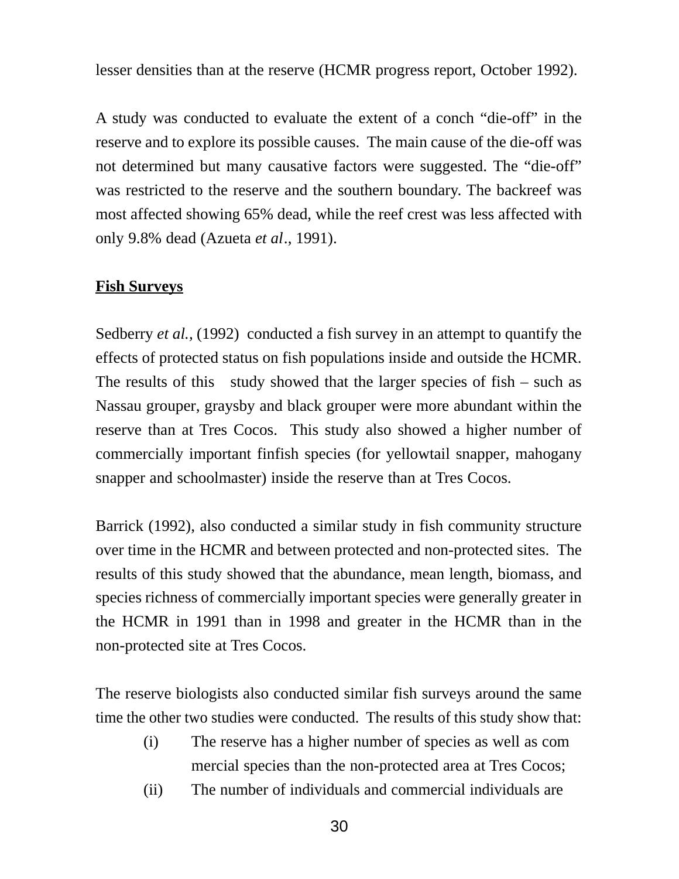lesser densities than at the reserve (HCMR progress report, October 1992).

A study was conducted to evaluate the extent of a conch "die-off" in the reserve and to explore its possible causes. The main cause of the die-off was not determined but many causative factors were suggested. The "die-off" was restricted to the reserve and the southern boundary. The backreef was most affected showing 65% dead, while the reef crest was less affected with only 9.8% dead (Azueta *et al*., 1991).

**Fish Surveys**

Sedberry *et al.*, (1992) conducted a fish survey in an attempt to quantify the effects of protected status on fish populations inside and outside the HCMR. The results of this study showed that the larger species of fish – such as Nassau grouper, graysby and black grouper were more abundant within the reserve than at Tres Cocos. This study also showed a higher number of commercially important finfish species (for yellowtail snapper, mahogany snapper and schoolmaster) inside the reserve than at Tres Cocos.

Barrick (1992), also conducted a similar study in fish community structure over time in the HCMR and between protected and non-protected sites. The results of this study showed that the abundance, mean length, biomass, and species richness of commercially important species were generally greater in the HCMR in 1991 than in 1998 and greater in the HCMR than in the non-protected site at Tres Cocos.

The reserve biologists also conducted similar fish surveys around the same time the other two studies were conducted. The results of this study show that:

(i) The reserve has a higher number of species as well as com mercial species than the non-protected area at Tres Cocos;
(ii) The number of individuals and commercial individuals are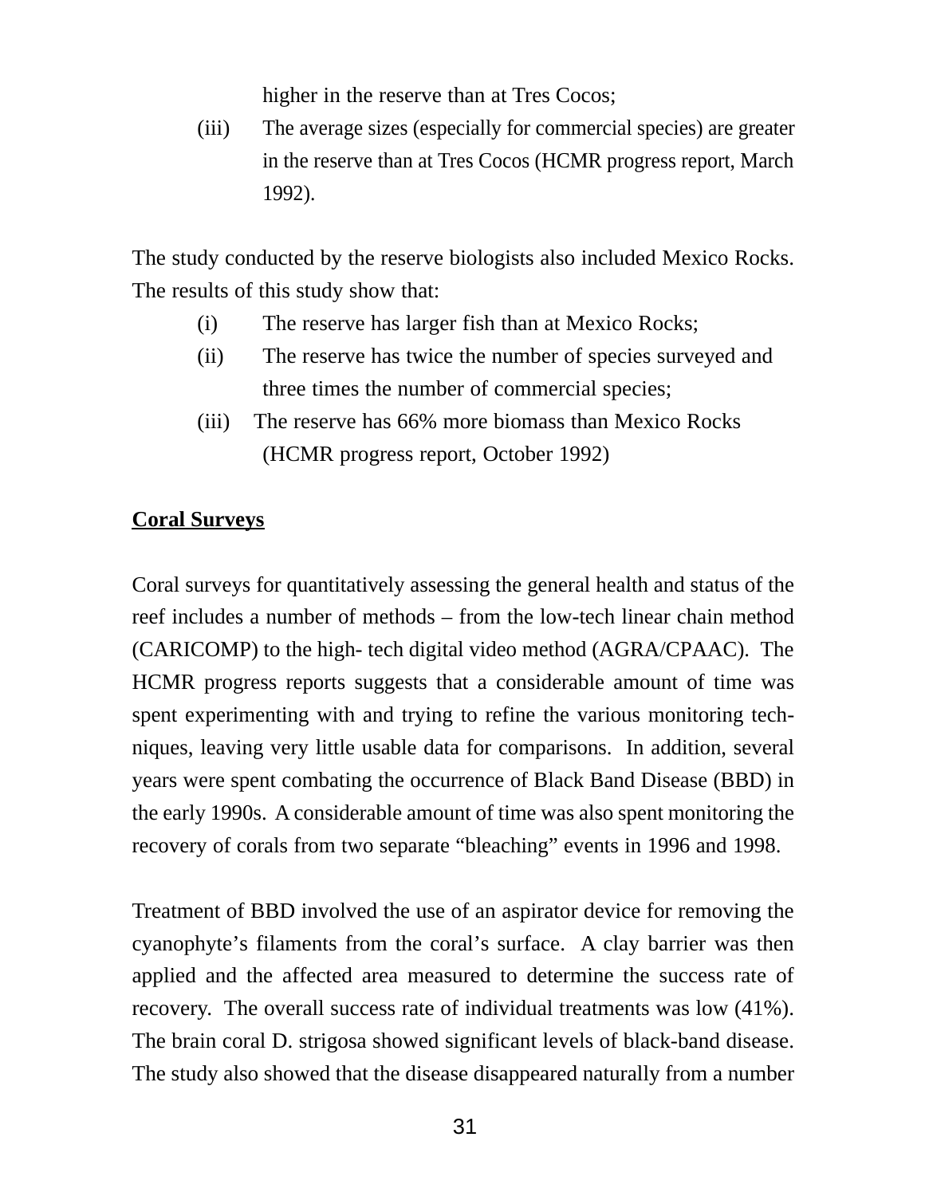higher in the reserve than at Tres Cocos;

(iii) The average sizes (especially for commercial species) are greater in the reserve than at Tres Cocos (HCMR progress report, March 1992).

The study conducted by the reserve biologists also included Mexico Rocks. The results of this study show that:

(i) The reserve has larger fish than at Mexico Rocks;

(ii) The reserve has twice the number of species surveyed and three times the number of commercial species;

(iii) The reserve has 66% more biomass than Mexico Rocks (HCMR progress report, October 1992)

**Coral Surveys**

Coral surveys for quantitatively assessing the general health and status of the reef includes a number of methods – from the low-tech linear chain method (CARICOMP) to the high- tech digital video method (AGRA/CPAAC). The HCMR progress reports suggests that a considerable amount of time was spent experimenting with and trying to refine the various monitoring techniques, leaving very little usable data for comparisons. In addition, several years were spent combating the occurrence of Black Band Disease (BBD) in the early 1990s. A considerable amount of time was also spent monitoring the recovery of corals from two separate "bleaching" events in 1996 and 1998.

Treatment of BBD involved the use of an aspirator device for removing the cyanophyte's filaments from the coral's surface. A clay barrier was then applied and the affected area measured to determine the success rate of recovery. The overall success rate of individual treatments was low (41%). The brain coral D. strigosa showed significant levels of black-band disease. The study also showed that the disease disappeared naturally from a number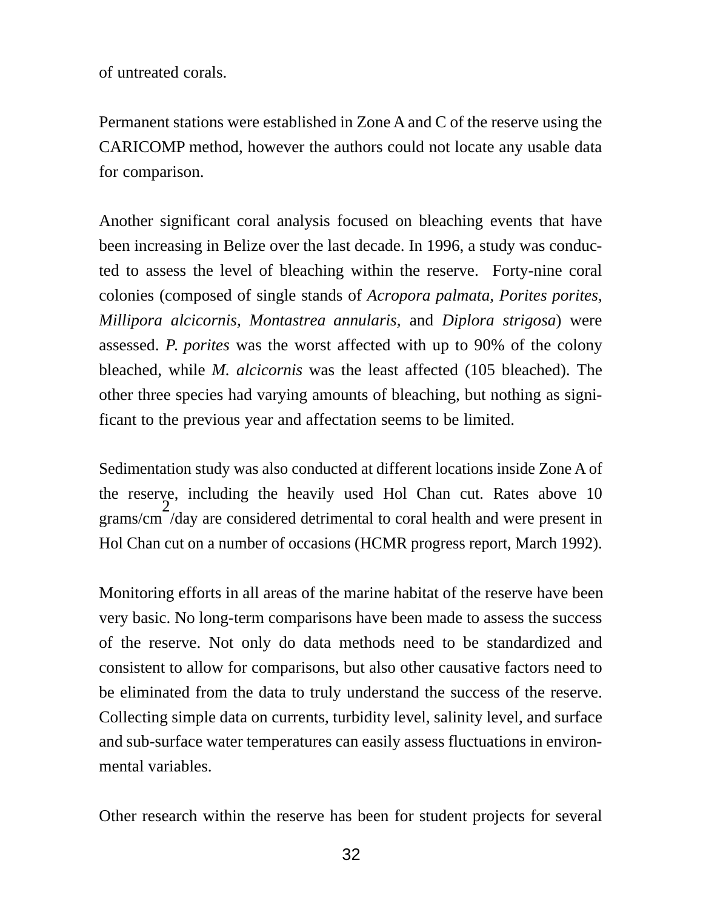of untreated corals.

Permanent stations were established in Zone A and C of the reserve using the CARICOMP method, however the authors could not locate any usable data for comparison.

Another significant coral analysis focused on bleaching events that have been increasing in Belize over the last decade. In 1996, a study was conducted to assess the level of bleaching within the reserve. Forty-nine coral colonies (composed of single stands of *Acropora palmata, Porites porites, Millipora alcicornis, Montastrea annularis,* and *Diplora strigosa*) were assessed. *P. porites* was the worst affected with up to 90% of the colony bleached, while *M. alcicornis* was the least affected (105 bleached). The other three species had varying amounts of bleaching, but nothing as significant to the previous year and affectation seems to be limited.

Sedimentation study was also conducted at different locations inside Zone A of the reserve, including the heavily used Hol Chan cut. Rates above 10 grams/$cm^2$/day are considered detrimental to coral health and were present in Hol Chan cut on a number of occasions (HCMR progress report, March 1992).

Monitoring efforts in all areas of the marine habitat of the reserve have been very basic. No long-term comparisons have been made to assess the success of the reserve. Not only do data methods need to be standardized and consistent to allow for comparisons, but also other causative factors need to be eliminated from the data to truly understand the success of the reserve. Collecting simple data on currents, turbidity level, salinity level, and surface and sub-surface water temperatures can easily assess fluctuations in environmental variables.

Other research within the reserve has been for student projects for several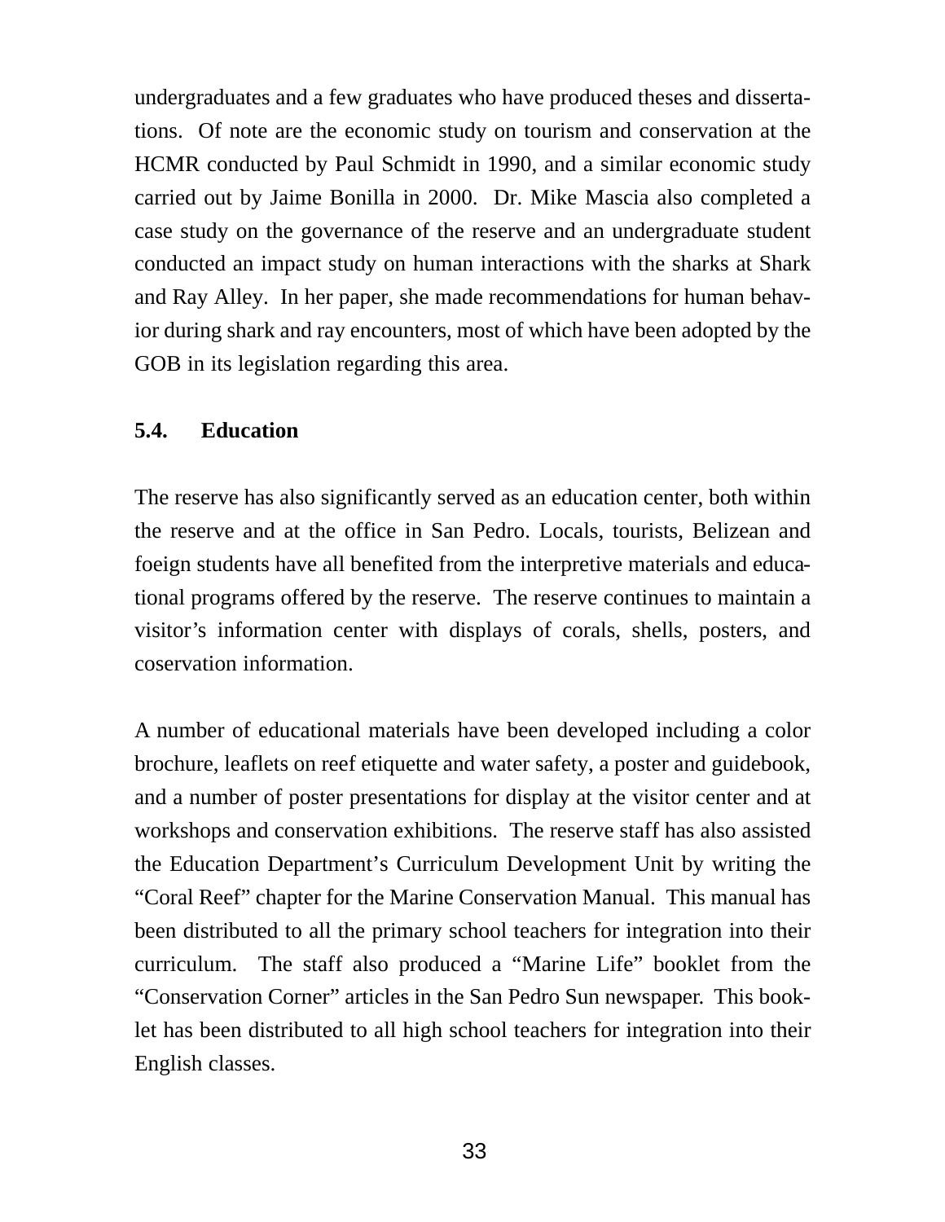undergraduates and a few graduates who have produced theses and dissertations. Of note are the economic study on tourism and conservation at the HCMR conducted by Paul Schmidt in 1990, and a similar economic study carried out by Jaime Bonilla in 2000. Dr. Mike Mascia also completed a case study on the governance of the reserve and an undergraduate student conducted an impact study on human interactions with the sharks at Shark and Ray Alley. In her paper, she made recommendations for human behavior during shark and ray encounters, most of which have been adopted by the GOB in its legislation regarding this area.

### 5.4. Education

The reserve has also significantly served as an education center, both within the reserve and at the office in San Pedro. Locals, tourists, Belizean and foeign students have all benefited from the interpretive materials and educational programs offered by the reserve. The reserve continues to maintain a visitor's information center with displays of corals, shells, posters, and coservation information.

A number of educational materials have been developed including a color brochure, leaflets on reef etiquette and water safety, a poster and guidebook, and a number of poster presentations for display at the visitor center and at workshops and conservation exhibitions. The reserve staff has also assisted the Education Department's Curriculum Development Unit by writing the "Coral Reef" chapter for the Marine Conservation Manual. This manual has been distributed to all the primary school teachers for integration into their curriculum. The staff also produced a "Marine Life" booklet from the "Conservation Corner" articles in the San Pedro Sun newspaper. This booklet has been distributed to all high school teachers for integration into their English classes.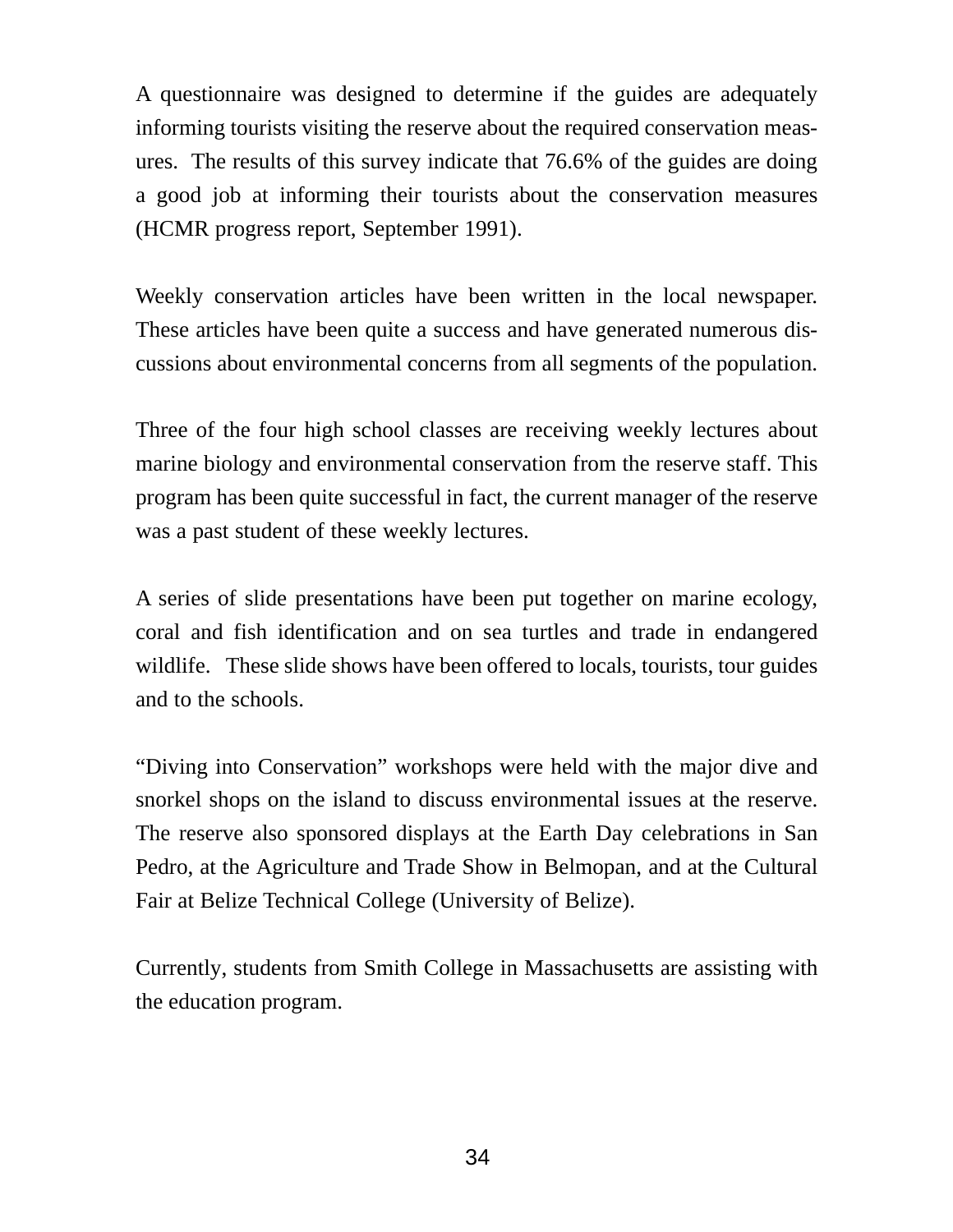A questionnaire was designed to determine if the guides are adequately informing tourists visiting the reserve about the required conservation measures. The results of this survey indicate that 76.6% of the guides are doing a good job at informing their tourists about the conservation measures (HCMR progress report, September 1991).

Weekly conservation articles have been written in the local newspaper. These articles have been quite a success and have generated numerous discussions about environmental concerns from all segments of the population.

Three of the four high school classes are receiving weekly lectures about marine biology and environmental conservation from the reserve staff. This program has been quite successful in fact, the current manager of the reserve was a past student of these weekly lectures.

A series of slide presentations have been put together on marine ecology, coral and fish identification and on sea turtles and trade in endangered wildlife. These slide shows have been offered to locals, tourists, tour guides and to the schools.

“Diving into Conservation” workshops were held with the major dive and snorkel shops on the island to discuss environmental issues at the reserve. The reserve also sponsored displays at the Earth Day celebrations in San Pedro, at the Agriculture and Trade Show in Belmopan, and at the Cultural Fair at Belize Technical College (University of Belize).

Currently, students from Smith College in Massachusetts are assisting with the education program.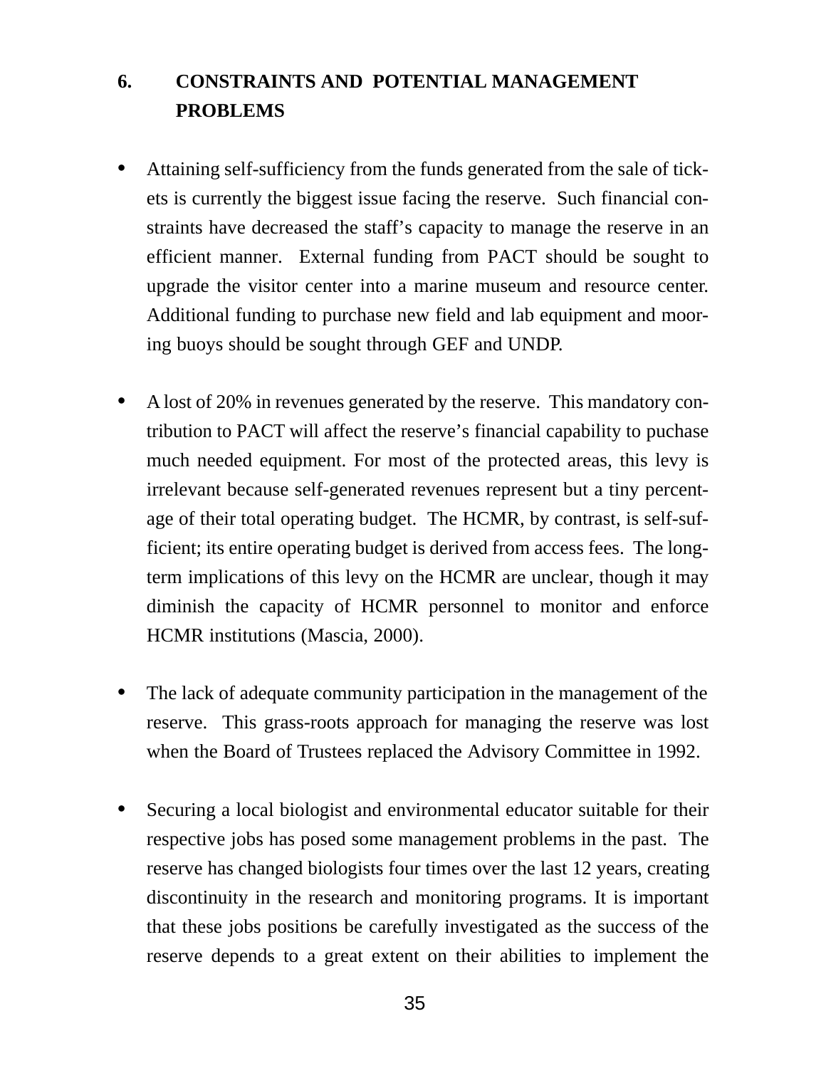## 6. CONSTRAINTS AND POTENTIAL MANAGEMENT PROBLEMS

- Attaining self-sufficiency from the funds generated from the sale of tickets is currently the biggest issue facing the reserve. Such financial constraints have decreased the staff's capacity to manage the reserve in an efficient manner. External funding from PACT should be sought to upgrade the visitor center into a marine museum and resource center. Additional funding to purchase new field and lab equipment and mooring buoys should be sought through GEF and UNDP.

- A lost of 20% in revenues generated by the reserve. This mandatory contribution to PACT will affect the reserve's financial capability to puchase much needed equipment. For most of the protected areas, this levy is irrelevant because self-generated revenues represent but a tiny percentage of their total operating budget. The HCMR, by contrast, is self-sufficient; its entire operating budget is derived from access fees. The long-term implications of this levy on the HCMR are unclear, though it may diminish the capacity of HCMR personnel to monitor and enforce HCMR institutions (Mascia, 2000).

- The lack of adequate community participation in the management of the reserve. This grass-roots approach for managing the reserve was lost when the Board of Trustees replaced the Advisory Committee in 1992.

- Securing a local biologist and environmental educator suitable for their respective jobs has posed some management problems in the past. The reserve has changed biologists four times over the last 12 years, creating discontinuity in the research and monitoring programs. It is important that these jobs positions be carefully investigated as the success of the reserve depends to a great extent on their abilities to implement the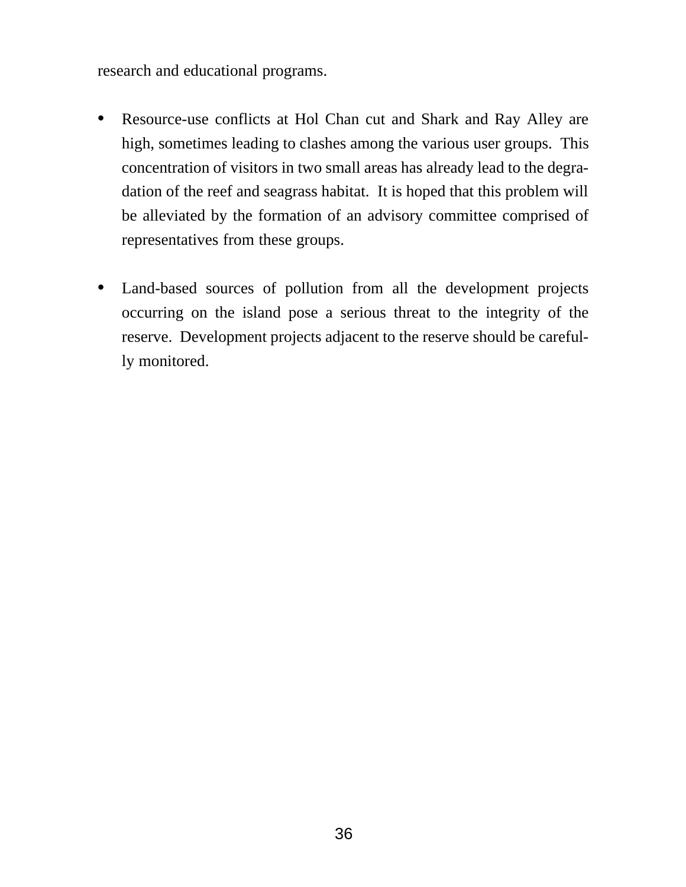research and educational programs.

- Resource-use conflicts at Hol Chan cut and Shark and Ray Alley are high, sometimes leading to clashes among the various user groups. This concentration of visitors in two small areas has already lead to the degradation of the reef and seagrass habitat. It is hoped that this problem will be alleviated by the formation of an advisory committee comprised of representatives from these groups.

- Land-based sources of pollution from all the development projects occurring on the island pose a serious threat to the integrity of the reserve. Development projects adjacent to the reserve should be carefully monitored.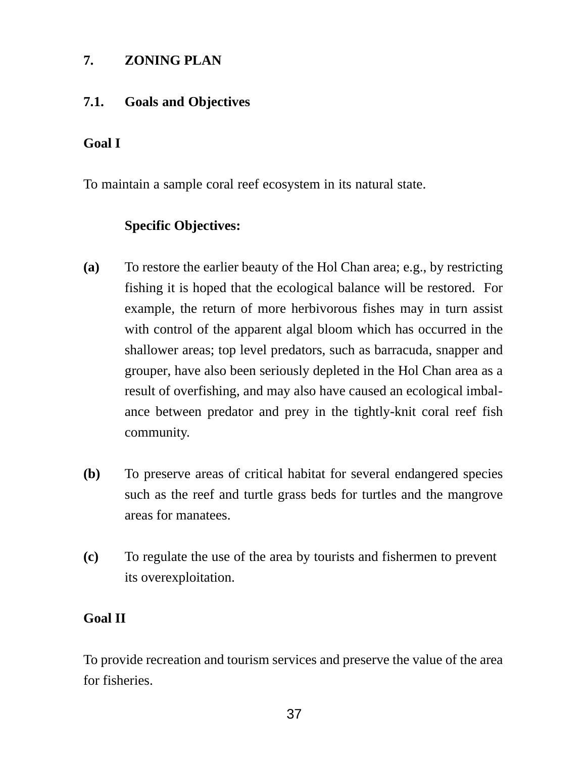# 7. ZONING PLAN

## 7.1. Goals and Objectives

**Goal I**

To maintain a sample coral reef ecosystem in its natural state.

**Specific Objectives:**

**(a)** To restore the earlier beauty of the Hol Chan area; e.g., by restricting fishing it is hoped that the ecological balance will be restored. For example, the return of more herbivorous fishes may in turn assist with control of the apparent algal bloom which has occurred in the shallower areas; top level predators, such as barracuda, snapper and grouper, have also been seriously depleted in the Hol Chan area as a result of overfishing, and may also have caused an ecological imbalance between predator and prey in the tightly-knit coral reef fish community.

**(b)** To preserve areas of critical habitat for several endangered species such as the reef and turtle grass beds for turtles and the mangrove areas for manatees.

**(c)** To regulate the use of the area by tourists and fishermen to prevent its overexploitation.

**Goal II**

To provide recreation and tourism services and preserve the value of the area for fisheries.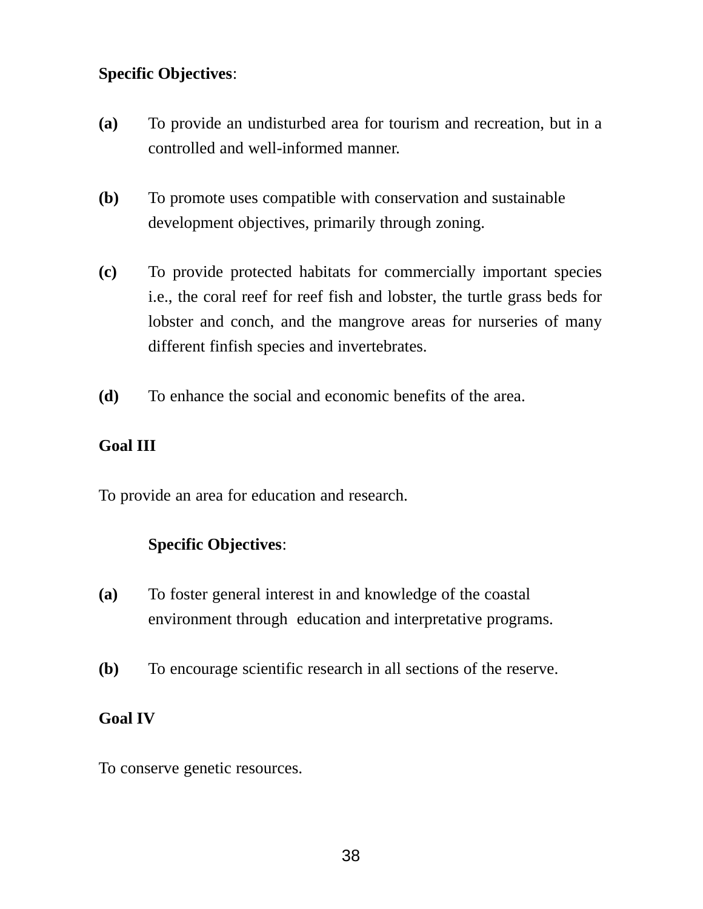**Specific Objectives**:

**(a)** To provide an undisturbed area for tourism and recreation, but in a controlled and well-informed manner.

**(b)** To promote uses compatible with conservation and sustainable development objectives, primarily through zoning.

**(c)** To provide protected habitats for commercially important species i.e., the coral reef for reef fish and lobster, the turtle grass beds for lobster and conch, and the mangrove areas for nurseries of many different finfish species and invertebrates.

**(d)** To enhance the social and economic benefits of the area.

**Goal III**

To provide an area for education and research.

**Specific Objectives**:

**(a)** To foster general interest in and knowledge of the coastal environment through education and interpretative programs.

**(b)** To encourage scientific research in all sections of the reserve.

**Goal IV**

To conserve genetic resources.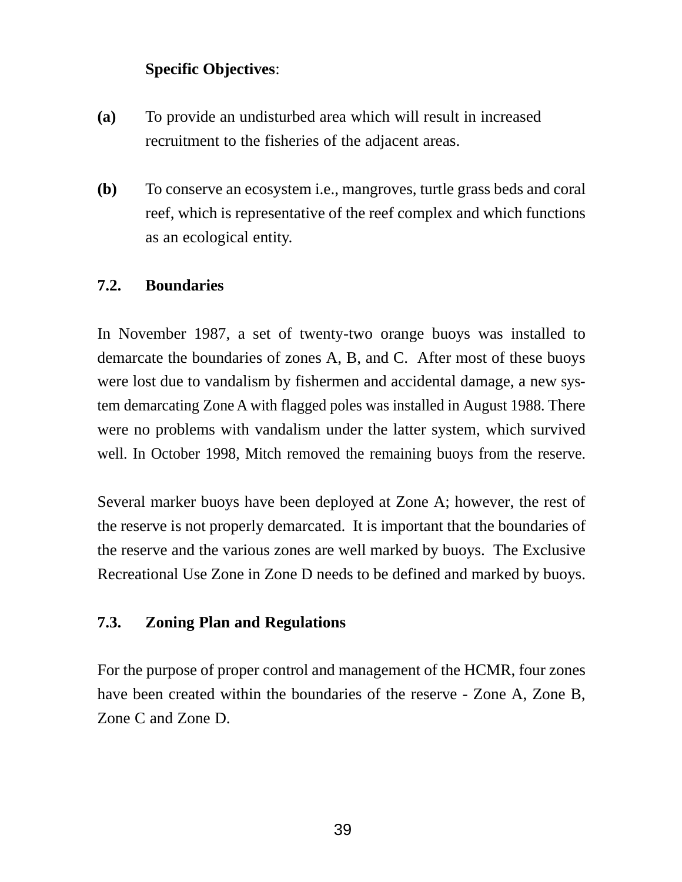**Specific Objectives**:

**(a)** To provide an undisturbed area which will result in increased recruitment to the fisheries of the adjacent areas.

**(b)** To conserve an ecosystem i.e., mangroves, turtle grass beds and coral reef, which is representative of the reef complex and which functions as an ecological entity.

### 7.2. Boundaries

In November 1987, a set of twenty-two orange buoys was installed to demarcate the boundaries of zones A, B, and C. After most of these buoys were lost due to vandalism by fishermen and accidental damage, a new system demarcating Zone A with flagged poles was installed in August 1988. There were no problems with vandalism under the latter system, which survived well. In October 1998, Mitch removed the remaining buoys from the reserve.

Several marker buoys have been deployed at Zone A; however, the rest of the reserve is not properly demarcated. It is important that the boundaries of the reserve and the various zones are well marked by buoys. The Exclusive Recreational Use Zone in Zone D needs to be defined and marked by buoys.

### 7.3. Zoning Plan and Regulations

For the purpose of proper control and management of the HCMR, four zones have been created within the boundaries of the reserve - Zone A, Zone B, Zone C and Zone D.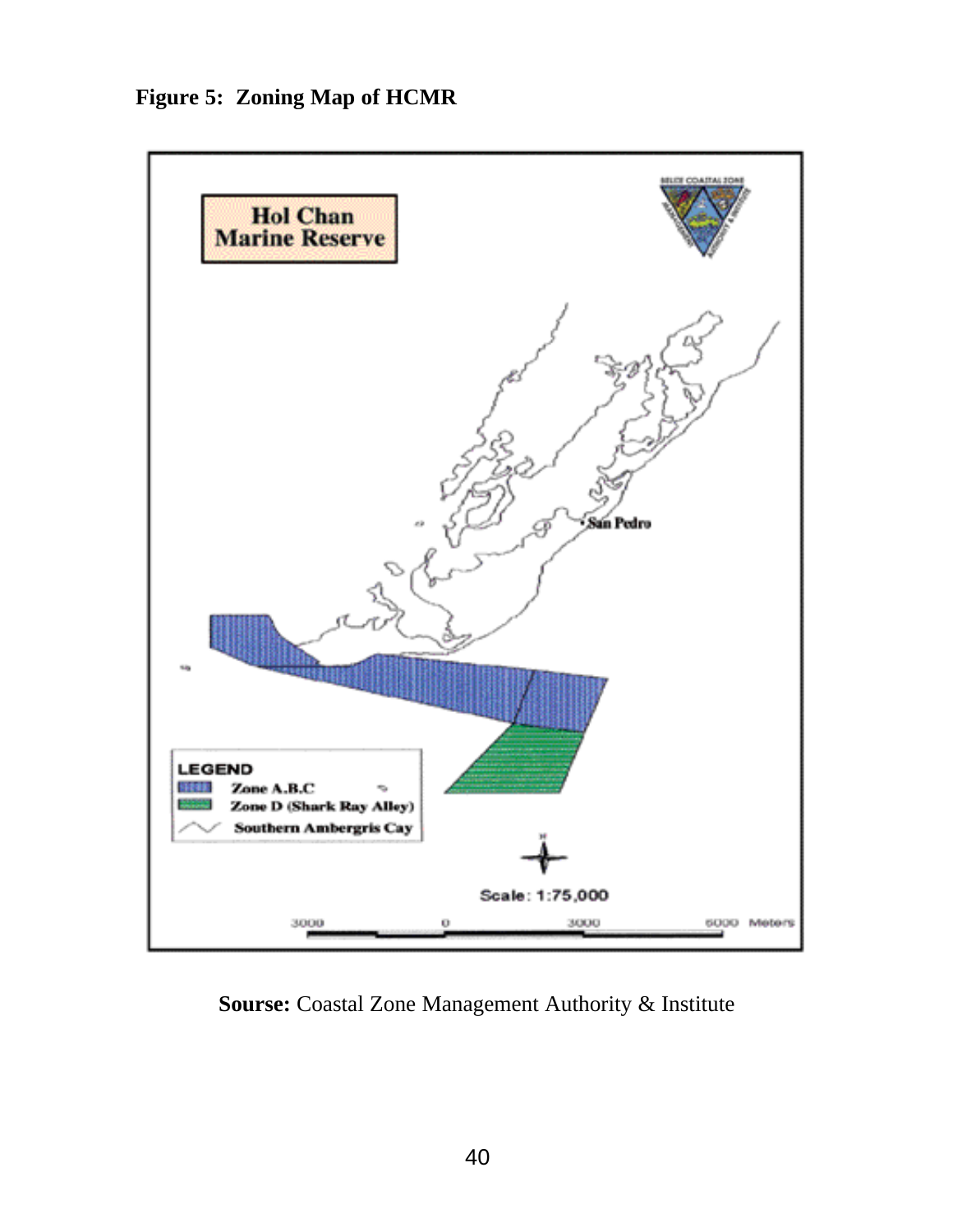**Figure 5: Zoning Map of HCMR**

**Sourse:** Coastal Zone Management Authority & Institute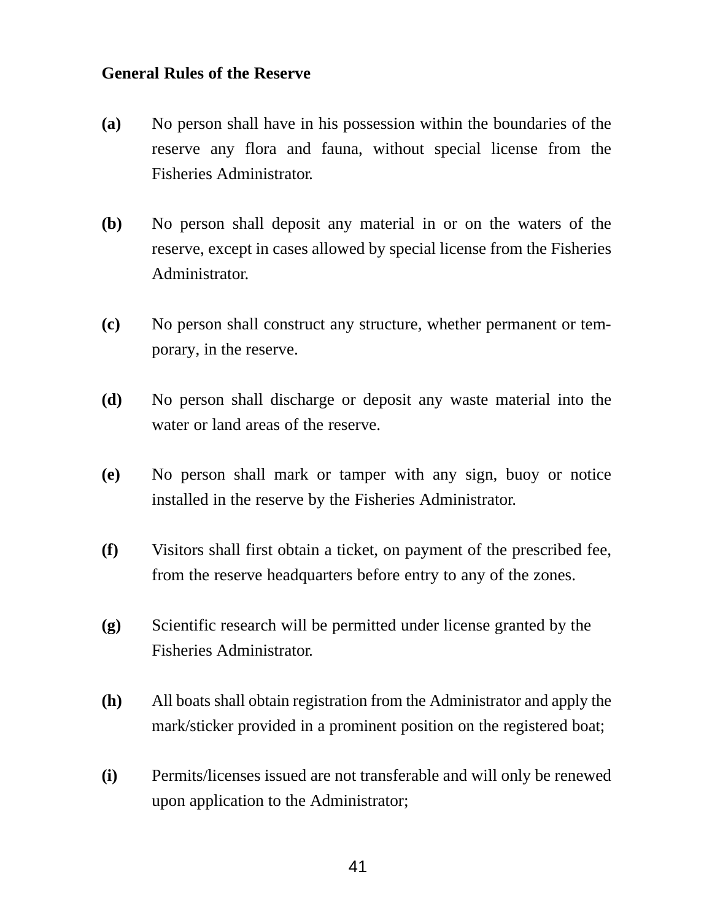**General Rules of the Reserve**

**(a)** No person shall have in his possession within the boundaries of the reserve any flora and fauna, without special license from the Fisheries Administrator.

**(b)** No person shall deposit any material in or on the waters of the reserve, except in cases allowed by special license from the Fisheries Administrator.

**(c)** No person shall construct any structure, whether permanent or temporary, in the reserve.

**(d)** No person shall discharge or deposit any waste material into the water or land areas of the reserve.

**(e)** No person shall mark or tamper with any sign, buoy or notice installed in the reserve by the Fisheries Administrator.

**(f)** Visitors shall first obtain a ticket, on payment of the prescribed fee, from the reserve headquarters before entry to any of the zones.

**(g)** Scientific research will be permitted under license granted by the Fisheries Administrator.

**(h)** All boats shall obtain registration from the Administrator and apply the mark/sticker provided in a prominent position on the registered boat;

**(i)** Permits/licenses issued are not transferable and will only be renewed upon application to the Administrator;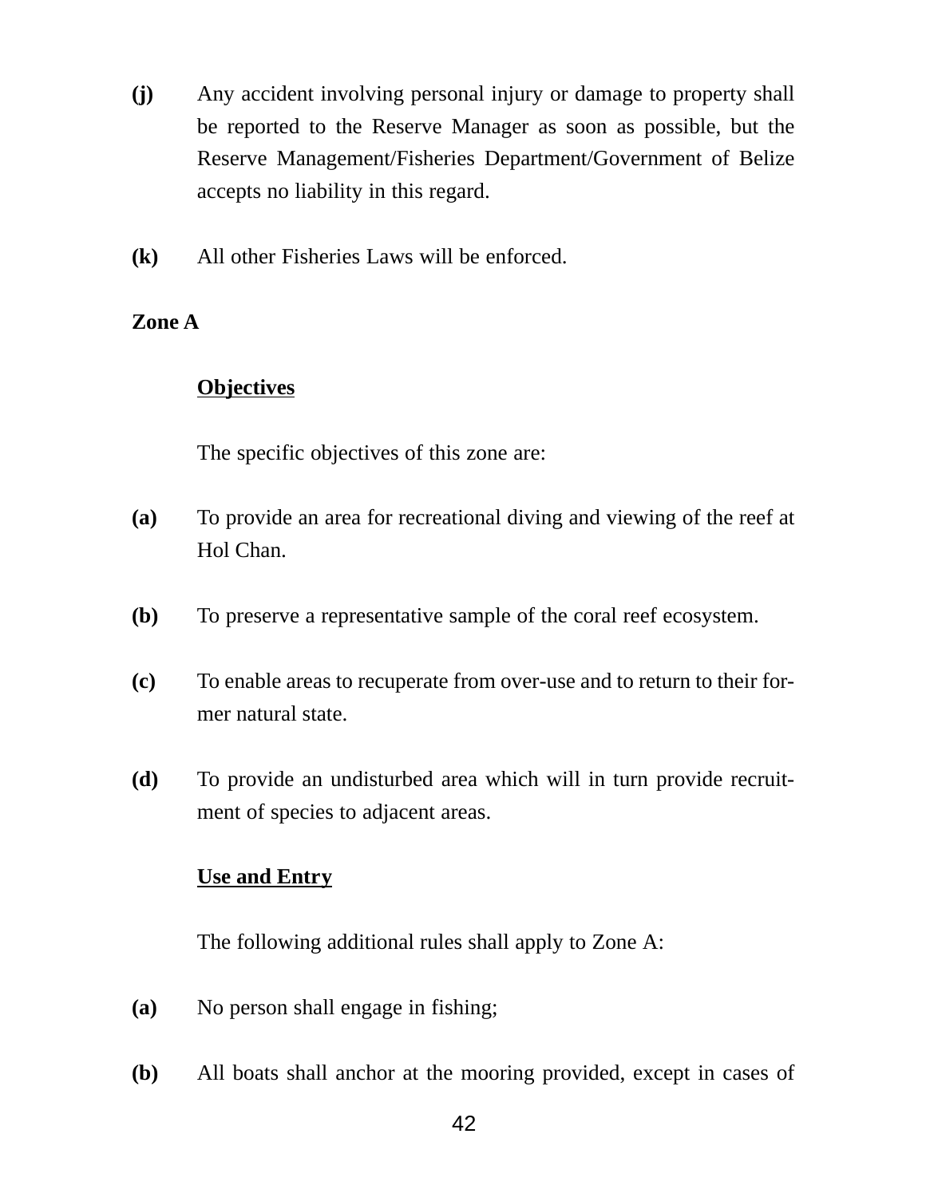**(j)** Any accident involving personal injury or damage to property shall be reported to the Reserve Manager as soon as possible, but the Reserve Management/Fisheries Department/Government of Belize accepts no liability in this regard.

**(k)** All other Fisheries Laws will be enforced.

**Zone A**

**Objectives**

The specific objectives of this zone are:

**(a)** To provide an area for recreational diving and viewing of the reef at Hol Chan.

**(b)** To preserve a representative sample of the coral reef ecosystem.

**(c)** To enable areas to recuperate from over-use and to return to their former natural state.

**(d)** To provide an undisturbed area which will in turn provide recruitment of species to adjacent areas.

**Use and Entry**

The following additional rules shall apply to Zone A:

**(a)** No person shall engage in fishing;

**(b)** All boats shall anchor at the mooring provided, except in cases of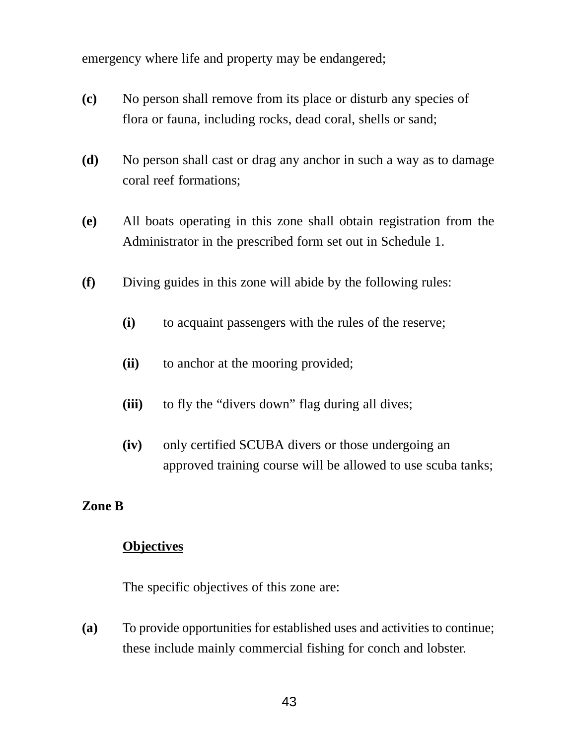emergency where life and property may be endangered;

**(c)** No person shall remove from its place or disturb any species of flora or fauna, including rocks, dead coral, shells or sand;

**(d)** No person shall cast or drag any anchor in such a way as to damage coral reef formations;

**(e)** All boats operating in this zone shall obtain registration from the Administrator in the prescribed form set out in Schedule 1.

**(f)** Diving guides in this zone will abide by the following rules:

> **(i)** to acquaint passengers with the rules of the reserve;
>
> **(ii)** to anchor at the mooring provided;
>
> **(iii)** to fly the "divers down" flag during all dives;
>
> **(iv)** only certified SCUBA divers or those undergoing an approved training course will be allowed to use scuba tanks;

**Zone B**

**<u>Objectives</u>**

The specific objectives of this zone are:

**(a)** To provide opportunities for established uses and activities to continue; these include mainly commercial fishing for conch and lobster.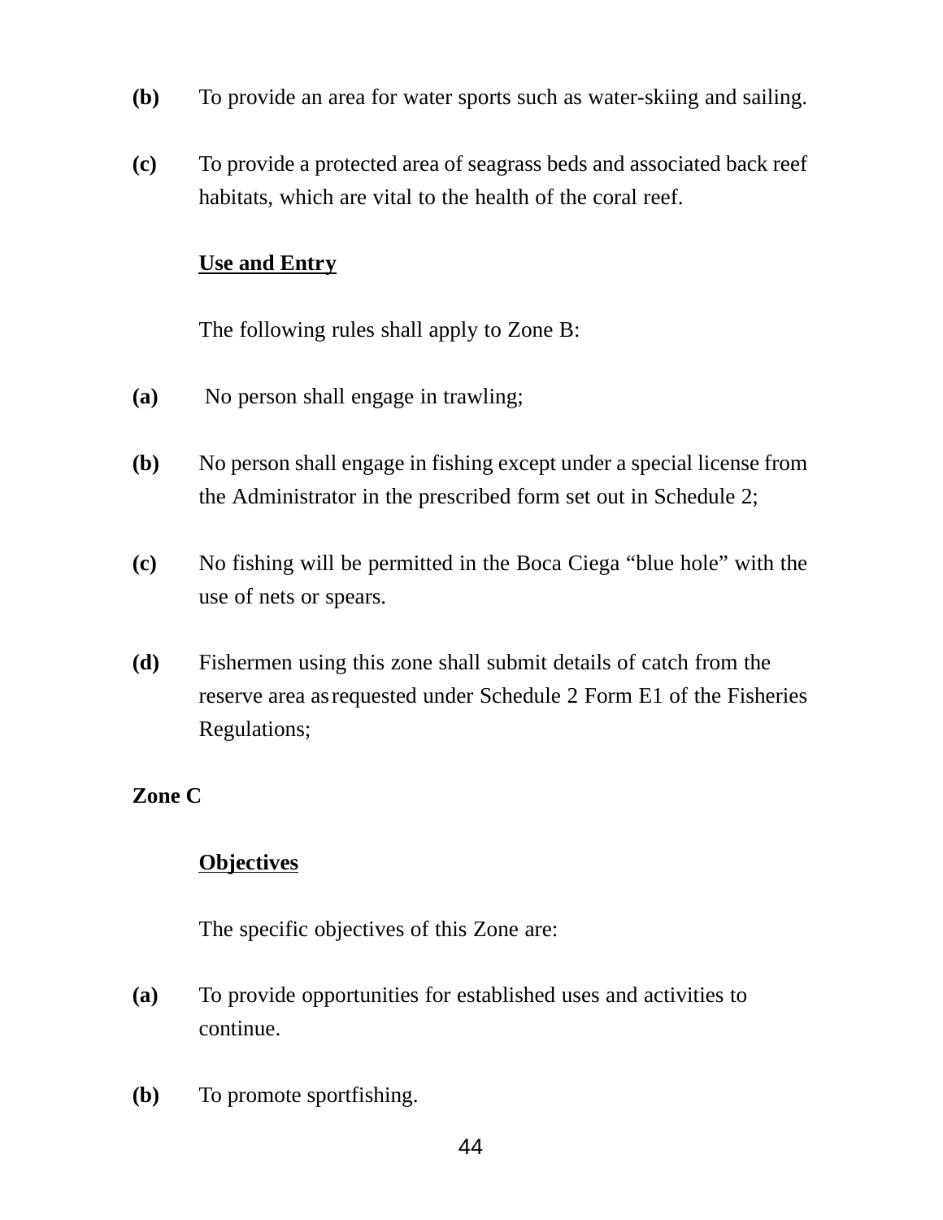**(b)** To provide an area for water sports such as water-skiing and sailing.

**(c)** To provide a protected area of seagrass beds and associated back reef habitats, which are vital to the health of the coral reef.

**Use and Entry**

The following rules shall apply to Zone B:

**(a)** No person shall engage in trawling;

**(b)** No person shall engage in fishing except under a special license from the Administrator in the prescribed form set out in Schedule 2;

**(c)** No fishing will be permitted in the Boca Ciega “blue hole” with the use of nets or spears.

**(d)** Fishermen using this zone shall submit details of catch from the reserve area as requested under Schedule 2 Form E1 of the Fisheries Regulations;

**Zone C**

**Objectives**

The specific objectives of this Zone are:

**(a)** To provide opportunities for established uses and activities to continue.

**(b)** To promote sportfishing.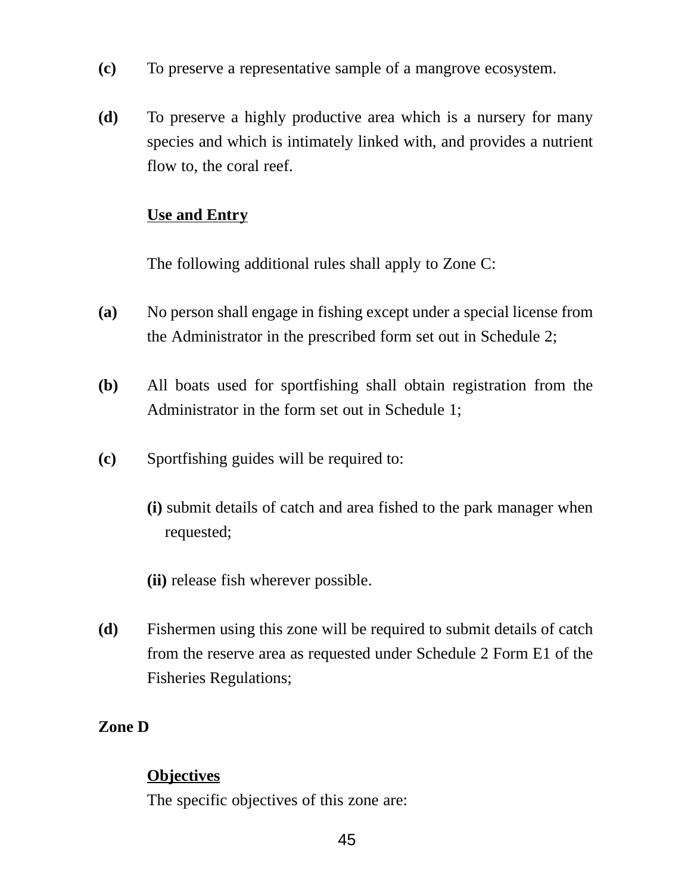**(c)** To preserve a representative sample of a mangrove ecosystem.

**(d)** To preserve a highly productive area which is a nursery for many species and which is intimately linked with, and provides a nutrient flow to, the coral reef.

**Use and Entry**

The following additional rules shall apply to Zone C:

**(a)** No person shall engage in fishing except under a special license from the Administrator in the prescribed form set out in Schedule 2;

**(b)** All boats used for sportfishing shall obtain registration from the Administrator in the form set out in Schedule 1;

**(c)** Sportfishing guides will be required to:

**(i)** submit details of catch and area fished to the park manager when requested;

**(ii)** release fish wherever possible.

**(d)** Fishermen using this zone will be required to submit details of catch from the reserve area as requested under Schedule 2 Form E1 of the Fisheries Regulations;

**Zone D**

**Objectives**

The specific objectives of this zone are: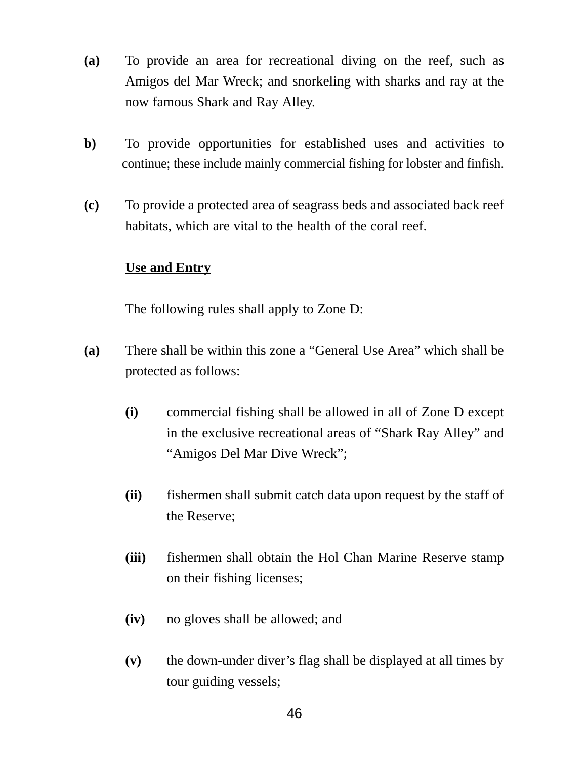**(a)** To provide an area for recreational diving on the reef, such as Amigos del Mar Wreck; and snorkeling with sharks and ray at the now famous Shark and Ray Alley.

**b)** To provide opportunities for established uses and activities to continue; these include mainly commercial fishing for lobster and finfish.

**(c)** To provide a protected area of seagrass beds and associated back reef habitats, which are vital to the health of the coral reef.

**Use and Entry**

The following rules shall apply to Zone D:

**(a)** There shall be within this zone a "General Use Area" which shall be protected as follows:

- **(i)** commercial fishing shall be allowed in all of Zone D except in the exclusive recreational areas of "Shark Ray Alley" and "Amigos Del Mar Dive Wreck";

- **(ii)** fishermen shall submit catch data upon request by the staff of the Reserve;

- **(iii)** fishermen shall obtain the Hol Chan Marine Reserve stamp on their fishing licenses;

- **(iv)** no gloves shall be allowed; and

- **(v)** the down-under diver's flag shall be displayed at all times by tour guiding vessels;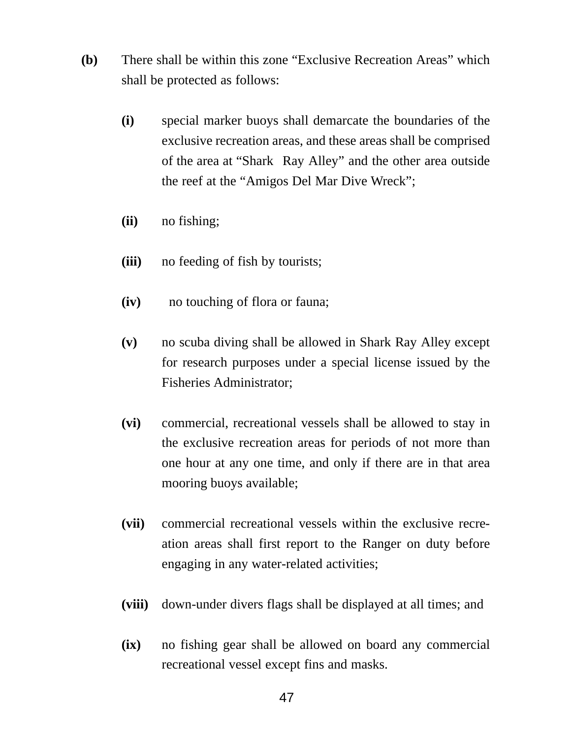**(b)** There shall be within this zone “Exclusive Recreation Areas” which shall be protected as follows:

- **(i)** special marker buoys shall demarcate the boundaries of the exclusive recreation areas, and these areas shall be comprised of the area at “Shark Ray Alley” and the other area outside the reef at the “Amigos Del Mar Dive Wreck”;

- **(ii)** no fishing;

- **(iii)** no feeding of fish by tourists;

- **(iv)** no touching of flora or fauna;

- **(v)** no scuba diving shall be allowed in Shark Ray Alley except for research purposes under a special license issued by the Fisheries Administrator;

- **(vi)** commercial, recreational vessels shall be allowed to stay in the exclusive recreation areas for periods of not more than one hour at any one time, and only if there are in that area mooring buoys available;

- **(vii)** commercial recreational vessels within the exclusive recreation areas shall first report to the Ranger on duty before engaging in any water-related activities;

- **(viii)** down-under divers flags shall be displayed at all times; and

- **(ix)** no fishing gear shall be allowed on board any commercial recreational vessel except fins and masks.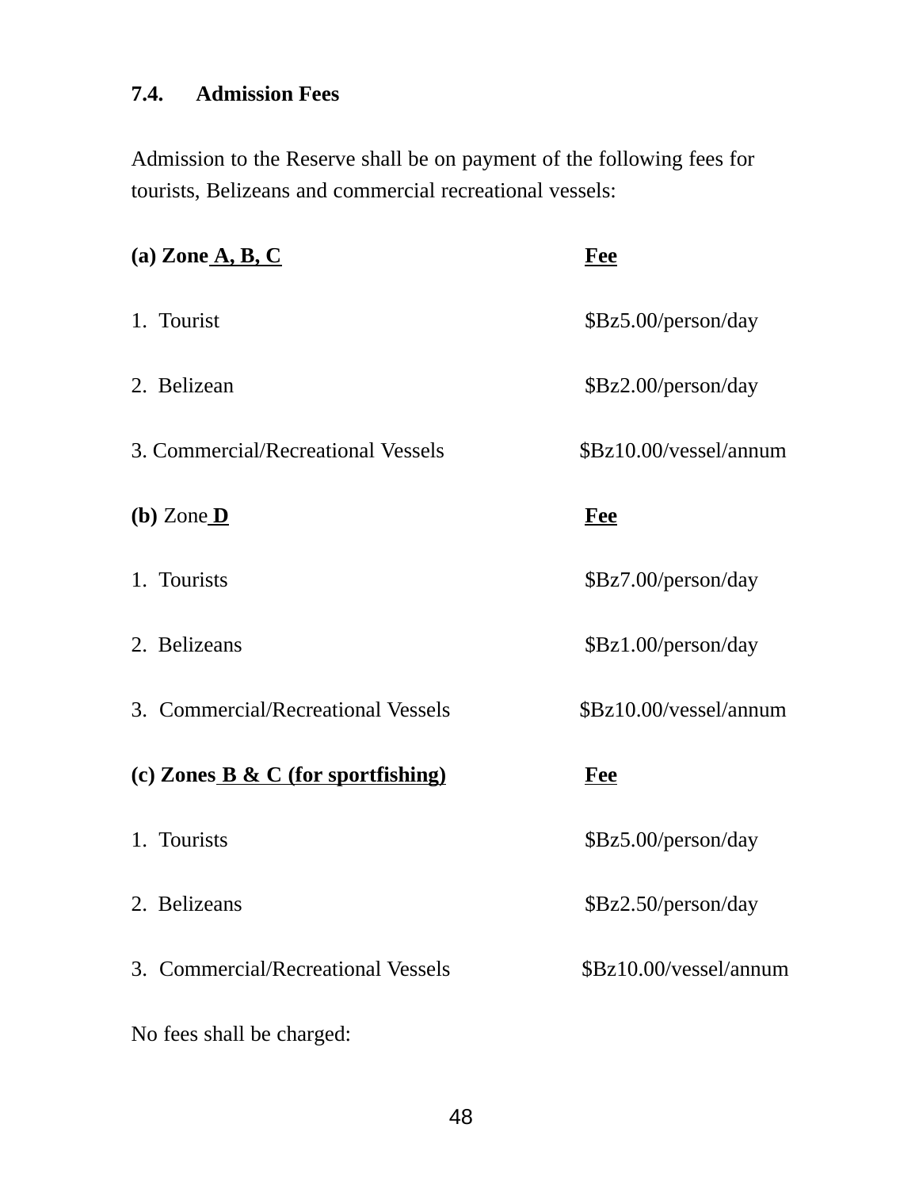### 7.4. Admission Fees

Admission to the Reserve shall be on payment of the following fees for tourists, Belizeans and commercial recreational vessels:

| **(a) Zone A, B, C** | **Fee** |
|---|---|
| 1. Tourist | $Bz5.00/person/day |
| 2. Belizean | $Bz2.00/person/day |
| 3. Commercial/Recreational Vessels | $Bz10.00/vessel/annum |

| **(b) Zone D** | **Fee** |
|---|---|
| 1. Tourists | $Bz7.00/person/day |
| 2. Belizeans | $Bz1.00/person/day |
| 3. Commercial/Recreational Vessels | $Bz10.00/vessel/annum |

| **(c) Zones B & C (for sportfishing)** | **Fee** |
|---|---|
| 1. Tourists | $Bz5.00/person/day |
| 2. Belizeans | $Bz2.50/person/day |
| 3. Commercial/Recreational Vessels | $Bz10.00/vessel/annum |

No fees shall be charged: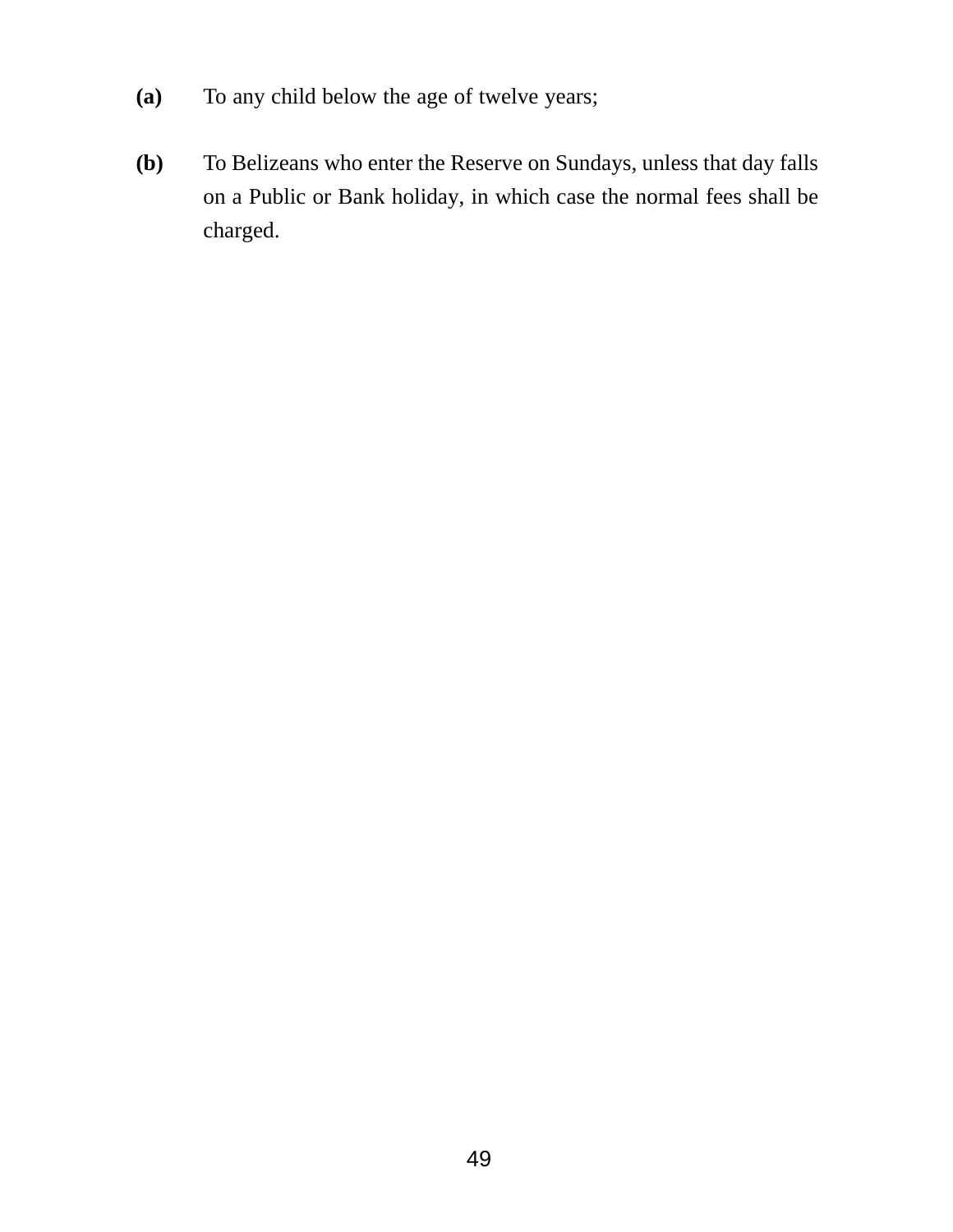**(a)** To any child below the age of twelve years;

**(b)** To Belizeans who enter the Reserve on Sundays, unless that day falls on a Public or Bank holiday, in which case the normal fees shall be charged.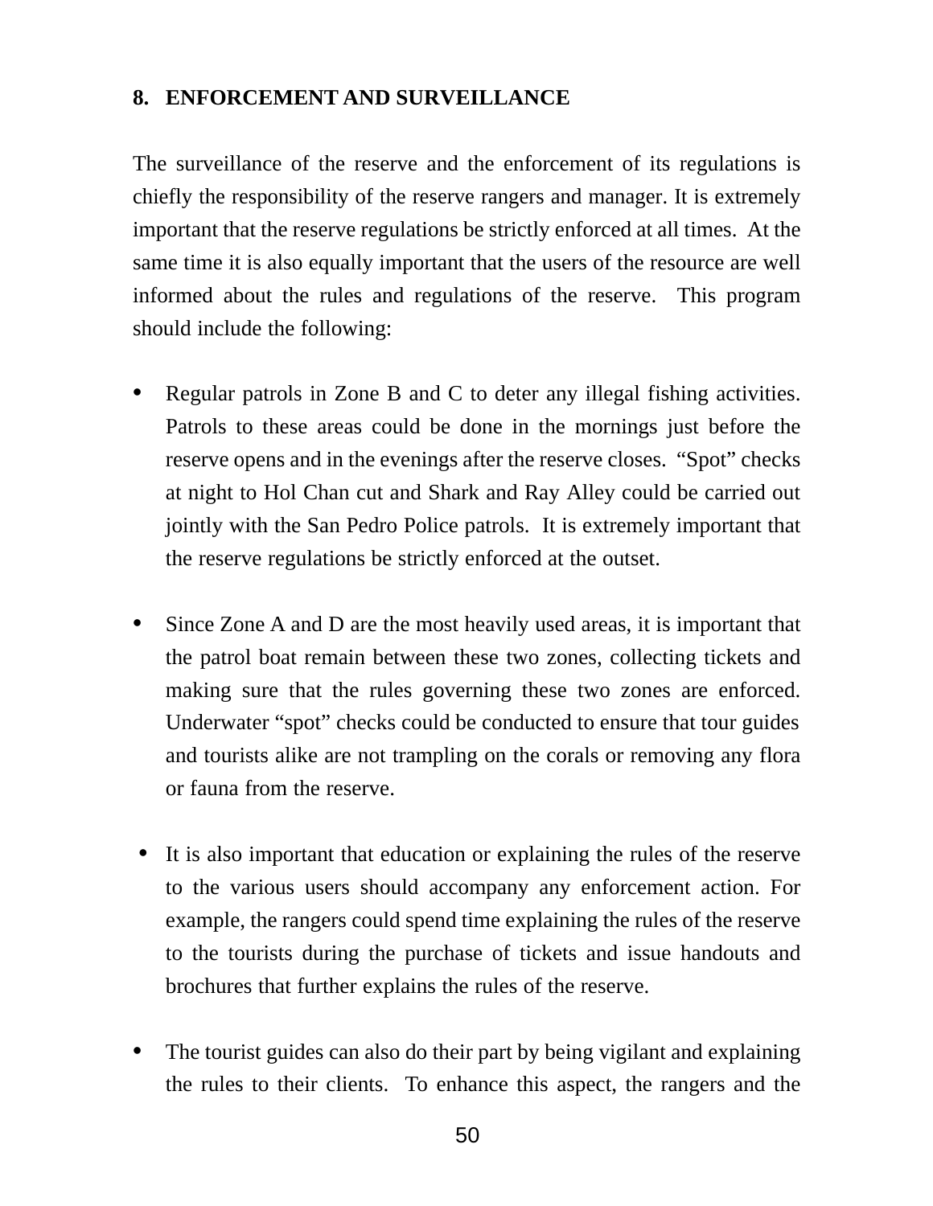## 8. ENFORCEMENT AND SURVEILLANCE

The surveillance of the reserve and the enforcement of its regulations is chiefly the responsibility of the reserve rangers and manager. It is extremely important that the reserve regulations be strictly enforced at all times. At the same time it is also equally important that the users of the resource are well informed about the rules and regulations of the reserve. This program should include the following:

- Regular patrols in Zone B and C to deter any illegal fishing activities. Patrols to these areas could be done in the mornings just before the reserve opens and in the evenings after the reserve closes. "Spot" checks at night to Hol Chan cut and Shark and Ray Alley could be carried out jointly with the San Pedro Police patrols. It is extremely important that the reserve regulations be strictly enforced at the outset.

- Since Zone A and D are the most heavily used areas, it is important that the patrol boat remain between these two zones, collecting tickets and making sure that the rules governing these two zones are enforced. Underwater "spot" checks could be conducted to ensure that tour guides and tourists alike are not trampling on the corals or removing any flora or fauna from the reserve.

- It is also important that education or explaining the rules of the reserve to the various users should accompany any enforcement action. For example, the rangers could spend time explaining the rules of the reserve to the tourists during the purchase of tickets and issue handouts and brochures that further explains the rules of the reserve.

- The tourist guides can also do their part by being vigilant and explaining the rules to their clients. To enhance this aspect, the rangers and the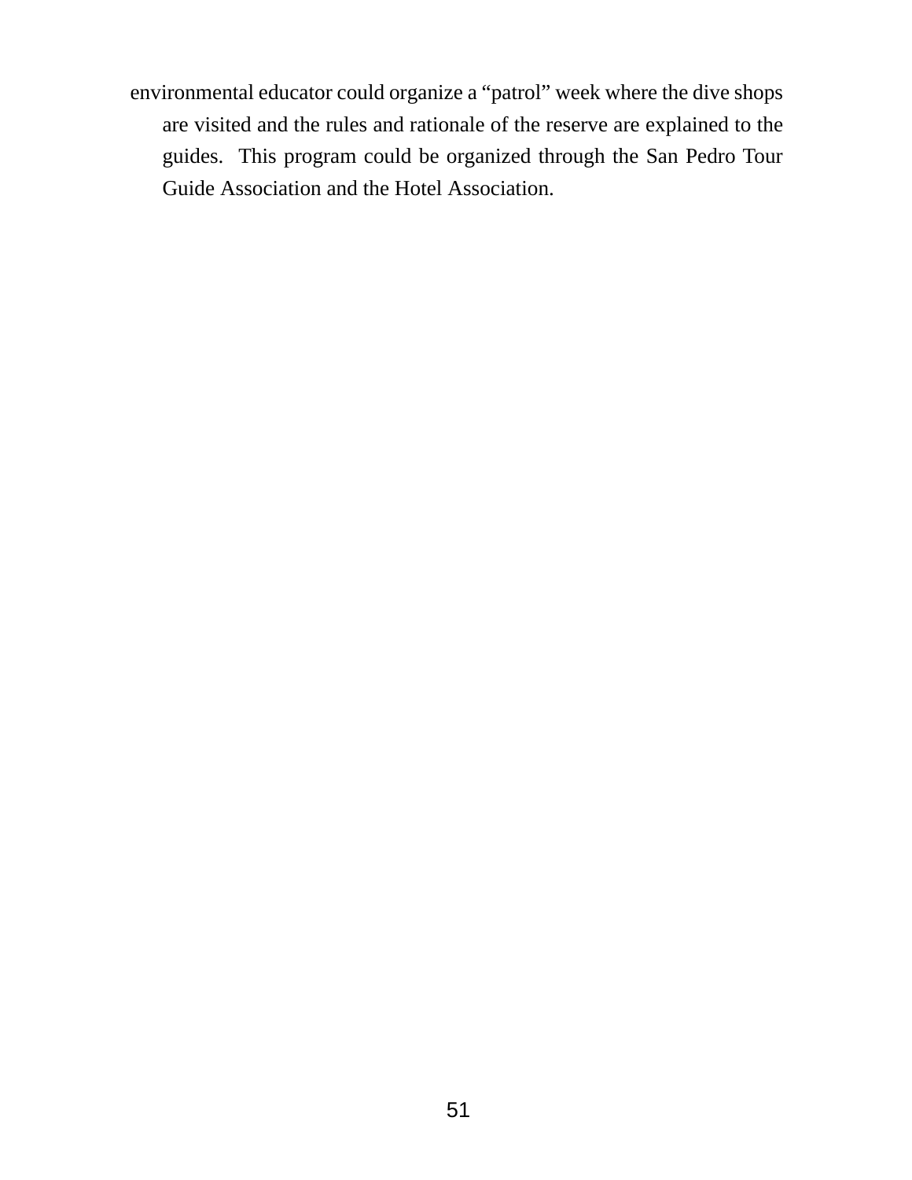environmental educator could organize a “patrol” week where the dive shops are visited and the rules and rationale of the reserve are explained to the guides.  This program could be organized through the San Pedro Tour Guide Association and the Hotel Association.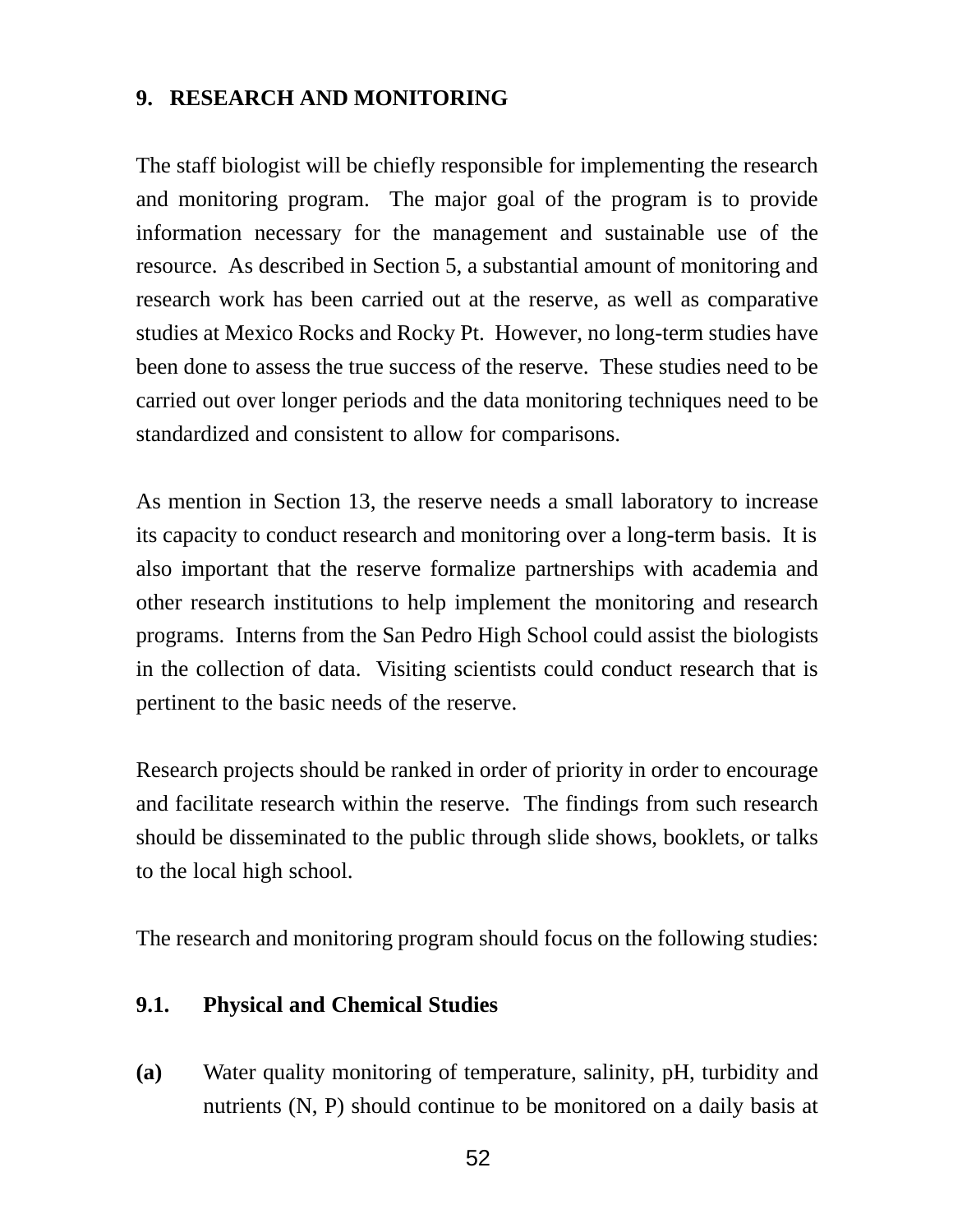## 9. RESEARCH AND MONITORING

The staff biologist will be chiefly responsible for implementing the research and monitoring program. The major goal of the program is to provide information necessary for the management and sustainable use of the resource. As described in Section 5, a substantial amount of monitoring and research work has been carried out at the reserve, as well as comparative studies at Mexico Rocks and Rocky Pt. However, no long-term studies have been done to assess the true success of the reserve. These studies need to be carried out over longer periods and the data monitoring techniques need to be standardized and consistent to allow for comparisons.

As mention in Section 13, the reserve needs a small laboratory to increase its capacity to conduct research and monitoring over a long-term basis. It is also important that the reserve formalize partnerships with academia and other research institutions to help implement the monitoring and research programs. Interns from the San Pedro High School could assist the biologists in the collection of data. Visiting scientists could conduct research that is pertinent to the basic needs of the reserve.

Research projects should be ranked in order of priority in order to encourage and facilitate research within the reserve. The findings from such research should be disseminated to the public through slide shows, booklets, or talks to the local high school.

The research and monitoring program should focus on the following studies:

### 9.1. Physical and Chemical Studies

**(a)** Water quality monitoring of temperature, salinity, pH, turbidity and nutrients (N, P) should continue to be monitored on a daily basis at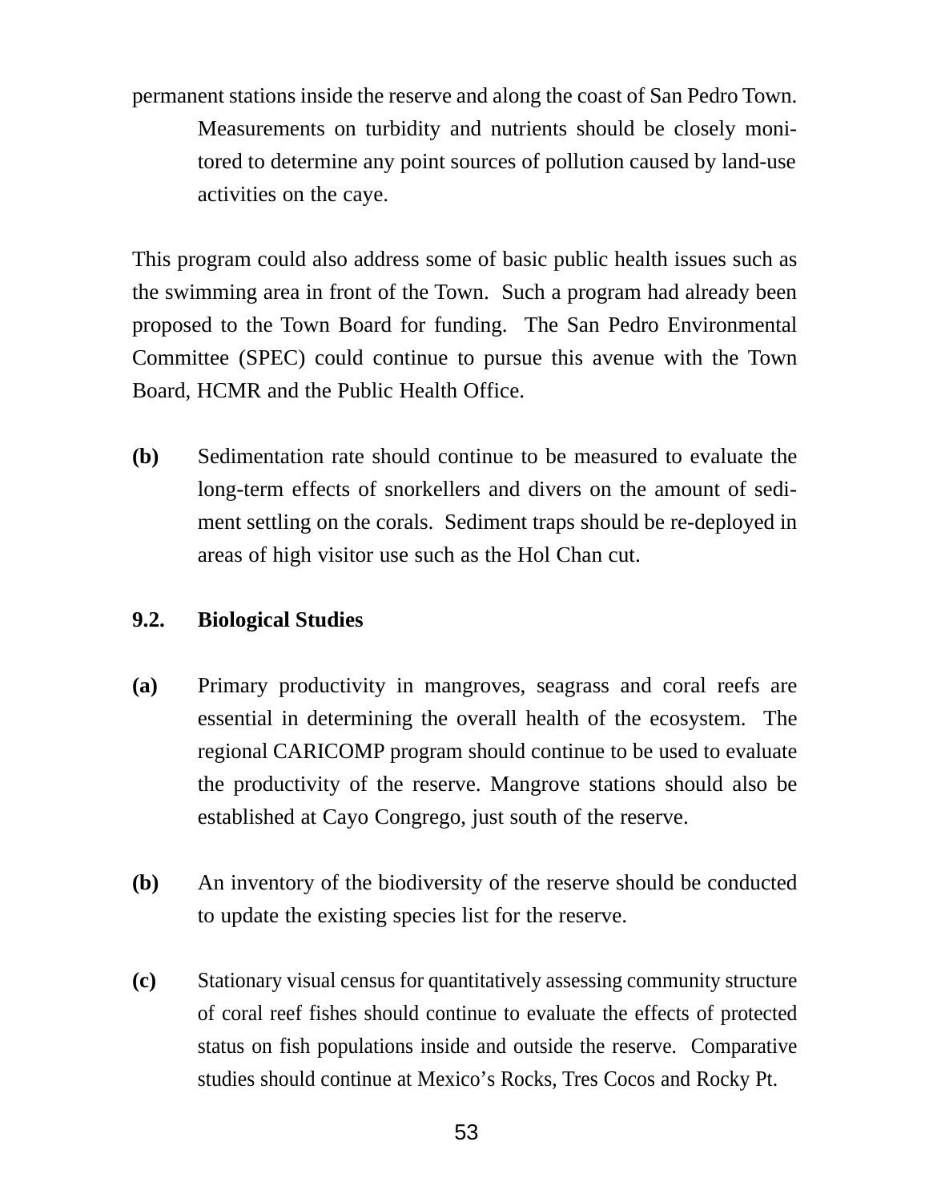permanent stations inside the reserve and along the coast of San Pedro Town. Measurements on turbidity and nutrients should be closely monitored to determine any point sources of pollution caused by land-use activities on the caye.

This program could also address some of basic public health issues such as the swimming area in front of the Town. Such a program had already been proposed to the Town Board for funding. The San Pedro Environmental Committee (SPEC) could continue to pursue this avenue with the Town Board, HCMR and the Public Health Office.

**(b)** Sedimentation rate should continue to be measured to evaluate the long-term effects of snorkellers and divers on the amount of sediment settling on the corals. Sediment traps should be re-deployed in areas of high visitor use such as the Hol Chan cut.

## 9.2. Biological Studies

**(a)** Primary productivity in mangroves, seagrass and coral reefs are essential in determining the overall health of the ecosystem. The regional CARICOMP program should continue to be used to evaluate the productivity of the reserve. Mangrove stations should also be established at Cayo Congrego, just south of the reserve.

**(b)** An inventory of the biodiversity of the reserve should be conducted to update the existing species list for the reserve.

**(c)** Stationary visual census for quantitatively assessing community structure of coral reef fishes should continue to evaluate the effects of protected status on fish populations inside and outside the reserve. Comparative studies should continue at Mexico's Rocks, Tres Cocos and Rocky Pt.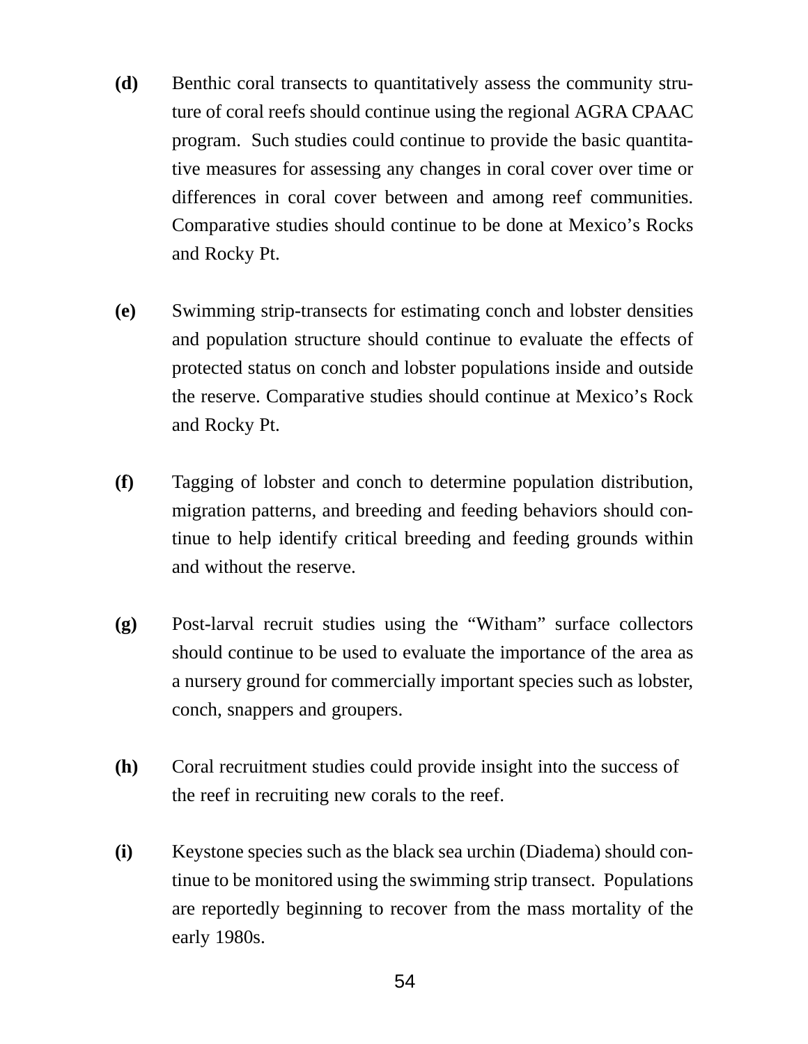**(d)** Benthic coral transects to quantitatively assess the community structure of coral reefs should continue using the regional AGRA CPAAC program. Such studies could continue to provide the basic quantitative measures for assessing any changes in coral cover over time or differences in coral cover between and among reef communities. Comparative studies should continue to be done at Mexico's Rocks and Rocky Pt.

**(e)** Swimming strip-transects for estimating conch and lobster densities and population structure should continue to evaluate the effects of protected status on conch and lobster populations inside and outside the reserve. Comparative studies should continue at Mexico's Rock and Rocky Pt.

**(f)** Tagging of lobster and conch to determine population distribution, migration patterns, and breeding and feeding behaviors should continue to help identify critical breeding and feeding grounds within and without the reserve.

**(g)** Post-larval recruit studies using the "Witham" surface collectors should continue to be used to evaluate the importance of the area as a nursery ground for commercially important species such as lobster, conch, snappers and groupers.

**(h)** Coral recruitment studies could provide insight into the success of the reef in recruiting new corals to the reef.

**(i)** Keystone species such as the black sea urchin (Diadema) should continue to be monitored using the swimming strip transect. Populations are reportedly beginning to recover from the mass mortality of the early 1980s.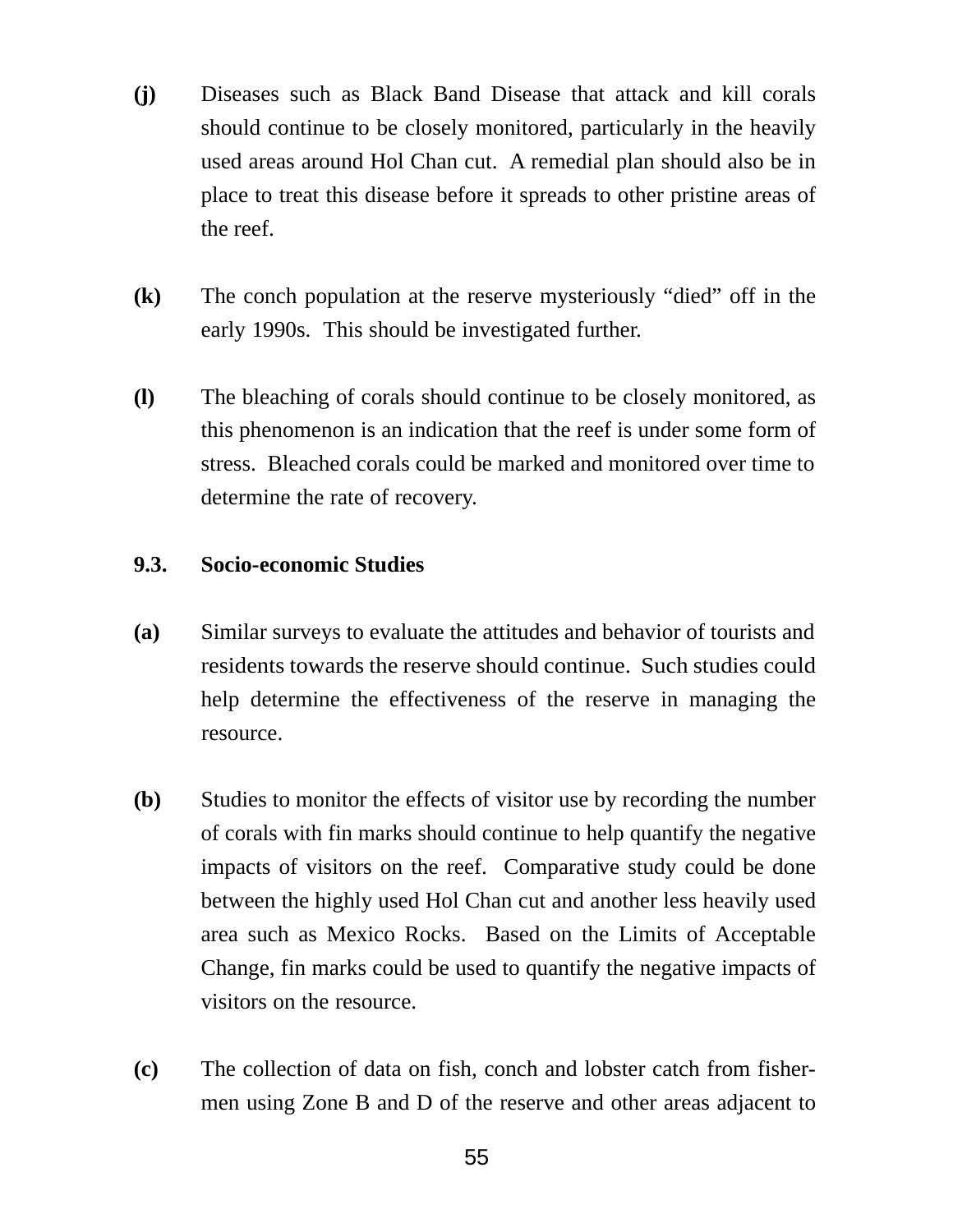**(j)** Diseases such as Black Band Disease that attack and kill corals should continue to be closely monitored, particularly in the heavily used areas around Hol Chan cut. A remedial plan should also be in place to treat this disease before it spreads to other pristine areas of the reef.

**(k)** The conch population at the reserve mysteriously "died" off in the early 1990s. This should be investigated further.

**(l)** The bleaching of corals should continue to be closely monitored, as this phenomenon is an indication that the reef is under some form of stress. Bleached corals could be marked and monitored over time to determine the rate of recovery.

### 9.3. Socio-economic Studies

**(a)** Similar surveys to evaluate the attitudes and behavior of tourists and residents towards the reserve should continue. Such studies could help determine the effectiveness of the reserve in managing the resource.

**(b)** Studies to monitor the effects of visitor use by recording the number of corals with fin marks should continue to help quantify the negative impacts of visitors on the reef. Comparative study could be done between the highly used Hol Chan cut and another less heavily used area such as Mexico Rocks. Based on the Limits of Acceptable Change, fin marks could be used to quantify the negative impacts of visitors on the resource.

**(c)** The collection of data on fish, conch and lobster catch from fisher-men using Zone B and D of the reserve and other areas adjacent to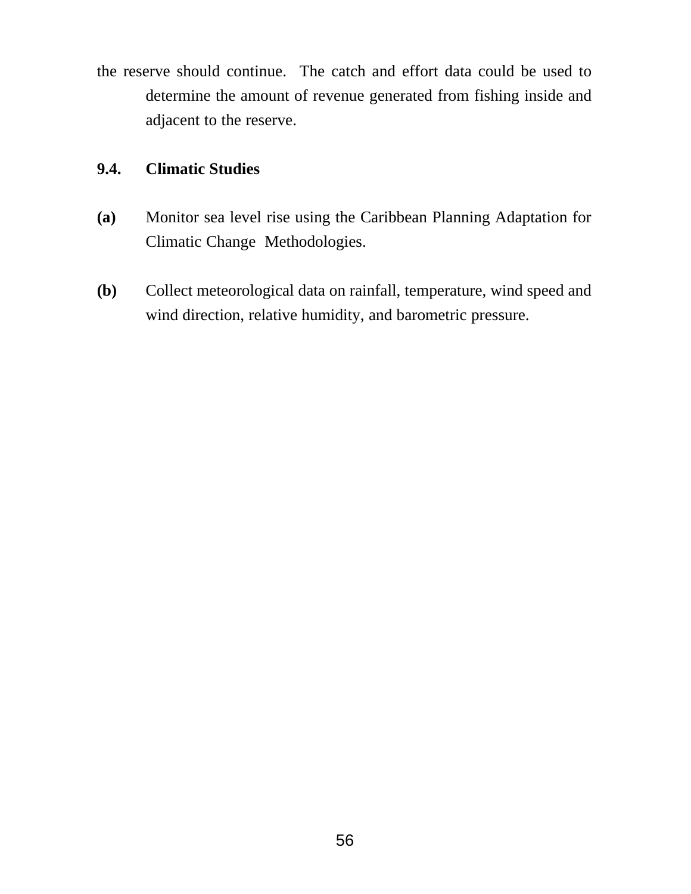the reserve should continue. The catch and effort data could be used to determine the amount of revenue generated from fishing inside and adjacent to the reserve.

### 9.4. Climatic Studies

**(a)** Monitor sea level rise using the Caribbean Planning Adaptation for Climatic Change Methodologies.

**(b)** Collect meteorological data on rainfall, temperature, wind speed and wind direction, relative humidity, and barometric pressure.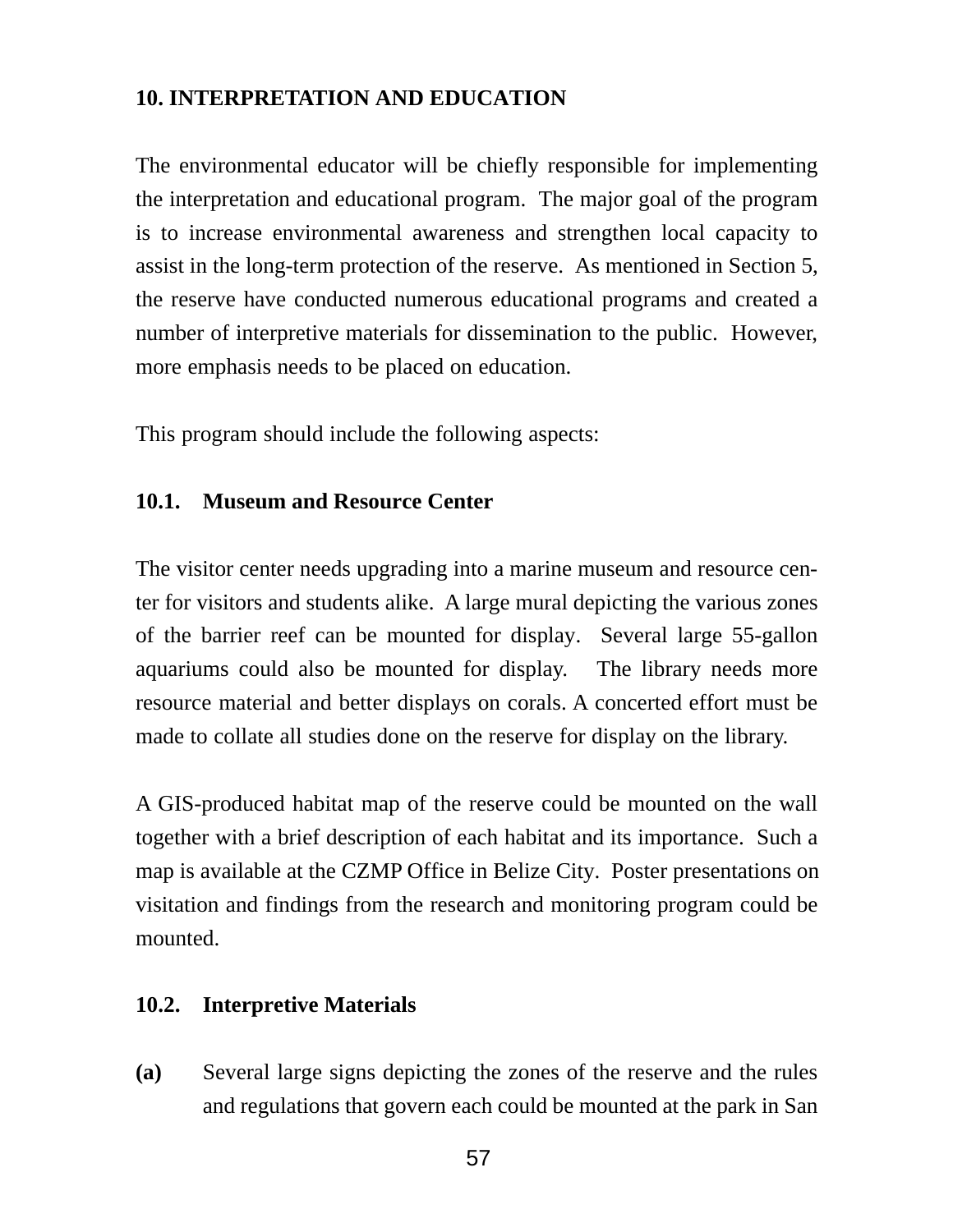## 10. INTERPRETATION AND EDUCATION

The environmental educator will be chiefly responsible for implementing the interpretation and educational program. The major goal of the program is to increase environmental awareness and strengthen local capacity to assist in the long-term protection of the reserve. As mentioned in Section 5, the reserve have conducted numerous educational programs and created a number of interpretive materials for dissemination to the public. However, more emphasis needs to be placed on education.

This program should include the following aspects:

### 10.1. Museum and Resource Center

The visitor center needs upgrading into a marine museum and resource center for visitors and students alike. A large mural depicting the various zones of the barrier reef can be mounted for display. Several large 55-gallon aquariums could also be mounted for display. The library needs more resource material and better displays on corals. A concerted effort must be made to collate all studies done on the reserve for display on the library.

A GIS-produced habitat map of the reserve could be mounted on the wall together with a brief description of each habitat and its importance. Such a map is available at the CZMP Office in Belize City. Poster presentations on visitation and findings from the research and monitoring program could be mounted.

### 10.2. Interpretive Materials

**(a)** Several large signs depicting the zones of the reserve and the rules and regulations that govern each could be mounted at the park in San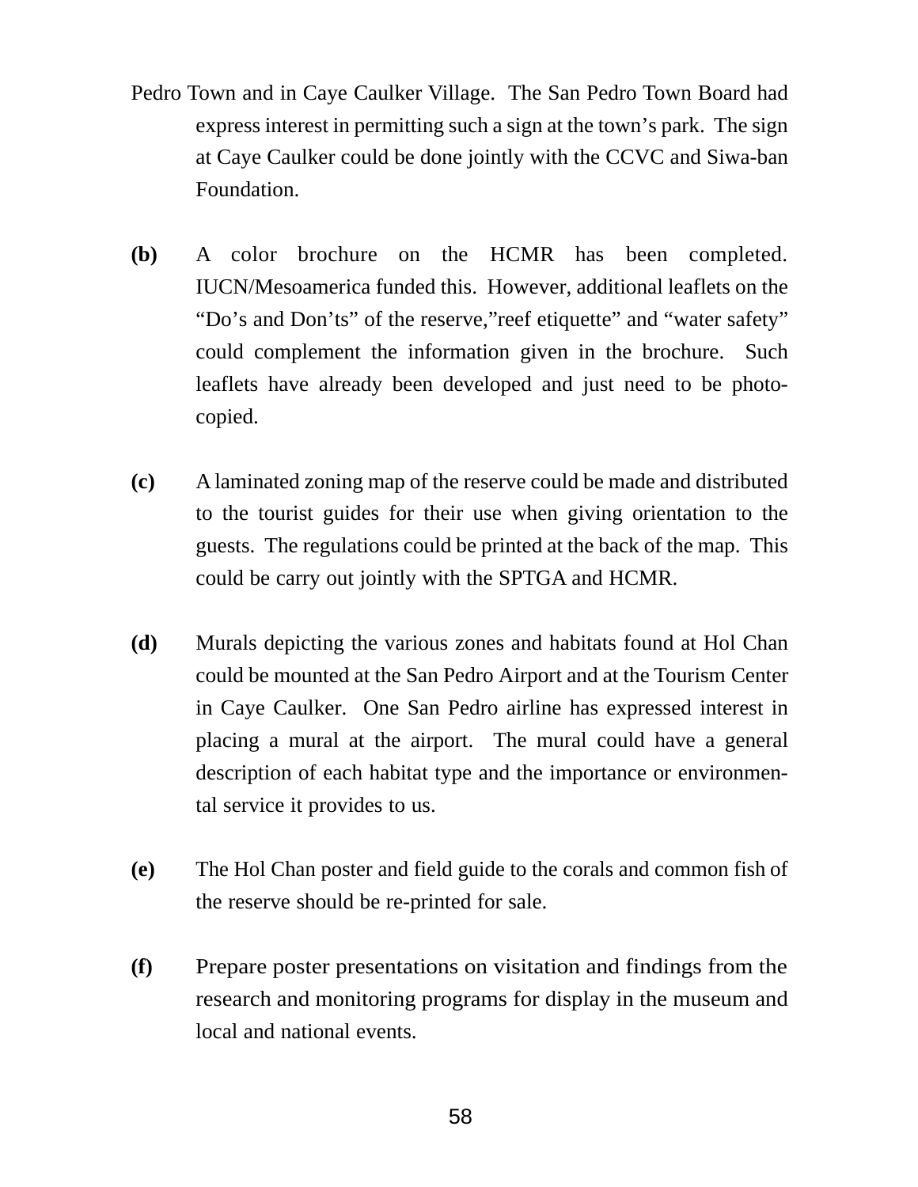Pedro Town and in Caye Caulker Village. The San Pedro Town Board had express interest in permitting such a sign at the town's park. The sign at Caye Caulker could be done jointly with the CCVC and Siwa-ban Foundation.

**(b)** A color brochure on the HCMR has been completed. IUCN/Mesoamerica funded this. However, additional leaflets on the "Do's and Don'ts" of the reserve,"reef etiquette" and "water safety" could complement the information given in the brochure. Such leaflets have already been developed and just need to be photo-copied.

**(c)** A laminated zoning map of the reserve could be made and distributed to the tourist guides for their use when giving orientation to the guests. The regulations could be printed at the back of the map. This could be carry out jointly with the SPTGA and HCMR.

**(d)** Murals depicting the various zones and habitats found at Hol Chan could be mounted at the San Pedro Airport and at the Tourism Center in Caye Caulker. One San Pedro airline has expressed interest in placing a mural at the airport. The mural could have a general description of each habitat type and the importance or environmental service it provides to us.

**(e)** The Hol Chan poster and field guide to the corals and common fish of the reserve should be re-printed for sale.

**(f)** Prepare poster presentations on visitation and findings from the research and monitoring programs for display in the museum and local and national events.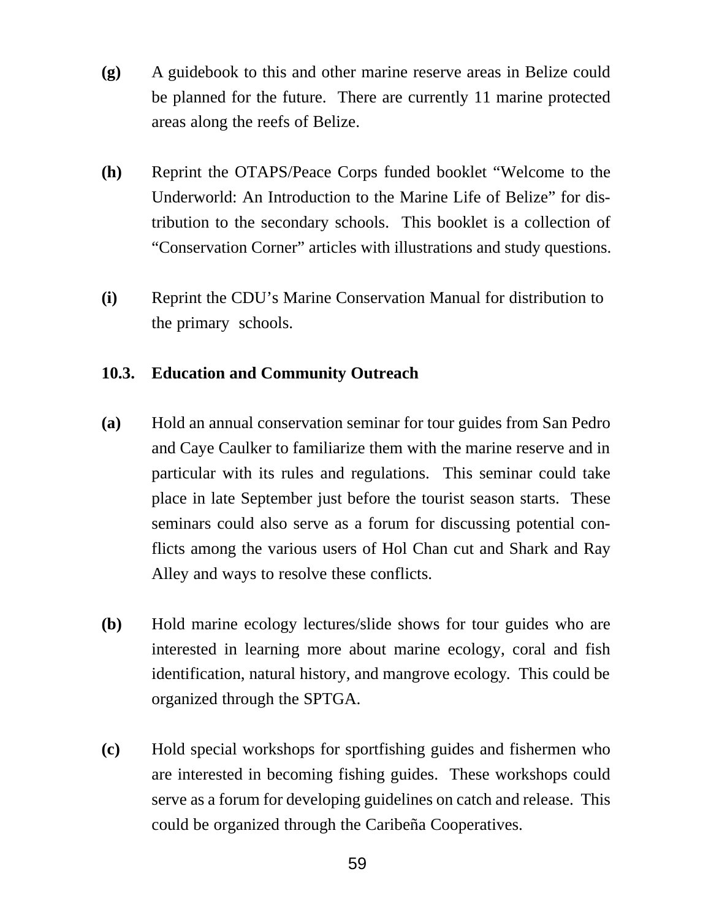**(g)** A guidebook to this and other marine reserve areas in Belize could be planned for the future. There are currently 11 marine protected areas along the reefs of Belize.

**(h)** Reprint the OTAPS/Peace Corps funded booklet "Welcome to the Underworld: An Introduction to the Marine Life of Belize" for distribution to the secondary schools. This booklet is a collection of "Conservation Corner" articles with illustrations and study questions.

**(i)** Reprint the CDU's Marine Conservation Manual for distribution to the primary schools.

### 10.3. Education and Community Outreach

**(a)** Hold an annual conservation seminar for tour guides from San Pedro and Caye Caulker to familiarize them with the marine reserve and in particular with its rules and regulations. This seminar could take place in late September just before the tourist season starts. These seminars could also serve as a forum for discussing potential conflicts among the various users of Hol Chan cut and Shark and Ray Alley and ways to resolve these conflicts.

**(b)** Hold marine ecology lectures/slide shows for tour guides who are interested in learning more about marine ecology, coral and fish identification, natural history, and mangrove ecology. This could be organized through the SPTGA.

**(c)** Hold special workshops for sportfishing guides and fishermen who are interested in becoming fishing guides. These workshops could serve as a forum for developing guidelines on catch and release. This could be organized through the Caribeña Cooperatives.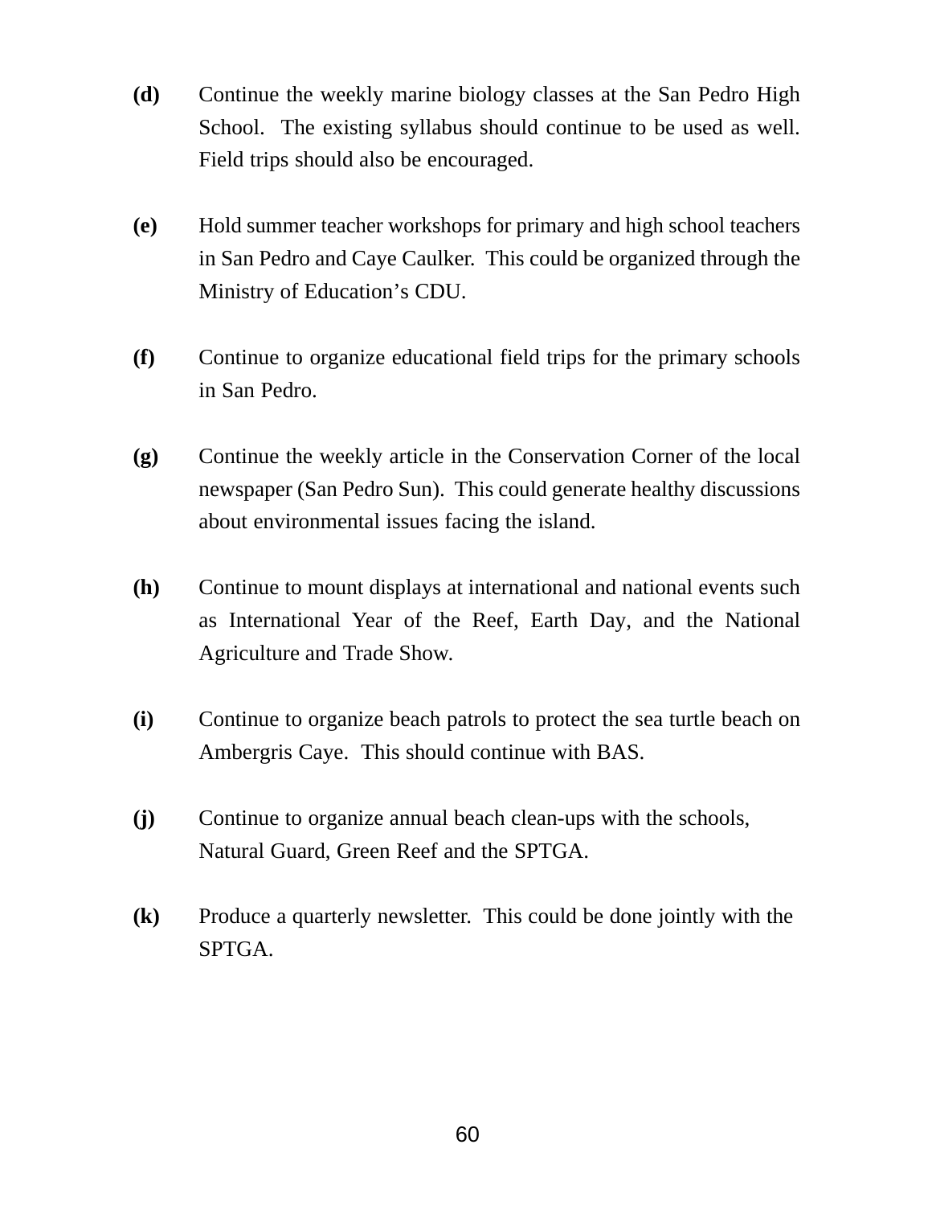**(d)** Continue the weekly marine biology classes at the San Pedro High School. The existing syllabus should continue to be used as well. Field trips should also be encouraged.

**(e)** Hold summer teacher workshops for primary and high school teachers in San Pedro and Caye Caulker. This could be organized through the Ministry of Education's CDU.

**(f)** Continue to organize educational field trips for the primary schools in San Pedro.

**(g)** Continue the weekly article in the Conservation Corner of the local newspaper (San Pedro Sun). This could generate healthy discussions about environmental issues facing the island.

**(h)** Continue to mount displays at international and national events such as International Year of the Reef, Earth Day, and the National Agriculture and Trade Show.

**(i)** Continue to organize beach patrols to protect the sea turtle beach on Ambergris Caye. This should continue with BAS.

**(j)** Continue to organize annual beach clean-ups with the schools, Natural Guard, Green Reef and the SPTGA.

**(k)** Produce a quarterly newsletter. This could be done jointly with the SPTGA.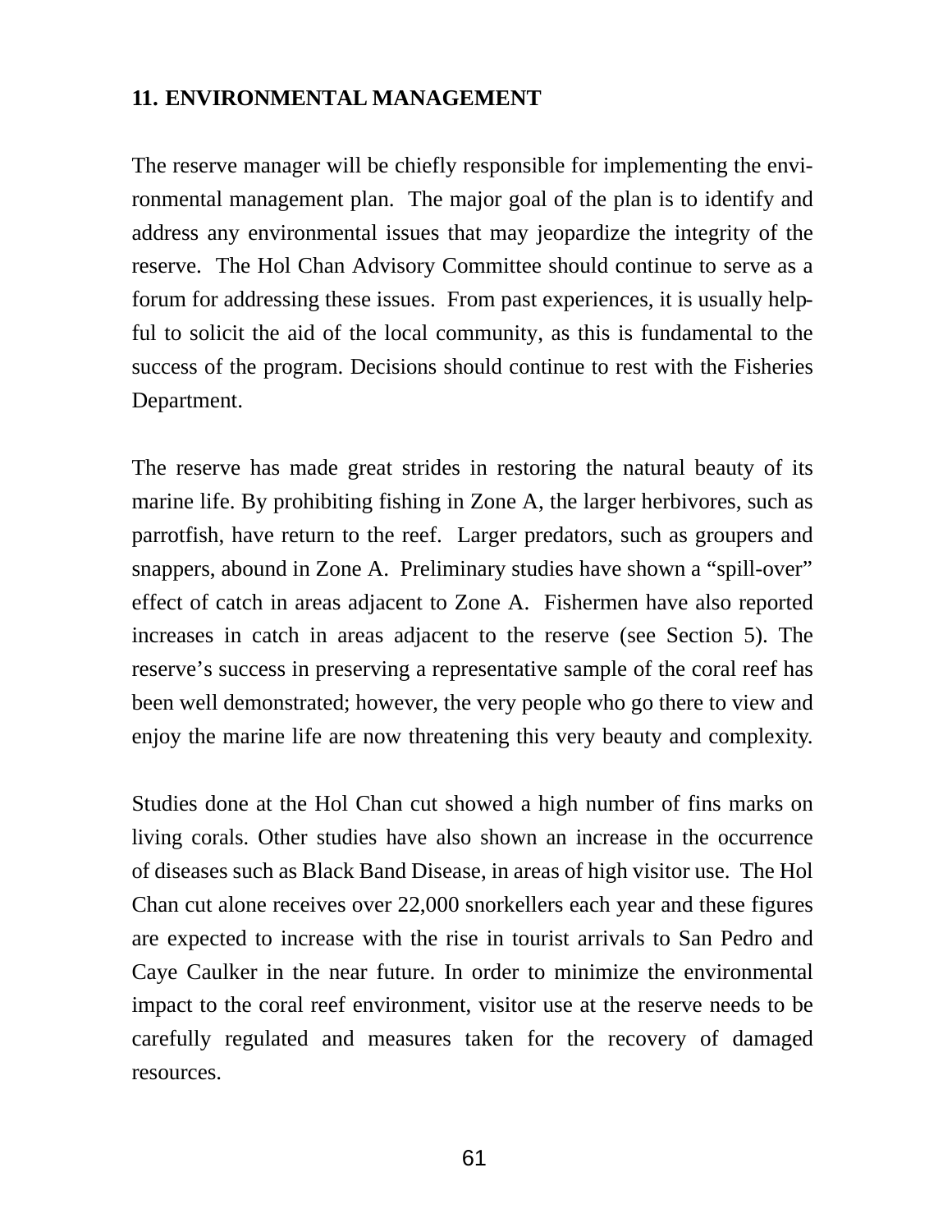## 11. ENVIRONMENTAL MANAGEMENT

The reserve manager will be chiefly responsible for implementing the environmental management plan. The major goal of the plan is to identify and address any environmental issues that may jeopardize the integrity of the reserve. The Hol Chan Advisory Committee should continue to serve as a forum for addressing these issues. From past experiences, it is usually helpful to solicit the aid of the local community, as this is fundamental to the success of the program. Decisions should continue to rest with the Fisheries Department.

The reserve has made great strides in restoring the natural beauty of its marine life. By prohibiting fishing in Zone A, the larger herbivores, such as parrotfish, have return to the reef. Larger predators, such as groupers and snappers, abound in Zone A. Preliminary studies have shown a "spill-over" effect of catch in areas adjacent to Zone A. Fishermen have also reported increases in catch in areas adjacent to the reserve (see Section 5). The reserve's success in preserving a representative sample of the coral reef has been well demonstrated; however, the very people who go there to view and enjoy the marine life are now threatening this very beauty and complexity.

Studies done at the Hol Chan cut showed a high number of fins marks on living corals. Other studies have also shown an increase in the occurrence of diseases such as Black Band Disease, in areas of high visitor use. The Hol Chan cut alone receives over 22,000 snorkellers each year and these figures are expected to increase with the rise in tourist arrivals to San Pedro and Caye Caulker in the near future. In order to minimize the environmental impact to the coral reef environment, visitor use at the reserve needs to be carefully regulated and measures taken for the recovery of damaged resources.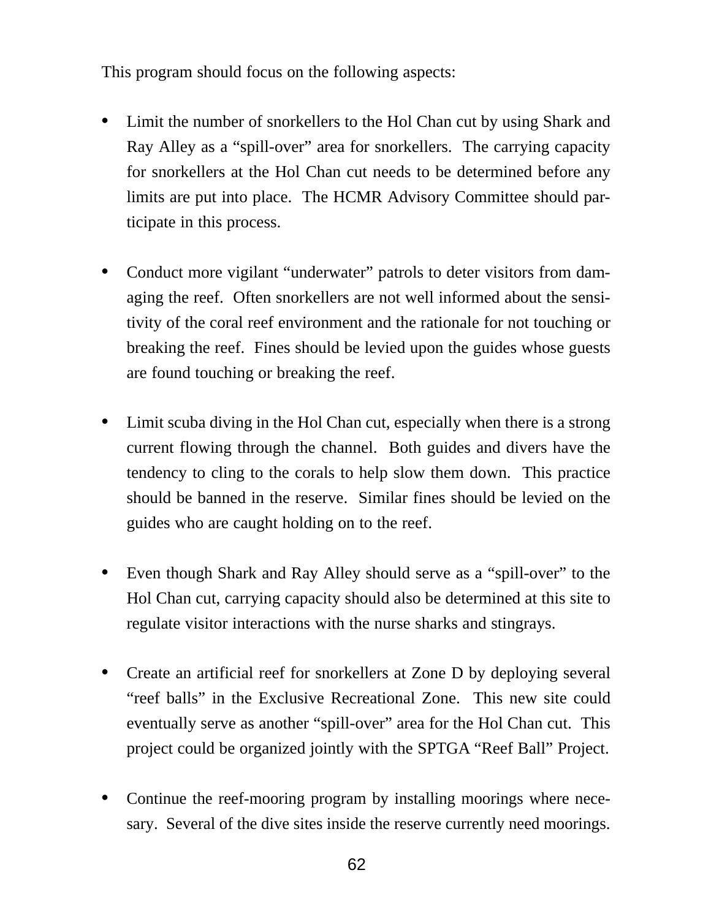This program should focus on the following aspects:

- Limit the number of snorkellers to the Hol Chan cut by using Shark and Ray Alley as a "spill-over" area for snorkellers. The carrying capacity for snorkellers at the Hol Chan cut needs to be determined before any limits are put into place. The HCMR Advisory Committee should participate in this process.

- Conduct more vigilant "underwater" patrols to deter visitors from damaging the reef. Often snorkellers are not well informed about the sensitivity of the coral reef environment and the rationale for not touching or breaking the reef. Fines should be levied upon the guides whose guests are found touching or breaking the reef.

- Limit scuba diving in the Hol Chan cut, especially when there is a strong current flowing through the channel. Both guides and divers have the tendency to cling to the corals to help slow them down. This practice should be banned in the reserve. Similar fines should be levied on the guides who are caught holding on to the reef.

- Even though Shark and Ray Alley should serve as a "spill-over" to the Hol Chan cut, carrying capacity should also be determined at this site to regulate visitor interactions with the nurse sharks and stingrays.

- Create an artificial reef for snorkellers at Zone D by deploying several "reef balls" in the Exclusive Recreational Zone. This new site could eventually serve as another "spill-over" area for the Hol Chan cut. This project could be organized jointly with the SPTGA "Reef Ball" Project.

- Continue the reef-mooring program by installing moorings where necesary. Several of the dive sites inside the reserve currently need moorings.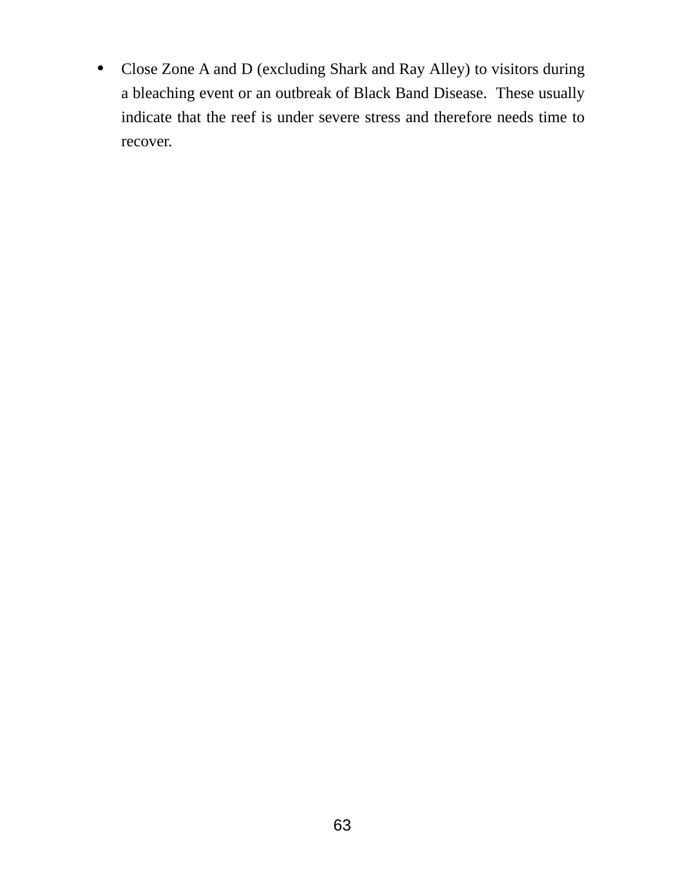- Close Zone A and D (excluding Shark and Ray Alley) to visitors during a bleaching event or an outbreak of Black Band Disease. These usually indicate that the reef is under severe stress and therefore needs time to recover.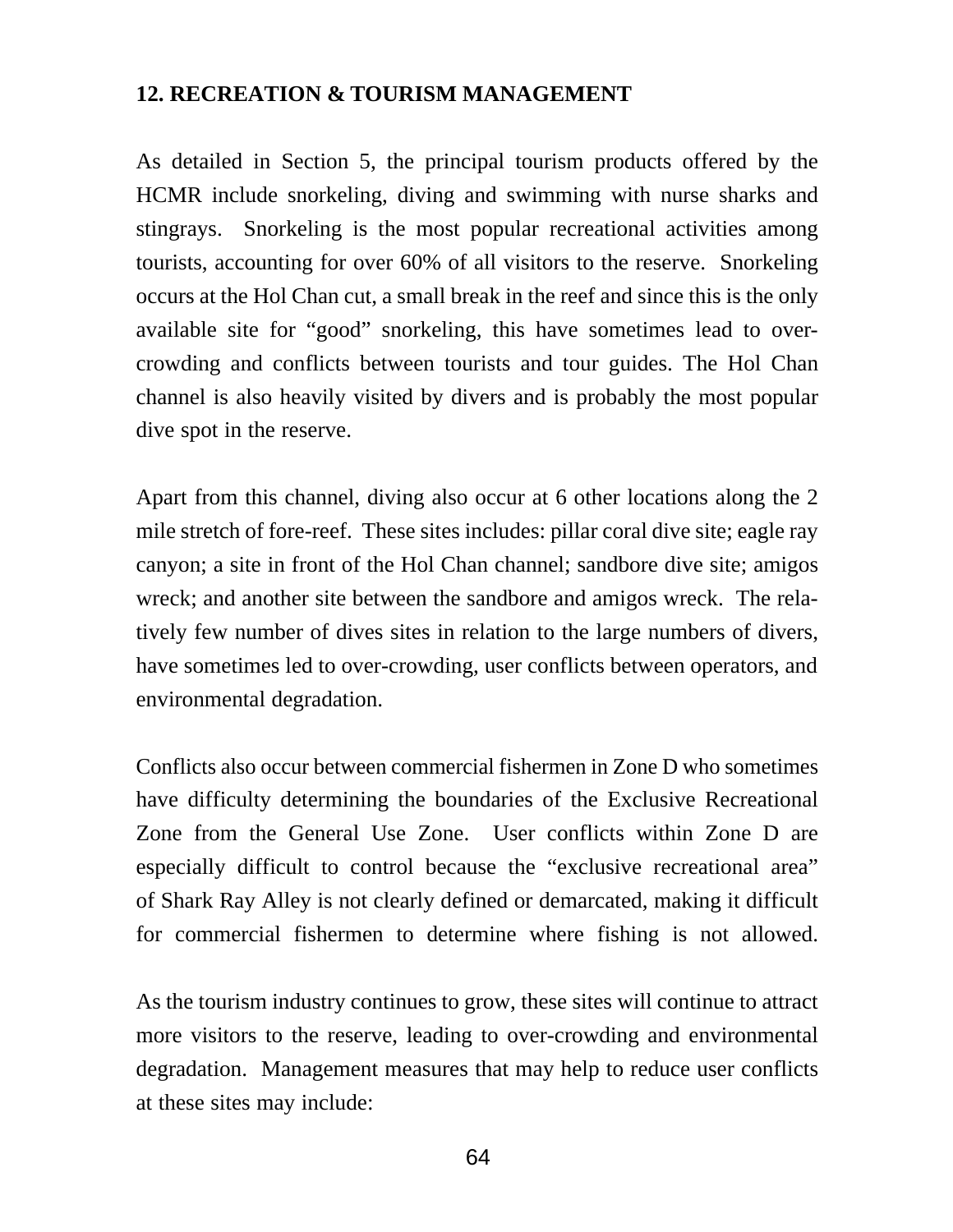## 12. RECREATION & TOURISM MANAGEMENT

As detailed in Section 5, the principal tourism products offered by the HCMR include snorkeling, diving and swimming with nurse sharks and stingrays. Snorkeling is the most popular recreational activities among tourists, accounting for over 60% of all visitors to the reserve. Snorkeling occurs at the Hol Chan cut, a small break in the reef and since this is the only available site for "good" snorkeling, this have sometimes lead to over-crowding and conflicts between tourists and tour guides. The Hol Chan channel is also heavily visited by divers and is probably the most popular dive spot in the reserve.

Apart from this channel, diving also occur at 6 other locations along the 2 mile stretch of fore-reef. These sites includes: pillar coral dive site; eagle ray canyon; a site in front of the Hol Chan channel; sandbore dive site; amigos wreck; and another site between the sandbore and amigos wreck. The relatively few number of dives sites in relation to the large numbers of divers, have sometimes led to over-crowding, user conflicts between operators, and environmental degradation.

Conflicts also occur between commercial fishermen in Zone D who sometimes have difficulty determining the boundaries of the Exclusive Recreational Zone from the General Use Zone. User conflicts within Zone D are especially difficult to control because the "exclusive recreational area" of Shark Ray Alley is not clearly defined or demarcated, making it difficult for commercial fishermen to determine where fishing is not allowed.

As the tourism industry continues to grow, these sites will continue to attract more visitors to the reserve, leading to over-crowding and environmental degradation. Management measures that may help to reduce user conflicts at these sites may include: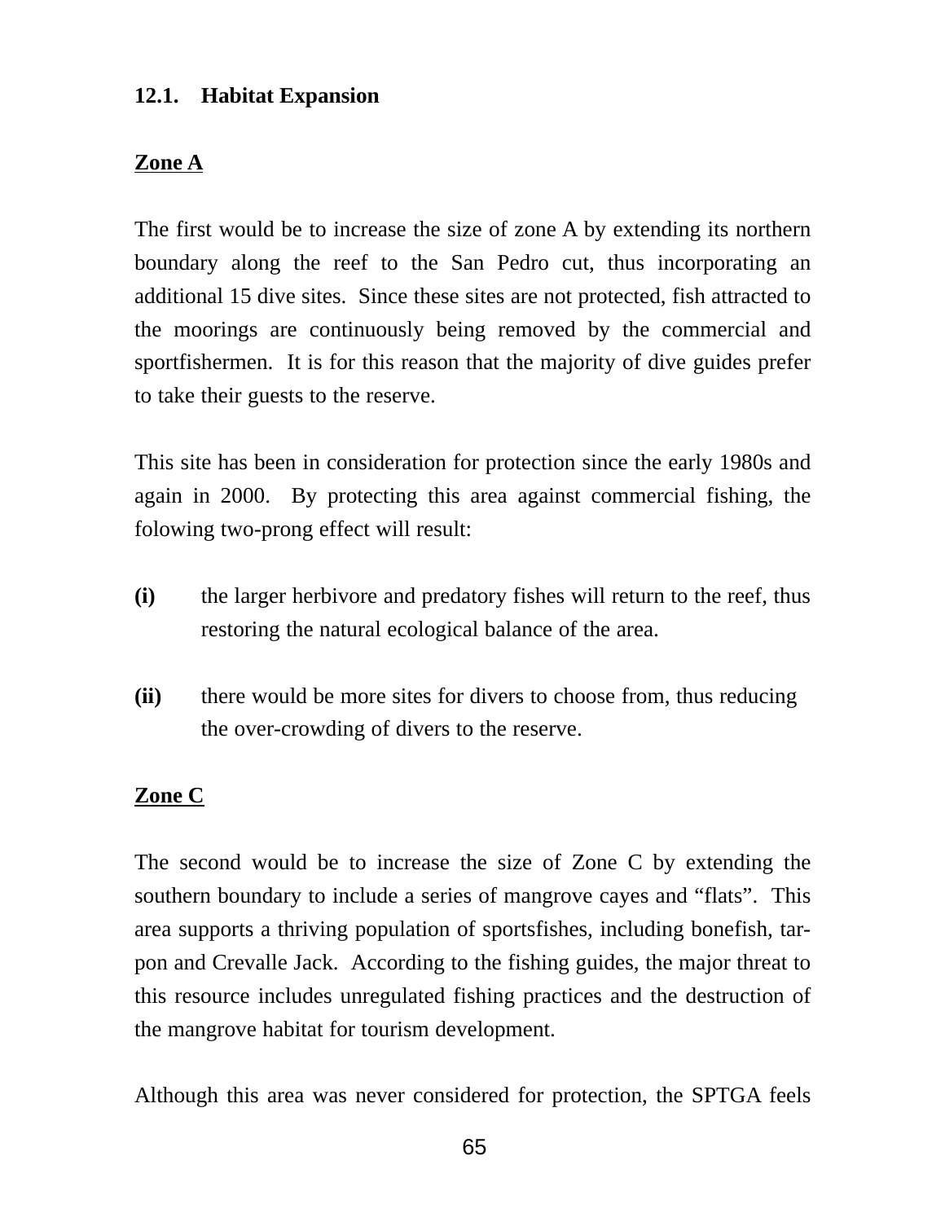### 12.1. Habitat Expansion

**Zone A**

The first would be to increase the size of zone A by extending its northern boundary along the reef to the San Pedro cut, thus incorporating an additional 15 dive sites. Since these sites are not protected, fish attracted to the moorings are continuously being removed by the commercial and sportfishermen. It is for this reason that the majority of dive guides prefer to take their guests to the reserve.

This site has been in consideration for protection since the early 1980s and again in 2000. By protecting this area against commercial fishing, the folowing two-prong effect will result:

**(i)** the larger herbivore and predatory fishes will return to the reef, thus restoring the natural ecological balance of the area.

**(ii)** there would be more sites for divers to choose from, thus reducing the over-crowding of divers to the reserve.

**Zone C**

The second would be to increase the size of Zone C by extending the southern boundary to include a series of mangrove cayes and "flats". This area supports a thriving population of sportsfishes, including bonefish, tarpon and Crevalle Jack. According to the fishing guides, the major threat to this resource includes unregulated fishing practices and the destruction of the mangrove habitat for tourism development.

Although this area was never considered for protection, the SPTGA feels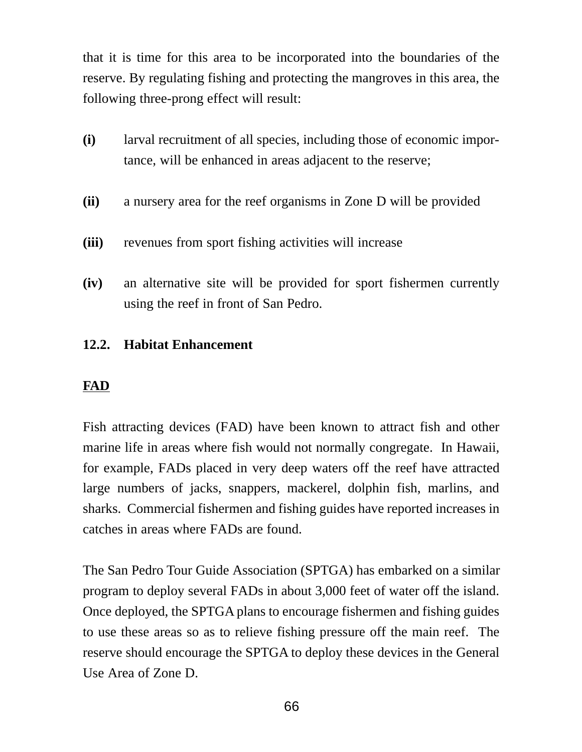that it is time for this area to be incorporated into the boundaries of the reserve. By regulating fishing and protecting the mangroves in this area, the following three-prong effect will result:

**(i)** larval recruitment of all species, including those of economic importance, will be enhanced in areas adjacent to the reserve;

**(ii)** a nursery area for the reef organisms in Zone D will be provided

**(iii)** revenues from sport fishing activities will increase

**(iv)** an alternative site will be provided for sport fishermen currently using the reef in front of San Pedro.

## 12.2. Habitat Enhancement

**FAD**

Fish attracting devices (FAD) have been known to attract fish and other marine life in areas where fish would not normally congregate. In Hawaii, for example, FADs placed in very deep waters off the reef have attracted large numbers of jacks, snappers, mackerel, dolphin fish, marlins, and sharks. Commercial fishermen and fishing guides have reported increases in catches in areas where FADs are found.

The San Pedro Tour Guide Association (SPTGA) has embarked on a similar program to deploy several FADs in about 3,000 feet of water off the island. Once deployed, the SPTGA plans to encourage fishermen and fishing guides to use these areas so as to relieve fishing pressure off the main reef. The reserve should encourage the SPTGA to deploy these devices in the General Use Area of Zone D.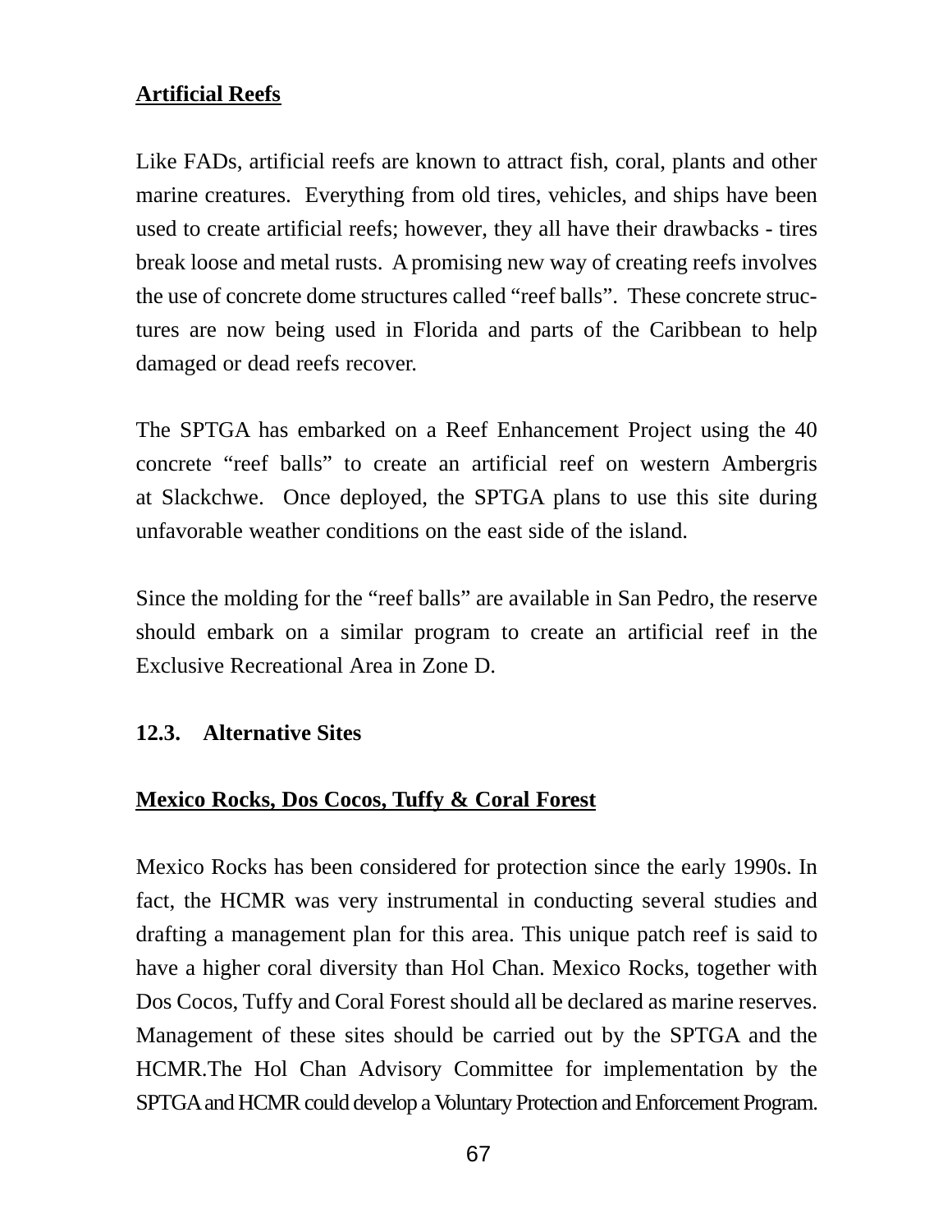**Artificial Reefs**

Like FADs, artificial reefs are known to attract fish, coral, plants and other marine creatures. Everything from old tires, vehicles, and ships have been used to create artificial reefs; however, they all have their drawbacks - tires break loose and metal rusts. A promising new way of creating reefs involves the use of concrete dome structures called "reef balls". These concrete structures are now being used in Florida and parts of the Caribbean to help damaged or dead reefs recover.

The SPTGA has embarked on a Reef Enhancement Project using the 40 concrete "reef balls" to create an artificial reef on western Ambergris at Slackchwe. Once deployed, the SPTGA plans to use this site during unfavorable weather conditions on the east side of the island.

Since the molding for the "reef balls" are available in San Pedro, the reserve should embark on a similar program to create an artificial reef in the Exclusive Recreational Area in Zone D.

## 12.3. Alternative Sites

**Mexico Rocks, Dos Cocos, Tuffy & Coral Forest**

Mexico Rocks has been considered for protection since the early 1990s. In fact, the HCMR was very instrumental in conducting several studies and drafting a management plan for this area. This unique patch reef is said to have a higher coral diversity than Hol Chan. Mexico Rocks, together with Dos Cocos, Tuffy and Coral Forest should all be declared as marine reserves. Management of these sites should be carried out by the SPTGA and the HCMR.The Hol Chan Advisory Committee for implementation by the SPTGA and HCMR could develop a Voluntary Protection and Enforcement Program.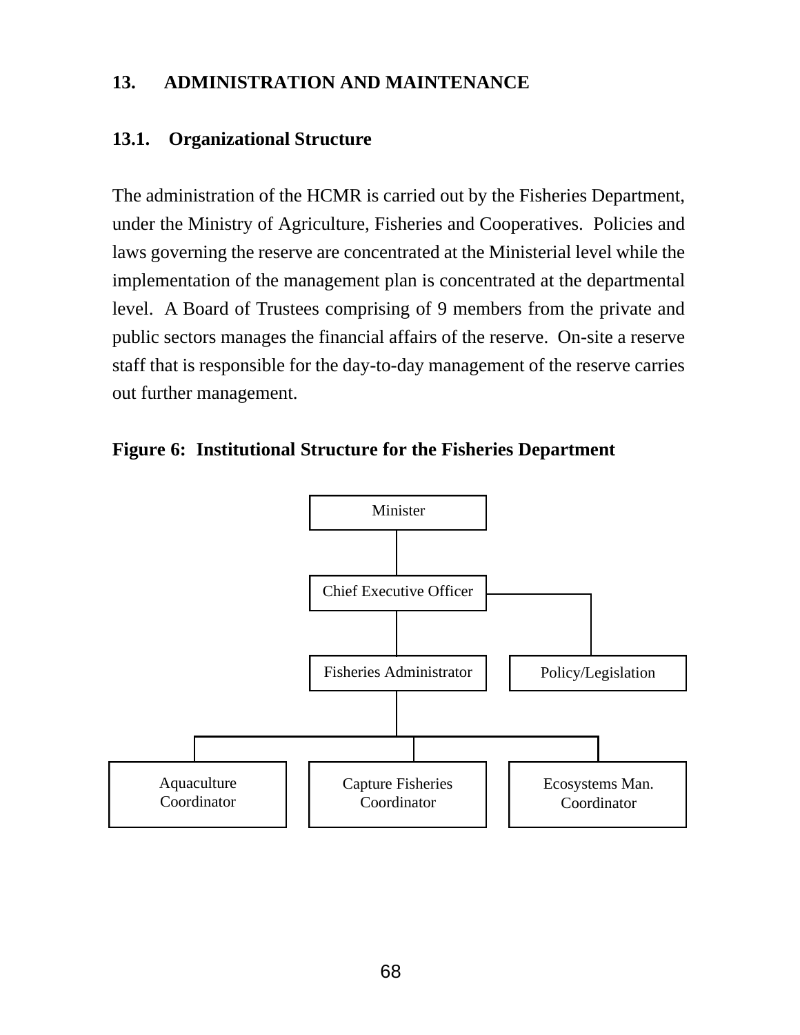# 13. ADMINISTRATION AND MAINTENANCE

## 13.1. Organizational Structure

The administration of the HCMR is carried out by the Fisheries Department, under the Ministry of Agriculture, Fisheries and Cooperatives. Policies and laws governing the reserve are concentrated at the Ministerial level while the implementation of the management plan is concentrated at the departmental level. A Board of Trustees comprising of 9 members from the private and public sectors manages the financial affairs of the reserve. On-site a reserve staff that is responsible for the day-to-day management of the reserve carries out further management.

**Figure 6: Institutional Structure for the Fisheries Department**

Minister

Chief Executive Officer

Fisheries Administrator

Policy/Legislation

Aquaculture Coordinator

Capture Fisheries Coordinator

Ecosystems Man. Coordinator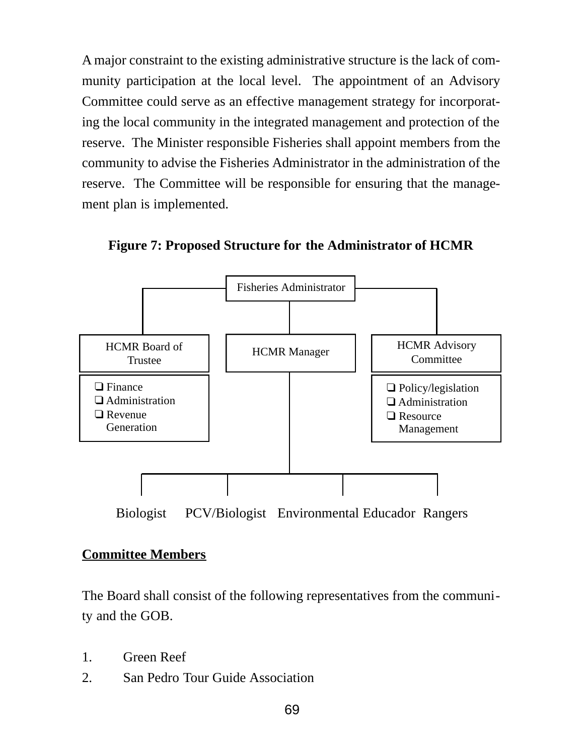A major constraint to the existing administrative structure is the lack of community participation at the local level. The appointment of an Advisory Committee could serve as an effective management strategy for incorporating the local community in the integrated management and protection of the reserve. The Minister responsible Fisheries shall appoint members from the community to advise the Fisheries Administrator in the administration of the reserve. The Committee will be responsible for ensuring that the management plan is implemented.

**Figure 7: Proposed Structure for the Administrator of HCMR**

Fisheries Administrator

HCMR Board of Trustee
- Finance
- Administration
- Revenue Generation

HCMR Manager

HCMR Advisory Committee
- Policy/legislation
- Administration
- Resource Management

Biologist PCV/Biologist Environmental Educador Rangers

**Committee Members**

The Board shall consist of the following representatives from the community and the GOB.

1. Green Reef
2. San Pedro Tour Guide Association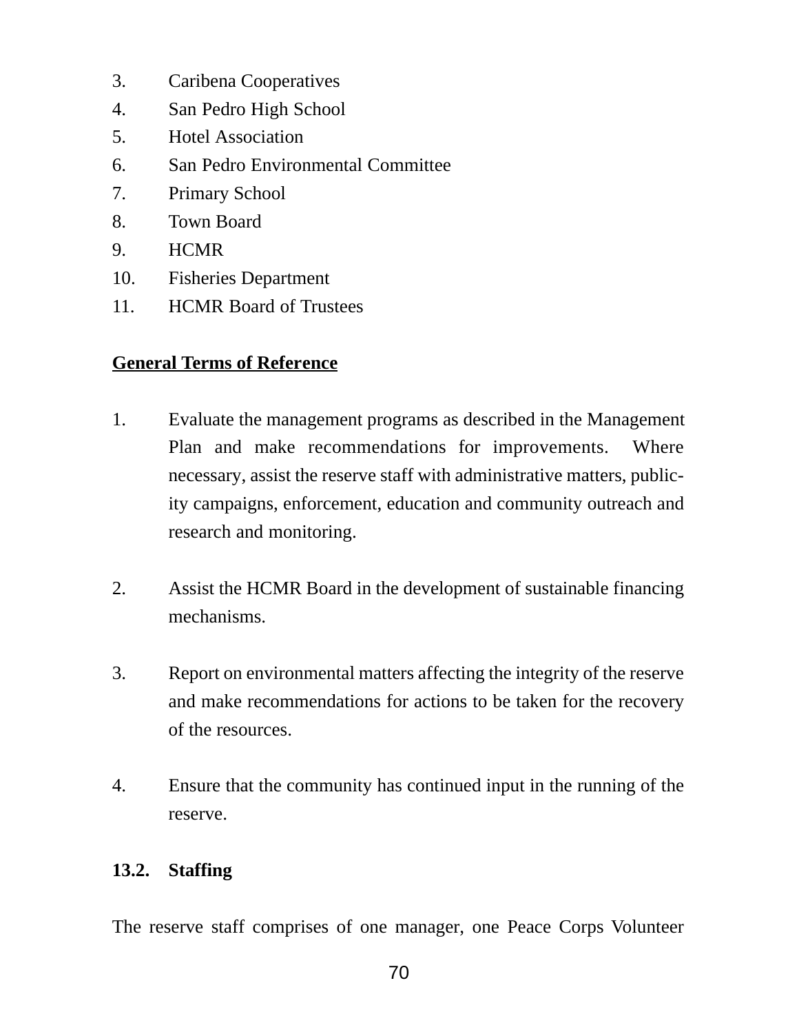3. Caribena Cooperatives
4. San Pedro High School
5. Hotel Association
6. San Pedro Environmental Committee
7. Primary School
8. Town Board
9. HCMR
10. Fisheries Department
11. HCMR Board of Trustees

**General Terms of Reference**

1. Evaluate the management programs as described in the Management Plan and make recommendations for improvements. Where necessary, assist the reserve staff with administrative matters, publicity campaigns, enforcement, education and community outreach and research and monitoring.

2. Assist the HCMR Board in the development of sustainable financing mechanisms.

3. Report on environmental matters affecting the integrity of the reserve and make recommendations for actions to be taken for the recovery of the resources.

4. Ensure that the community has continued input in the running of the reserve.

### 13.2. Staffing

The reserve staff comprises of one manager, one Peace Corps Volunteer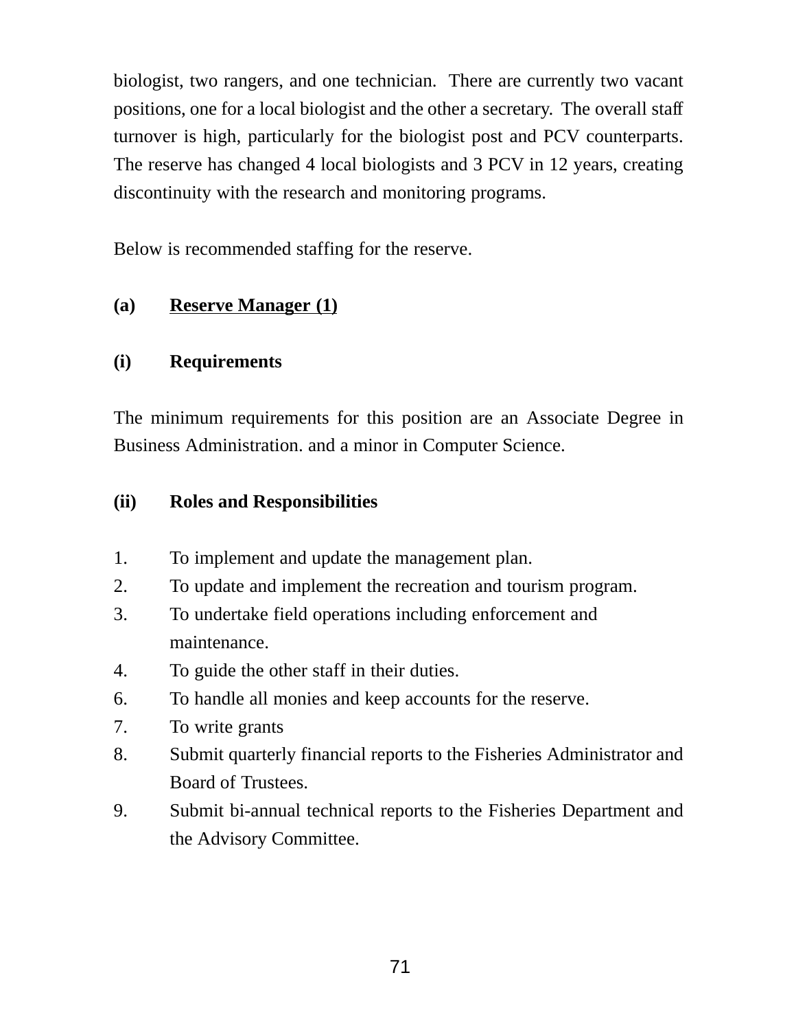biologist, two rangers, and one technician. There are currently two vacant positions, one for a local biologist and the other a secretary. The overall staff turnover is high, particularly for the biologist post and PCV counterparts. The reserve has changed 4 local biologists and 3 PCV in 12 years, creating discontinuity with the research and monitoring programs.

Below is recommended staffing for the reserve.

**(a) <u>Reserve Manager (1)</u>**

**(i) Requirements**

The minimum requirements for this position are an Associate Degree in Business Administration. and a minor in Computer Science.

**(ii) Roles and Responsibilities**

1. To implement and update the management plan.
2. To update and implement the recreation and tourism program.
3. To undertake field operations including enforcement and maintenance.
4. To guide the other staff in their duties.
6. To handle all monies and keep accounts for the reserve.
7. To write grants
8. Submit quarterly financial reports to the Fisheries Administrator and Board of Trustees.
9. Submit bi-annual technical reports to the Fisheries Department and the Advisory Committee.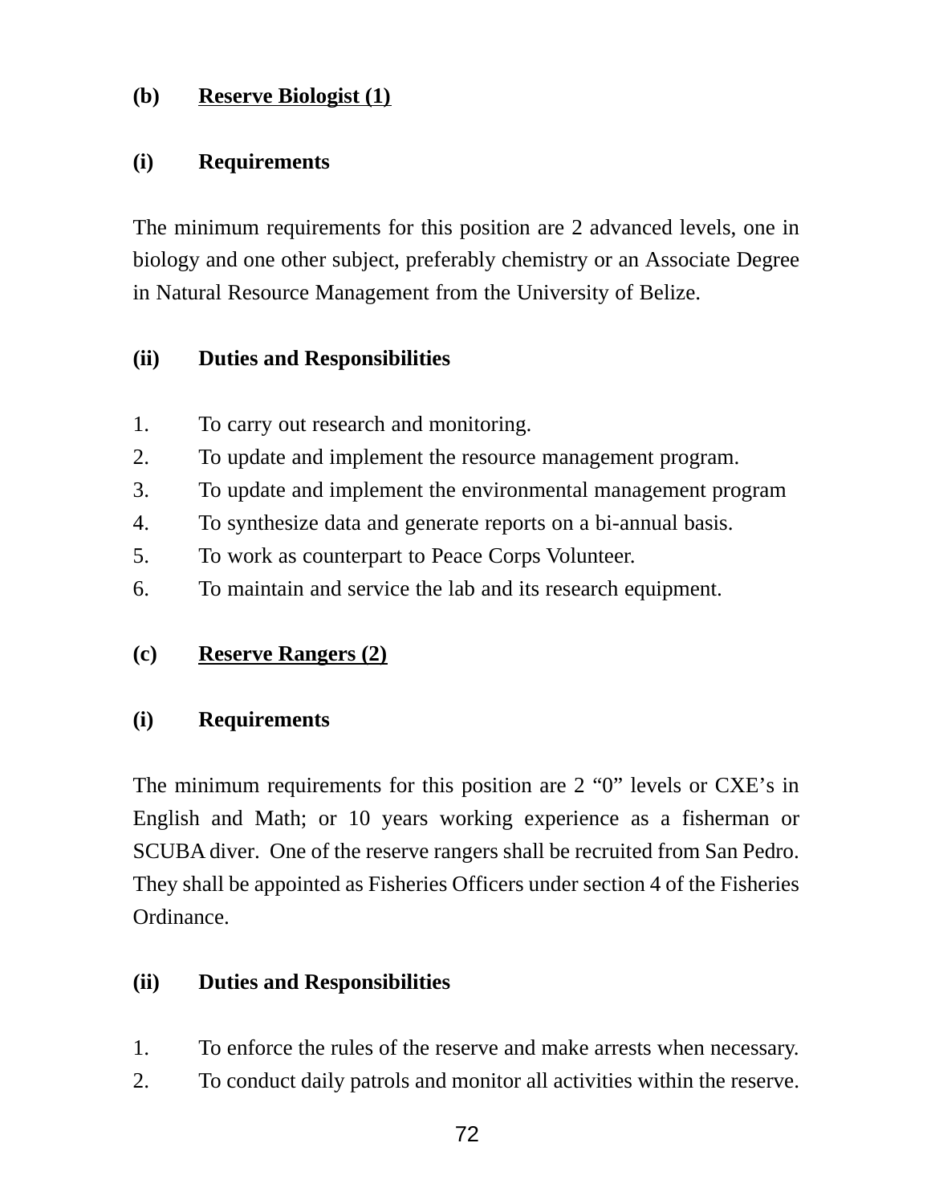**(b) Reserve Biologist (1)**

**(i) Requirements**

The minimum requirements for this position are 2 advanced levels, one in biology and one other subject, preferably chemistry or an Associate Degree in Natural Resource Management from the University of Belize.

**(ii) Duties and Responsibilities**

1. To carry out research and monitoring.
2. To update and implement the resource management program.
3. To update and implement the environmental management program
4. To synthesize data and generate reports on a bi-annual basis.
5. To work as counterpart to Peace Corps Volunteer.
6. To maintain and service the lab and its research equipment.

**(c) Reserve Rangers (2)**

**(i) Requirements**

The minimum requirements for this position are 2 "0" levels or CXE's in English and Math; or 10 years working experience as a fisherman or SCUBA diver. One of the reserve rangers shall be recruited from San Pedro. They shall be appointed as Fisheries Officers under section 4 of the Fisheries Ordinance.

**(ii) Duties and Responsibilities**

1. To enforce the rules of the reserve and make arrests when necessary.
2. To conduct daily patrols and monitor all activities within the reserve.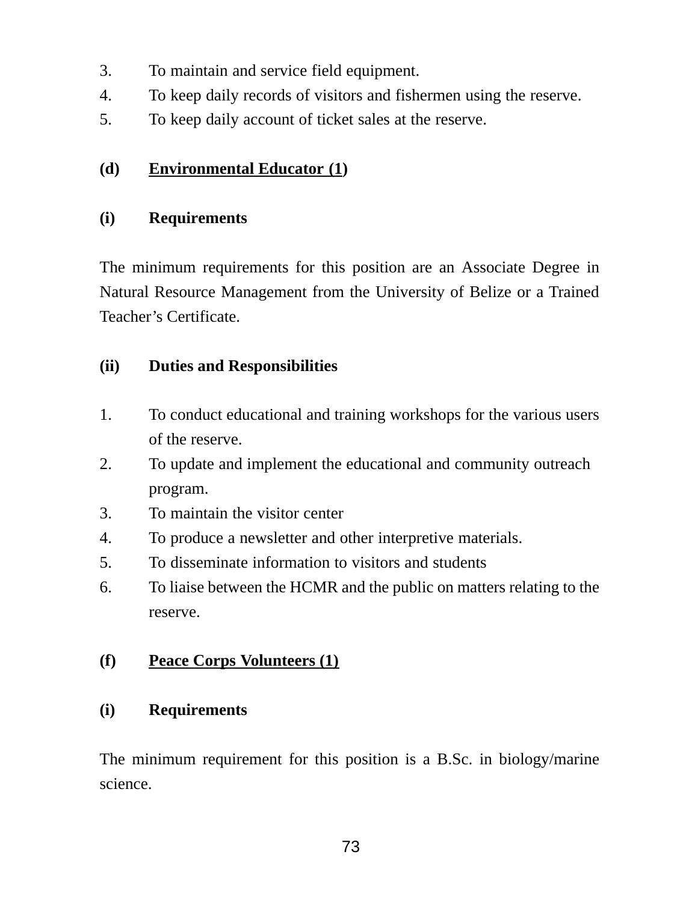3. To maintain and service field equipment.
4. To keep daily records of visitors and fishermen using the reserve.
5. To keep daily account of ticket sales at the reserve.

**(d) <u>Environmental Educator (1</u>)**

**(i) Requirements**

The minimum requirements for this position are an Associate Degree in Natural Resource Management from the University of Belize or a Trained Teacher's Certificate.

**(ii) Duties and Responsibilities**

1. To conduct educational and training workshops for the various users of the reserve.
2. To update and implement the educational and community outreach program.
3. To maintain the visitor center
4. To produce a newsletter and other interpretive materials.
5. To disseminate information to visitors and students
6. To liaise between the HCMR and the public on matters relating to the reserve.

**(f) <u>Peace Corps Volunteers (1)</u>**

**(i) Requirements**

The minimum requirement for this position is a B.Sc. in biology/marine science.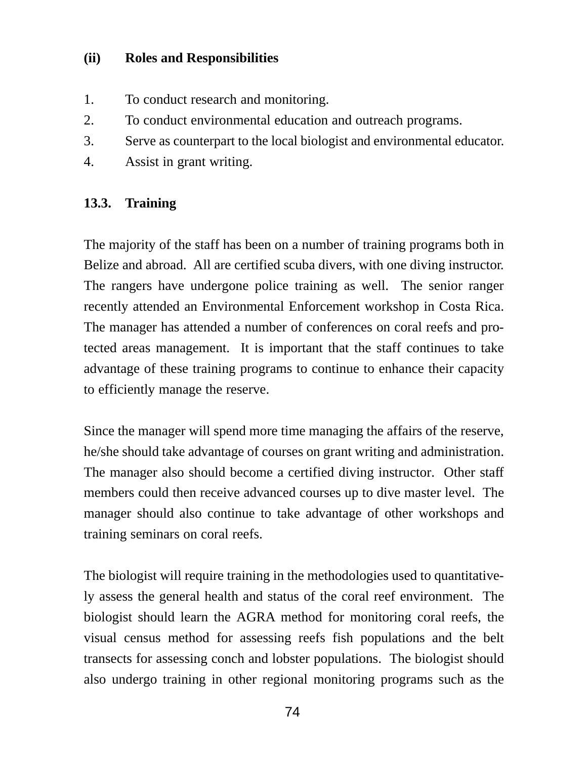### (ii) Roles and Responsibilities

1. To conduct research and monitoring.
2. To conduct environmental education and outreach programs.
3. Serve as counterpart to the local biologist and environmental educator.
4. Assist in grant writing.

## 13.3. Training

The majority of the staff has been on a number of training programs both in Belize and abroad. All are certified scuba divers, with one diving instructor. The rangers have undergone police training as well. The senior ranger recently attended an Environmental Enforcement workshop in Costa Rica. The manager has attended a number of conferences on coral reefs and protected areas management. It is important that the staff continues to take advantage of these training programs to continue to enhance their capacity to efficiently manage the reserve.

Since the manager will spend more time managing the affairs of the reserve, he/she should take advantage of courses on grant writing and administration. The manager also should become a certified diving instructor. Other staff members could then receive advanced courses up to dive master level. The manager should also continue to take advantage of other workshops and training seminars on coral reefs.

The biologist will require training in the methodologies used to quantitatively assess the general health and status of the coral reef environment. The biologist should learn the AGRA method for monitoring coral reefs, the visual census method for assessing reefs fish populations and the belt transects for assessing conch and lobster populations. The biologist should also undergo training in other regional monitoring programs such as the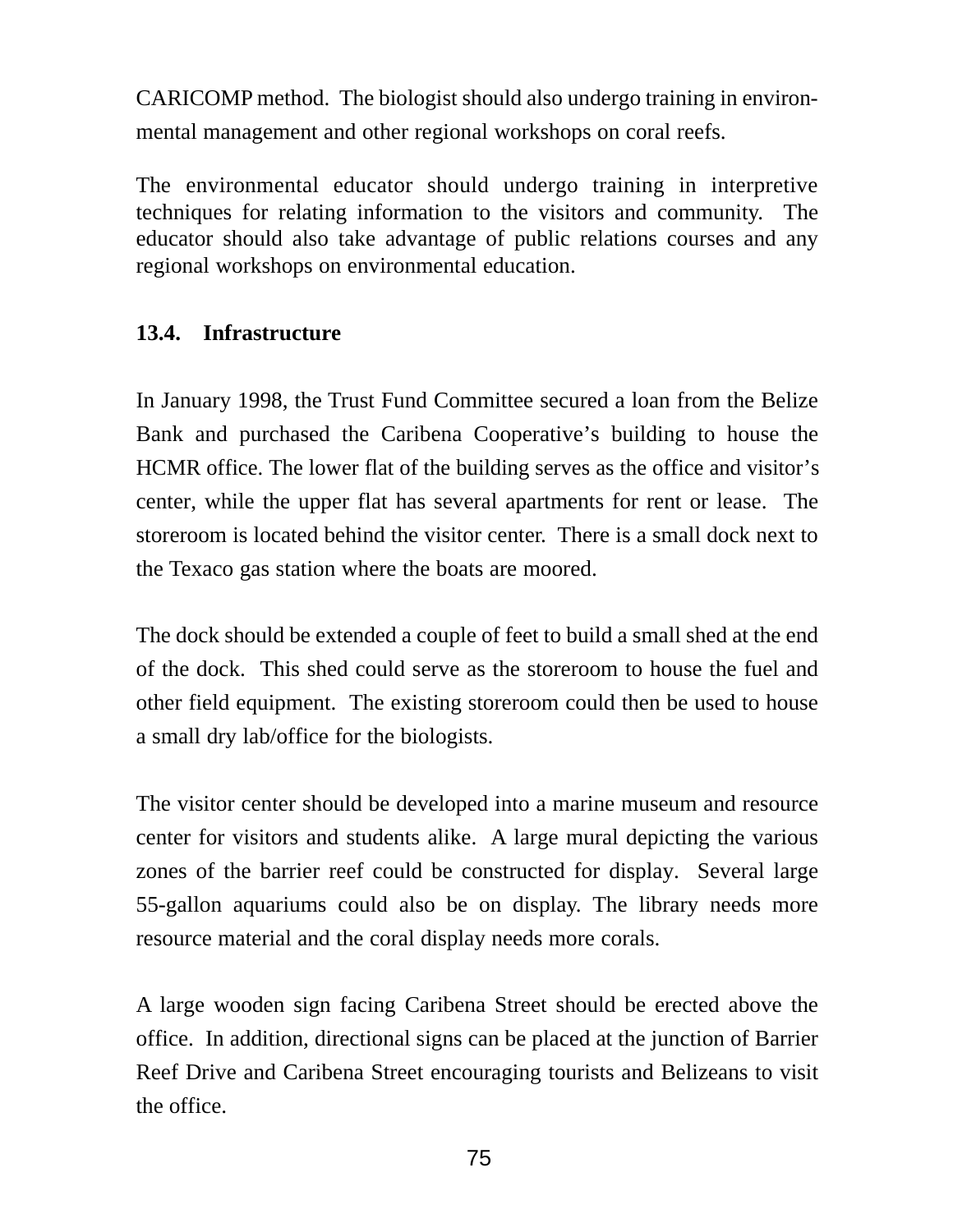CARICOMP method. The biologist should also undergo training in environmental management and other regional workshops on coral reefs.

The environmental educator should undergo training in interpretive techniques for relating information to the visitors and community. The educator should also take advantage of public relations courses and any regional workshops on environmental education.

### 13.4. Infrastructure

In January 1998, the Trust Fund Committee secured a loan from the Belize Bank and purchased the Caribena Cooperative's building to house the HCMR office. The lower flat of the building serves as the office and visitor's center, while the upper flat has several apartments for rent or lease. The storeroom is located behind the visitor center. There is a small dock next to the Texaco gas station where the boats are moored.

The dock should be extended a couple of feet to build a small shed at the end of the dock. This shed could serve as the storeroom to house the fuel and other field equipment. The existing storeroom could then be used to house a small dry lab/office for the biologists.

The visitor center should be developed into a marine museum and resource center for visitors and students alike. A large mural depicting the various zones of the barrier reef could be constructed for display. Several large 55-gallon aquariums could also be on display. The library needs more resource material and the coral display needs more corals.

A large wooden sign facing Caribena Street should be erected above the office. In addition, directional signs can be placed at the junction of Barrier Reef Drive and Caribena Street encouraging tourists and Belizeans to visit the office.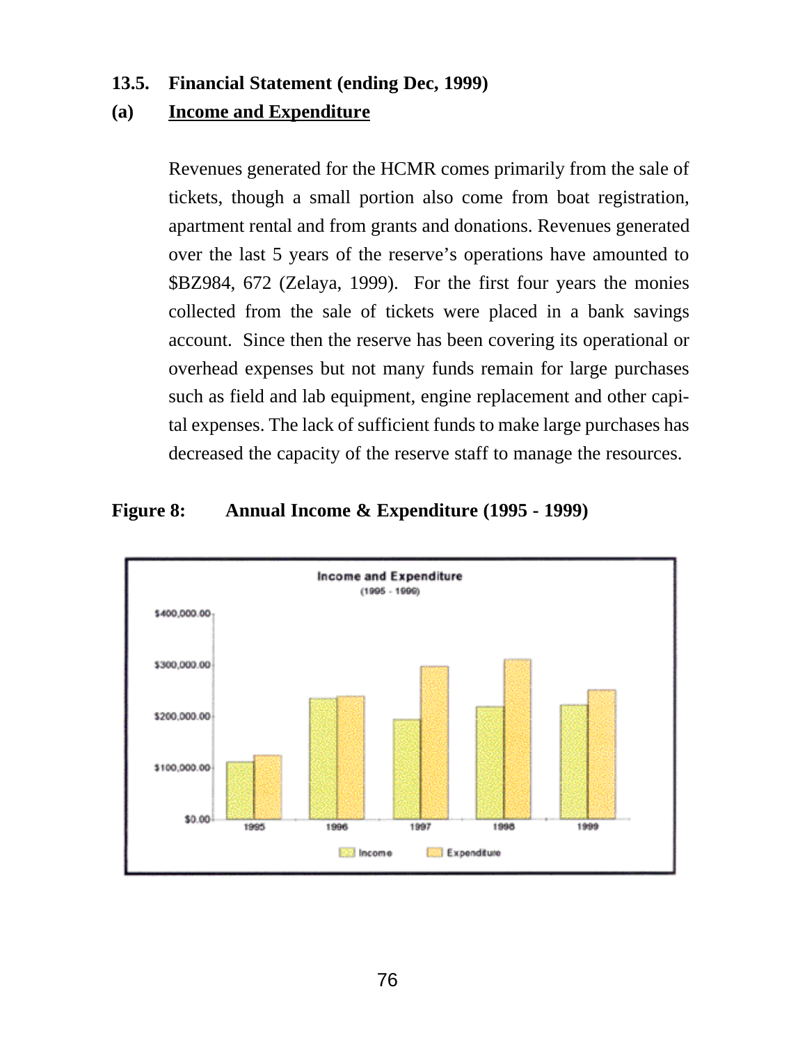### 13.5. Financial Statement (ending Dec, 1999)

#### (a) Income and Expenditure

Revenues generated for the HCMR comes primarily from the sale of tickets, though a small portion also come from boat registration, apartment rental and from grants and donations. Revenues generated over the last 5 years of the reserve's operations have amounted to $BZ984, 672 (Zelaya, 1999). For the first four years the monies collected from the sale of tickets were placed in a bank savings account. Since then the reserve has been covering its operational or overhead expenses but not many funds remain for large purchases such as field and lab equipment, engine replacement and other capital expenses. The lack of sufficient funds to make large purchases has decreased the capacity of the reserve staff to manage the resources.

**Figure 8: Annual Income & Expenditure (1995 - 1999)**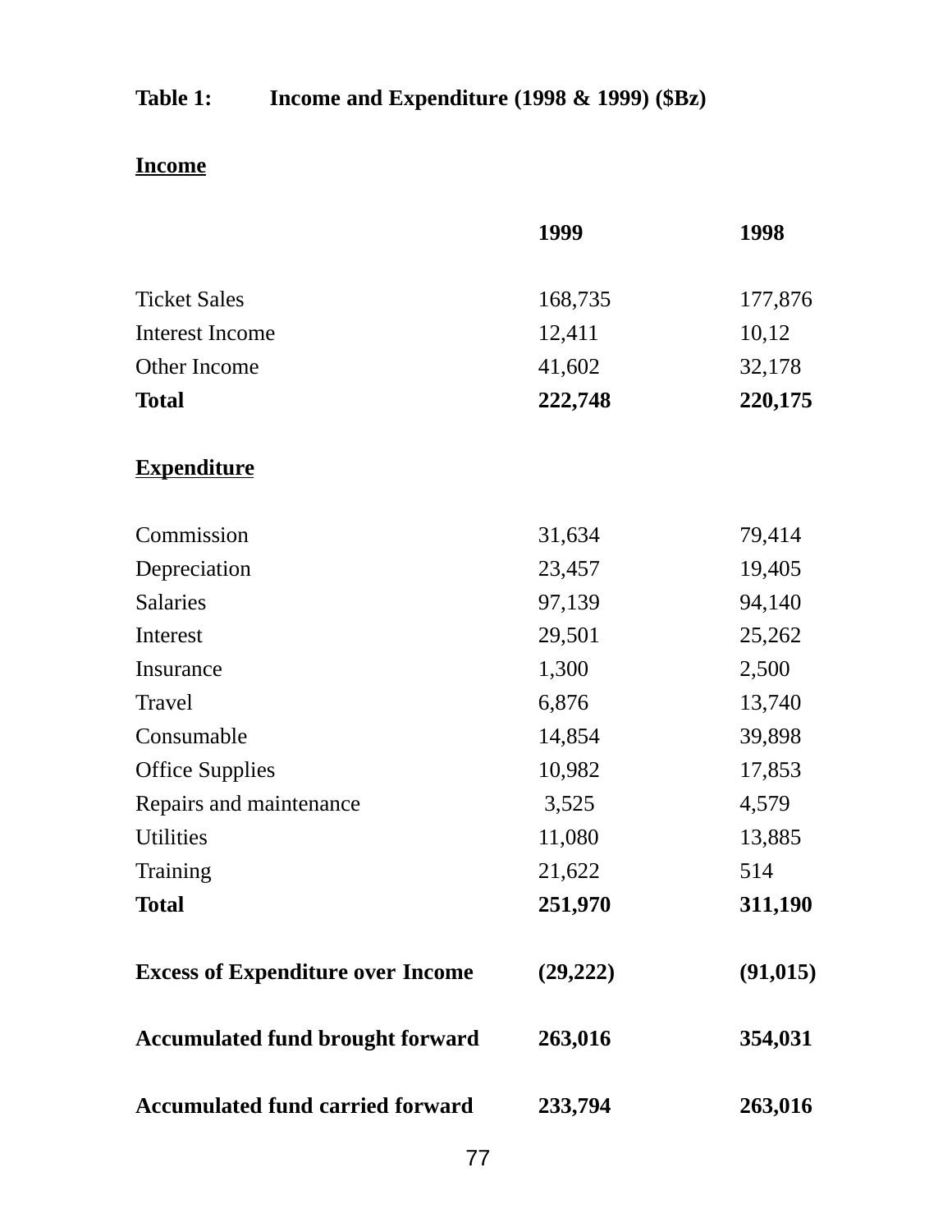**Table 1: Income and Expenditure (1998 & 1999) ($Bz)**

**Income**

| | **1999** | **1998** |
|---|---|---|
| Ticket Sales | 168,735 | 177,876 |
| Interest Income | 12,411 | 10,12 |
| Other Income | 41,602 | 32,178 |
| **Total** | **222,748** | **220,175** |

**Expenditure**

| | **1999** | **1998** |
|---|---|---|
| Commission | 31,634 | 79,414 |
| Depreciation | 23,457 | 19,405 |
| Salaries | 97,139 | 94,140 |
| Interest | 29,501 | 25,262 |
| Insurance | 1,300 | 2,500 |
| Travel | 6,876 | 13,740 |
| Consumable | 14,854 | 39,898 |
| Office Supplies | 10,982 | 17,853 |
| Repairs and maintenance | 3,525 | 4,579 |
| Utilities | 11,080 | 13,885 |
| Training | 21,622 | 514 |
| **Total** | **251,970** | **311,190** |
| **Excess of Expenditure over Income** | **(29,222)** | **(91,015)** |
| **Accumulated fund brought forward** | **263,016** | **354,031** |
| **Accumulated fund carried forward** | **233,794** | **263,016** |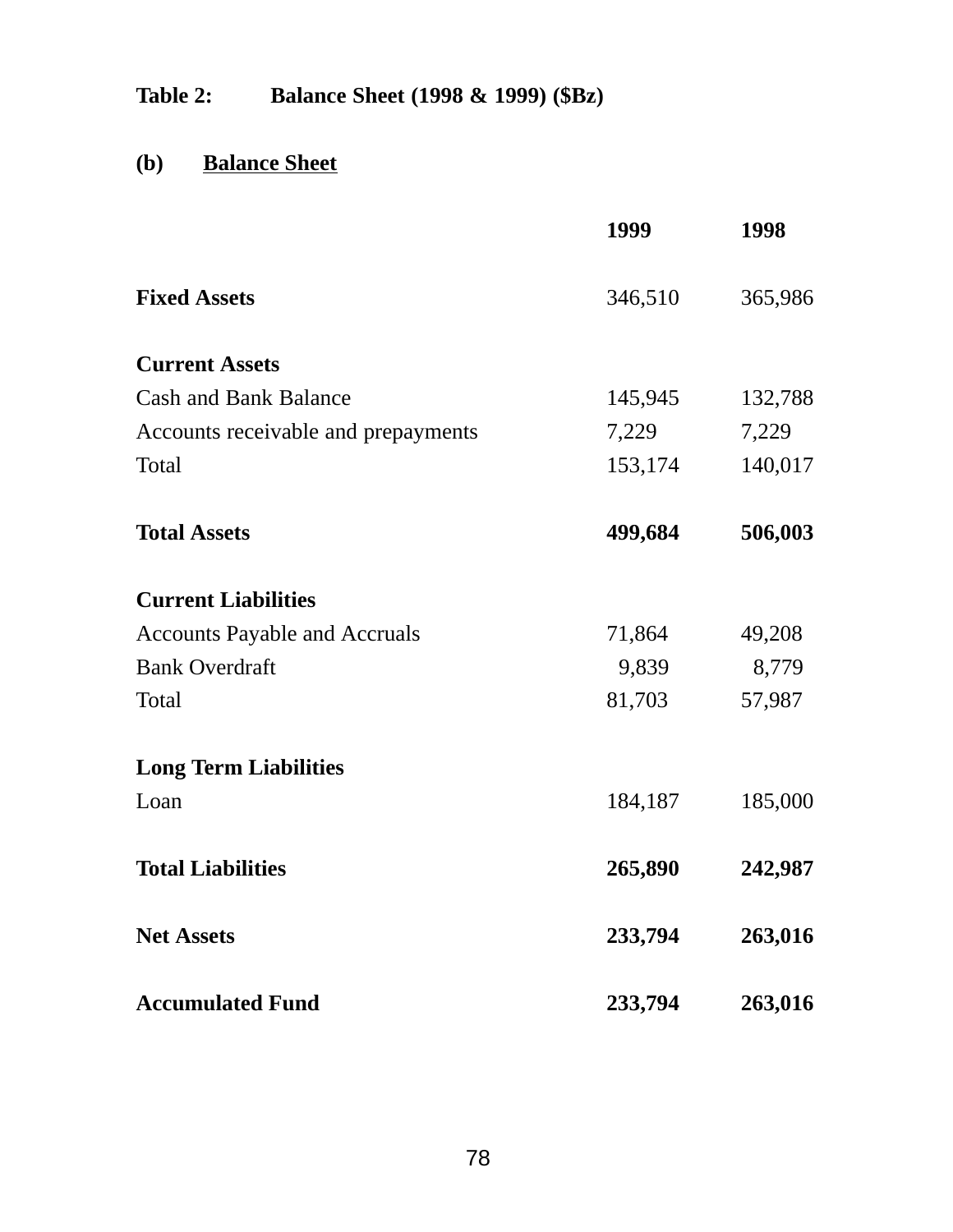**Table 2: Balance Sheet (1998 & 1999) ($Bz)**

**(b) Balance Sheet**

| | **1999** | **1998** |
|---|---|---|
| **Fixed Assets** | 346,510 | 365,986 |
| **Current Assets** | | |
| Cash and Bank Balance | 145,945 | 132,788 |
| Accounts receivable and prepayments | 7,229 | 7,229 |
| Total | 153,174 | 140,017 |
| **Total Assets** | **499,684** | **506,003** |
| **Current Liabilities** | | |
| Accounts Payable and Accruals | 71,864 | 49,208 |
| Bank Overdraft | 9,839 | 8,779 |
| Total | 81,703 | 57,987 |
| **Long Term Liabilities** | | |
| Loan | 184,187 | 185,000 |
| **Total Liabilities** | **265,890** | **242,987** |
| **Net Assets** | **233,794** | **263,016** |
| **Accumulated Fund** | **233,794** | **263,016** |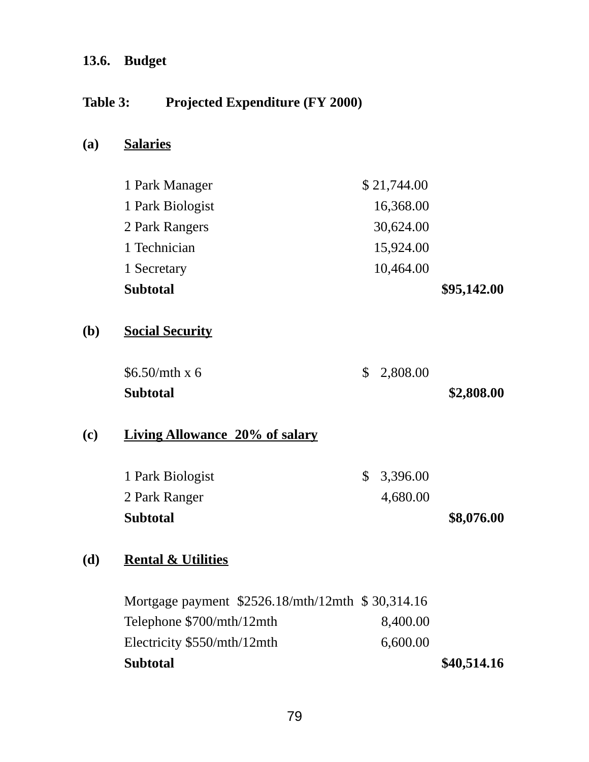### 13.6. Budget

**Table 3: Projected Expenditure (FY 2000)**

**(a) Salaries**

| | | |
|---|---|---|
| 1 Park Manager | $ 21,744.00 | |
| 1 Park Biologist | 16,368.00 | |
| 2 Park Rangers | 30,624.00 | |
| 1 Technician | 15,924.00 | |
| 1 Secretary | 10,464.00 | |
| **Subtotal** | | **$95,142.00** |

**(b) Social Security**

| | | |
|---|---|---|
| $6.50/mth x 6 | $ 2,808.00 | |
| **Subtotal** | | **$2,808.00** |

**(c) Living Allowance 20% of salary**

| | | |
|---|---|---|
| 1 Park Biologist | $ 3,396.00 | |
| 2 Park Ranger | 4,680.00 | |
| **Subtotal** | | **$8,076.00** |

**(d) Rental & Utilities**

| | | |
|---|---|---|
| Mortgage payment $2526.18/mth/12mth | $ 30,314.16 | |
| Telephone $700/mth/12mth | 8,400.00 | |
| Electricity $550/mth/12mth | 6,600.00 | |
| **Subtotal** | | **$40,514.16** |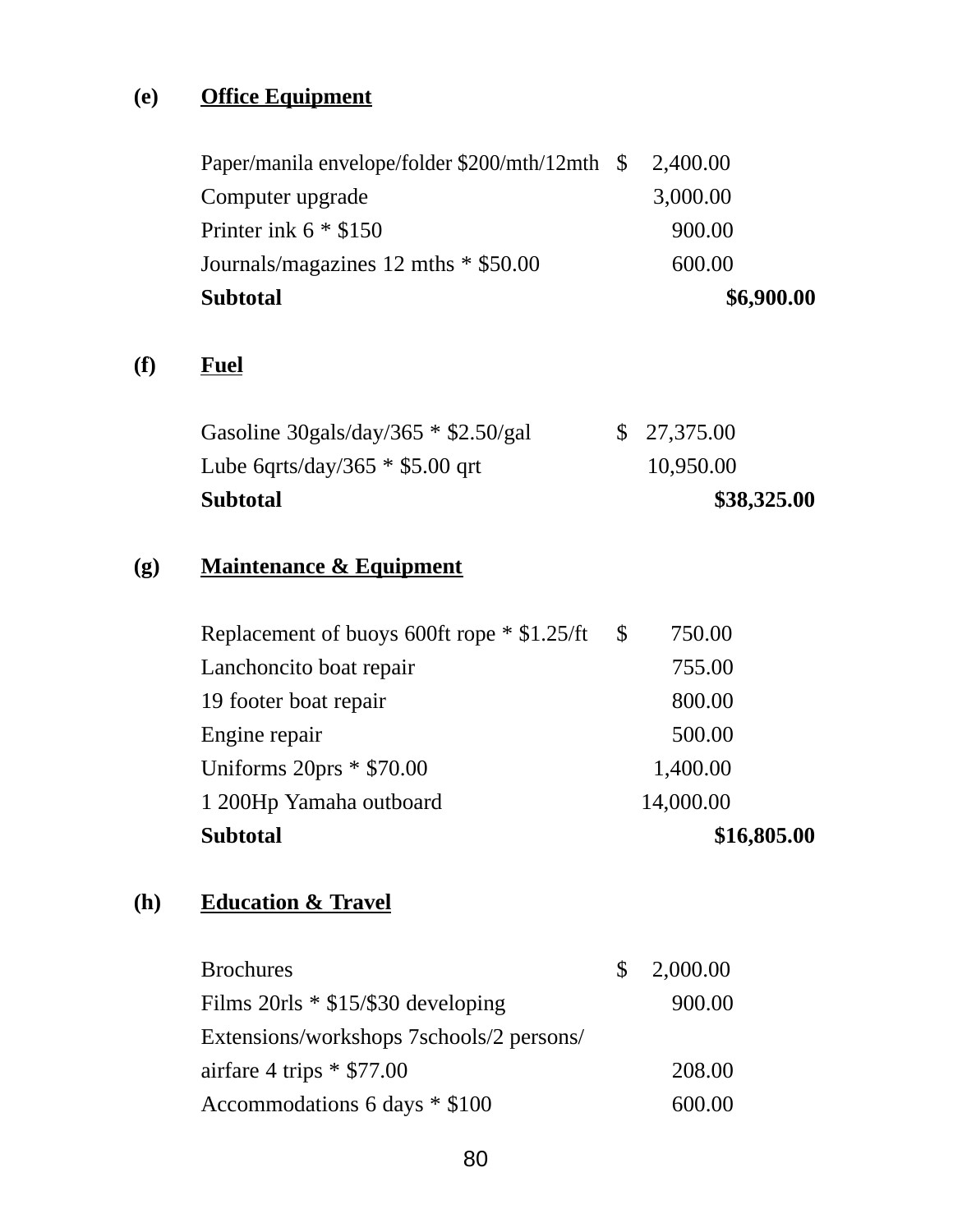**(e)** **Office Equipment**

| | | |
|---|---|---|
| Paper/manila envelope/folder $200/mth/12mth | $ 2,400.00 | |
| Computer upgrade | 3,000.00 | |
| Printer ink 6 * $150 | 900.00 | |
| Journals/magazines 12 mths * $50.00 | 600.00 | |
| **Subtotal** | | **$6,900.00** |

**(f)** **Fuel**

| | | |
|---|---|---|
| Gasoline 30gals/day/365 * $2.50/gal | $ 27,375.00 | |
| Lube 6qrts/day/365 * $5.00 qrt | 10,950.00 | |
| **Subtotal** | | **$38,325.00** |

**(g)** **Maintenance & Equipment**

| | | |
|---|---|---|
| Replacement of buoys 600ft rope * $1.25/ft | $ 750.00 | |
| Lanchoncito boat repair | 755.00 | |
| 19 footer boat repair | 800.00 | |
| Engine repair | 500.00 | |
| Uniforms 20prs * $70.00 | 1,400.00 | |
| 1 200Hp Yamaha outboard | 14,000.00 | |
| **Subtotal** | | **$16,805.00** |

**(h)** **Education & Travel**

| | | |
|---|---|---|
| Brochures | $ 2,000.00 | |
| Films 20rls * $15/$30 developing | 900.00 | |
| Extensions/workshops 7schools/2 persons/ airfare 4 trips * $77.00 | 208.00 | |
| Accommodations 6 days * $100 | 600.00 | |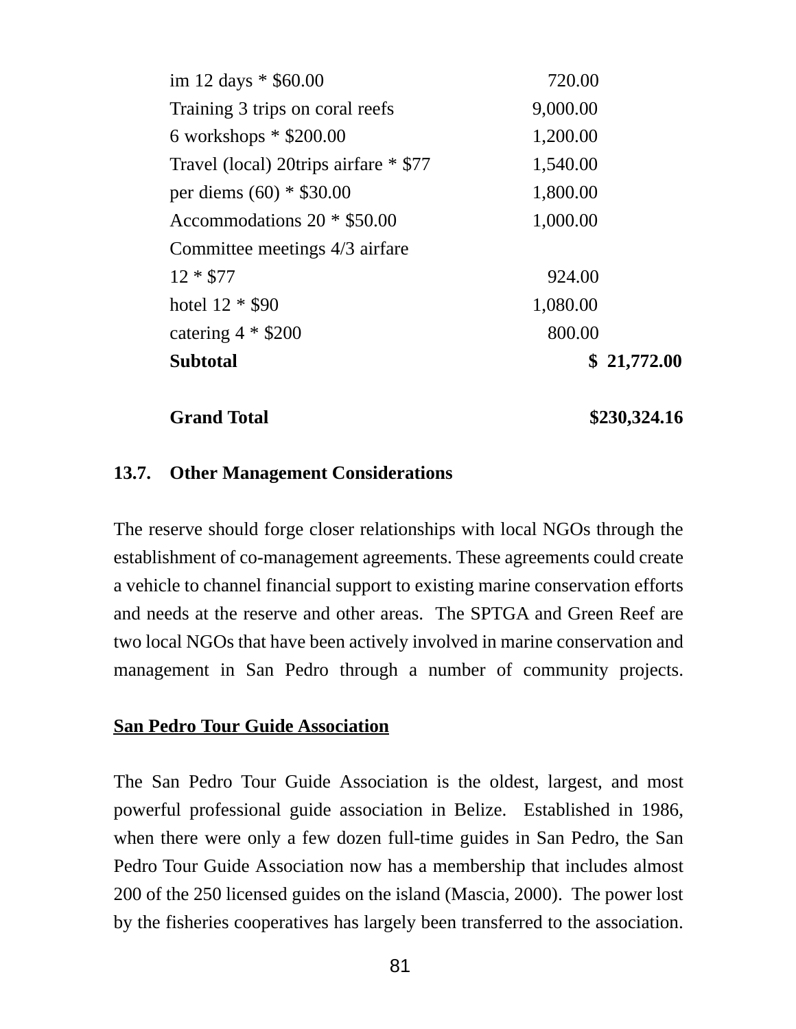| | | |
|---|---|---|
| im 12 days * $60.00 | 720.00 | |
| Training 3 trips on coral reefs | 9,000.00 | |
| 6 workshops * $200.00 | 1,200.00 | |
| Travel (local) 20trips airfare * $77 | 1,540.00 | |
| per diems (60) * $30.00 | 1,800.00 | |
| Accommodations 20 * $50.00 | 1,000.00 | |
| Committee meetings 4/3 airfare | | |
| 12 * $77 | 924.00 | |
| hotel 12 * $90 | 1,080.00 | |
| catering 4 * $200 | 800.00 | |
| **Subtotal** | | **$ 21,772.00** |
| | | |
| **Grand Total** | | **$230,324.16** |

## 13.7. Other Management Considerations

The reserve should forge closer relationships with local NGOs through the establishment of co-management agreements. These agreements could create a vehicle to channel financial support to existing marine conservation efforts and needs at the reserve and other areas. The SPTGA and Green Reef are two local NGOs that have been actively involved in marine conservation and management in San Pedro through a number of community projects.

**<u>San Pedro Tour Guide Association</u>**

The San Pedro Tour Guide Association is the oldest, largest, and most powerful professional guide association in Belize. Established in 1986, when there were only a few dozen full-time guides in San Pedro, the San Pedro Tour Guide Association now has a membership that includes almost 200 of the 250 licensed guides on the island (Mascia, 2000). The power lost by the fisheries cooperatives has largely been transferred to the association.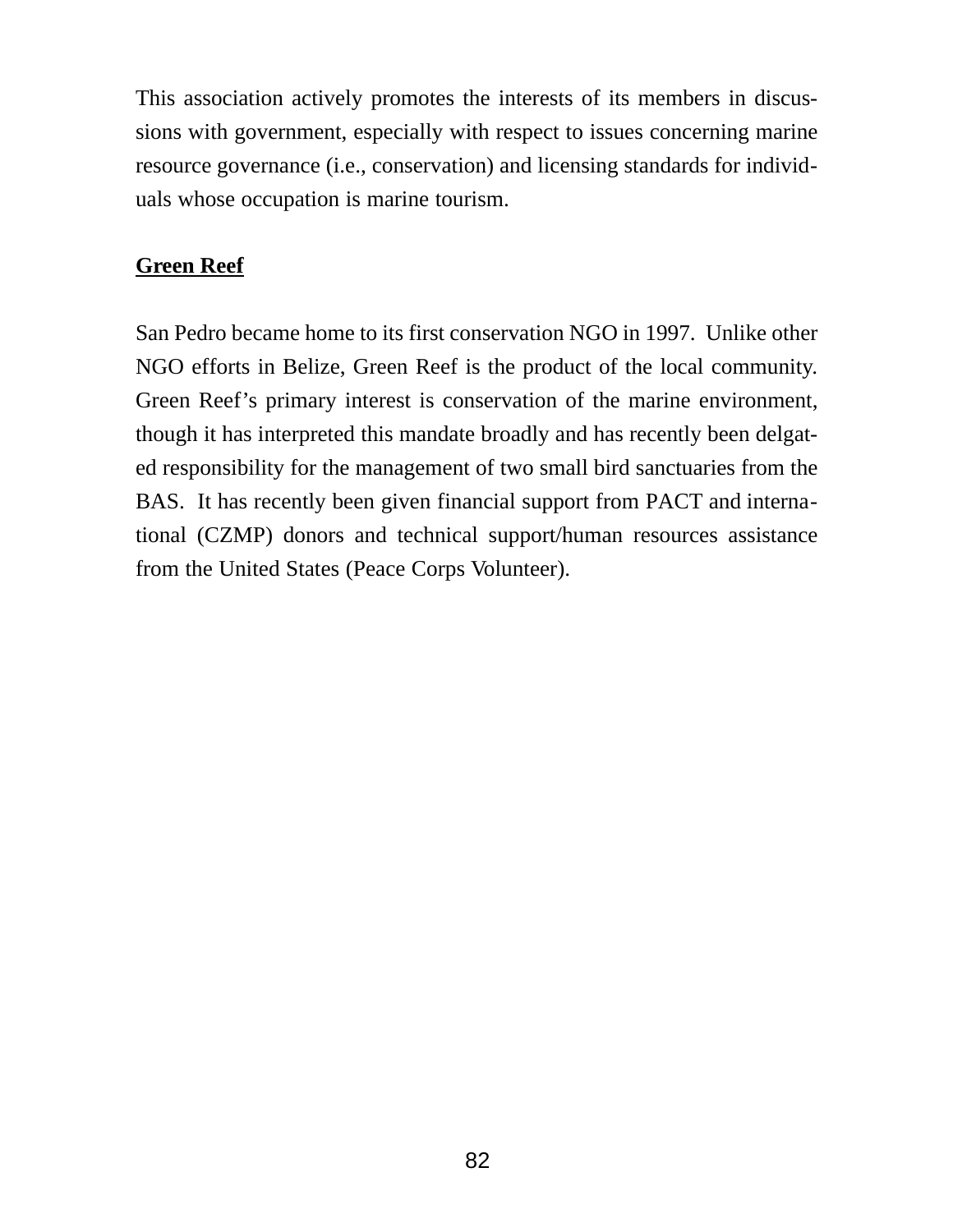This association actively promotes the interests of its members in discussions with government, especially with respect to issues concerning marine resource governance (i.e., conservation) and licensing standards for individuals whose occupation is marine tourism.

**Green Reef**

San Pedro became home to its first conservation NGO in 1997. Unlike other NGO efforts in Belize, Green Reef is the product of the local community. Green Reef's primary interest is conservation of the marine environment, though it has interpreted this mandate broadly and has recently been delgated responsibility for the management of two small bird sanctuaries from the BAS. It has recently been given financial support from PACT and international (CZMP) donors and technical support/human resources assistance from the United States (Peace Corps Volunteer).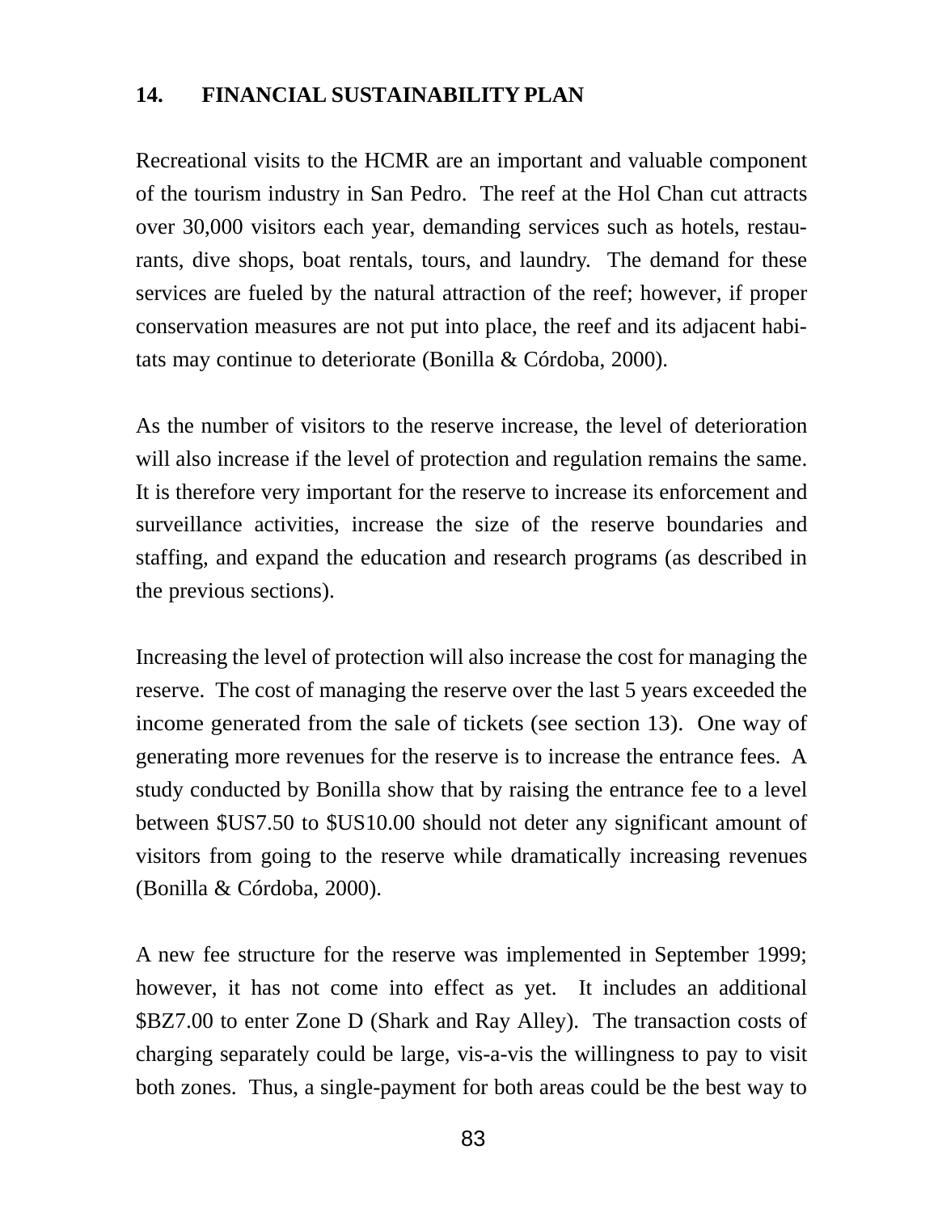## 14. FINANCIAL SUSTAINABILITY PLAN

Recreational visits to the HCMR are an important and valuable component of the tourism industry in San Pedro. The reef at the Hol Chan cut attracts over 30,000 visitors each year, demanding services such as hotels, restaurants, dive shops, boat rentals, tours, and laundry. The demand for these services are fueled by the natural attraction of the reef; however, if proper conservation measures are not put into place, the reef and its adjacent habitats may continue to deteriorate (Bonilla & Córdoba, 2000).

As the number of visitors to the reserve increase, the level of deterioration will also increase if the level of protection and regulation remains the same. It is therefore very important for the reserve to increase its enforcement and surveillance activities, increase the size of the reserve boundaries and staffing, and expand the education and research programs (as described in the previous sections).

Increasing the level of protection will also increase the cost for managing the reserve. The cost of managing the reserve over the last 5 years exceeded the income generated from the sale of tickets (see section 13). One way of generating more revenues for the reserve is to increase the entrance fees. A study conducted by Bonilla show that by raising the entrance fee to a level between $US7.50 to $US10.00 should not deter any significant amount of visitors from going to the reserve while dramatically increasing revenues (Bonilla & Córdoba, 2000).

A new fee structure for the reserve was implemented in September 1999; however, it has not come into effect as yet. It includes an additional $BZ7.00 to enter Zone D (Shark and Ray Alley). The transaction costs of charging separately could be large, vis-a-vis the willingness to pay to visit both zones. Thus, a single-payment for both areas could be the best way to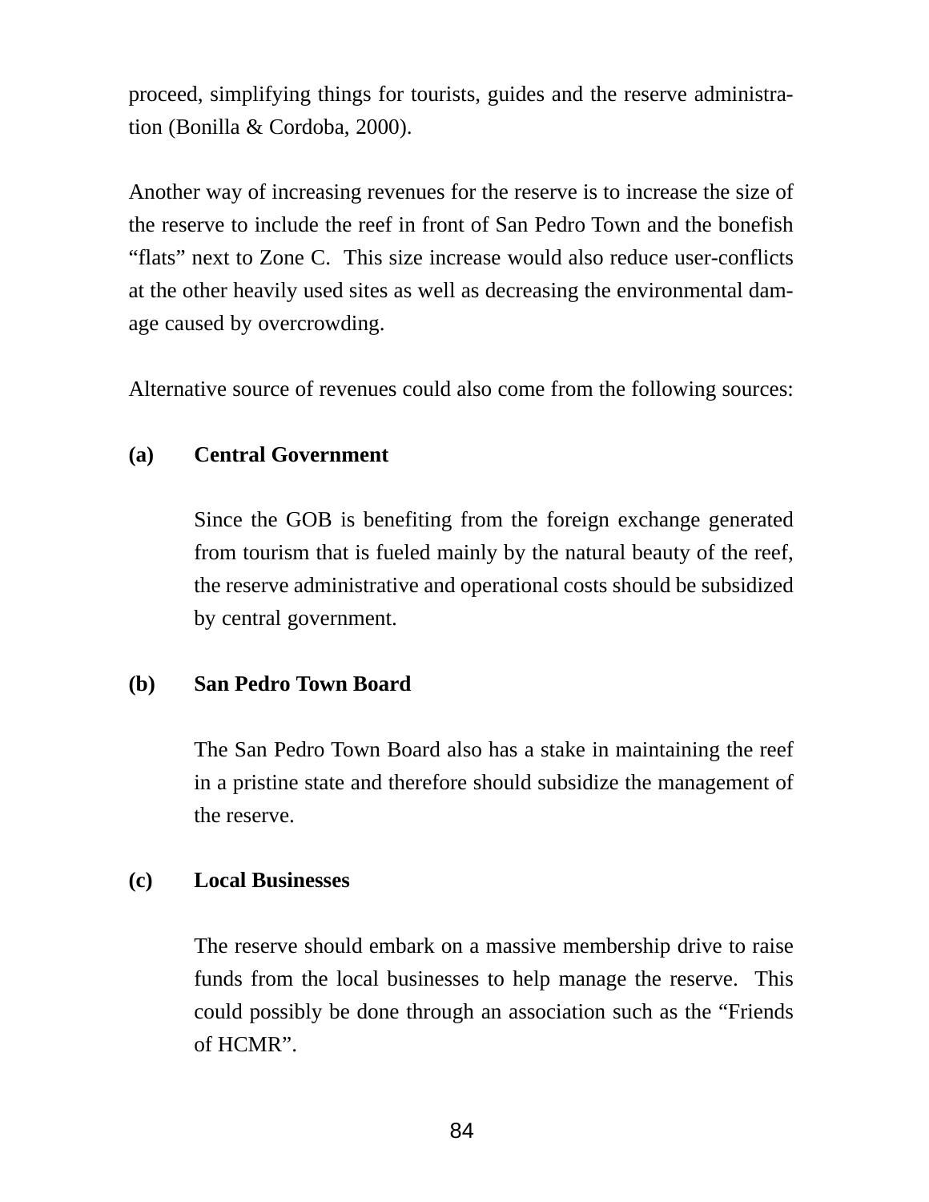proceed, simplifying things for tourists, guides and the reserve administration (Bonilla & Cordoba, 2000).

Another way of increasing revenues for the reserve is to increase the size of the reserve to include the reef in front of San Pedro Town and the bonefish "flats" next to Zone C. This size increase would also reduce user-conflicts at the other heavily used sites as well as decreasing the environmental damage caused by overcrowding.

Alternative source of revenues could also come from the following sources:

**(a) Central Government**

Since the GOB is benefiting from the foreign exchange generated from tourism that is fueled mainly by the natural beauty of the reef, the reserve administrative and operational costs should be subsidized by central government.

**(b) San Pedro Town Board**

The San Pedro Town Board also has a stake in maintaining the reef in a pristine state and therefore should subsidize the management of the reserve.

**(c) Local Businesses**

The reserve should embark on a massive membership drive to raise funds from the local businesses to help manage the reserve. This could possibly be done through an association such as the "Friends of HCMR".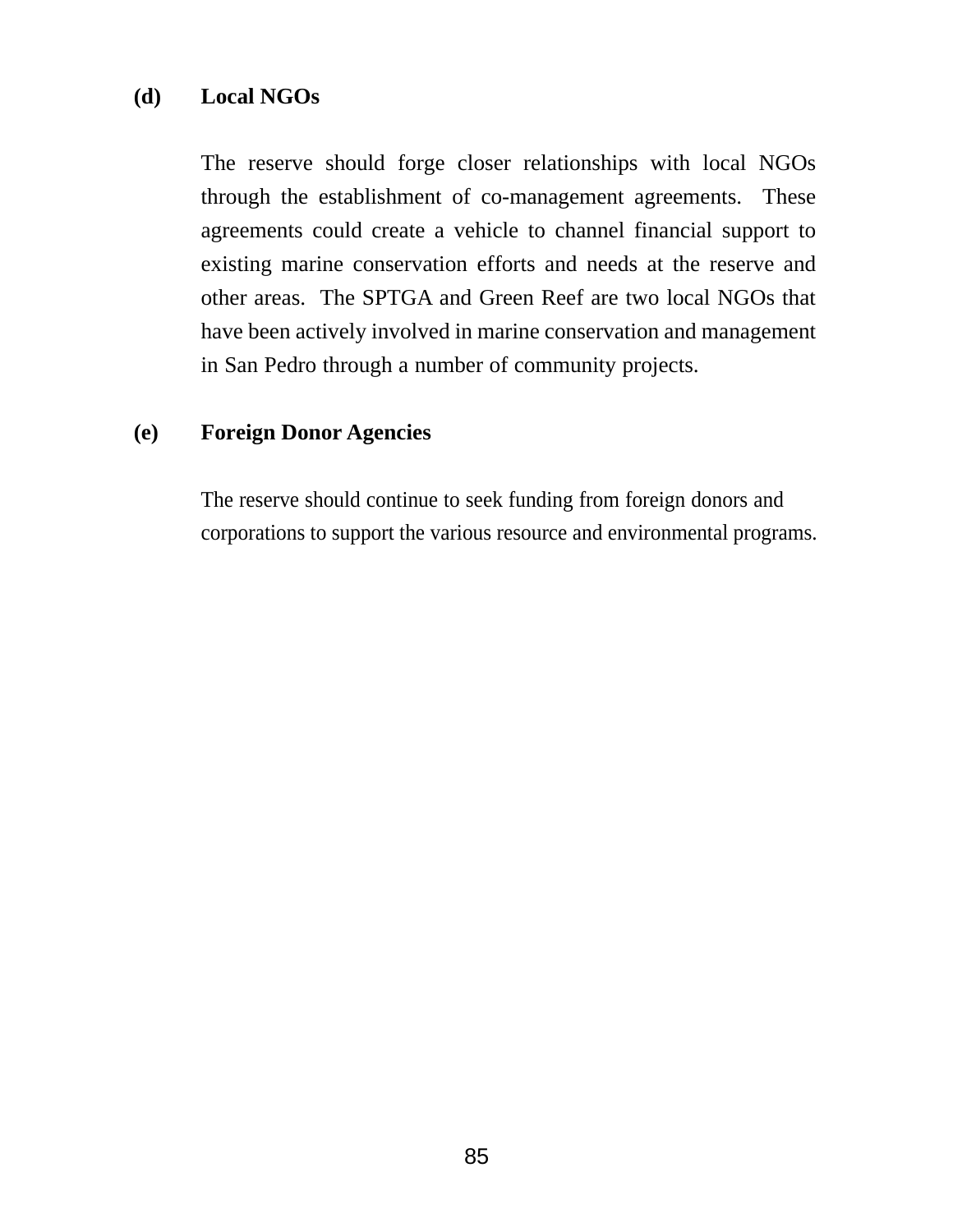**(d) Local NGOs**

The reserve should forge closer relationships with local NGOs through the establishment of co-management agreements. These agreements could create a vehicle to channel financial support to existing marine conservation efforts and needs at the reserve and other areas. The SPTGA and Green Reef are two local NGOs that have been actively involved in marine conservation and management in San Pedro through a number of community projects.

**(e) Foreign Donor Agencies**

The reserve should continue to seek funding from foreign donors and corporations to support the various resource and environmental programs.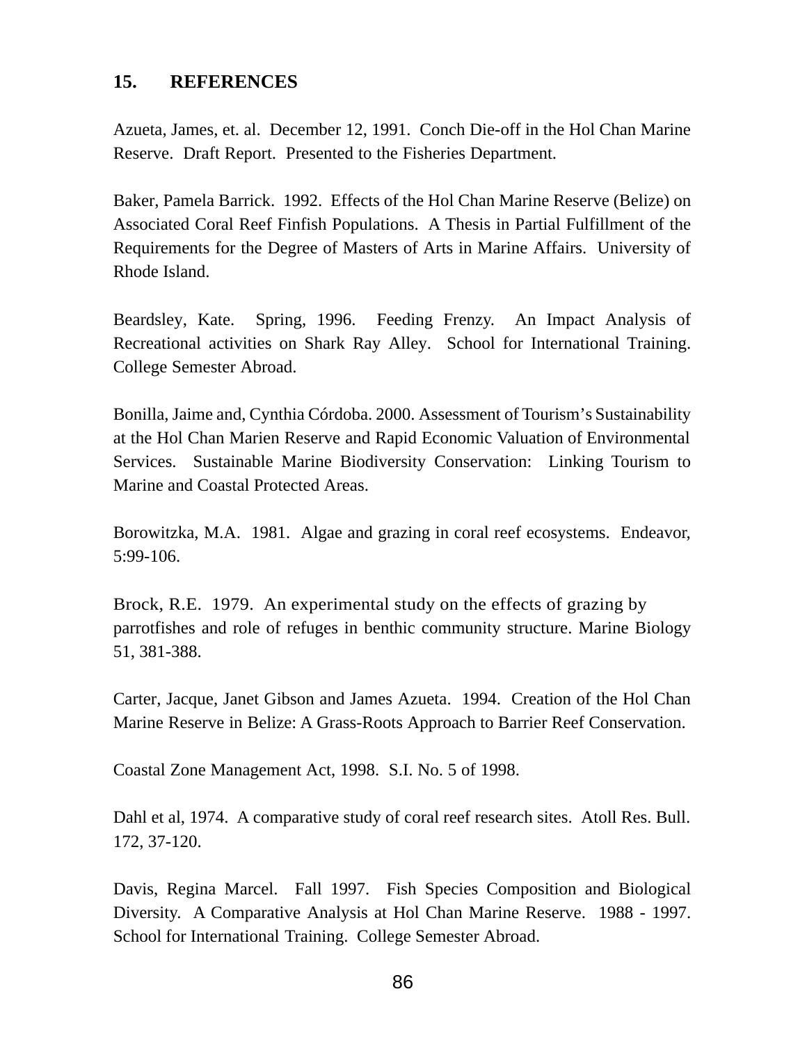## 15. REFERENCES

Azueta, James, et. al. December 12, 1991. Conch Die-off in the Hol Chan Marine Reserve. Draft Report. Presented to the Fisheries Department.

Baker, Pamela Barrick. 1992. Effects of the Hol Chan Marine Reserve (Belize) on Associated Coral Reef Finfish Populations. A Thesis in Partial Fulfillment of the Requirements for the Degree of Masters of Arts in Marine Affairs. University of Rhode Island.

Beardsley, Kate. Spring, 1996. Feeding Frenzy. An Impact Analysis of Recreational activities on Shark Ray Alley. School for International Training. College Semester Abroad.

Bonilla, Jaime and, Cynthia Córdoba. 2000. Assessment of Tourism's Sustainability at the Hol Chan Marien Reserve and Rapid Economic Valuation of Environmental Services. Sustainable Marine Biodiversity Conservation: Linking Tourism to Marine and Coastal Protected Areas.

Borowitzka, M.A. 1981. Algae and grazing in coral reef ecosystems. Endeavor, 5:99-106.

Brock, R.E. 1979. An experimental study on the effects of grazing by parrotfishes and role of refuges in benthic community structure. Marine Biology 51, 381-388.

Carter, Jacque, Janet Gibson and James Azueta. 1994. Creation of the Hol Chan Marine Reserve in Belize: A Grass-Roots Approach to Barrier Reef Conservation.

Coastal Zone Management Act, 1998. S.I. No. 5 of 1998.

Dahl et al, 1974. A comparative study of coral reef research sites. Atoll Res. Bull. 172, 37-120.

Davis, Regina Marcel. Fall 1997. Fish Species Composition and Biological Diversity. A Comparative Analysis at Hol Chan Marine Reserve. 1988 - 1997. School for International Training. College Semester Abroad.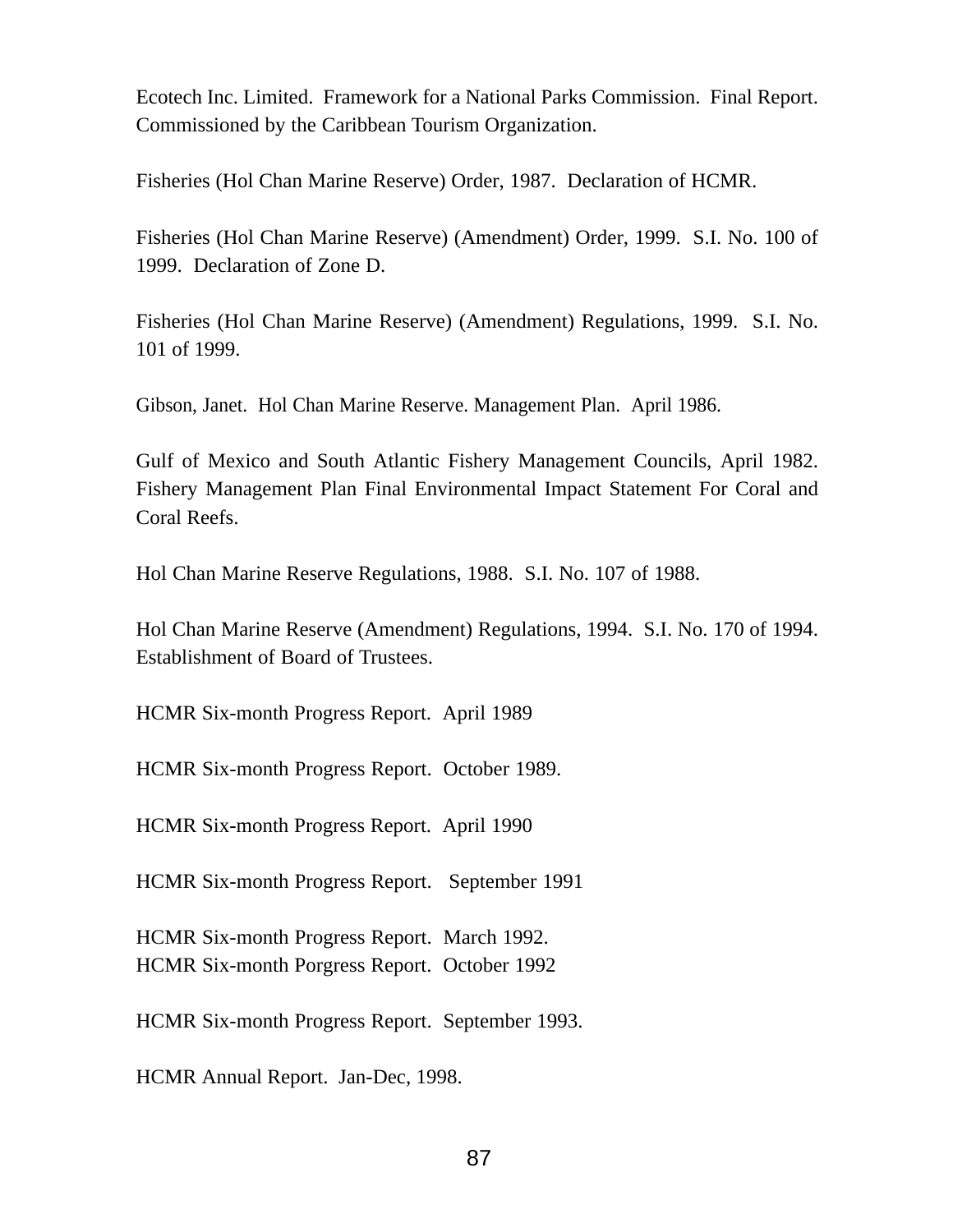Ecotech Inc. Limited. Framework for a National Parks Commission. Final Report. Commissioned by the Caribbean Tourism Organization.

Fisheries (Hol Chan Marine Reserve) Order, 1987. Declaration of HCMR.

Fisheries (Hol Chan Marine Reserve) (Amendment) Order, 1999. S.I. No. 100 of 1999. Declaration of Zone D.

Fisheries (Hol Chan Marine Reserve) (Amendment) Regulations, 1999. S.I. No. 101 of 1999.

Gibson, Janet. Hol Chan Marine Reserve. Management Plan. April 1986.

Gulf of Mexico and South Atlantic Fishery Management Councils, April 1982. Fishery Management Plan Final Environmental Impact Statement For Coral and Coral Reefs.

Hol Chan Marine Reserve Regulations, 1988. S.I. No. 107 of 1988.

Hol Chan Marine Reserve (Amendment) Regulations, 1994. S.I. No. 170 of 1994. Establishment of Board of Trustees.

HCMR Six-month Progress Report. April 1989

HCMR Six-month Progress Report. October 1989.

HCMR Six-month Progress Report. April 1990

HCMR Six-month Progress Report. September 1991

HCMR Six-month Progress Report. March 1992.
HCMR Six-month Porgress Report. October 1992

HCMR Six-month Progress Report. September 1993.

HCMR Annual Report. Jan-Dec, 1998.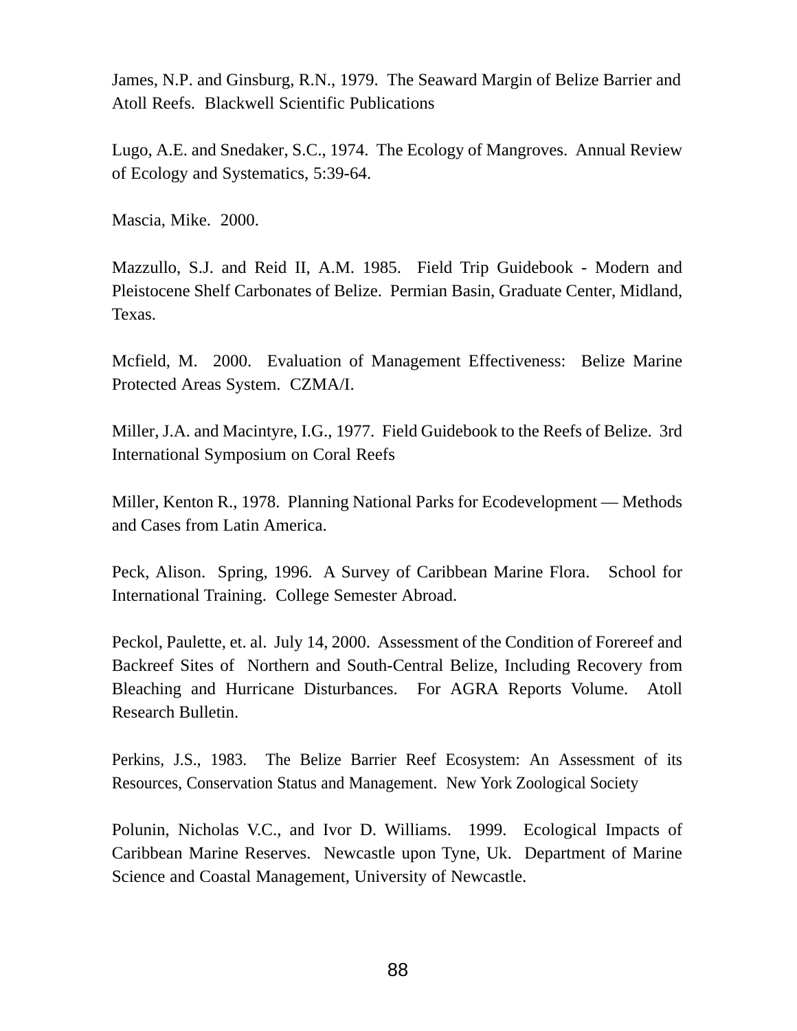James, N.P. and Ginsburg, R.N., 1979. The Seaward Margin of Belize Barrier and Atoll Reefs. Blackwell Scientific Publications

Lugo, A.E. and Snedaker, S.C., 1974. The Ecology of Mangroves. Annual Review of Ecology and Systematics, 5:39-64.

Mascia, Mike. 2000.

Mazzullo, S.J. and Reid II, A.M. 1985. Field Trip Guidebook - Modern and Pleistocene Shelf Carbonates of Belize. Permian Basin, Graduate Center, Midland, Texas.

Mcfield, M. 2000. Evaluation of Management Effectiveness: Belize Marine Protected Areas System. CZMA/I.

Miller, J.A. and Macintyre, I.G., 1977. Field Guidebook to the Reefs of Belize. 3rd International Symposium on Coral Reefs

Miller, Kenton R., 1978. Planning National Parks for Ecodevelopment — Methods and Cases from Latin America.

Peck, Alison. Spring, 1996. A Survey of Caribbean Marine Flora. School for International Training. College Semester Abroad.

Peckol, Paulette, et. al. July 14, 2000. Assessment of the Condition of Forereef and Backreef Sites of Northern and South-Central Belize, Including Recovery from Bleaching and Hurricane Disturbances. For AGRA Reports Volume. Atoll Research Bulletin.

Perkins, J.S., 1983. The Belize Barrier Reef Ecosystem: An Assessment of its Resources, Conservation Status and Management. New York Zoological Society

Polunin, Nicholas V.C., and Ivor D. Williams. 1999. Ecological Impacts of Caribbean Marine Reserves. Newcastle upon Tyne, Uk. Department of Marine Science and Coastal Management, University of Newcastle.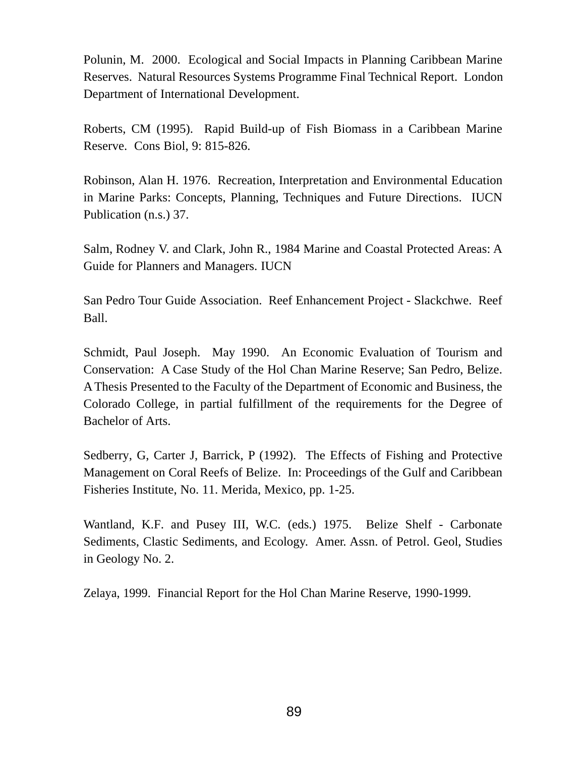Polunin, M.  2000.  Ecological and Social Impacts in Planning Caribbean Marine Reserves.  Natural Resources Systems Programme Final Technical Report.  London Department of International Development.

Roberts, CM (1995).  Rapid Build-up of Fish Biomass in a Caribbean Marine Reserve.  Cons Biol, 9: 815-826.

Robinson, Alan H. 1976.  Recreation, Interpretation and Environmental Education in Marine Parks: Concepts, Planning, Techniques and Future Directions.  IUCN Publication (n.s.) 37.

Salm, Rodney V. and Clark, John R., 1984 Marine and Coastal Protected Areas: A Guide for Planners and Managers. IUCN

San Pedro Tour Guide Association.  Reef Enhancement Project - Slackchwe.  Reef Ball.

Schmidt, Paul Joseph.  May 1990.  An Economic Evaluation of Tourism and Conservation:  A Case Study of the Hol Chan Marine Reserve; San Pedro, Belize.  A Thesis Presented to the Faculty of the Department of Economic and Business, the Colorado College, in partial fulfillment of the requirements for the Degree of Bachelor of Arts.

Sedberry, G, Carter J, Barrick, P (1992).  The Effects of Fishing and Protective Management on Coral Reefs of Belize.  In: Proceedings of the Gulf and Caribbean Fisheries Institute, No. 11. Merida, Mexico, pp. 1-25.

Wantland, K.F. and Pusey III, W.C. (eds.) 1975.  Belize Shelf - Carbonate Sediments, Clastic Sediments, and Ecology.  Amer. Assn. of Petrol. Geol, Studies in Geology No. 2.

Zelaya, 1999.  Financial Report for the Hol Chan Marine Reserve, 1990-1999.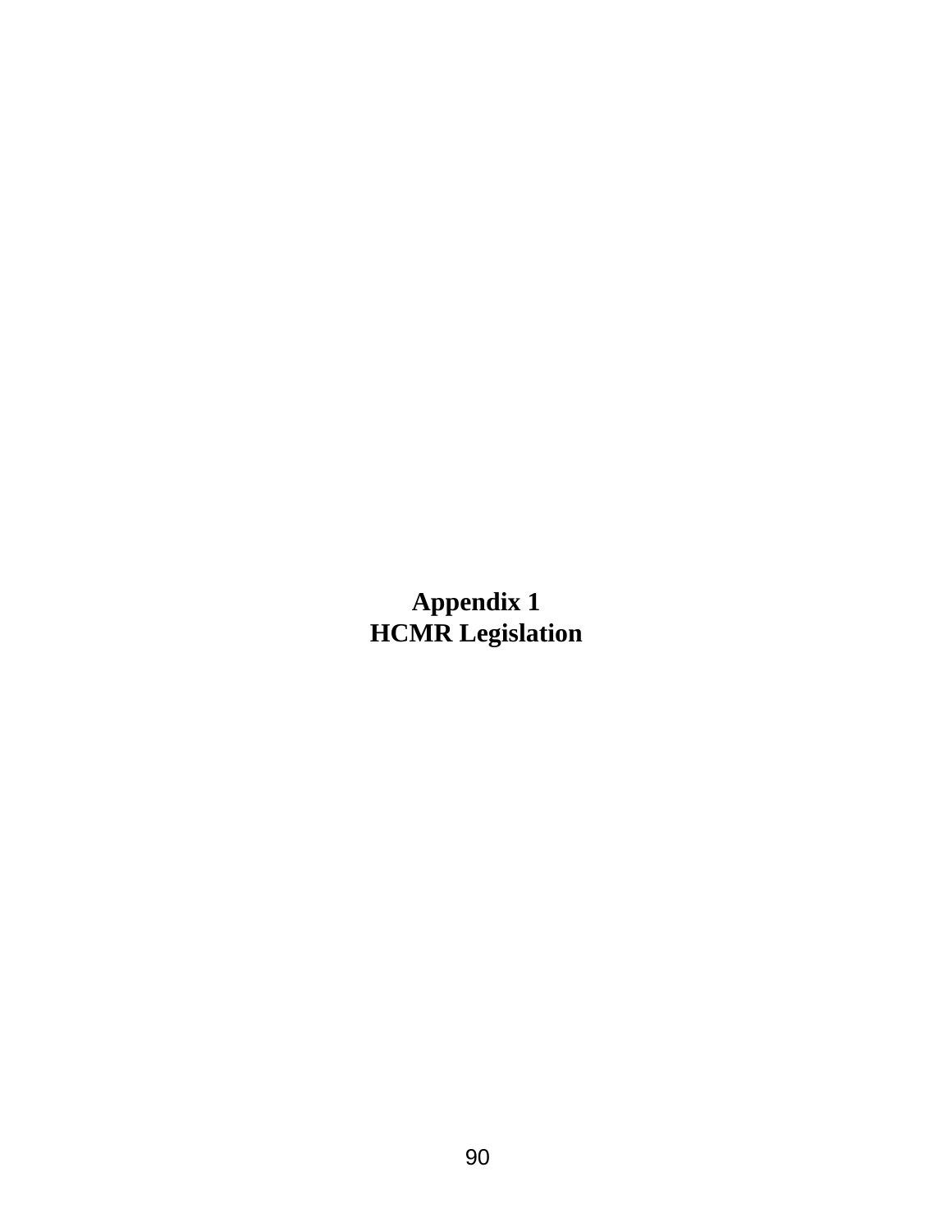# Appendix 1
# HCMR Legislation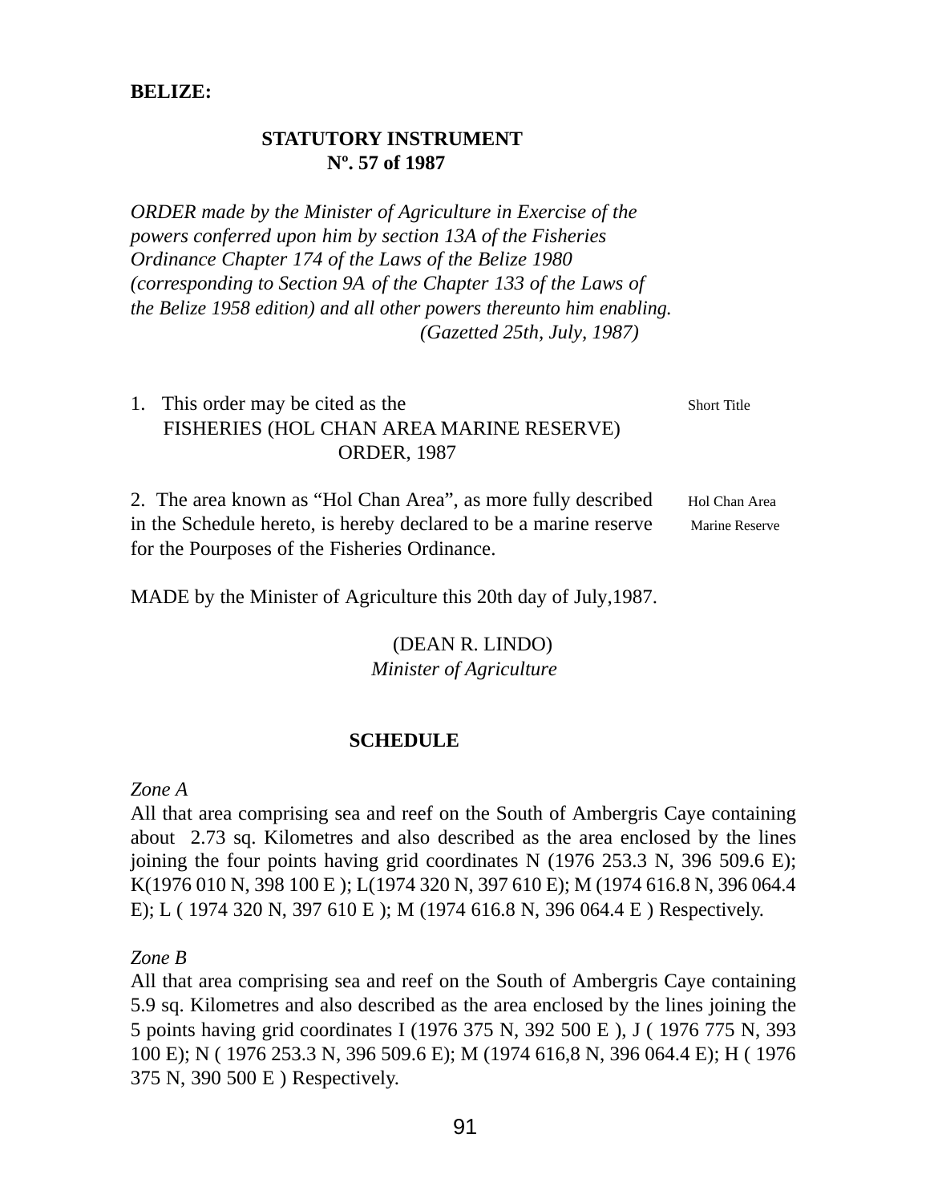**BELIZE:**

**STATUTORY INSTRUMENT**
**Nº. 57 of 1987**

*ORDER made by the Minister of Agriculture in Exercise of the powers conferred upon him by section 13A of the Fisheries Ordinance Chapter 174 of the Laws of the Belize 1980 (corresponding to Section 9A of the Chapter 133 of the Laws of the Belize 1958 edition) and all other powers thereunto him enabling.*

*(Gazetted 25th, July, 1987)*

1. This order may be cited as the FISHERIES (HOL CHAN AREA MARINE RESERVE) ORDER, 1987 — Short Title

2. The area known as "Hol Chan Area", as more fully described in the Schedule hereto, is hereby declared to be a marine reserve for the Pourposes of the Fisheries Ordinance. — Hol Chan Area Marine Reserve

MADE by the Minister of Agriculture this 20th day of July,1987.

(DEAN R. LINDO)
*Minister of Agriculture*

**SCHEDULE**

*Zone A*

All that area comprising sea and reef on the South of Ambergris Caye containing about 2.73 sq. Kilometres and also described as the area enclosed by the lines joining the four points having grid coordinates N (1976 253.3 N, 396 509.6 E); K(1976 010 N, 398 100 E ); L(1974 320 N, 397 610 E); M (1974 616.8 N, 396 064.4 E); L ( 1974 320 N, 397 610 E ); M (1974 616.8 N, 396 064.4 E ) Respectively.

*Zone B*

All that area comprising sea and reef on the South of Ambergris Caye containing 5.9 sq. Kilometres and also described as the area enclosed by the lines joining the 5 points having grid coordinates I (1976 375 N, 392 500 E ), J ( 1976 775 N, 393 100 E); N ( 1976 253.3 N, 396 509.6 E); M (1974 616,8 N, 396 064.4 E); H ( 1976 375 N, 390 500 E ) Respectively.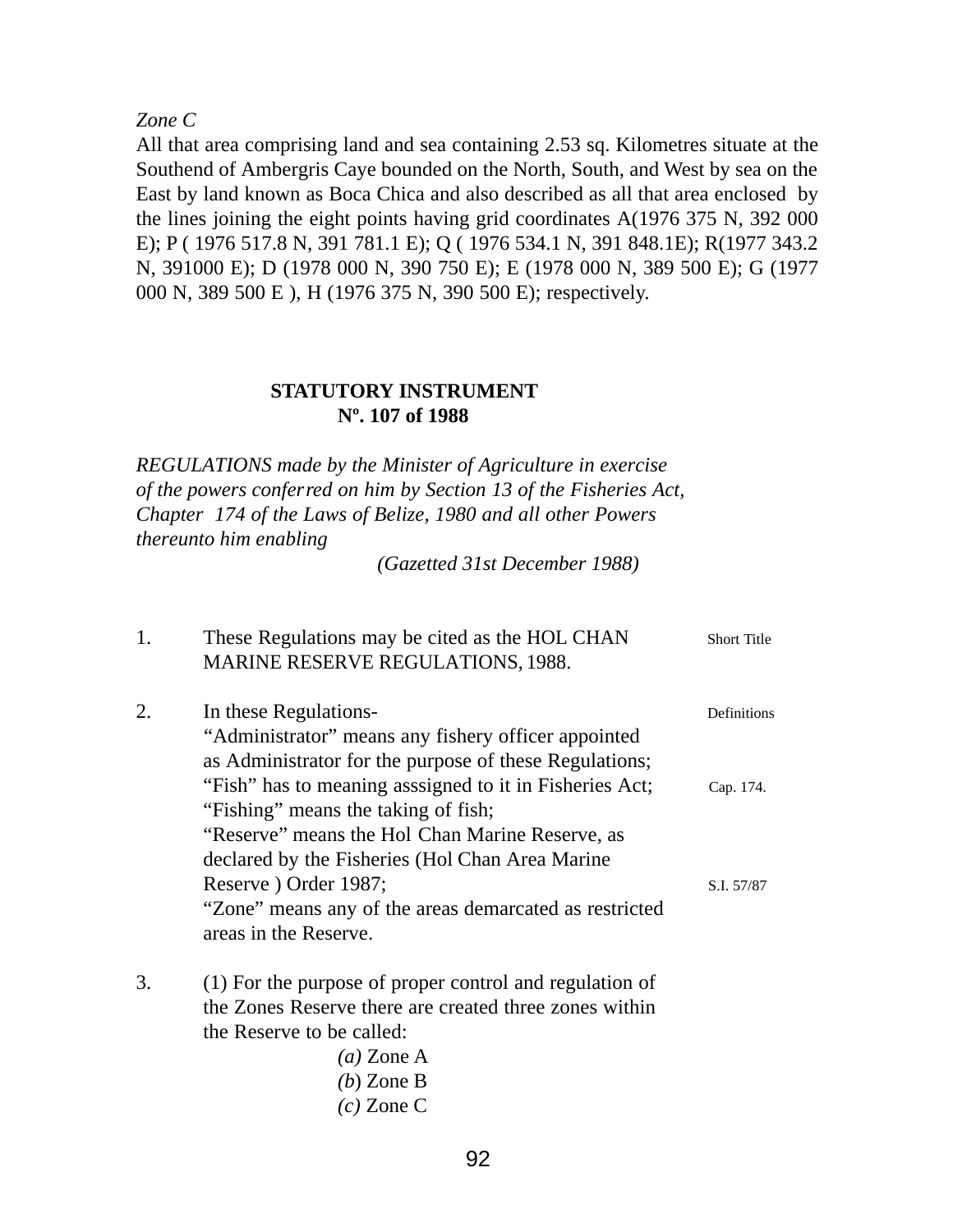*Zone C*

All that area comprising land and sea containing 2.53 sq. Kilometres situate at the Southend of Ambergris Caye bounded on the North, South, and West by sea on the East by land known as Boca Chica and also described as all that area enclosed by the lines joining the eight points having grid coordinates A(1976 375 N, 392 000 E); P ( 1976 517.8 N, 391 781.1 E); Q ( 1976 534.1 N, 391 848.1E); R(1977 343.2 N, 391000 E); D (1978 000 N, 390 750 E); E (1978 000 N, 389 500 E); G (1977 000 N, 389 500 E ), H (1976 375 N, 390 500 E); respectively.

**STATUTORY INSTRUMENT**
**Nº. 107 of 1988**

*REGULATIONS made by the Minister of Agriculture in exercise of the powers conferred on him by Section 13 of the Fisheries Act, Chapter 174 of the Laws of Belize, 1980 and all other Powers thereunto him enabling*

*(Gazetted 31st December 1988)*

1. These Regulations may be cited as the HOL CHAN MARINE RESERVE REGULATIONS, 1988. — Short Title

2. In these Regulations- — Definitions

   "Administrator" means any fishery officer appointed as Administrator for the purpose of these Regulations;

   "Fish" has to meaning asssigned to it in Fisheries Act; — Cap. 174.

   "Fishing" means the taking of fish;

   "Reserve" means the Hol Chan Marine Reserve, as declared by the Fisheries (Hol Chan Area Marine Reserve ) Order 1987; — S.I. 57/87

   "Zone" means any of the areas demarcated as restricted areas in the Reserve.

3. (1) For the purpose of proper control and regulation of the Zones Reserve there are created three zones within the Reserve to be called:

   *(a)* Zone A
   *(b)* Zone B
   *(c)* Zone C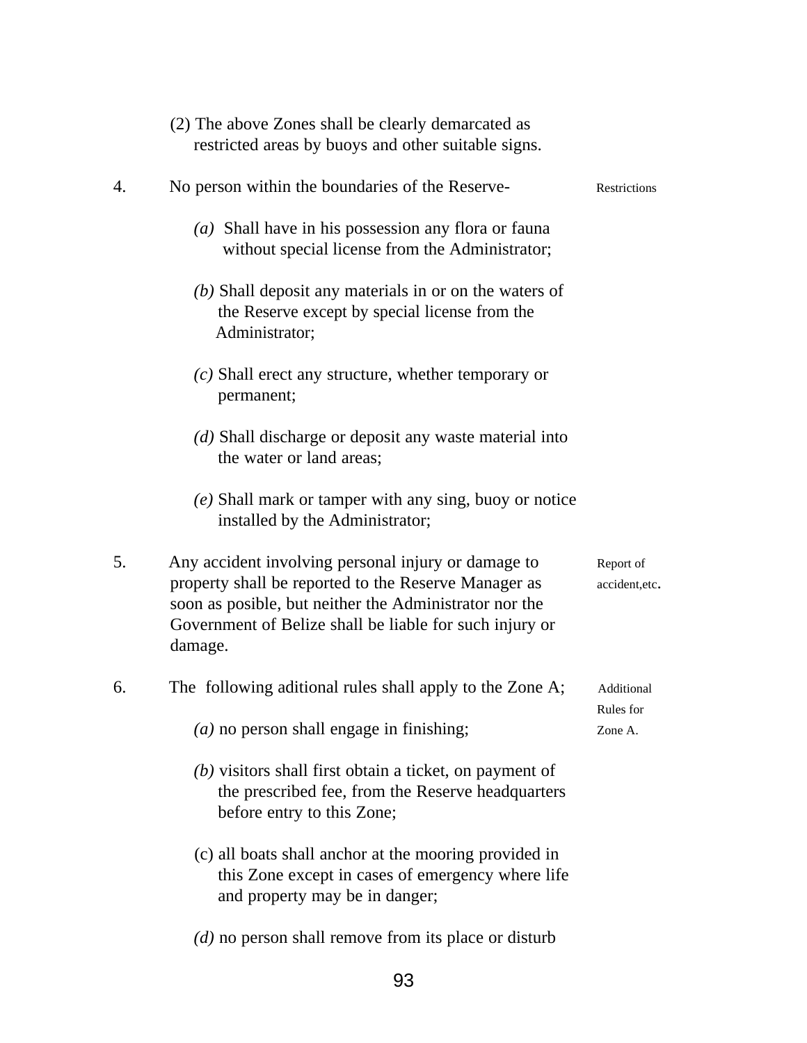(2) The above Zones shall be clearly demarcated as restricted areas by buoys and other suitable signs.

4. No person within the boundaries of the Reserve- *Restrictions*

*(a)* Shall have in his possession any flora or fauna without special license from the Administrator;

*(b)* Shall deposit any materials in or on the waters of the Reserve except by special license from the Administrator;

*(c)* Shall erect any structure, whether temporary or permanent;

*(d)* Shall discharge or deposit any waste material into the water or land areas;

*(e)* Shall mark or tamper with any sing, buoy or notice installed by the Administrator;

5. Any accident involving personal injury or damage to property shall be reported to the Reserve Manager as soon as posible, but neither the Administrator nor the Government of Belize shall be liable for such injury or damage. *Report of accident,etc.*

6. The following aditional rules shall apply to the Zone A; *Additional Rules for Zone A.*

*(a)* no person shall engage in finishing;

*(b)* visitors shall first obtain a ticket, on payment of the prescribed fee, from the Reserve headquarters before entry to this Zone;

(c) all boats shall anchor at the mooring provided in this Zone except in cases of emergency where life and property may be in danger;

*(d)* no person shall remove from its place or disturb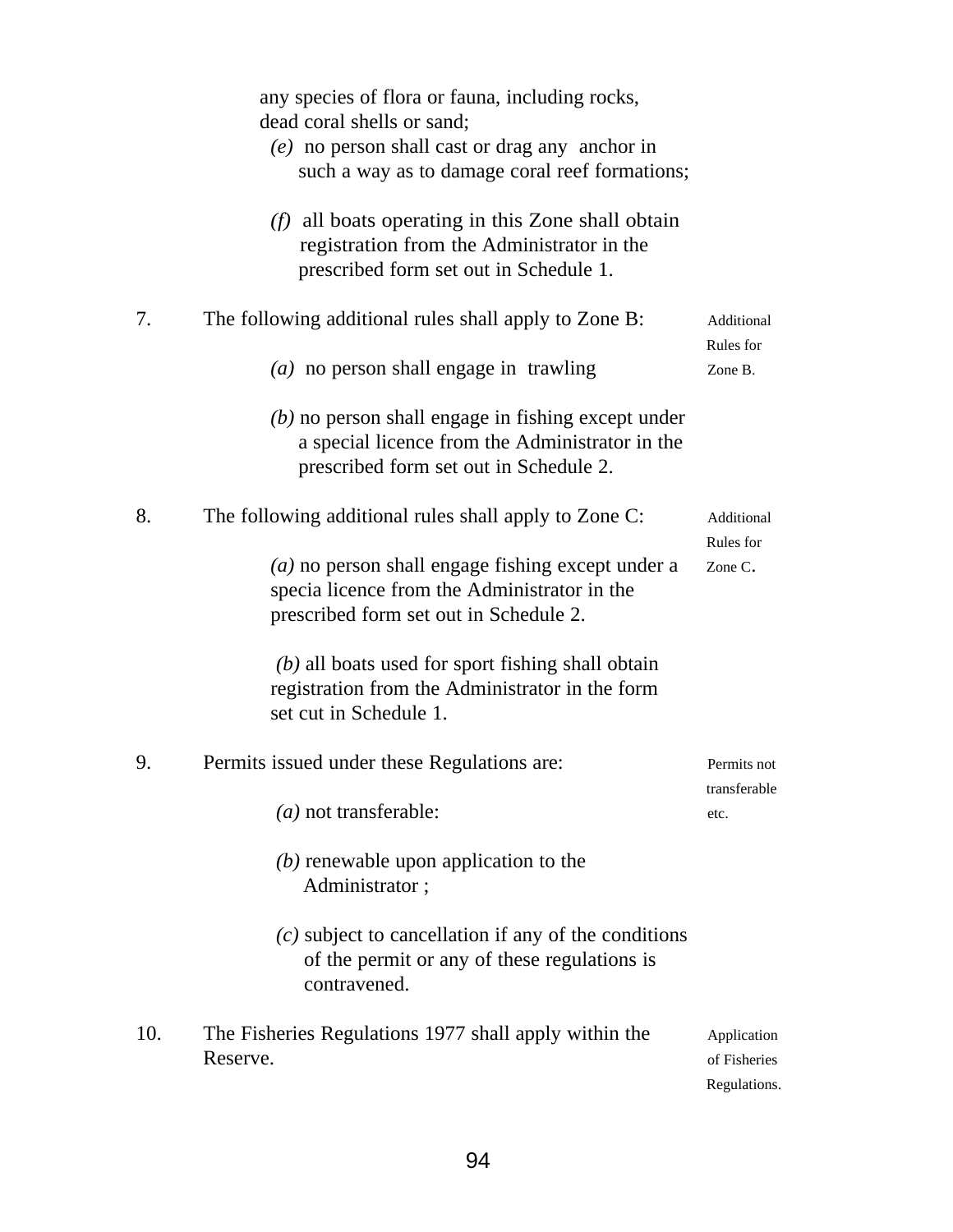any species of flora or fauna, including rocks, dead coral shells or sand;

*(e)* no person shall cast or drag any anchor in such a way as to damage coral reef formations;

*(f)* all boats operating in this Zone shall obtain registration from the Administrator in the prescribed form set out in Schedule 1.

7. The following additional rules shall apply to Zone B: *Additional Rules for Zone B.*

*(a)* no person shall engage in trawling

*(b)* no person shall engage in fishing except under a special licence from the Administrator in the prescribed form set out in Schedule 2.

8. The following additional rules shall apply to Zone C: *Additional Rules for Zone C.*

*(a)* no person shall engage fishing except under a specia licence from the Administrator in the prescribed form set out in Schedule 2.

*(b)* all boats used for sport fishing shall obtain registration from the Administrator in the form set cut in Schedule 1.

9. Permits issued under these Regulations are: *Permits not transferable etc.*

*(a)* not transferable:

*(b)* renewable upon application to the Administrator ;

*(c)* subject to cancellation if any of the conditions of the permit or any of these regulations is contravened.

10. The Fisheries Regulations 1977 shall apply within the Reserve. *Application of Fisheries Regulations.*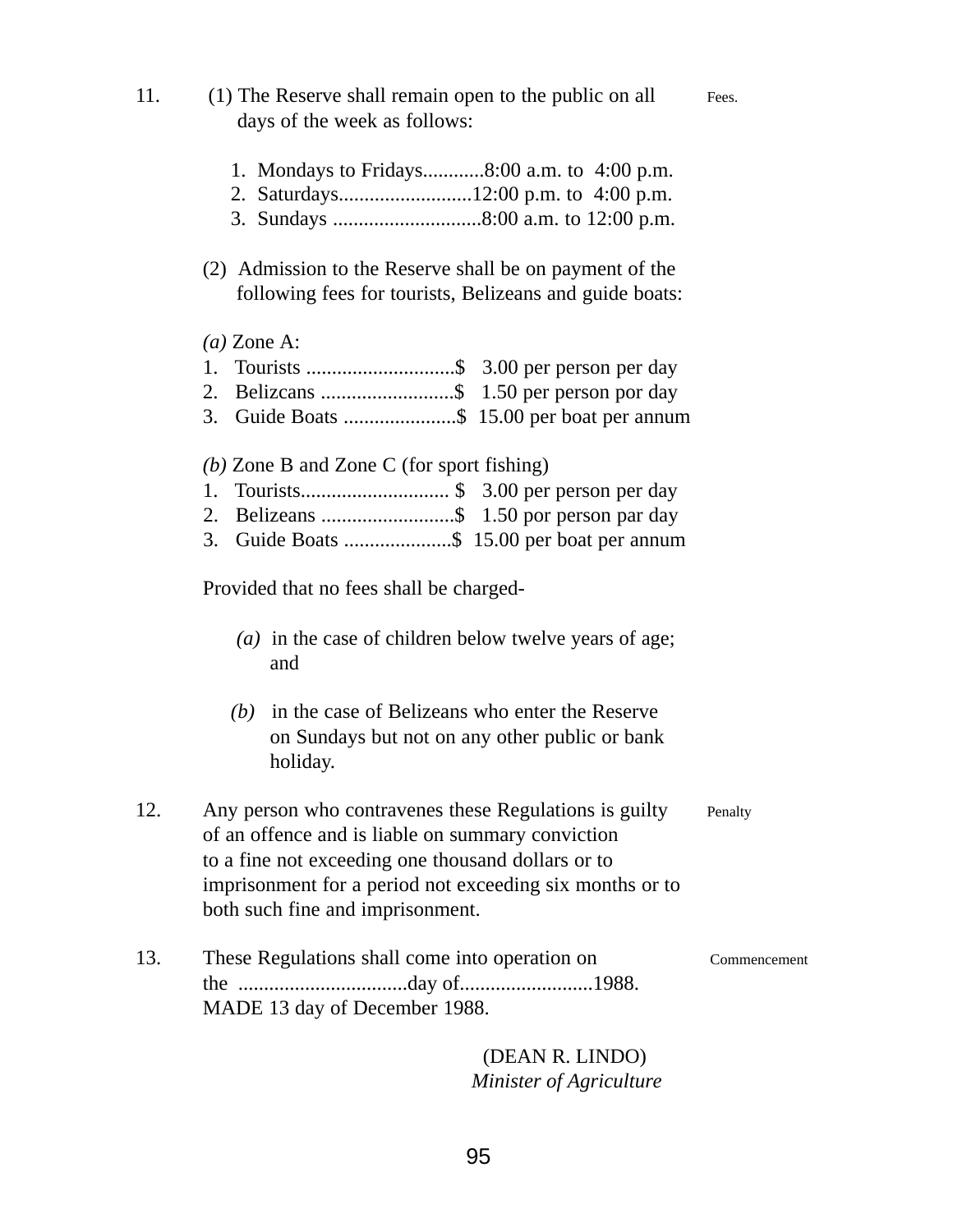11. (1) The Reserve shall remain open to the public on all days of the week as follows: — Fees.

1. Mondays to Fridays............8:00 a.m. to 4:00 p.m.
2. Saturdays..........................12:00 p.m. to 4:00 p.m.
3. Sundays .............................8:00 a.m. to 12:00 p.m.

(2) Admission to the Reserve shall be on payment of the following fees for tourists, Belizeans and guide boats:

*(a)* Zone A:

1. Tourists .............................$ 3.00 per person per day
2. Belizcans ..........................$ 1.50 per person por day
3. Guide Boats ......................$ 15.00 per boat per annum

*(b)* Zone B and Zone C (for sport fishing)

1. Tourists............................. $ 3.00 per person per day
2. Belizeans ..........................$ 1.50 por person par day
3. Guide Boats .....................$ 15.00 per boat per annum

Provided that no fees shall be charged-

*(a)* in the case of children below twelve years of age; and

*(b)* in the case of Belizeans who enter the Reserve on Sundays but not on any other public or bank holiday.

12. Any person who contravenes these Regulations is guilty of an offence and is liable on summary conviction to a fine not exceeding one thousand dollars or to imprisonment for a period not exceeding six months or to both such fine and imprisonment. — Penalty

13. These Regulations shall come into operation on the .................................day of..........................1988. — Commencement

MADE 13 day of December 1988.

(DEAN R. LINDO)
*Minister of Agriculture*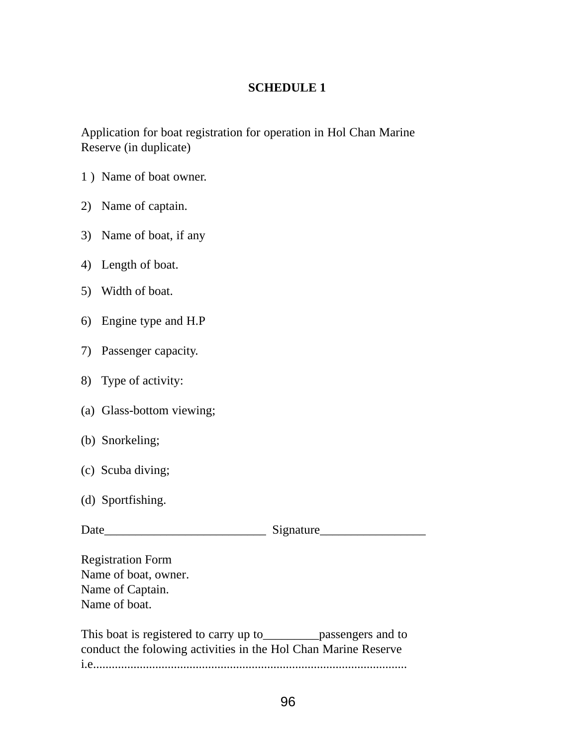## SCHEDULE 1

Application for boat registration for operation in Hol Chan Marine Reserve (in duplicate)

1 ) Name of boat owner.

2) Name of captain.

3) Name of boat, if any

4) Length of boat.

5) Width of boat.

6) Engine type and H.P

7) Passenger capacity.

8) Type of activity:

(a) Glass-bottom viewing;

(b) Snorkeling;

(c) Scuba diving;

(d) Sportfishing.

Date__________________________ Signature_________________

Registration Form
Name of boat, owner.
Name of Captain.
Name of boat.

This boat is registered to carry up to_________passengers and to conduct the folowing activities in the Hol Chan Marine Reserve i.e....................................................................................................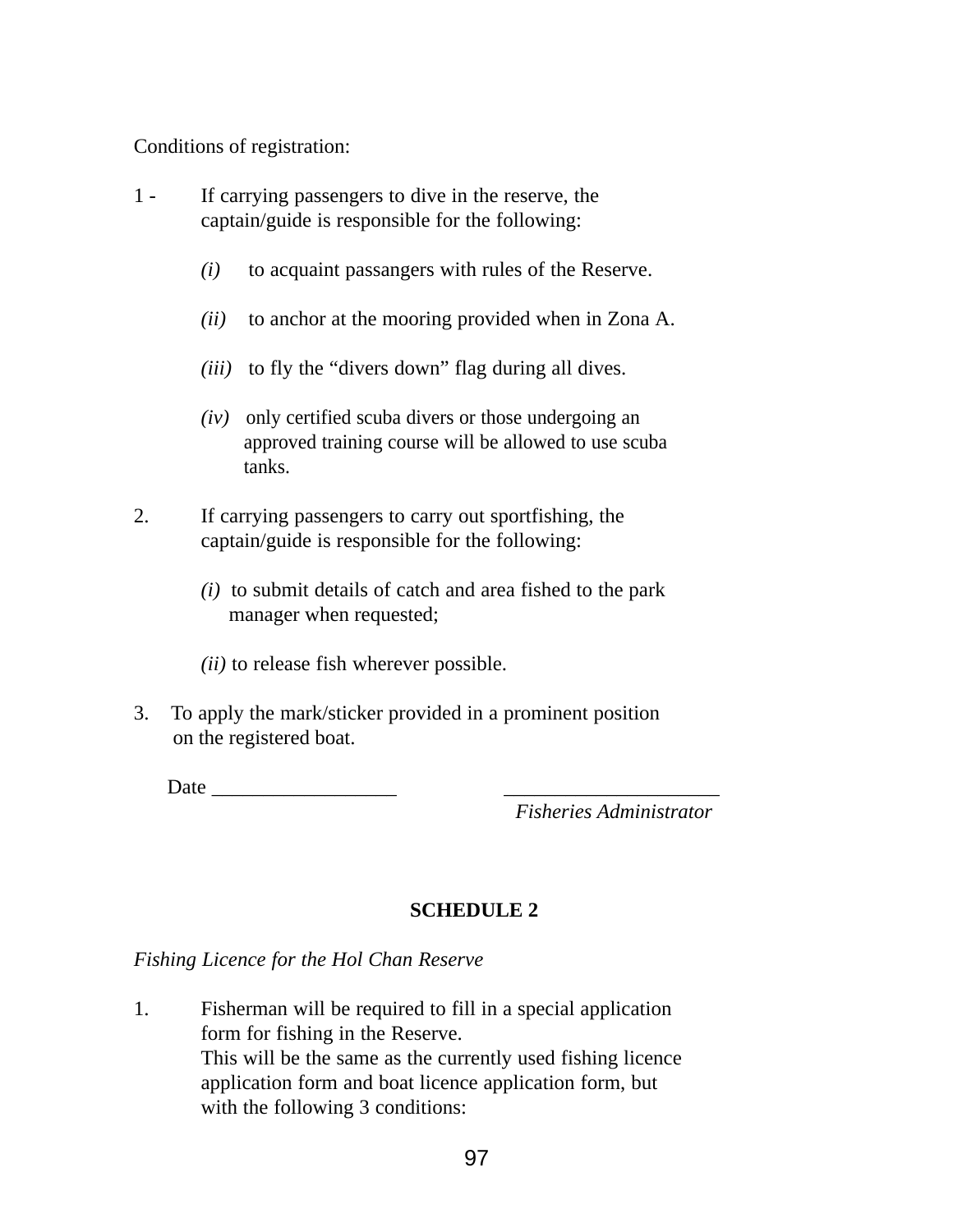Conditions of registration:

1 - If carrying passengers to dive in the reserve, the captain/guide is responsible for the following:

*(i)* to acquaint passangers with rules of the Reserve.

*(ii)* to anchor at the mooring provided when in Zona A.

*(iii)* to fly the "divers down" flag during all dives.

*(iv)* only certified scuba divers or those undergoing an approved training course will be allowed to use scuba tanks.

2. If carrying passengers to carry out sportfishing, the captain/guide is responsible for the following:

*(i)* to submit details of catch and area fished to the park manager when requested;

*(ii)* to release fish wherever possible.

3. To apply the mark/sticker provided in a prominent position on the registered boat.

Date __________________ _____________________
*Fisheries Administrator*

**SCHEDULE 2**

*Fishing Licence for the Hol Chan Reserve*

1. Fisherman will be required to fill in a special application form for fishing in the Reserve.
This will be the same as the currently used fishing licence application form and boat licence application form, but with the following 3 conditions: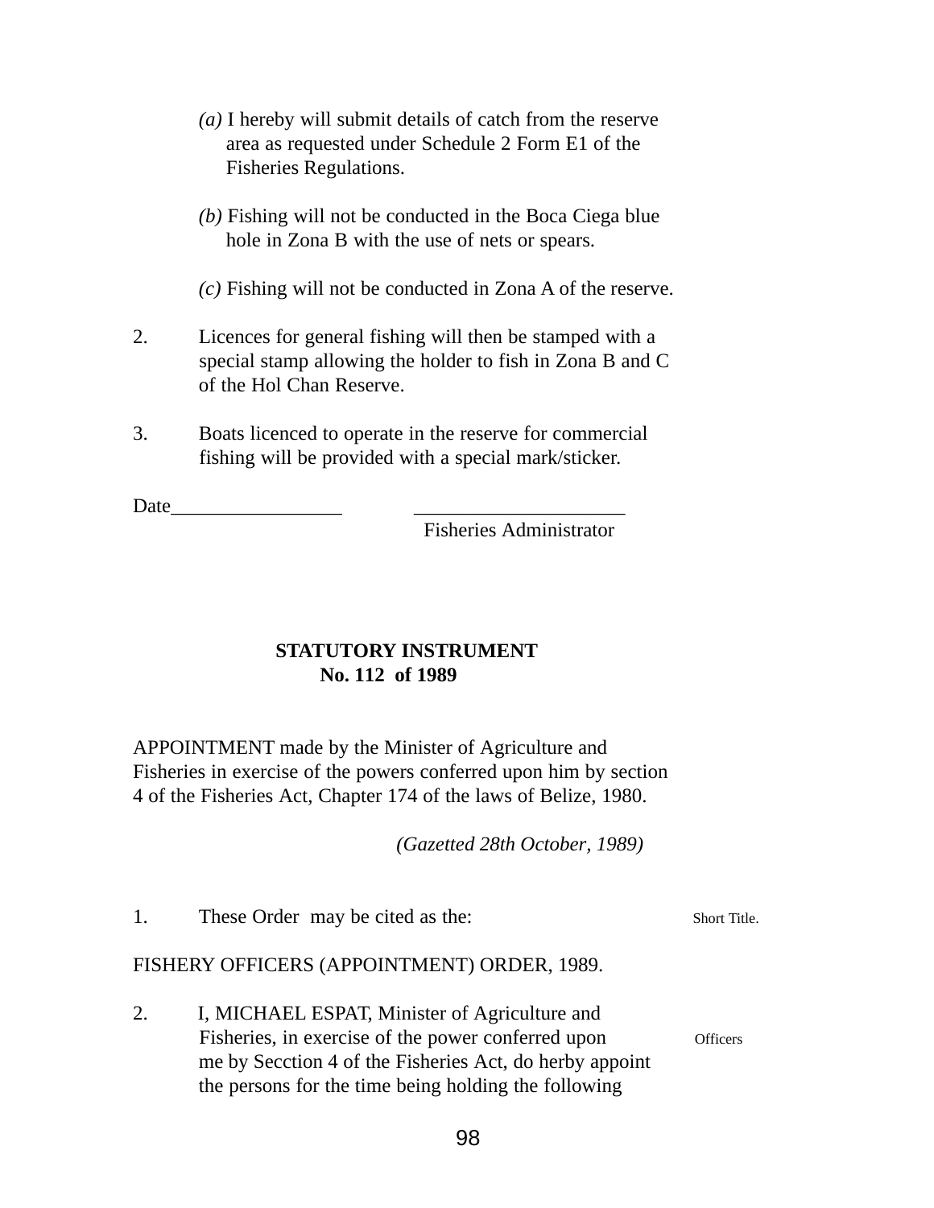*(a)* I hereby will submit details of catch from the reserve area as requested under Schedule 2 Form E1 of the Fisheries Regulations.

*(b)* Fishing will not be conducted in the Boca Ciega blue hole in Zona B with the use of nets or spears.

*(c)* Fishing will not be conducted in Zona A of the reserve.

2. Licences for general fishing will then be stamped with a special stamp allowing the holder to fish in Zona B and C of the Hol Chan Reserve.

3. Boats licenced to operate in the reserve for commercial fishing will be provided with a special mark/sticker.

Date_________________ _____________________
Fisheries Administrator

**STATUTORY INSTRUMENT**
**No. 112 of 1989**

APPOINTMENT made by the Minister of Agriculture and Fisheries in exercise of the powers conferred upon him by section 4 of the Fisheries Act, Chapter 174 of the laws of Belize, 1980.

*(Gazetted 28th October, 1989)*

1. These Order may be cited as the: *Short Title.*

FISHERY OFFICERS (APPOINTMENT) ORDER, 1989.

2. I, MICHAEL ESPAT, Minister of Agriculture and Fisheries, in exercise of the power conferred upon me by Secction 4 of the Fisheries Act, do herby appoint the persons for the time being holding the following *Officers*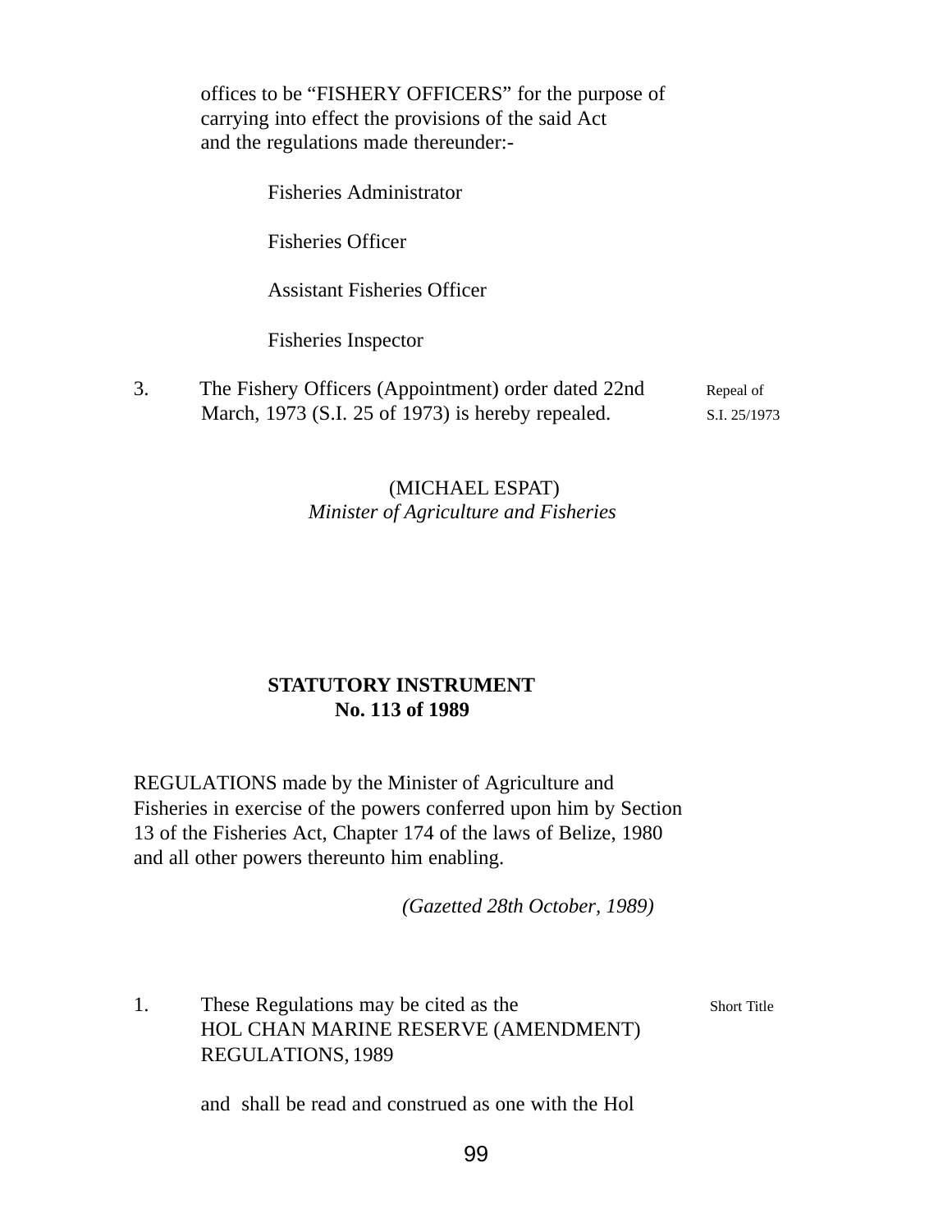offices to be "FISHERY OFFICERS" for the purpose of carrying into effect the provisions of the said Act and the regulations made thereunder:-

Fisheries Administrator

Fisheries Officer

Assistant Fisheries Officer

Fisheries Inspector

3. The Fishery Officers (Appointment) order dated 22nd March, 1973 (S.I. 25 of 1973) is hereby repealed. *Repeal of S.I. 25/1973*

(MICHAEL ESPAT)
*Minister of Agriculture and Fisheries*

**STATUTORY INSTRUMENT**
**No. 113 of 1989**

REGULATIONS made by the Minister of Agriculture and Fisheries in exercise of the powers conferred upon him by Section 13 of the Fisheries Act, Chapter 174 of the laws of Belize, 1980 and all other powers thereunto him enabling.

*(Gazetted 28th October, 1989)*

1. These Regulations may be cited as the HOL CHAN MARINE RESERVE (AMENDMENT) REGULATIONS, 1989 *Short Title*

and shall be read and construed as one with the Hol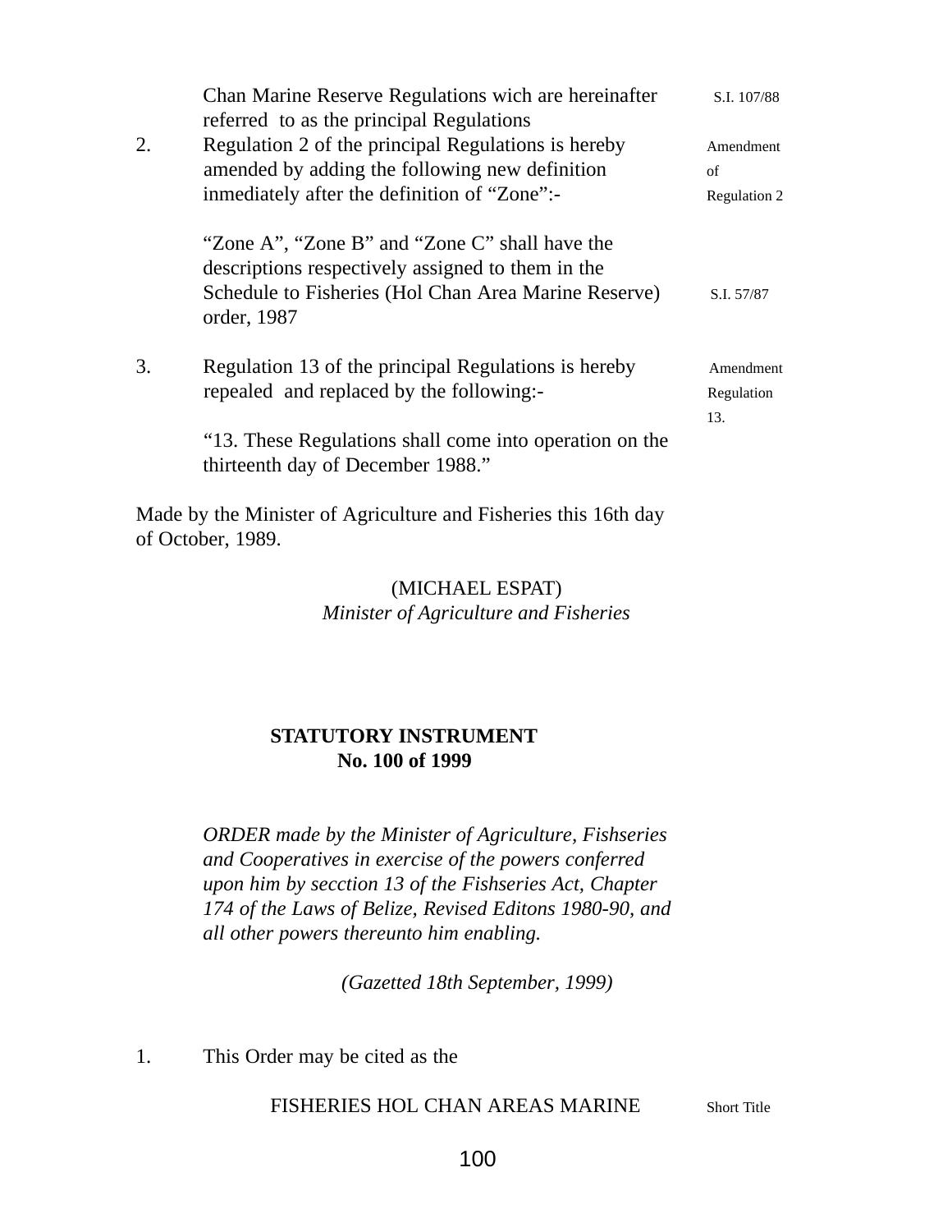Chan Marine Reserve Regulations wich are hereinafter referred to as the principal Regulations — S.I. 107/88

2. Regulation 2 of the principal Regulations is hereby amended by adding the following new definition inmediately after the definition of "Zone":- — Amendment of Regulation 2

"Zone A", "Zone B" and "Zone C" shall have the descriptions respectively assigned to them in the Schedule to Fisheries (Hol Chan Area Marine Reserve) order, 1987 — S.I. 57/87

3. Regulation 13 of the principal Regulations is hereby repealed and replaced by the following:- — Amendment Regulation 13.

"13. These Regulations shall come into operation on the thirteenth day of December 1988."

Made by the Minister of Agriculture and Fisheries this 16th day of October, 1989.

(MICHAEL ESPAT)
*Minister of Agriculture and Fisheries*

**STATUTORY INSTRUMENT**
**No. 100 of 1999**

*ORDER made by the Minister of Agriculture, Fishseries and Cooperatives in exercise of the powers conferred upon him by secction 13 of the Fishseries Act, Chapter 174 of the Laws of Belize, Revised Editons 1980-90, and all other powers thereunto him enabling.*

*(Gazetted 18th September, 1999)*

1. This Order may be cited as the

FISHERIES HOL CHAN AREAS MARINE — Short Title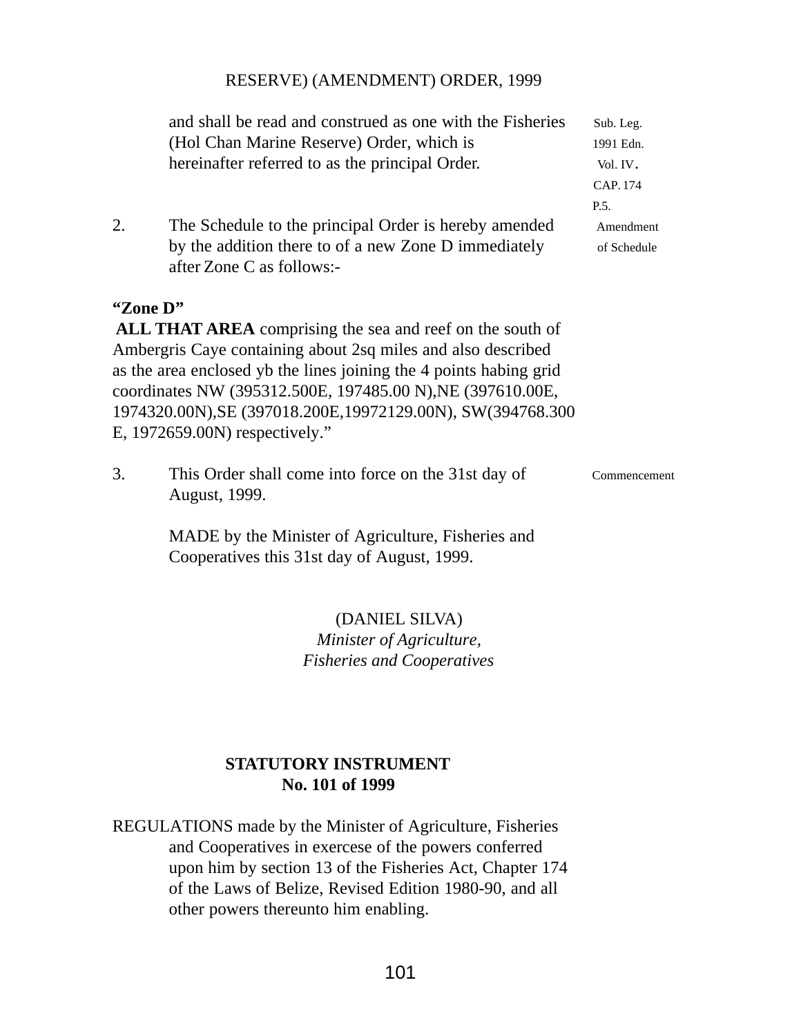RESERVE) (AMENDMENT) ORDER, 1999

and shall be read and construed as one with the Fisheries (Hol Chan Marine Reserve) Order, which is hereinafter referred to as the principal Order. — Sub. Leg. 1991 Edn. Vol. IV. CAP. 174 P.5.

2. The Schedule to the principal Order is hereby amended by the addition there to of a new Zone D immediately after Zone C as follows:- — Amendment of Schedule

**"Zone D"**

**ALL THAT AREA** comprising the sea and reef on the south of Ambergris Caye containing about 2sq miles and also described as the area enclosed yb the lines joining the 4 points habing grid coordinates NW (395312.500E, 197485.00 N),NE (397610.00E, 1974320.00N),SE (397018.200E,19972129.00N), SW(394768.300 E, 1972659.00N) respectively."

3. This Order shall come into force on the 31st day of August, 1999. — Commencement

MADE by the Minister of Agriculture, Fisheries and Cooperatives this 31st day of August, 1999.

(DANIEL SILVA)
*Minister of Agriculture,*
*Fisheries and Cooperatives*

**STATUTORY INSTRUMENT**
**No. 101 of 1999**

REGULATIONS made by the Minister of Agriculture, Fisheries and Cooperatives in exercese of the powers conferred upon him by section 13 of the Fisheries Act, Chapter 174 of the Laws of Belize, Revised Edition 1980-90, and all other powers thereunto him enabling.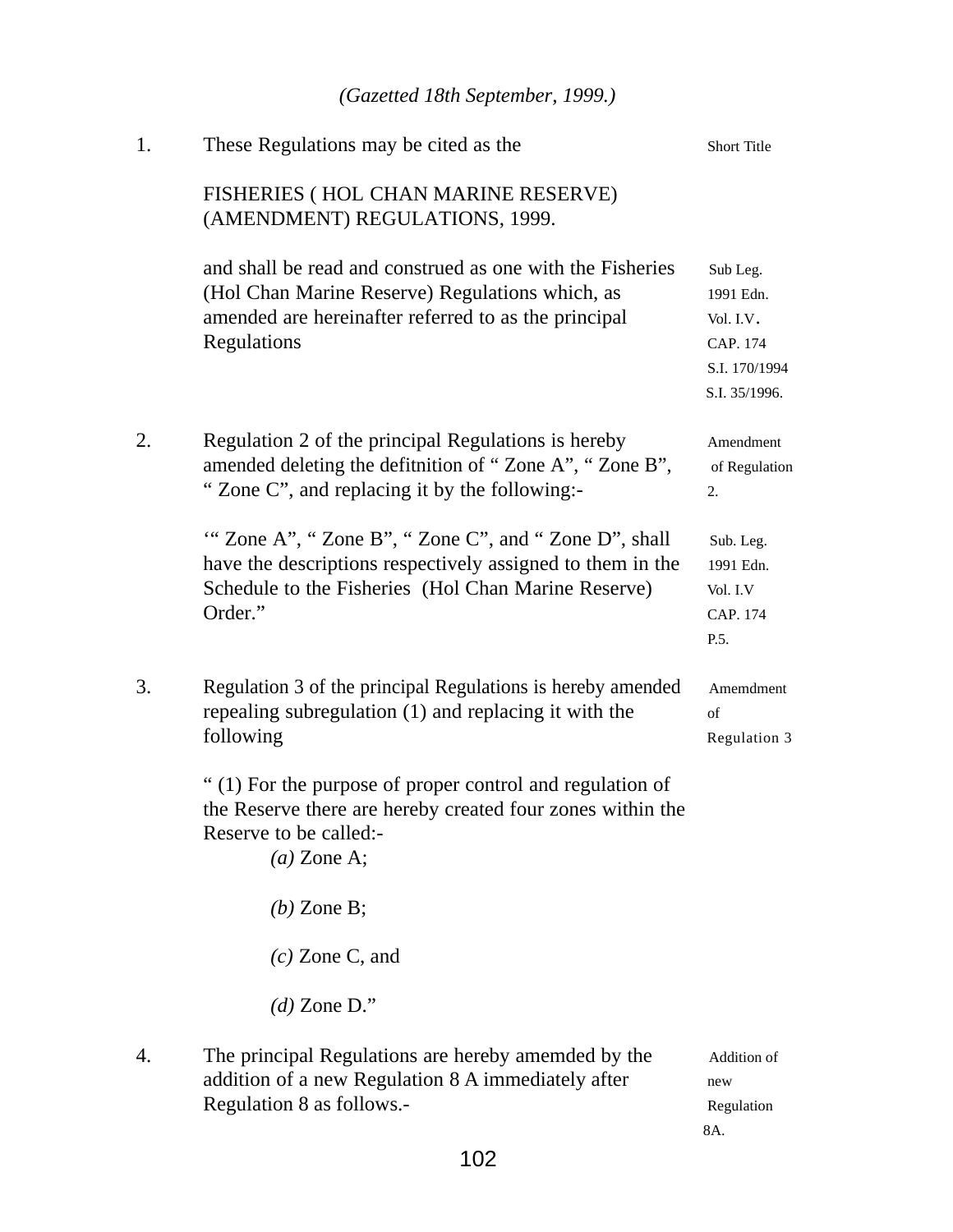*(Gazetted 18th September, 1999.)*

1. These Regulations may be cited as the — Short Title

FISHERIES ( HOL CHAN MARINE RESERVE) (AMENDMENT) REGULATIONS, 1999.

and shall be read and construed as one with the Fisheries (Hol Chan Marine Reserve) Regulations which, as amended are hereinafter referred to as the principal Regulations — Sub Leg. 1991 Edn. Vol. I.V. CAP. 174 S.I. 170/1994 S.I. 35/1996.

2. Regulation 2 of the principal Regulations is hereby amended deleting the defitnition of " Zone A", " Zone B", " Zone C", and replacing it by the following:- — Amendment of Regulation 2.

'" Zone A", " Zone B", " Zone C", and " Zone D", shall have the descriptions respectively assigned to them in the Schedule to the Fisheries (Hol Chan Marine Reserve) Order." — Sub. Leg. 1991 Edn. Vol. I.V CAP. 174 P.5.

3. Regulation 3 of the principal Regulations is hereby amended repealing subregulation (1) and replacing it with the following — Amemdment of Regulation 3

" (1) For the purpose of proper control and regulation of the Reserve there are hereby created four zones within the Reserve to be called:-

*(a)* Zone A;

*(b)* Zone B;

*(c)* Zone C, and

*(d)* Zone D."

4. The principal Regulations are hereby amemded by the addition of a new Regulation 8 A immediately after Regulation 8 as follows.- — Addition of new Regulation 8A.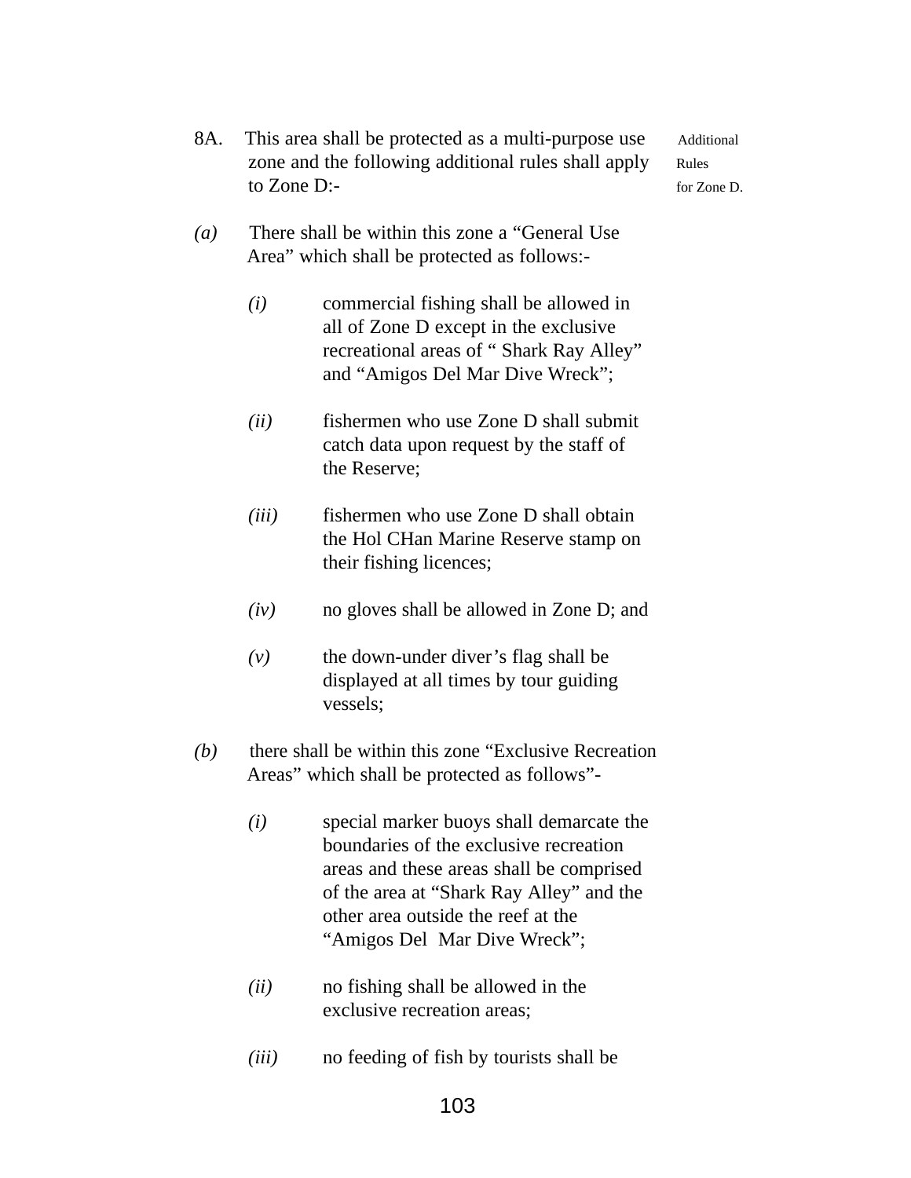8A. This area shall be protected as a multi-purpose use zone and the following additional rules shall apply to Zone D:-

Additional Rules for Zone D.

*(a)* There shall be within this zone a "General Use Area" which shall be protected as follows:-

*(i)* commercial fishing shall be allowed in all of Zone D except in the exclusive recreational areas of " Shark Ray Alley" and "Amigos Del Mar Dive Wreck";

*(ii)* fishermen who use Zone D shall submit catch data upon request by the staff of the Reserve;

*(iii)* fishermen who use Zone D shall obtain the Hol CHan Marine Reserve stamp on their fishing licences;

*(iv)* no gloves shall be allowed in Zone D; and

*(v)* the down-under diver's flag shall be displayed at all times by tour guiding vessels;

*(b)* there shall be within this zone "Exclusive Recreation Areas" which shall be protected as follows"-

*(i)* special marker buoys shall demarcate the boundaries of the exclusive recreation areas and these areas shall be comprised of the area at "Shark Ray Alley" and the other area outside the reef at the "Amigos Del Mar Dive Wreck";

*(ii)* no fishing shall be allowed in the exclusive recreation areas;

*(iii)* no feeding of fish by tourists shall be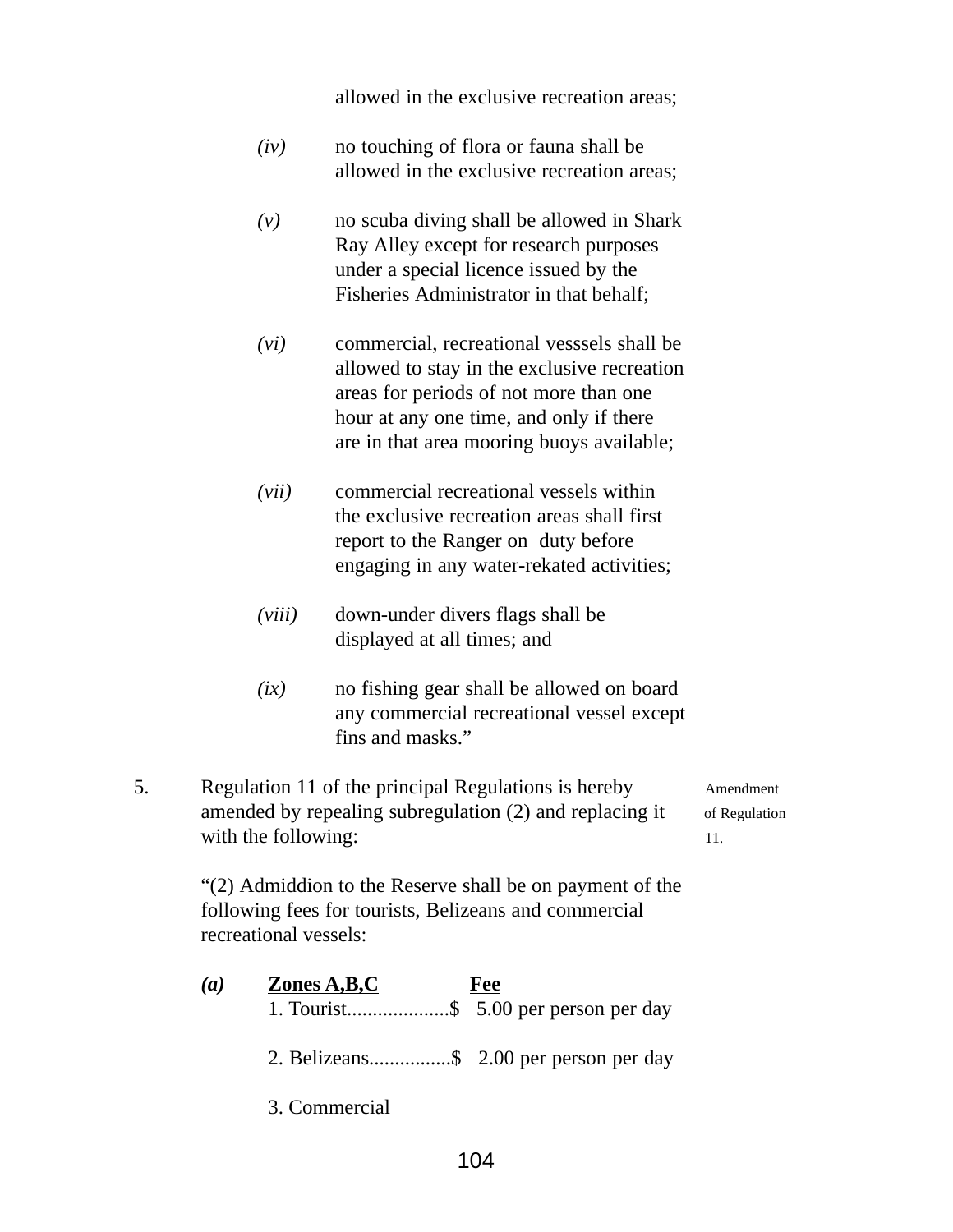allowed in the exclusive recreation areas;

*(iv)* no touching of flora or fauna shall be allowed in the exclusive recreation areas;

*(v)* no scuba diving shall be allowed in Shark Ray Alley except for research purposes under a special licence issued by the Fisheries Administrator in that behalf;

*(vi)* commercial, recreational vesssels shall be allowed to stay in the exclusive recreation areas for periods of not more than one hour at any one time, and only if there are in that area mooring buoys available;

*(vii)* commercial recreational vessels within the exclusive recreation areas shall first report to the Ranger on duty before engaging in any water-rekated activities;

*(viii)* down-under divers flags shall be displayed at all times; and

*(ix)* no fishing gear shall be allowed on board any commercial recreational vessel except fins and masks."

5. Regulation 11 of the principal Regulations is hereby amended by repealing subregulation (2) and replacing it with the following:

Amendment of Regulation 11.

"(2) Admiddion to the Reserve shall be on payment of the following fees for tourists, Belizeans and commercial recreational vessels:

***(a)*** **Zones A,B,C** **Fee**

1. Tourist....................$ 5.00 per person per day

2. Belizeans................$ 2.00 per person per day

3. Commercial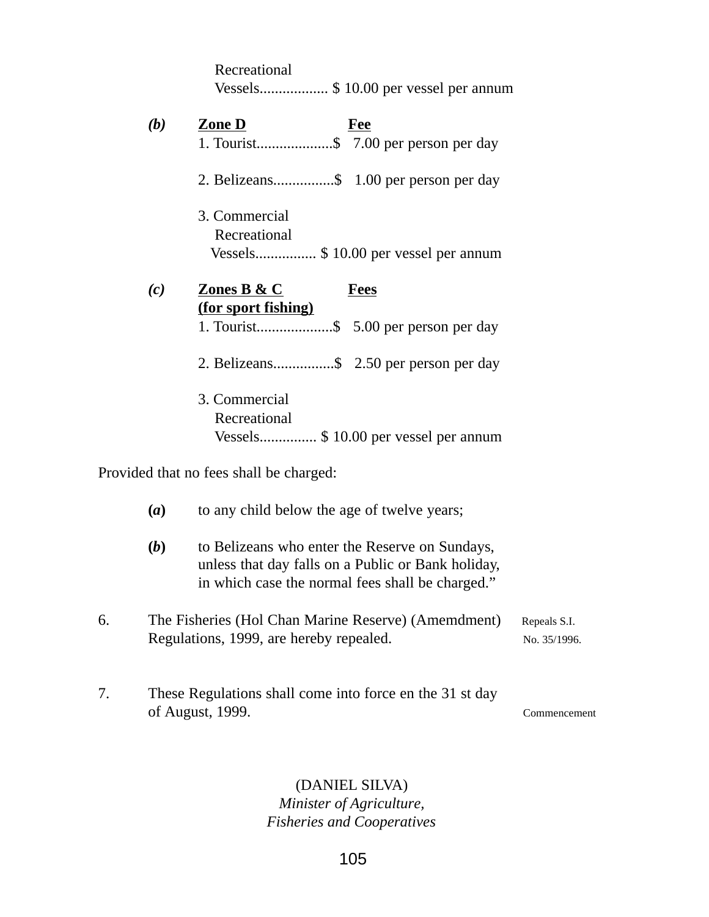Recreational
Vessels.................. $ 10.00 per vessel per annum

***(b)*** **<u>Zone D</u>** **<u>Fee</u>**

1. Tourist....................$ 7.00 per person per day

2. Belizeans................$ 1.00 per person per day

3. Commercial
Recreational
Vessels................ $ 10.00 per vessel per annum

***(c)*** **<u>Zones B & C</u>** **<u>Fees</u>**
**<u>(for sport fishing)</u>**

1. Tourist....................$ 5.00 per person per day

2. Belizeans................$ 2.50 per person per day

3. Commercial
Recreational
Vessels............... $ 10.00 per vessel per annum

Provided that no fees shall be charged:

**(*a*)** to any child below the age of twelve years;

**(*b*)** to Belizeans who enter the Reserve on Sundays, unless that day falls on a Public or Bank holiday, in which case the normal fees shall be charged."

6. The Fisheries (Hol Chan Marine Reserve) (Amemdment) Regulations, 1999, are hereby repealed. — Repeals S.I. No. 35/1996.

7. These Regulations shall come into force en the 31 st day of August, 1999. — Commencement

(DANIEL SILVA)
*Minister of Agriculture,*
*Fisheries and Cooperatives*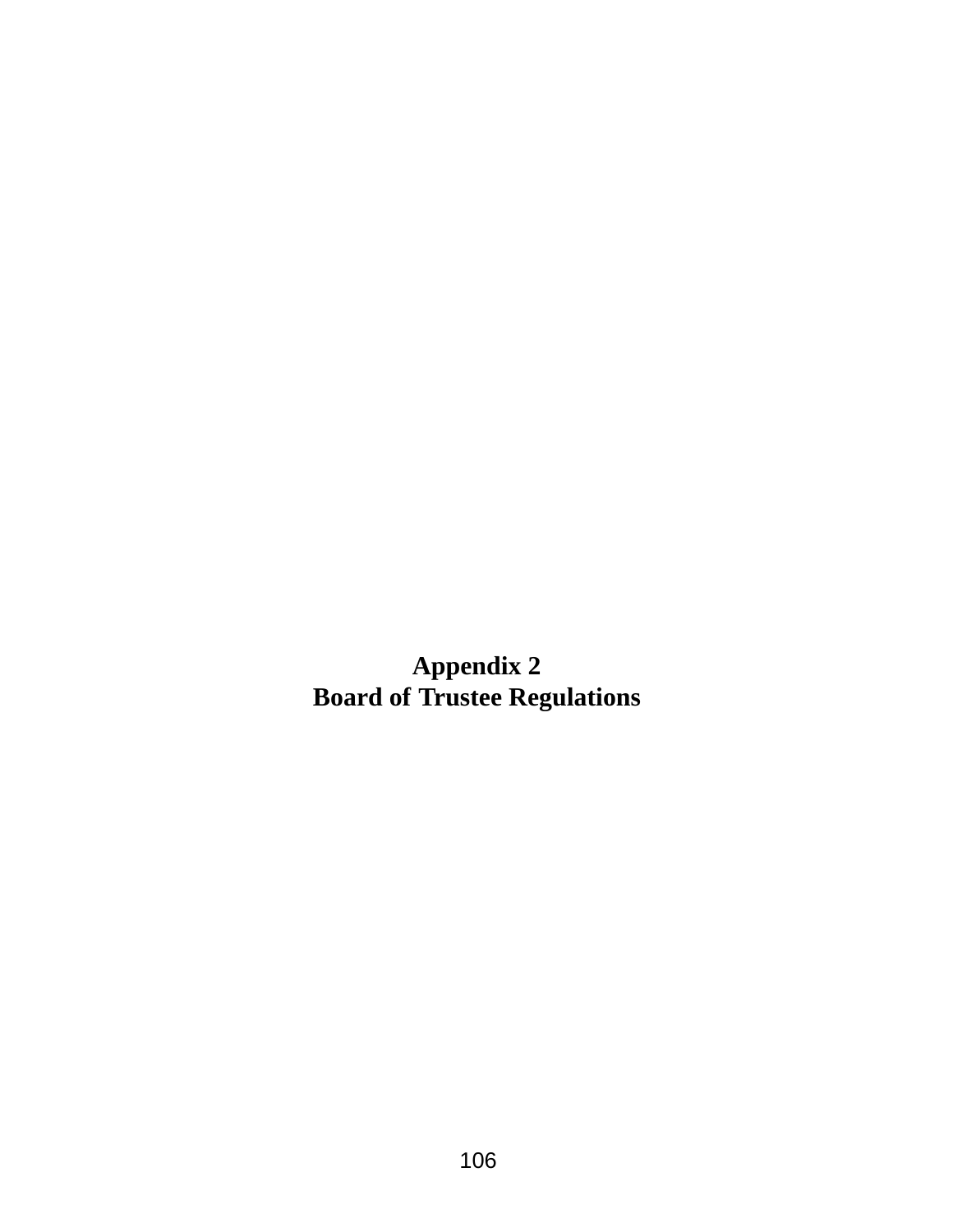# Appendix 2
# Board of Trustee Regulations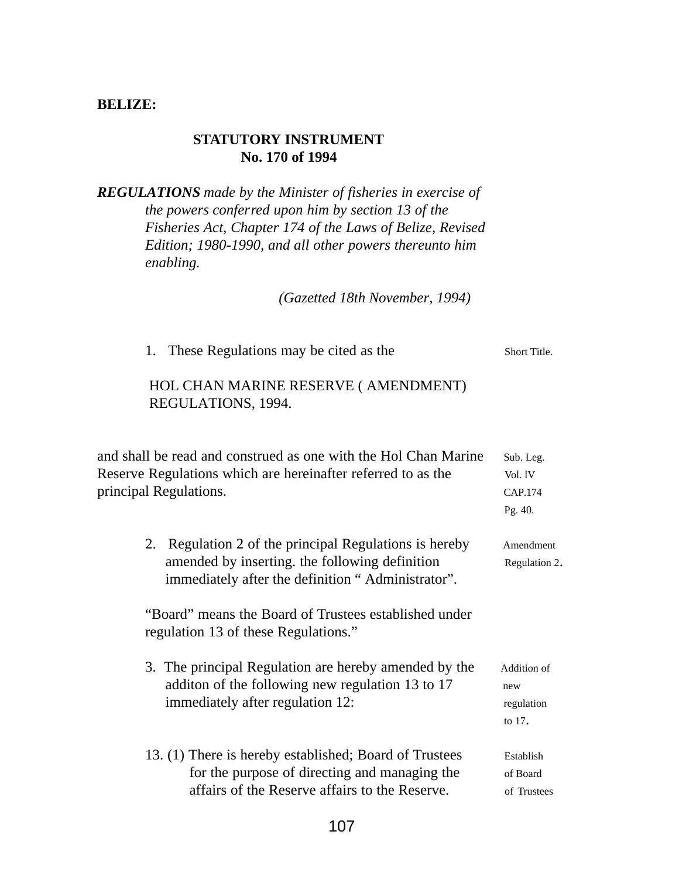**BELIZE:**

**STATUTORY INSTRUMENT**
**No. 170 of 1994**

***REGULATIONS*** *made by the Minister of fisheries in exercise of the powers conferred upon him by section 13 of the Fisheries Act, Chapter 174 of the Laws of Belize, Revised Edition; 1980-1990, and all other powers thereunto him enabling.*

*(Gazetted 18th November, 1994)*

1. These Regulations may be cited as the — Short Title.

HOL CHAN MARINE RESERVE ( AMENDMENT) REGULATIONS, 1994.

and shall be read and construed as one with the Hol Chan Marine Reserve Regulations which are hereinafter referred to as the principal Regulations. — Sub. Leg. Vol. lV CAP.174 Pg. 40.

2. Regulation 2 of the principal Regulations is hereby amended by inserting. the following definition immediately after the definition " Administrator". — Amendment Regulation 2.

"Board" means the Board of Trustees established under regulation 13 of these Regulations."

3. The principal Regulation are hereby amended by the additon of the following new regulation 13 to 17 immediately after regulation 12: — Addition of new regulation to 17.

13. (1) There is hereby established; Board of Trustees for the purpose of directing and managing the affairs of the Reserve affairs to the Reserve. — Establish of Board of Trustees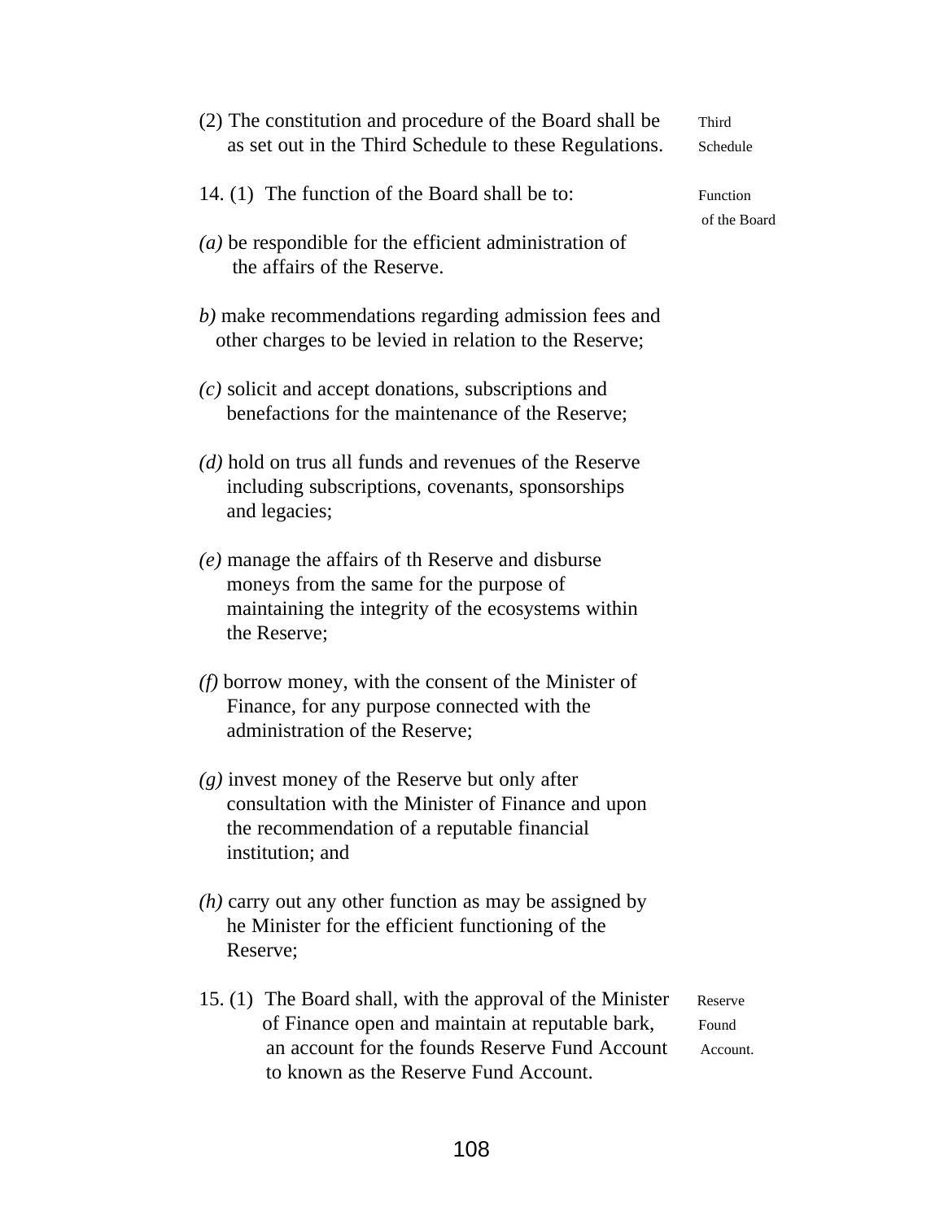(2) The constitution and procedure of the Board shall be as set out in the Third Schedule to these Regulations. Third Schedule

14. (1) The function of the Board shall be to: Function of the Board

*(a)* be respondible for the efficient administration of the affairs of the Reserve.

*b)* make recommendations regarding admission fees and other charges to be levied in relation to the Reserve;

*(c)* solicit and accept donations, subscriptions and benefactions for the maintenance of the Reserve;

*(d)* hold on trus all funds and revenues of the Reserve including subscriptions, covenants, sponsorships and legacies;

*(e)* manage the affairs of th Reserve and disburse moneys from the same for the purpose of maintaining the integrity of the ecosystems within the Reserve;

*(f)* borrow money, with the consent of the Minister of Finance, for any purpose connected with the administration of the Reserve;

*(g)* invest money of the Reserve but only after consultation with the Minister of Finance and upon the recommendation of a reputable financial institution; and

*(h)* carry out any other function as may be assigned by he Minister for the efficient functioning of the Reserve;

15. (1) The Board shall, with the approval of the Minister of Finance open and maintain at reputable bark, an account for the founds Reserve Fund Account to known as the Reserve Fund Account. Reserve Found Account.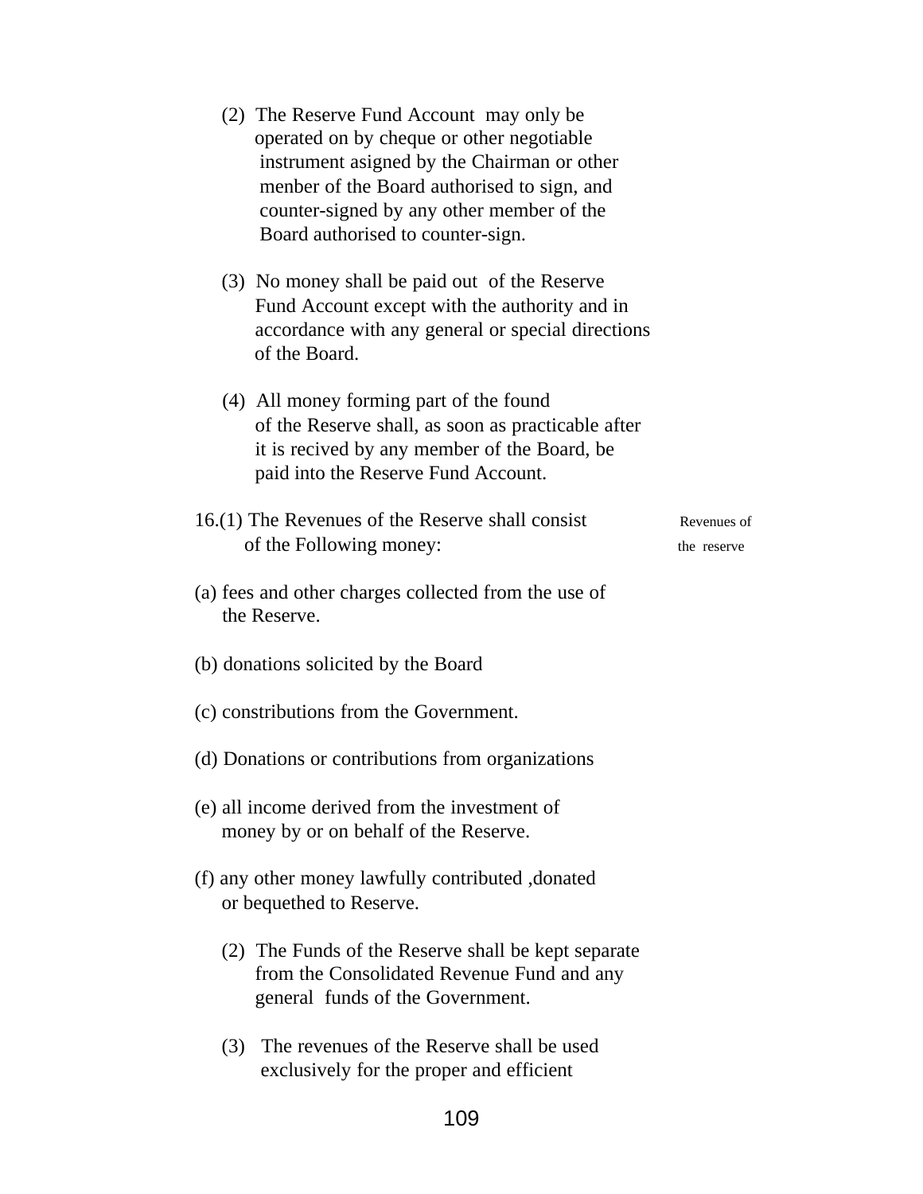(2) The Reserve Fund Account may only be operated on by cheque or other negotiable instrument asigned by the Chairman or other menber of the Board authorised to sign, and counter-signed by any other member of the Board authorised to counter-sign.

(3) No money shall be paid out of the Reserve Fund Account except with the authority and in accordance with any general or special directions of the Board.

(4) All money forming part of the found of the Reserve shall, as soon as practicable after it is recived by any member of the Board, be paid into the Reserve Fund Account.

Revenues of the reserve

16.(1) The Revenues of the Reserve shall consist of the Following money:

(a) fees and other charges collected from the use of the Reserve.

(b) donations solicited by the Board

(c) constributions from the Government.

(d) Donations or contributions from organizations

(e) all income derived from the investment of money by or on behalf of the Reserve.

(f) any other money lawfully contributed ,donated or bequethed to Reserve.

(2) The Funds of the Reserve shall be kept separate from the Consolidated Revenue Fund and any general funds of the Government.

(3) The revenues of the Reserve shall be used exclusively for the proper and efficient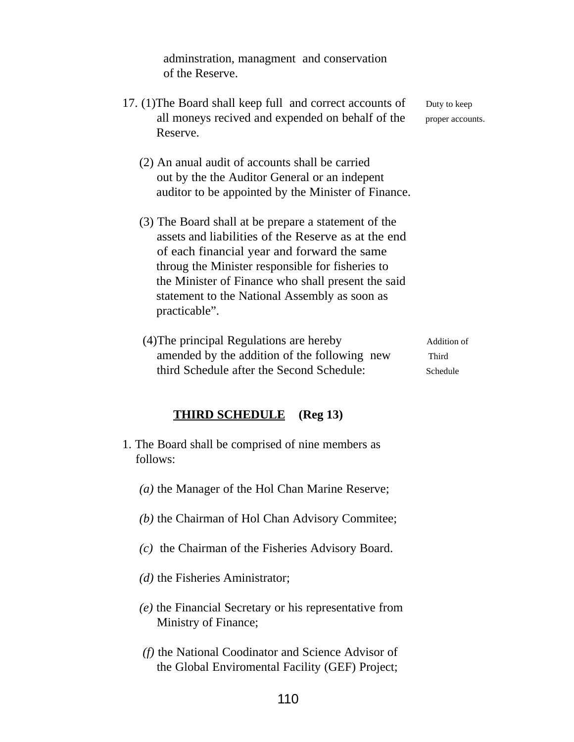adminstration, managment and conservation of the Reserve.

17. (1) The Board shall keep full and correct accounts of all moneys recived and expended on behalf of the Reserve. *Duty to keep proper accounts.*

(2) An anual audit of accounts shall be carried out by the the Auditor General or an indepent auditor to be appointed by the Minister of Finance.

(3) The Board shall at be prepare a statement of the assets and liabilities of the Reserve as at the end of each financial year and forward the same throug the Minister responsible for fisheries to the Minister of Finance who shall present the said statement to the National Assembly as soon as practicable".

(4) The principal Regulations are hereby amended by the addition of the following new third Schedule after the Second Schedule: *Addition of Third Schedule*

## THIRD SCHEDULE (Reg 13)

1. The Board shall be comprised of nine members as follows:

   *(a)* the Manager of the Hol Chan Marine Reserve;

   *(b)* the Chairman of Hol Chan Advisory Commitee;

   *(c)* the Chairman of the Fisheries Advisory Board.

   *(d)* the Fisheries Aministrator;

   *(e)* the Financial Secretary or his representative from Ministry of Finance;

   *(f)* the National Coodinator and Science Advisor of the Global Enviromental Facility (GEF) Project;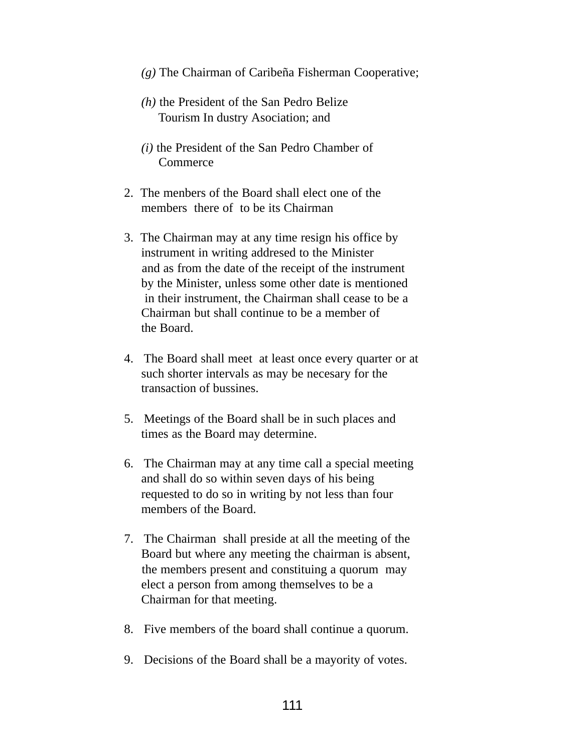*(g)* The Chairman of Caribeña Fisherman Cooperative;

*(h)* the President of the San Pedro Belize Tourism In dustry Asociation; and

*(i)* the President of the San Pedro Chamber of Commerce

2. The menbers of the Board shall elect one of the members there of to be its Chairman

3. The Chairman may at any time resign his office by instrument in writing addresed to the Minister and as from the date of the receipt of the instrument by the Minister, unless some other date is mentioned in their instrument, the Chairman shall cease to be a Chairman but shall continue to be a member of the Board.

4. The Board shall meet at least once every quarter or at such shorter intervals as may be necesary for the transaction of bussines.

5. Meetings of the Board shall be in such places and times as the Board may determine.

6. The Chairman may at any time call a special meeting and shall do so within seven days of his being requested to do so in writing by not less than four members of the Board.

7. The Chairman shall preside at all the meeting of the Board but where any meeting the chairman is absent, the members present and constituing a quorum may elect a person from among themselves to be a Chairman for that meeting.

8. Five members of the board shall continue a quorum.

9. Decisions of the Board shall be a mayority of votes.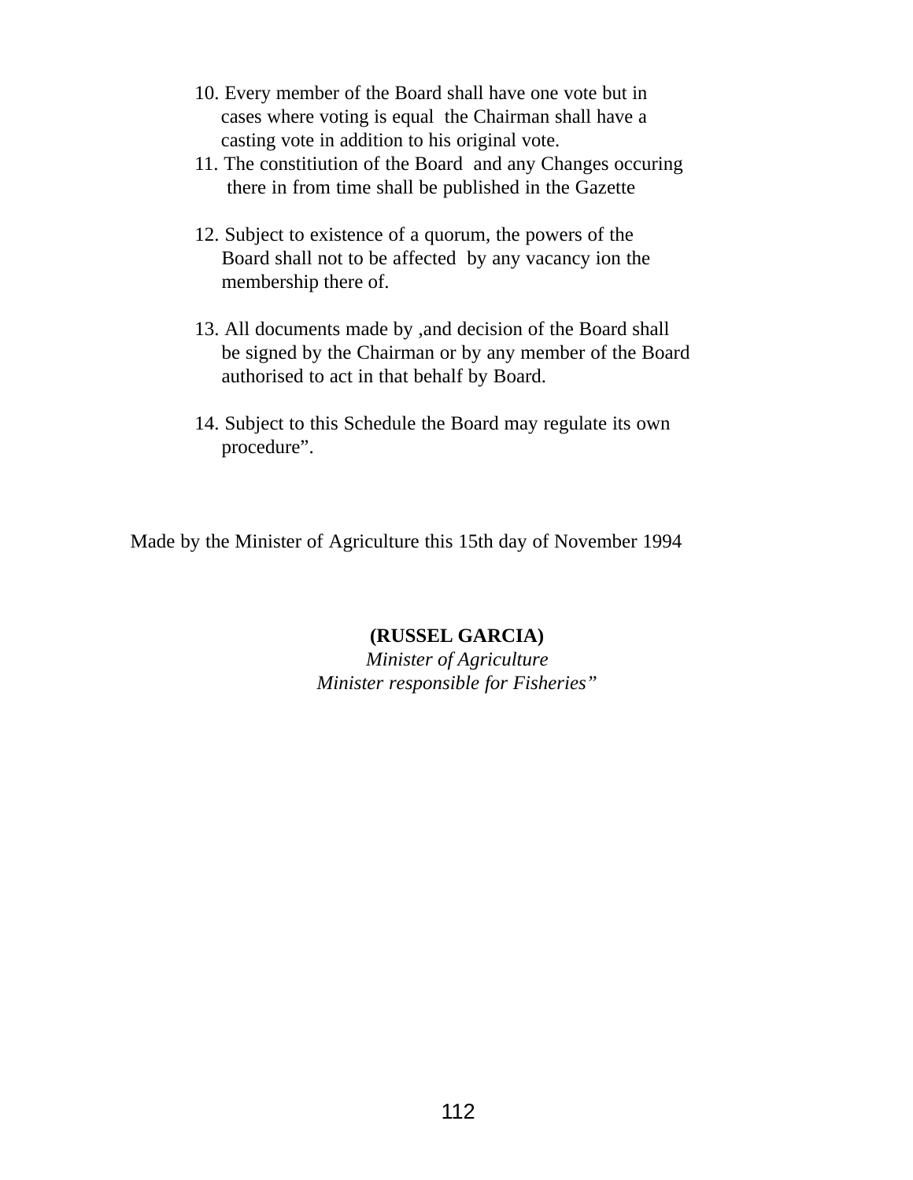10. Every member of the Board shall have one vote but in cases where voting is equal the Chairman shall have a casting vote in addition to his original vote.
11. The constitiution of the Board and any Changes occuring there in from time shall be published in the Gazette

12. Subject to existence of a quorum, the powers of the Board shall not to be affected by any vacancy ion the membership there of.

13. All documents made by ,and decision of the Board shall be signed by the Chairman or by any member of the Board authorised to act in that behalf by Board.

14. Subject to this Schedule the Board may regulate its own procedure".

Made by the Minister of Agriculture this 15th day of November 1994

**(RUSSEL GARCIA)**
*Minister of Agriculture*
*Minister responsible for Fisheries"*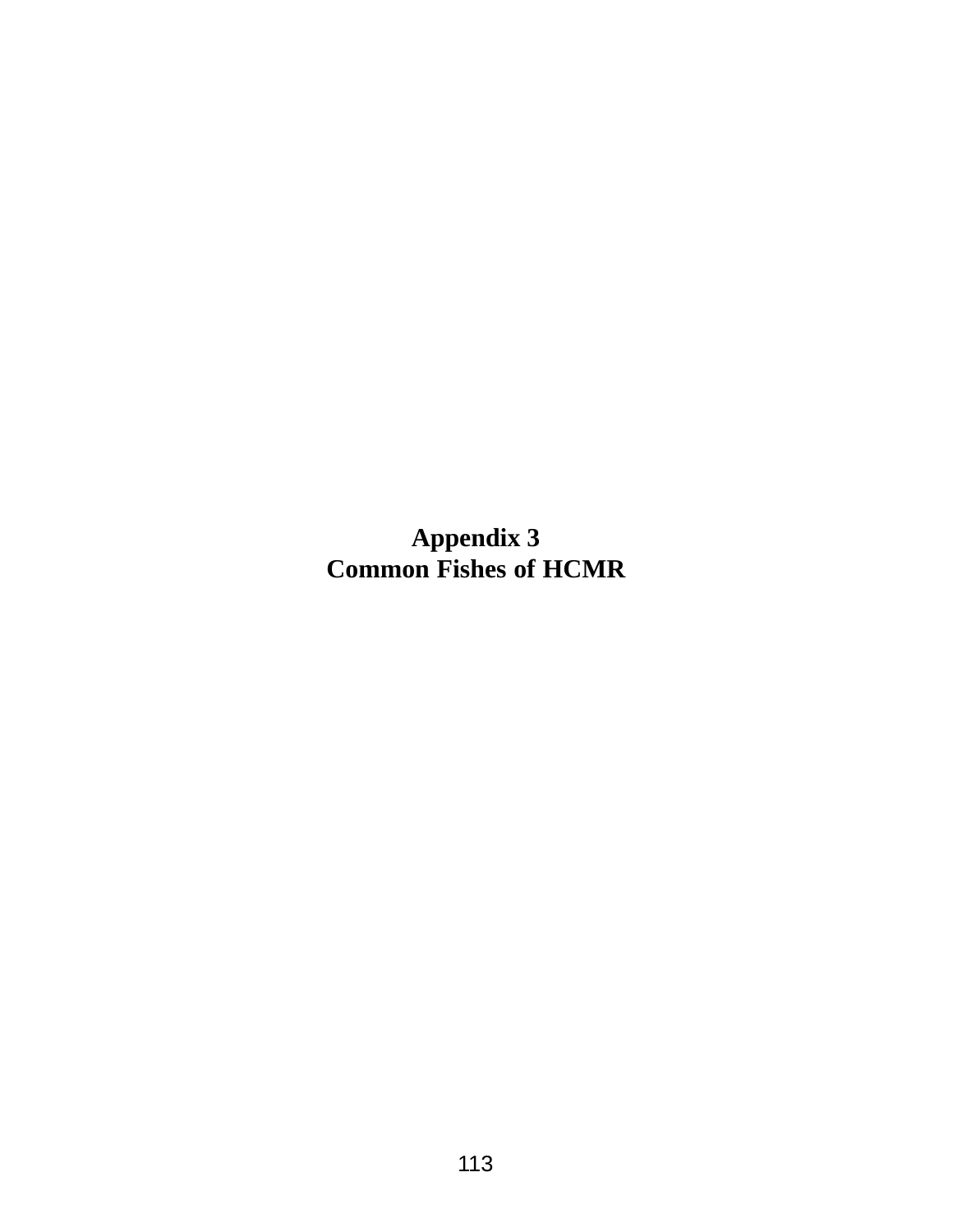# Appendix 3
# Common Fishes of HCMR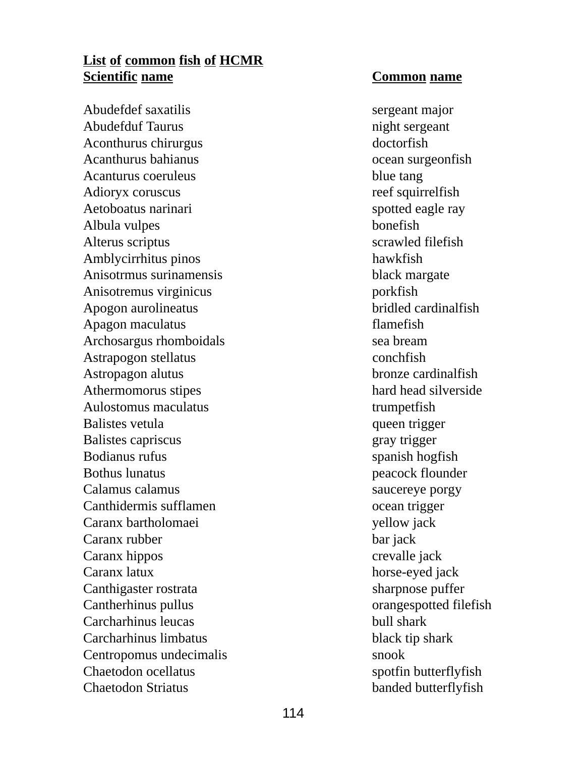**List of common fish of HCMR**

| Scientific name | Common name |
|---|---|
| Abudefdef saxatilis | sergeant major |
| Abudefduf Taurus | night sergeant |
| Aconthurus chirurgus | doctorfish |
| Acanthurus bahianus | ocean surgeonfish |
| Acanturus coeruleus | blue tang |
| Adioryx coruscus | reef squirrelfish |
| Aetoboatus narinari | spotted eagle ray |
| Albula vulpes | bonefish |
| Alterus scriptus | scrawled filefish |
| Amblycirrhitus pinos | hawkfish |
| Anisotrmus surinamensis | black margate |
| Anisotremus virginicus | porkfish |
| Apogon aurolineatus | bridled cardinalfish |
| Apagon maculatus | flamefish |
| Archosargus rhomboidals | sea bream |
| Astrapogon stellatus | conchfish |
| Astropagon alutus | bronze cardinalfish |
| Athermomorus stipes | hard head silverside |
| Aulostomus maculatus | trumpetfish |
| Balistes vetula | queen trigger |
| Balistes capriscus | gray trigger |
| Bodianus rufus | spanish hogfish |
| Bothus lunatus | peacock flounder |
| Calamus calamus | saucereye porgy |
| Canthidermis sufflamen | ocean trigger |
| Caranx bartholomaei | yellow jack |
| Caranx rubber | bar jack |
| Caranx hippos | crevalle jack |
| Caranx latux | horse-eyed jack |
| Canthigaster rostrata | sharpnose puffer |
| Cantherhinus pullus | orangespotted filefish |
| Carcharhinus leucas | bull shark |
| Carcharhinus limbatus | black tip shark |
| Centropomus undecimalis | snook |
| Chaetodon ocellatus | spotfin butterflyfish |
| Chaetodon Striatus | banded butterflyfish |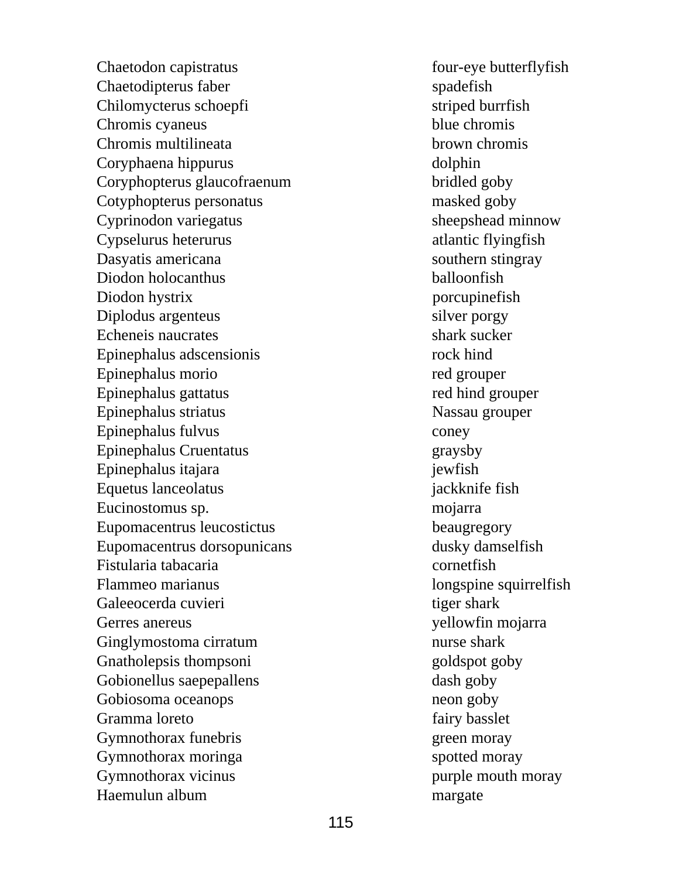| | |
|---|---|
| Chaetodon capistratus | four-eye butterflyfish |
| Chaetodipterus faber | spadefish |
| Chilomycterus schoepfi | striped burrfish |
| Chromis cyaneus | blue chromis |
| Chromis multilineata | brown chromis |
| Coryphaena hippurus | dolphin |
| Coryphopterus glaucofraenum | bridled goby |
| Cotyphopterus personatus | masked goby |
| Cyprinodon variegatus | sheepshead minnow |
| Cypselurus heterurus | atlantic flyingfish |
| Dasyatis americana | southern stingray |
| Diodon holocanthus | balloonfish |
| Diodon hystrix | porcupinefish |
| Diplodus argenteus | silver porgy |
| Echeneis naucrates | shark sucker |
| Epinephalus adscensionis | rock hind |
| Epinephalus morio | red grouper |
| Epinephalus gattatus | red hind grouper |
| Epinephalus striatus | Nassau grouper |
| Epinephalus fulvus | coney |
| Epinephalus Cruentatus | graysby |
| Epinephalus itajara | jewfish |
| Equetus lanceolatus | jackknife fish |
| Eucinostomus sp. | mojarra |
| Eupomacentrus leucostictus | beaugregory |
| Eupomacentrus dorsopunicans | dusky damselfish |
| Fistularia tabacaria | cornetfish |
| Flammeo marianus | longspine squirrelfish |
| Galeeocerda cuvieri | tiger shark |
| Gerres anereus | yellowfin mojarra |
| Ginglymostoma cirratum | nurse shark |
| Gnatholepsis thompsoni | goldspot goby |
| Gobionellus saepepallens | dash goby |
| Gobiosoma oceanops | neon goby |
| Gramma loreto | fairy basslet |
| Gymnothorax funebris | green moray |
| Gymnothorax moringa | spotted moray |
| Gymnothorax vicinus | purple mouth moray |
| Haemulun album | margate |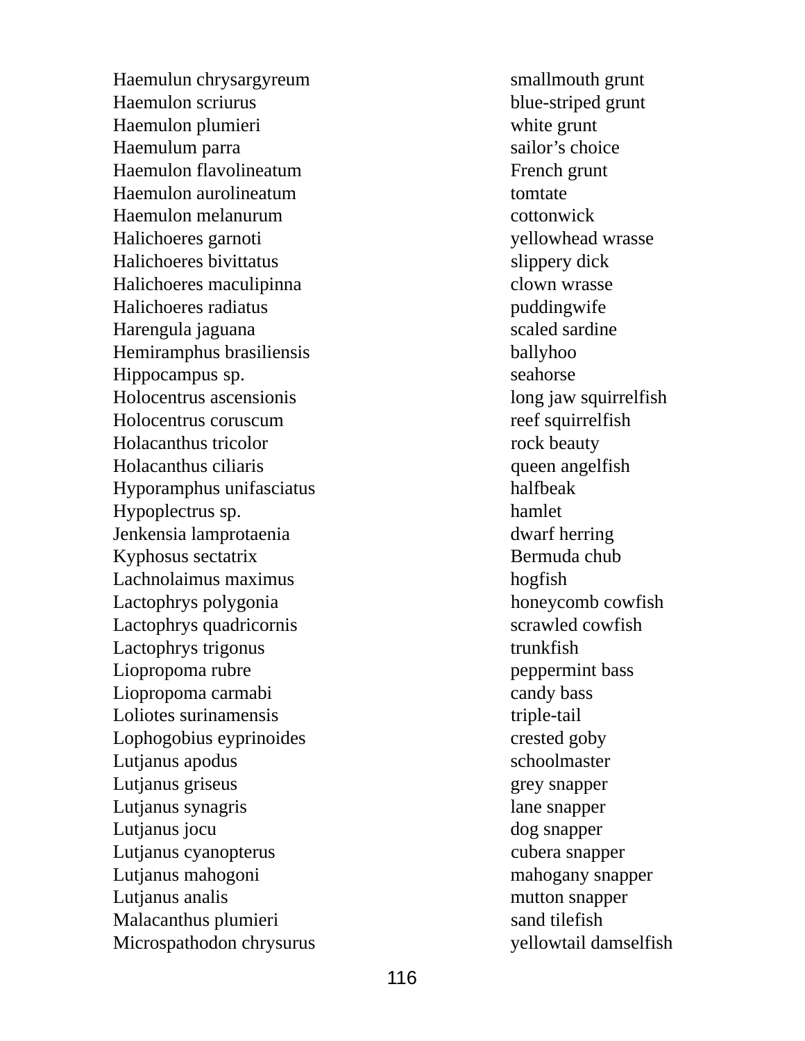| | |
|---|---|
| Haemulun chrysargyreum | smallmouth grunt |
| Haemulon scriurus | blue-striped grunt |
| Haemulon plumieri | white grunt |
| Haemulum parra | sailor’s choice |
| Haemulon flavolineatum | French grunt |
| Haemulon aurolineatum | tomtate |
| Haemulon melanurum | cottonwick |
| Halichoeres garnoti | yellowhead wrasse |
| Halichoeres bivittatus | slippery dick |
| Halichoeres maculipinna | clown wrasse |
| Halichoeres radiatus | puddingwife |
| Harengula jaguana | scaled sardine |
| Hemiramphus brasiliensis | ballyhoo |
| Hippocampus sp. | seahorse |
| Holocentrus ascensionis | long jaw squirrelfish |
| Holocentrus coruscum | reef squirrelfish |
| Holacanthus tricolor | rock beauty |
| Holacanthus ciliaris | queen angelfish |
| Hyporamphus unifasciatus | halfbeak |
| Hypoplectrus sp. | hamlet |
| Jenkensia lamprotaenia | dwarf herring |
| Kyphosus sectatrix | Bermuda chub |
| Lachnolaimus maximus | hogfish |
| Lactophrys polygonia | honeycomb cowfish |
| Lactophrys quadricornis | scrawled cowfish |
| Lactophrys trigonus | trunkfish |
| Liopropoma rubre | peppermint bass |
| Liopropoma carmabi | candy bass |
| Loliotes surinamensis | triple-tail |
| Lophogobius eyprinoides | crested goby |
| Lutjanus apodus | schoolmaster |
| Lutjanus griseus | grey snapper |
| Lutjanus synagris | lane snapper |
| Lutjanus jocu | dog snapper |
| Lutjanus cyanopterus | cubera snapper |
| Lutjanus mahogoni | mahogany snapper |
| Lutjanus analis | mutton snapper |
| Malacanthus plumieri | sand tilefish |
| Microspathodon chrysurus | yellowtail damselfish |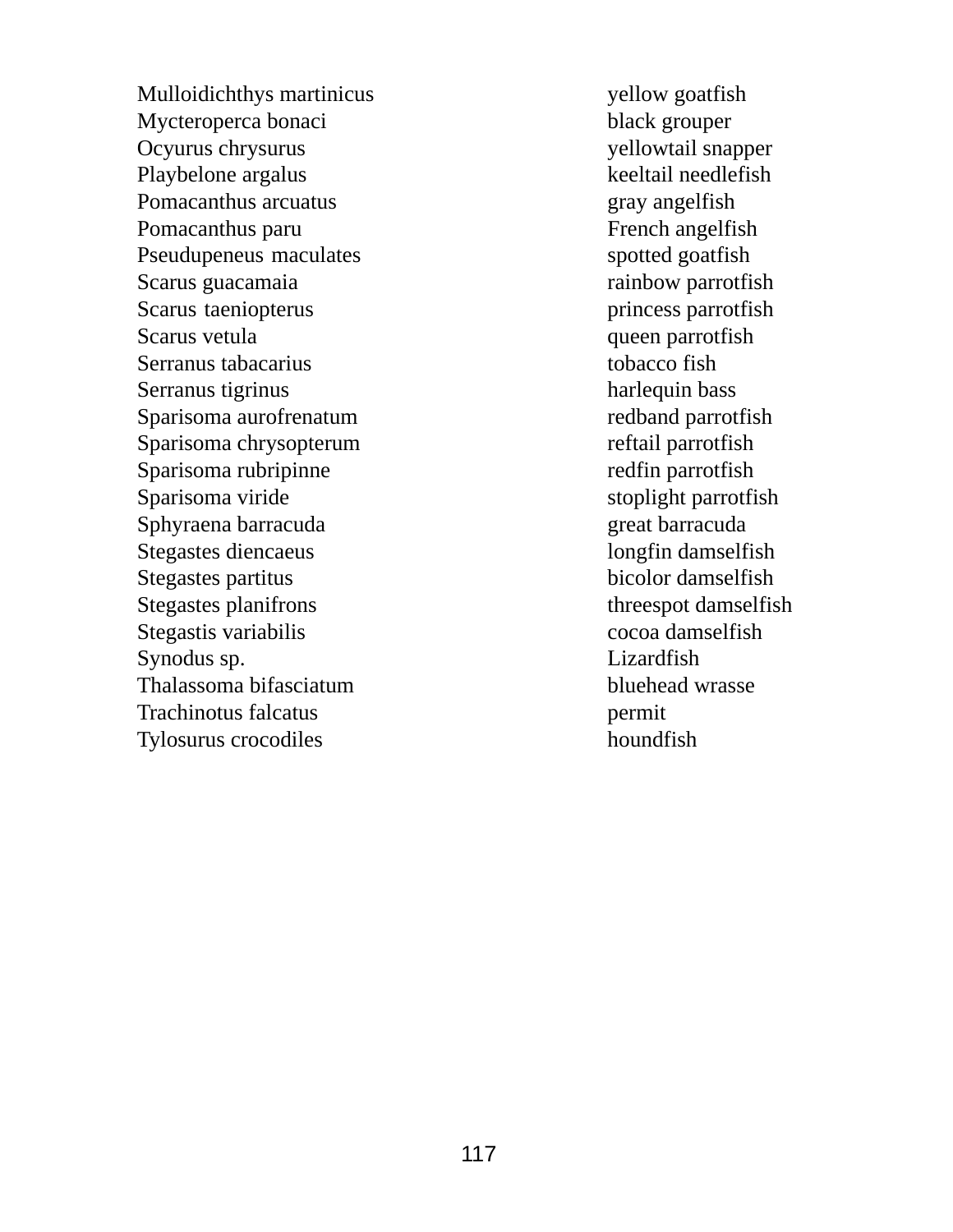| | |
|---|---|
| Mulloidichthys martinicus | yellow goatfish |
| Mycteroperca bonaci | black grouper |
| Ocyurus chrysurus | yellowtail snapper |
| Playbelone argalus | keeltail needlefish |
| Pomacanthus arcuatus | gray angelfish |
| Pomacanthus paru | French angelfish |
| Pseudupeneus maculates | spotted goatfish |
| Scarus guacamaia | rainbow parrotfish |
| Scarus taeniopterus | princess parrotfish |
| Scarus vetula | queen parrotfish |
| Serranus tabacarius | tobacco fish |
| Serranus tigrinus | harlequin bass |
| Sparisoma aurofrenatum | redband parrotfish |
| Sparisoma chrysopterum | reftail parrotfish |
| Sparisoma rubripinne | redfin parrotfish |
| Sparisoma viride | stoplight parrotfish |
| Sphyraena barracuda | great barracuda |
| Stegastes diencaeus | longfin damselfish |
| Stegastes partitus | bicolor damselfish |
| Stegastes planifrons | threespot damselfish |
| Stegastis variabilis | cocoa damselfish |
| Synodus sp. | Lizardfish |
| Thalassoma bifasciatum | bluehead wrasse |
| Trachinotus falcatus | permit |
| Tylosurus crocodiles | houndfish |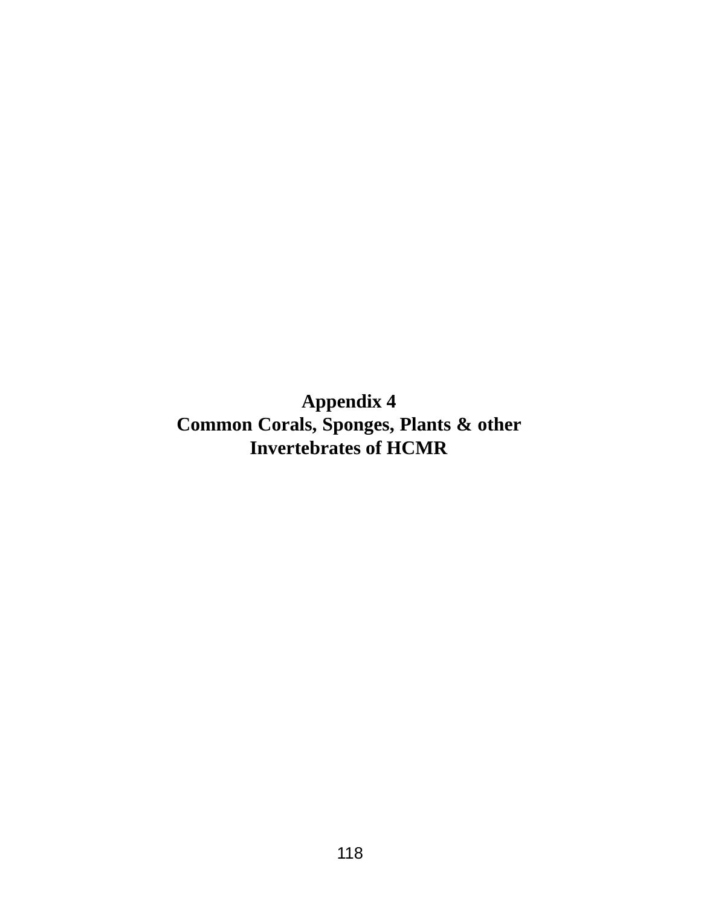# Appendix 4
# Common Corals, Sponges, Plants & other Invertebrates of HCMR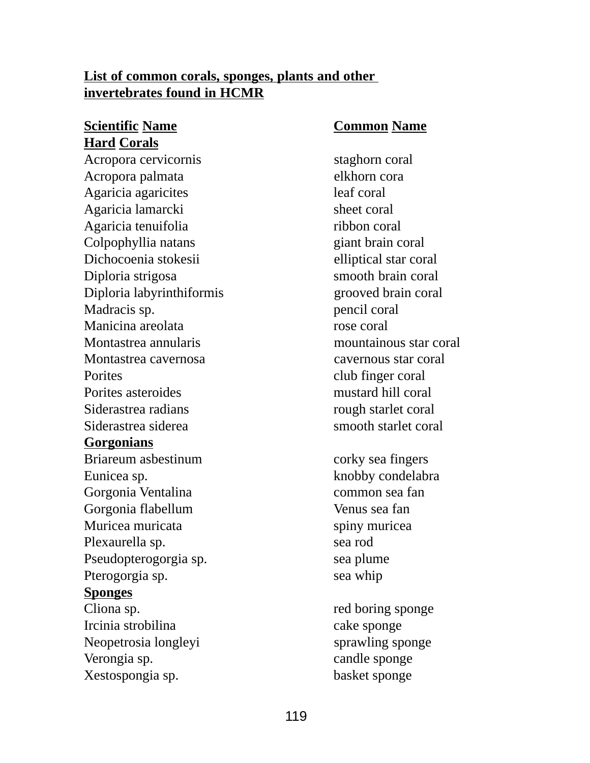**List of common corals, sponges, plants and other invertebrates found in HCMR**

| **Scientific Name** | **Common Name** |
|---|---|
| **Hard Corals** | |
| Acropora cervicornis | staghorn coral |
| Acropora palmata | elkhorn cora |
| Agaricia agaricites | leaf coral |
| Agaricia lamarcki | sheet coral |
| Agaricia tenuifolia | ribbon coral |
| Colpophyllia natans | giant brain coral |
| Dichocoenia stokesii | elliptical star coral |
| Diploria strigosa | smooth brain coral |
| Diploria labyrinthiformis | grooved brain coral |
| Madracis sp. | pencil coral |
| Manicina areolata | rose coral |
| Montastrea annularis | mountainous star coral |
| Montastrea cavernosa | cavernous star coral |
| Porites | club finger coral |
| Porites asteroides | mustard hill coral |
| Siderastrea radians | rough starlet coral |
| Siderastrea siderea | smooth starlet coral |
| **Gorgonians** | |
| Briareum asbestinum | corky sea fingers |
| Eunicea sp. | knobby condelabra |
| Gorgonia Ventalina | common sea fan |
| Gorgonia flabellum | Venus sea fan |
| Muricea muricata | spiny muricea |
| Plexaurella sp. | sea rod |
| Pseudopterogorgia sp. | sea plume |
| Pterogorgia sp. | sea whip |
| **Sponges** | |
| Cliona sp. | red boring sponge |
| Ircinia strobilina | cake sponge |
| Neopetrosia longleyi | sprawling sponge |
| Verongia sp. | candle sponge |
| Xestospongia sp. | basket sponge |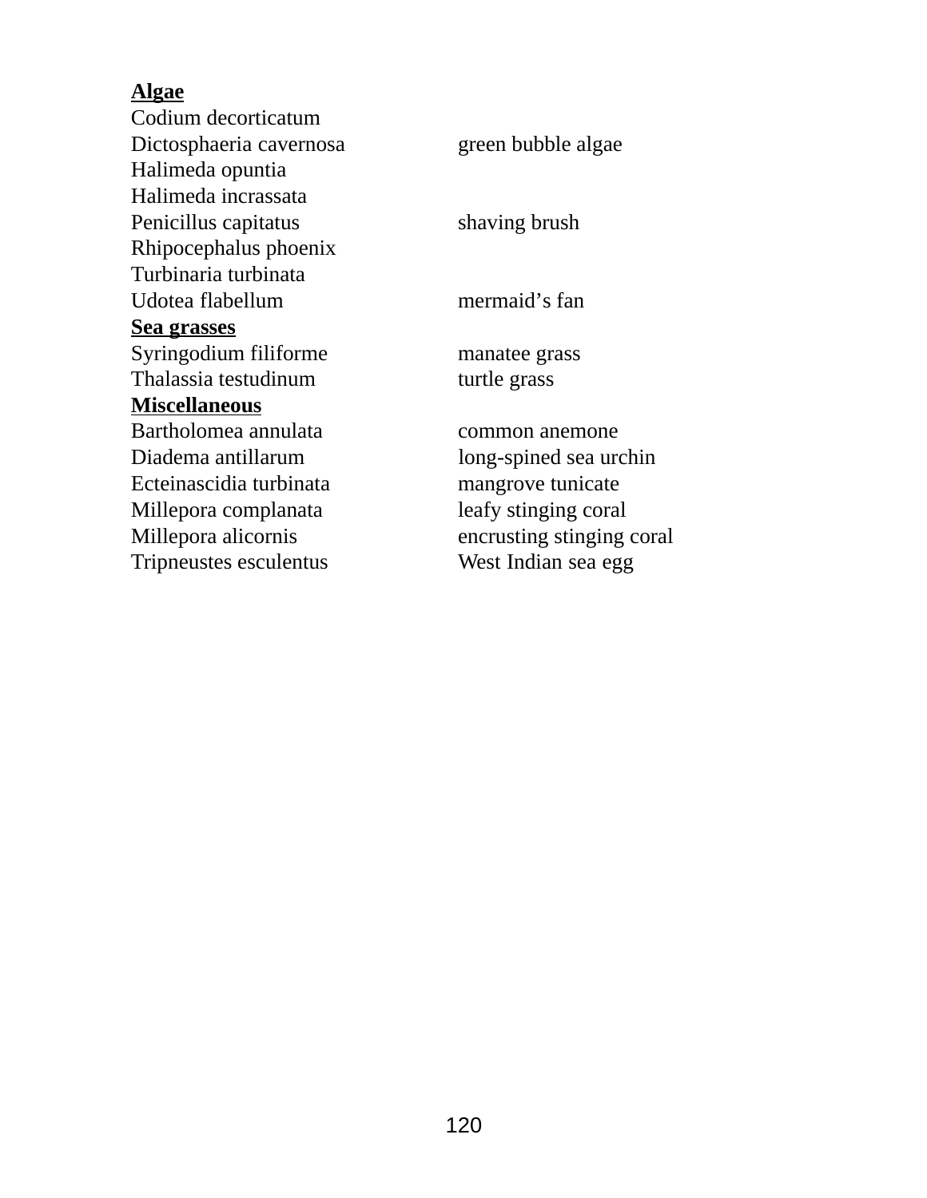| | |
|---|---|
| **Algae** | |
| Codium decorticatum | |
| Dictosphaeria cavernosa | green bubble algae |
| Halimeda opuntia | |
| Halimeda incrassata | |
| Penicillus capitatus | shaving brush |
| Rhipocephalus phoenix | |
| Turbinaria turbinata | |
| Udotea flabellum | mermaid’s fan |
| **Sea grasses** | |
| Syringodium filiforme | manatee grass |
| Thalassia testudinum | turtle grass |
| **Miscellaneous** | |
| Bartholomea annulata | common anemone |
| Diadema antillarum | long-spined sea urchin |
| Ecteinascidia turbinata | mangrove tunicate |
| Millepora complanata | leafy stinging coral |
| Millepora alicornis | encrusting stinging coral |
| Tripneustes esculentus | West Indian sea egg |